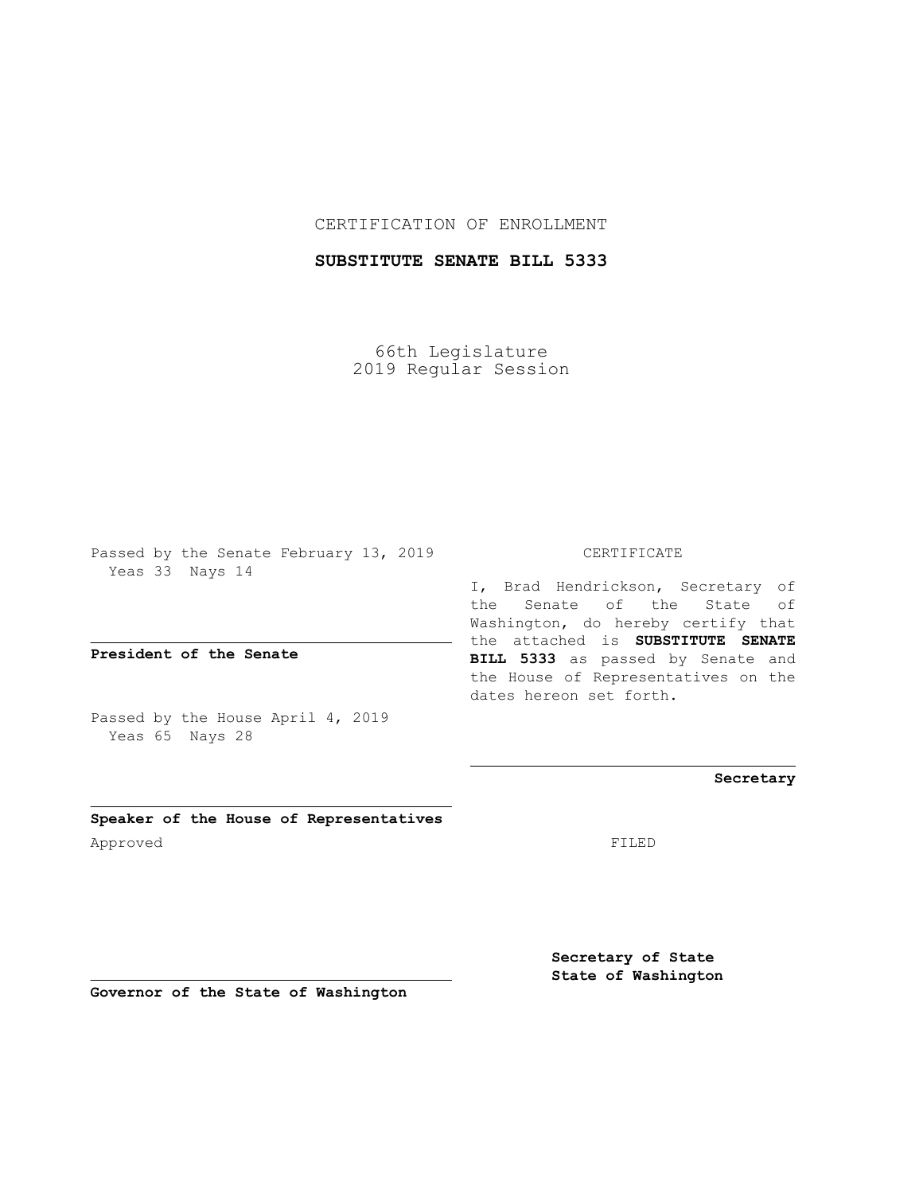CERTIFICATION OF ENROLLMENT

**SUBSTITUTE SENATE BILL 5333**

66th Legislature
2019 Regular Session

Passed by the Senate February 13, 2019
Yeas 33 Nays 14

**President of the Senate**

Passed by the House April 4, 2019
Yeas 65 Nays 28

**Speaker of the House of Representatives**

Approved

**Governor of the State of Washington**

CERTIFICATE

I, Brad Hendrickson, Secretary of the Senate of the State of Washington, do hereby certify that the attached is **SUBSTITUTE SENATE BILL 5333** as passed by Senate and the House of Representatives on the dates hereon set forth.

**Secretary**

FILED

**Secretary of State**
**State of Washington**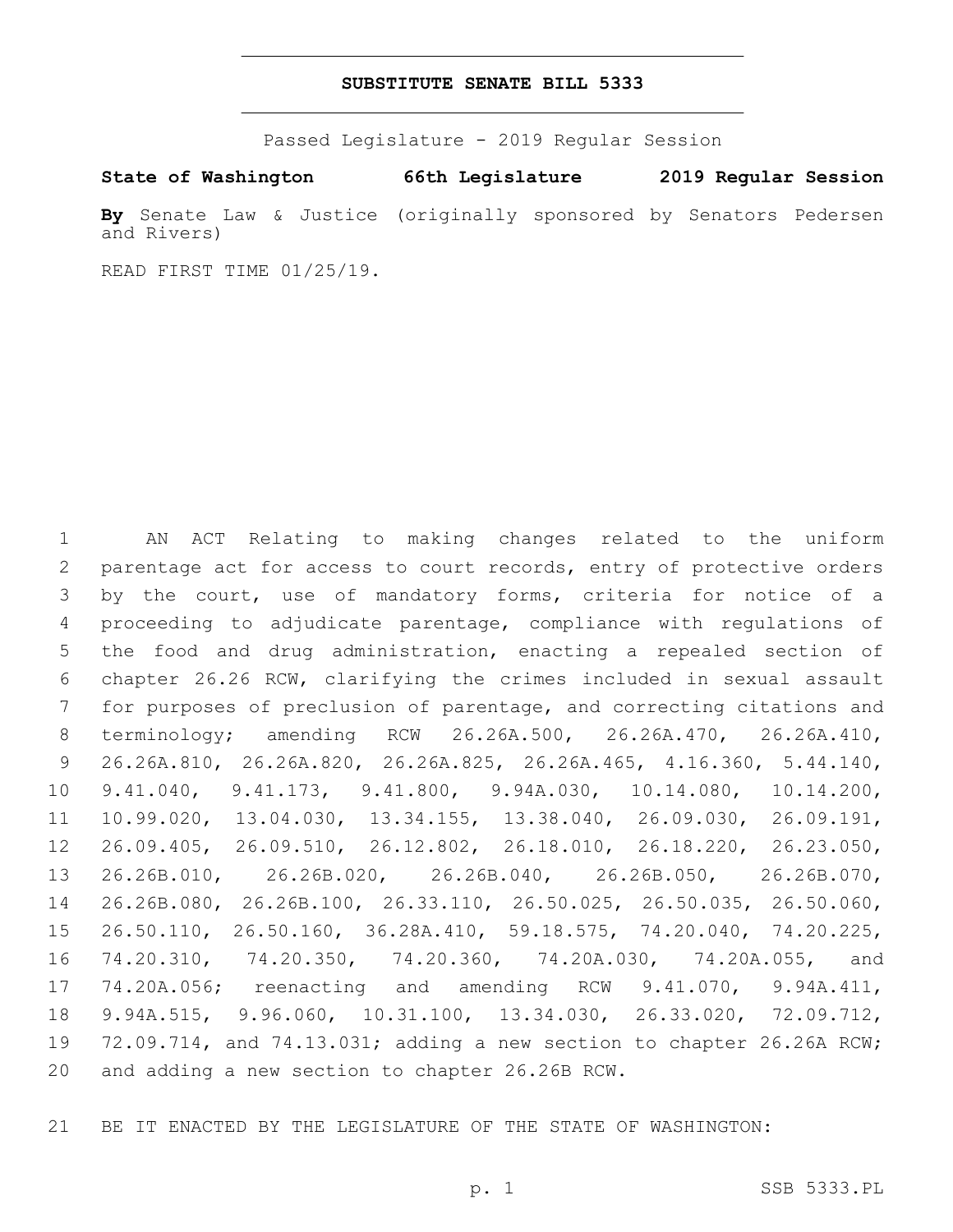# SUBSTITUTE SENATE BILL 5333

Passed Legislature - 2019 Regular Session

**State of Washington 66th Legislature 2019 Regular Session**

**By** Senate Law & Justice (originally sponsored by Senators Pedersen and Rivers)

READ FIRST TIME 01/25/19.

1 AN ACT Relating to making changes related to the uniform
2 parentage act for access to court records, entry of protective orders
3 by the court, use of mandatory forms, criteria for notice of a
4 proceeding to adjudicate parentage, compliance with regulations of
5 the food and drug administration, enacting a repealed section of
6 chapter 26.26 RCW, clarifying the crimes included in sexual assault
7 for purposes of preclusion of parentage, and correcting citations and
8 terminology; amending RCW 26.26A.500, 26.26A.470, 26.26A.410,
9 26.26A.810, 26.26A.820, 26.26A.825, 26.26A.465, 4.16.360, 5.44.140,
10 9.41.040, 9.41.173, 9.41.800, 9.94A.030, 10.14.080, 10.14.200,
11 10.99.020, 13.04.030, 13.34.155, 13.38.040, 26.09.030, 26.09.191,
12 26.09.405, 26.09.510, 26.12.802, 26.18.010, 26.18.220, 26.23.050,
13 26.26B.010, 26.26B.020, 26.26B.040, 26.26B.050, 26.26B.070,
14 26.26B.080, 26.26B.100, 26.33.110, 26.50.025, 26.50.035, 26.50.060,
15 26.50.110, 26.50.160, 36.28A.410, 59.18.575, 74.20.040, 74.20.225,
16 74.20.310, 74.20.350, 74.20.360, 74.20A.030, 74.20A.055, and
17 74.20A.056; reenacting and amending RCW 9.41.070, 9.94A.411,
18 9.94A.515, 9.96.060, 10.31.100, 13.34.030, 26.33.020, 72.09.712,
19 72.09.714, and 74.13.031; adding a new section to chapter 26.26A RCW;
20 and adding a new section to chapter 26.26B RCW.

21 BE IT ENACTED BY THE LEGISLATURE OF THE STATE OF WASHINGTON: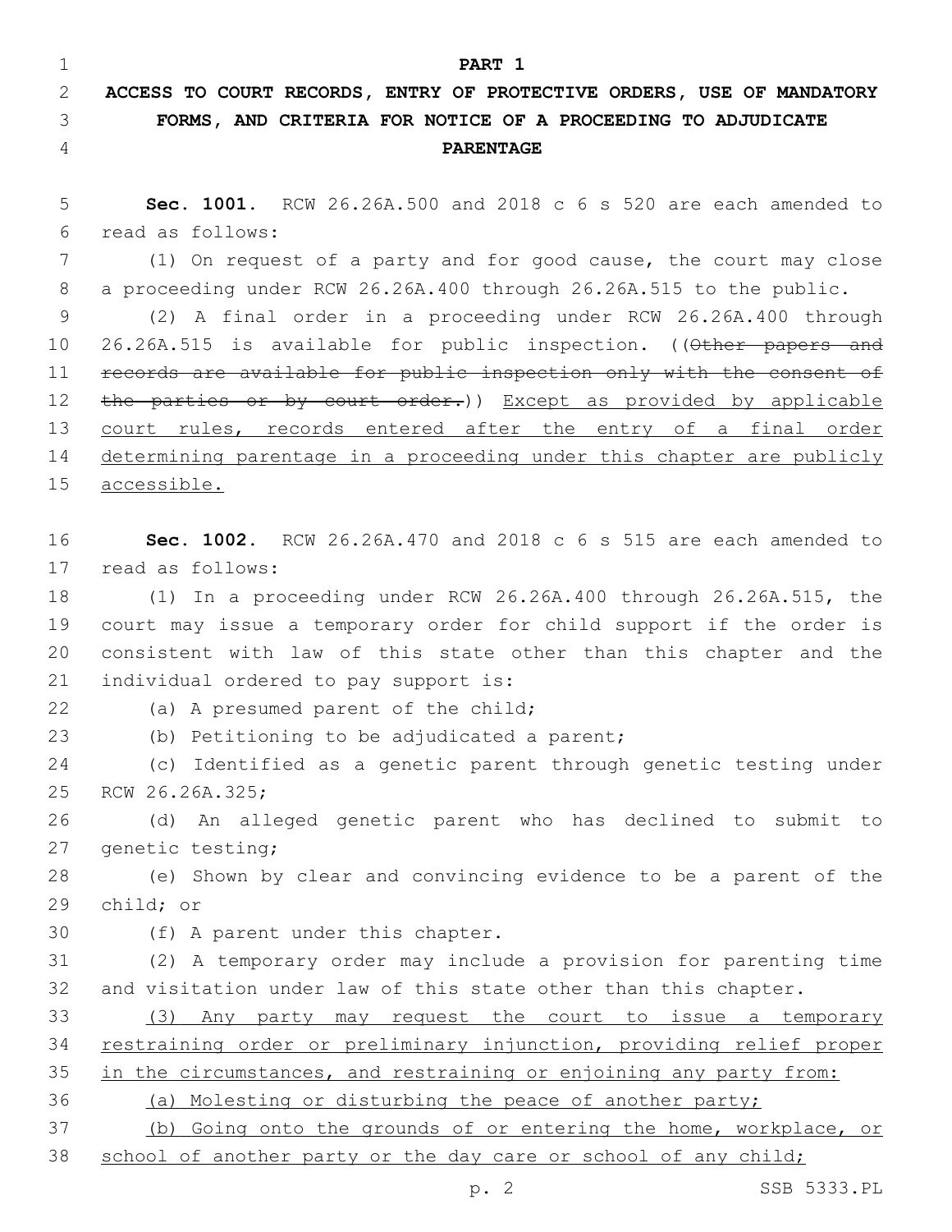# PART 1

## ACCESS TO COURT RECORDS, ENTRY OF PROTECTIVE ORDERS, USE OF MANDATORY FORMS, AND CRITERIA FOR NOTICE OF A PROCEEDING TO ADJUDICATE PARENTAGE

**Sec. 1001.** RCW 26.26A.500 and 2018 c 6 s 520 are each amended to read as follows:

(1) On request of a party and for good cause, the court may close a proceeding under RCW 26.26A.400 through 26.26A.515 to the public.

(2) A final order in a proceeding under RCW 26.26A.400 through 26.26A.515 is available for public inspection. ((~~Other papers and records are available for public inspection only with the consent of the parties or by court order.~~)) <u>Except as provided by applicable court rules, records entered after the entry of a final order determining parentage in a proceeding under this chapter are publicly accessible.</u>

**Sec. 1002.** RCW 26.26A.470 and 2018 c 6 s 515 are each amended to read as follows:

(1) In a proceeding under RCW 26.26A.400 through 26.26A.515, the court may issue a temporary order for child support if the order is consistent with law of this state other than this chapter and the individual ordered to pay support is:

(a) A presumed parent of the child;

(b) Petitioning to be adjudicated a parent;

(c) Identified as a genetic parent through genetic testing under RCW 26.26A.325;

(d) An alleged genetic parent who has declined to submit to genetic testing;

(e) Shown by clear and convincing evidence to be a parent of the child; or

(f) A parent under this chapter.

(2) A temporary order may include a provision for parenting time and visitation under law of this state other than this chapter.

<u>(3) Any party may request the court to issue a temporary restraining order or preliminary injunction, providing relief proper in the circumstances, and restraining or enjoining any party from:</u>

<u>(a) Molesting or disturbing the peace of another party;</u>

<u>(b) Going onto the grounds of or entering the home, workplace, or school of another party or the day care or school of any child;</u>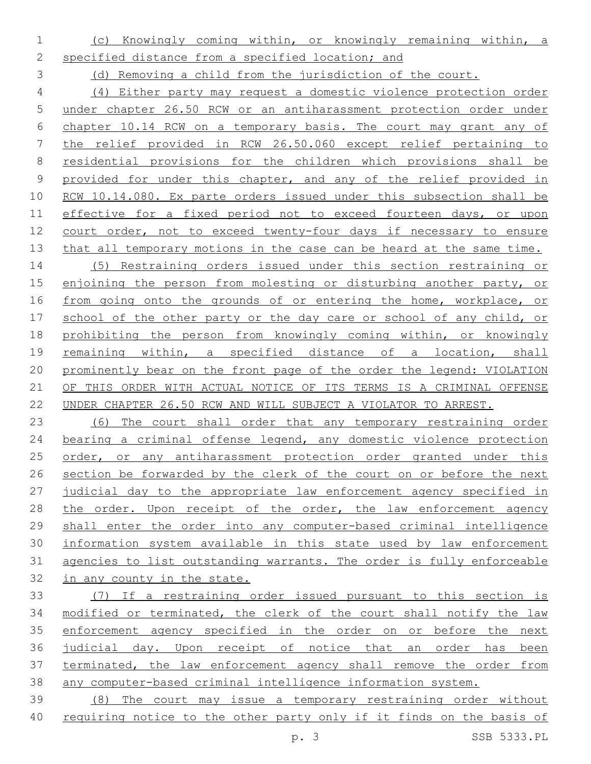(c) Knowingly coming within, or knowingly remaining within, a specified distance from a specified location; and

(d) Removing a child from the jurisdiction of the court.

(4) Either party may request a domestic violence protection order under chapter 26.50 RCW or an antiharassment protection order under chapter 10.14 RCW on a temporary basis. The court may grant any of the relief provided in RCW 26.50.060 except relief pertaining to residential provisions for the children which provisions shall be provided for under this chapter, and any of the relief provided in RCW 10.14.080. Ex parte orders issued under this subsection shall be effective for a fixed period not to exceed fourteen days, or upon court order, not to exceed twenty-four days if necessary to ensure that all temporary motions in the case can be heard at the same time.

(5) Restraining orders issued under this section restraining or enjoining the person from molesting or disturbing another party, or from going onto the grounds of or entering the home, workplace, or school of the other party or the day care or school of any child, or prohibiting the person from knowingly coming within, or knowingly remaining within, a specified distance of a location, shall prominently bear on the front page of the order the legend: VIOLATION OF THIS ORDER WITH ACTUAL NOTICE OF ITS TERMS IS A CRIMINAL OFFENSE UNDER CHAPTER 26.50 RCW AND WILL SUBJECT A VIOLATOR TO ARREST.

(6) The court shall order that any temporary restraining order bearing a criminal offense legend, any domestic violence protection order, or any antiharassment protection order granted under this section be forwarded by the clerk of the court on or before the next judicial day to the appropriate law enforcement agency specified in the order. Upon receipt of the order, the law enforcement agency shall enter the order into any computer-based criminal intelligence information system available in this state used by law enforcement agencies to list outstanding warrants. The order is fully enforceable in any county in the state.

(7) If a restraining order issued pursuant to this section is modified or terminated, the clerk of the court shall notify the law enforcement agency specified in the order on or before the next judicial day. Upon receipt of notice that an order has been terminated, the law enforcement agency shall remove the order from any computer-based criminal intelligence information system.

(8) The court may issue a temporary restraining order without requiring notice to the other party only if it finds on the basis of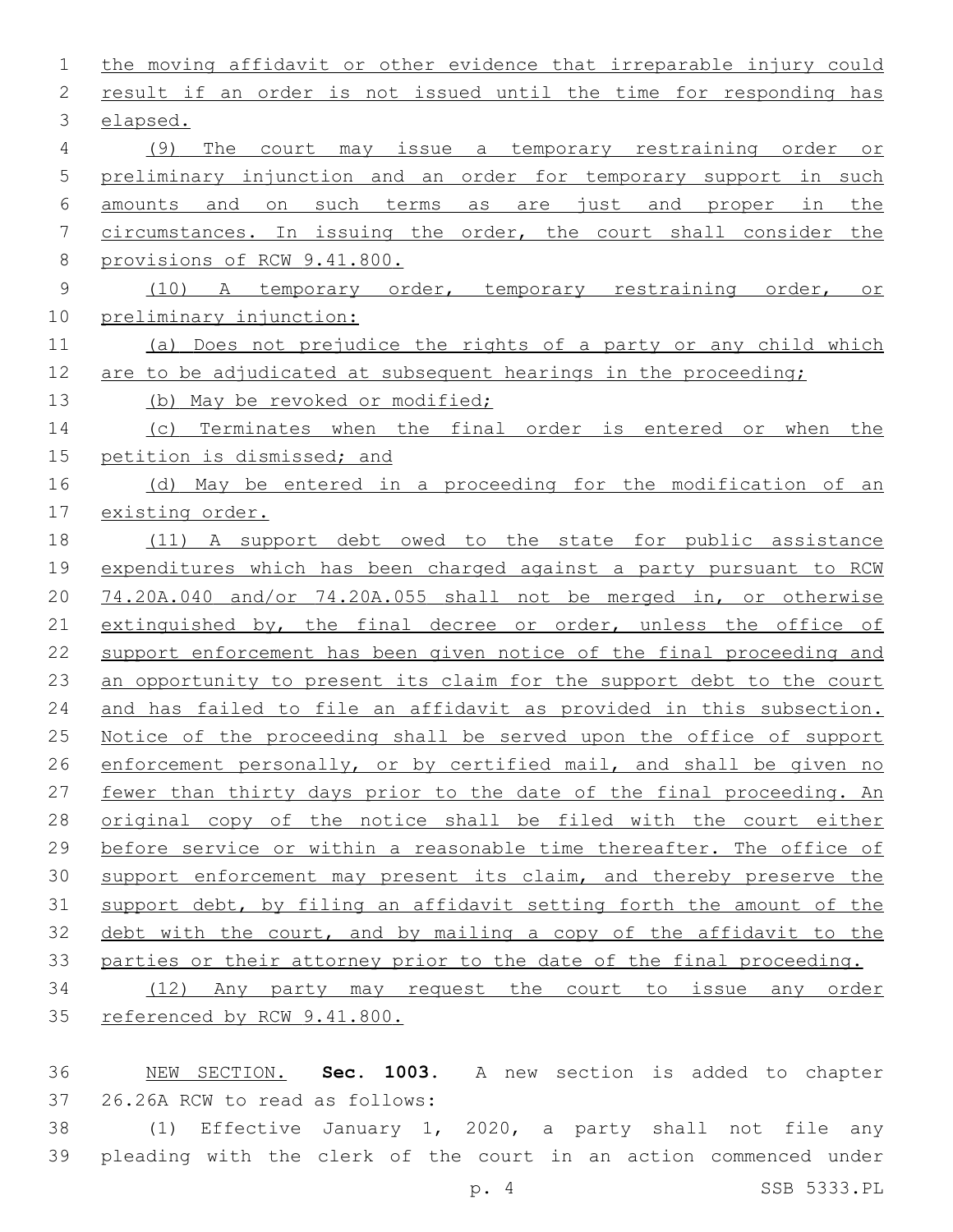the moving affidavit or other evidence that irreparable injury could result if an order is not issued until the time for responding has elapsed.

(9) The court may issue a temporary restraining order or preliminary injunction and an order for temporary support in such amounts and on such terms as are just and proper in the circumstances. In issuing the order, the court shall consider the provisions of RCW 9.41.800.

(10) A temporary order, temporary restraining order, or preliminary injunction:

(a) Does not prejudice the rights of a party or any child which are to be adjudicated at subsequent hearings in the proceeding;

(b) May be revoked or modified;

(c) Terminates when the final order is entered or when the petition is dismissed; and

(d) May be entered in a proceeding for the modification of an existing order.

(11) A support debt owed to the state for public assistance expenditures which has been charged against a party pursuant to RCW 74.20A.040 and/or 74.20A.055 shall not be merged in, or otherwise extinguished by, the final decree or order, unless the office of support enforcement has been given notice of the final proceeding and an opportunity to present its claim for the support debt to the court and has failed to file an affidavit as provided in this subsection. Notice of the proceeding shall be served upon the office of support enforcement personally, or by certified mail, and shall be given no fewer than thirty days prior to the date of the final proceeding. An original copy of the notice shall be filed with the court either before service or within a reasonable time thereafter. The office of support enforcement may present its claim, and thereby preserve the support debt, by filing an affidavit setting forth the amount of the debt with the court, and by mailing a copy of the affidavit to the parties or their attorney prior to the date of the final proceeding.

(12) Any party may request the court to issue any order referenced by RCW 9.41.800.

NEW SECTION. **Sec. 1003.** A new section is added to chapter 26.26A RCW to read as follows:

(1) Effective January 1, 2020, a party shall not file any pleading with the clerk of the court in an action commenced under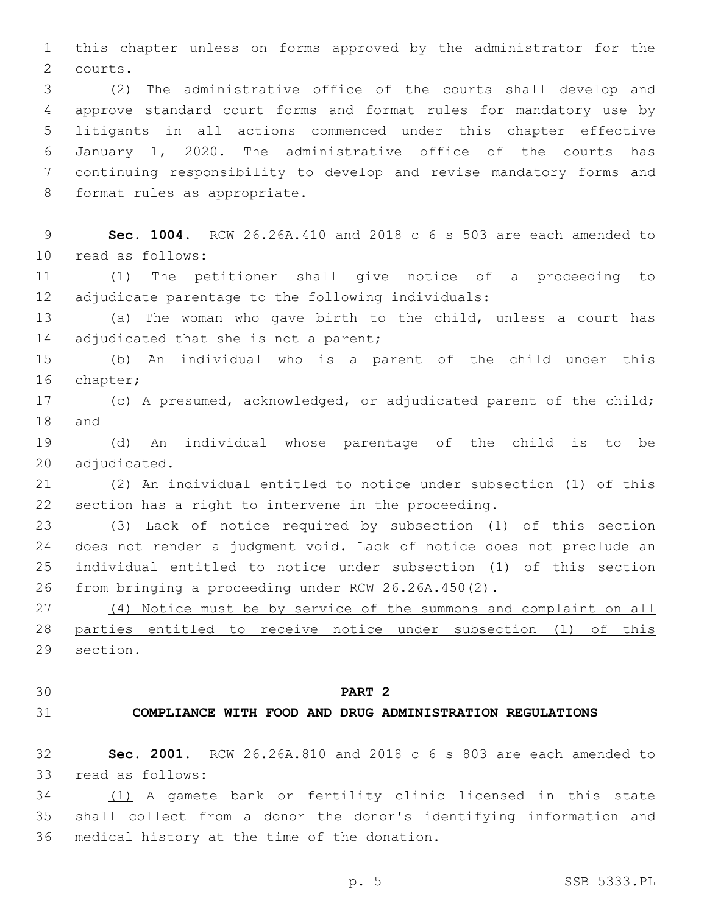this chapter unless on forms approved by the administrator for the courts.

(2) The administrative office of the courts shall develop and approve standard court forms and format rules for mandatory use by litigants in all actions commenced under this chapter effective January 1, 2020. The administrative office of the courts has continuing responsibility to develop and revise mandatory forms and format rules as appropriate.

**Sec. 1004.** RCW 26.26A.410 and 2018 c 6 s 503 are each amended to read as follows:

(1) The petitioner shall give notice of a proceeding to adjudicate parentage to the following individuals:

(a) The woman who gave birth to the child, unless a court has adjudicated that she is not a parent;

(b) An individual who is a parent of the child under this chapter;

(c) A presumed, acknowledged, or adjudicated parent of the child; and

(d) An individual whose parentage of the child is to be adjudicated.

(2) An individual entitled to notice under subsection (1) of this section has a right to intervene in the proceeding.

(3) Lack of notice required by subsection (1) of this section does not render a judgment void. Lack of notice does not preclude an individual entitled to notice under subsection (1) of this section from bringing a proceeding under RCW 26.26A.450(2).

<u>(4) Notice must be by service of the summons and complaint on all parties entitled to receive notice under subsection (1) of this section.</u>

## PART 2
## COMPLIANCE WITH FOOD AND DRUG ADMINISTRATION REGULATIONS

**Sec. 2001.** RCW 26.26A.810 and 2018 c 6 s 803 are each amended to read as follows:

<u>(1)</u> A gamete bank or fertility clinic licensed in this state shall collect from a donor the donor's identifying information and medical history at the time of the donation.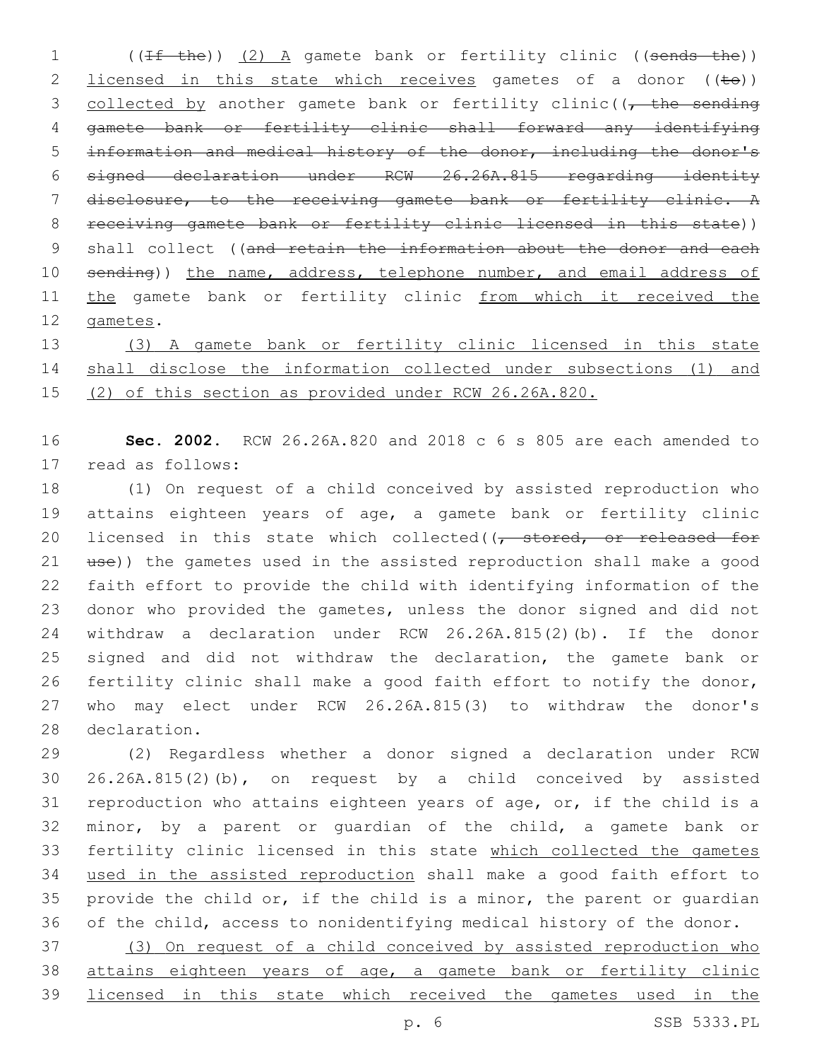((~~If the~~)) <u>(2) A</u> gamete bank or fertility clinic ((~~sends the~~)) <u>licensed in this state which receives</u> gametes of a donor ((~~to~~)) <u>collected by</u> another gamete bank or fertility clinic((~~, the sending gamete bank or fertility clinic shall forward any identifying information and medical history of the donor, including the donor's signed declaration under RCW 26.26A.815 regarding identity disclosure, to the receiving gamete bank or fertility clinic. A receiving gamete bank or fertility clinic licensed in this state~~)) shall collect ((~~and retain the information about the donor and each sending~~)) <u>the name, address, telephone number, and email address of the</u> gamete bank or fertility clinic <u>from which it received the gametes</u>.

<u>(3) A gamete bank or fertility clinic licensed in this state shall disclose the information collected under subsections (1) and (2) of this section as provided under RCW 26.26A.820.</u>

**Sec. 2002.** RCW 26.26A.820 and 2018 c 6 s 805 are each amended to read as follows:

(1) On request of a child conceived by assisted reproduction who attains eighteen years of age, a gamete bank or fertility clinic licensed in this state which collected((~~, stored, or released for use~~)) the gametes used in the assisted reproduction shall make a good faith effort to provide the child with identifying information of the donor who provided the gametes, unless the donor signed and did not withdraw a declaration under RCW 26.26A.815(2)(b). If the donor signed and did not withdraw the declaration, the gamete bank or fertility clinic shall make a good faith effort to notify the donor, who may elect under RCW 26.26A.815(3) to withdraw the donor's declaration.

(2) Regardless whether a donor signed a declaration under RCW 26.26A.815(2)(b), on request by a child conceived by assisted reproduction who attains eighteen years of age, or, if the child is a minor, by a parent or guardian of the child, a gamete bank or fertility clinic licensed in this state <u>which collected the gametes used in the assisted reproduction</u> shall make a good faith effort to provide the child or, if the child is a minor, the parent or guardian of the child, access to nonidentifying medical history of the donor.

<u>(3) On request of a child conceived by assisted reproduction who attains eighteen years of age, a gamete bank or fertility clinic licensed in this state which received the gametes used in the</u>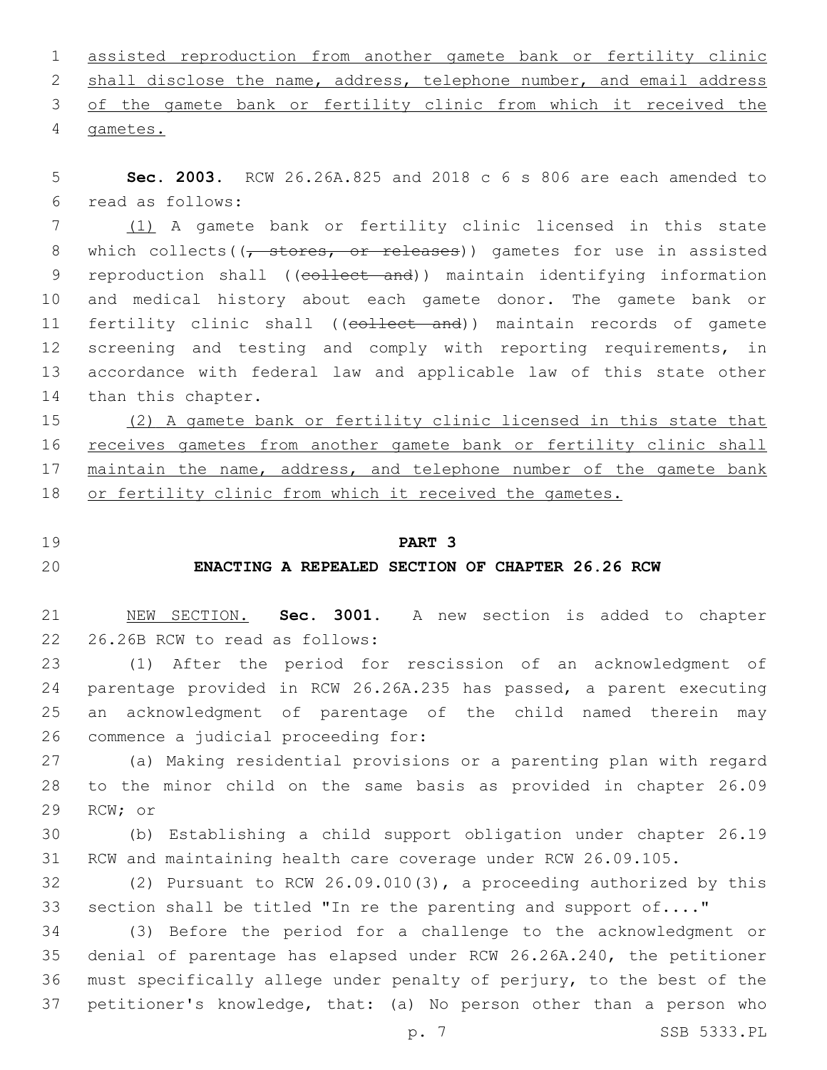assisted reproduction from another gamete bank or fertility clinic shall disclose the name, address, telephone number, and email address of the gamete bank or fertility clinic from which it received the gametes.

**Sec. 2003.** RCW 26.26A.825 and 2018 c 6 s 806 are each amended to read as follows:

(1) A gamete bank or fertility clinic licensed in this state which collects((~~, stores, or releases~~)) gametes for use in assisted reproduction shall ((~~collect and~~)) maintain identifying information and medical history about each gamete donor. The gamete bank or fertility clinic shall ((~~collect and~~)) maintain records of gamete screening and testing and comply with reporting requirements, in accordance with federal law and applicable law of this state other than this chapter.

(2) A gamete bank or fertility clinic licensed in this state that receives gametes from another gamete bank or fertility clinic shall maintain the name, address, and telephone number of the gamete bank or fertility clinic from which it received the gametes.

## PART 3

## ENACTING A REPEALED SECTION OF CHAPTER 26.26 RCW

NEW SECTION. **Sec. 3001.** A new section is added to chapter 26.26B RCW to read as follows:

(1) After the period for rescission of an acknowledgment of parentage provided in RCW 26.26A.235 has passed, a parent executing an acknowledgment of parentage of the child named therein may commence a judicial proceeding for:

(a) Making residential provisions or a parenting plan with regard to the minor child on the same basis as provided in chapter 26.09 RCW; or

(b) Establishing a child support obligation under chapter 26.19 RCW and maintaining health care coverage under RCW 26.09.105.

(2) Pursuant to RCW 26.09.010(3), a proceeding authorized by this section shall be titled "In re the parenting and support of...."

(3) Before the period for a challenge to the acknowledgment or denial of parentage has elapsed under RCW 26.26A.240, the petitioner must specifically allege under penalty of perjury, to the best of the petitioner's knowledge, that: (a) No person other than a person who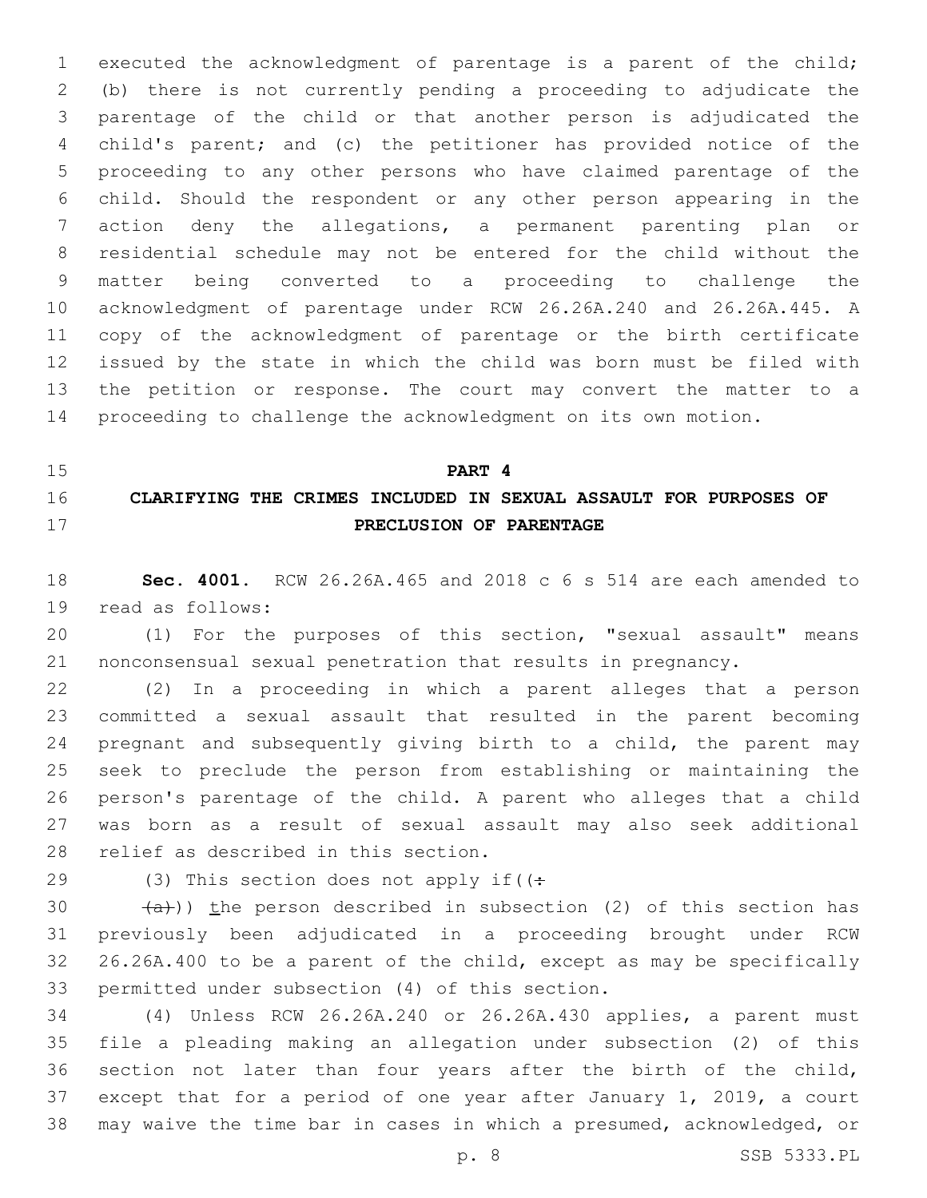executed the acknowledgment of parentage is a parent of the child; (b) there is not currently pending a proceeding to adjudicate the parentage of the child or that another person is adjudicated the child's parent; and (c) the petitioner has provided notice of the proceeding to any other persons who have claimed parentage of the child. Should the respondent or any other person appearing in the action deny the allegations, a permanent parenting plan or residential schedule may not be entered for the child without the matter being converted to a proceeding to challenge the acknowledgment of parentage under RCW 26.26A.240 and 26.26A.445. A copy of the acknowledgment of parentage or the birth certificate issued by the state in which the child was born must be filed with the petition or response. The court may convert the matter to a proceeding to challenge the acknowledgment on its own motion.

## PART 4
## CLARIFYING THE CRIMES INCLUDED IN SEXUAL ASSAULT FOR PURPOSES OF PRECLUSION OF PARENTAGE

**Sec. 4001.** RCW 26.26A.465 and 2018 c 6 s 514 are each amended to read as follows:

(1) For the purposes of this section, "sexual assault" means nonconsensual sexual penetration that results in pregnancy.

(2) In a proceeding in which a parent alleges that a person committed a sexual assault that resulted in the parent becoming pregnant and subsequently giving birth to a child, the parent may seek to preclude the person from establishing or maintaining the person's parentage of the child. A parent who alleges that a child was born as a result of sexual assault may also seek additional relief as described in this section.

(3) This section does not apply if((:

(a))) the person described in subsection (2) of this section has previously been adjudicated in a proceeding brought under RCW 26.26A.400 to be a parent of the child, except as may be specifically permitted under subsection (4) of this section.

(4) Unless RCW 26.26A.240 or 26.26A.430 applies, a parent must file a pleading making an allegation under subsection (2) of this section not later than four years after the birth of the child, except that for a period of one year after January 1, 2019, a court may waive the time bar in cases in which a presumed, acknowledged, or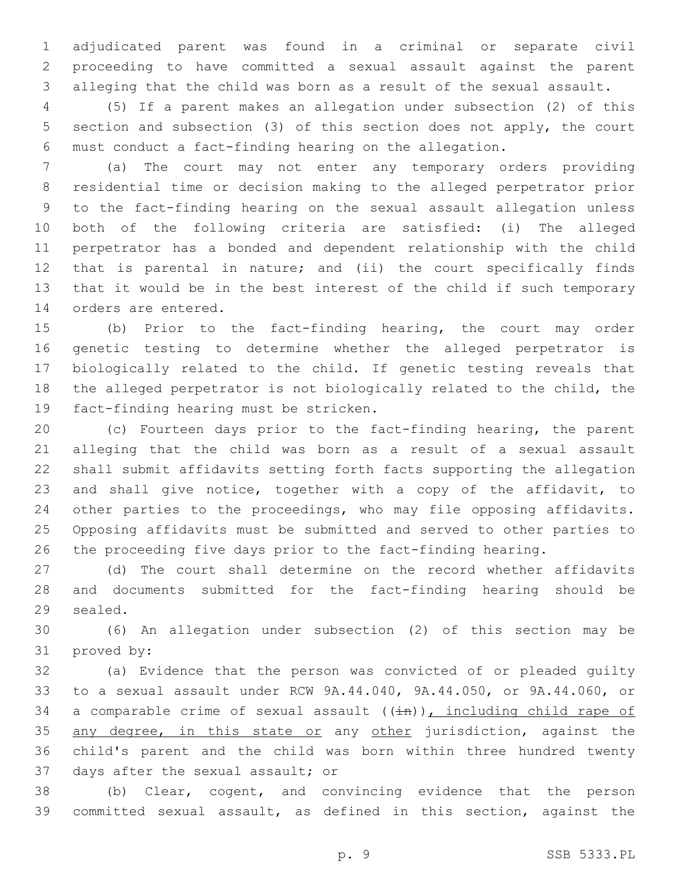adjudicated parent was found in a criminal or separate civil proceeding to have committed a sexual assault against the parent alleging that the child was born as a result of the sexual assault.

(5) If a parent makes an allegation under subsection (2) of this section and subsection (3) of this section does not apply, the court must conduct a fact-finding hearing on the allegation.

(a) The court may not enter any temporary orders providing residential time or decision making to the alleged perpetrator prior to the fact-finding hearing on the sexual assault allegation unless both of the following criteria are satisfied: (i) The alleged perpetrator has a bonded and dependent relationship with the child that is parental in nature; and (ii) the court specifically finds that it would be in the best interest of the child if such temporary orders are entered.

(b) Prior to the fact-finding hearing, the court may order genetic testing to determine whether the alleged perpetrator is biologically related to the child. If genetic testing reveals that the alleged perpetrator is not biologically related to the child, the fact-finding hearing must be stricken.

(c) Fourteen days prior to the fact-finding hearing, the parent alleging that the child was born as a result of a sexual assault shall submit affidavits setting forth facts supporting the allegation and shall give notice, together with a copy of the affidavit, to other parties to the proceedings, who may file opposing affidavits. Opposing affidavits must be submitted and served to other parties to the proceeding five days prior to the fact-finding hearing.

(d) The court shall determine on the record whether affidavits and documents submitted for the fact-finding hearing should be sealed.

(6) An allegation under subsection (2) of this section may be proved by:

(a) Evidence that the person was convicted of or pleaded guilty to a sexual assault under RCW 9A.44.040, 9A.44.050, or 9A.44.060, or a comparable crime of sexual assault ((~~in~~)), including child rape of any degree, in this state or any other jurisdiction, against the child's parent and the child was born within three hundred twenty days after the sexual assault; or

(b) Clear, cogent, and convincing evidence that the person committed sexual assault, as defined in this section, against the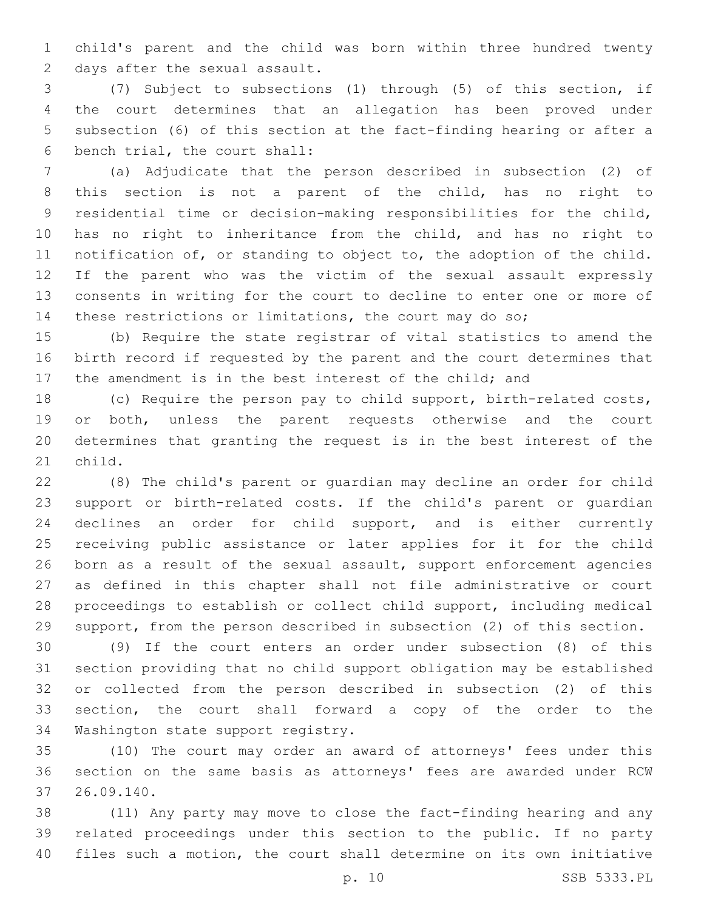child's parent and the child was born within three hundred twenty days after the sexual assault.

(7) Subject to subsections (1) through (5) of this section, if the court determines that an allegation has been proved under subsection (6) of this section at the fact-finding hearing or after a bench trial, the court shall:

(a) Adjudicate that the person described in subsection (2) of this section is not a parent of the child, has no right to residential time or decision-making responsibilities for the child, has no right to inheritance from the child, and has no right to notification of, or standing to object to, the adoption of the child. If the parent who was the victim of the sexual assault expressly consents in writing for the court to decline to enter one or more of these restrictions or limitations, the court may do so;

(b) Require the state registrar of vital statistics to amend the birth record if requested by the parent and the court determines that the amendment is in the best interest of the child; and

(c) Require the person pay to child support, birth-related costs, or both, unless the parent requests otherwise and the court determines that granting the request is in the best interest of the child.

(8) The child's parent or guardian may decline an order for child support or birth-related costs. If the child's parent or guardian declines an order for child support, and is either currently receiving public assistance or later applies for it for the child born as a result of the sexual assault, support enforcement agencies as defined in this chapter shall not file administrative or court proceedings to establish or collect child support, including medical support, from the person described in subsection (2) of this section.

(9) If the court enters an order under subsection (8) of this section providing that no child support obligation may be established or collected from the person described in subsection (2) of this section, the court shall forward a copy of the order to the Washington state support registry.

(10) The court may order an award of attorneys' fees under this section on the same basis as attorneys' fees are awarded under RCW 26.09.140.

(11) Any party may move to close the fact-finding hearing and any related proceedings under this section to the public. If no party files such a motion, the court shall determine on its own initiative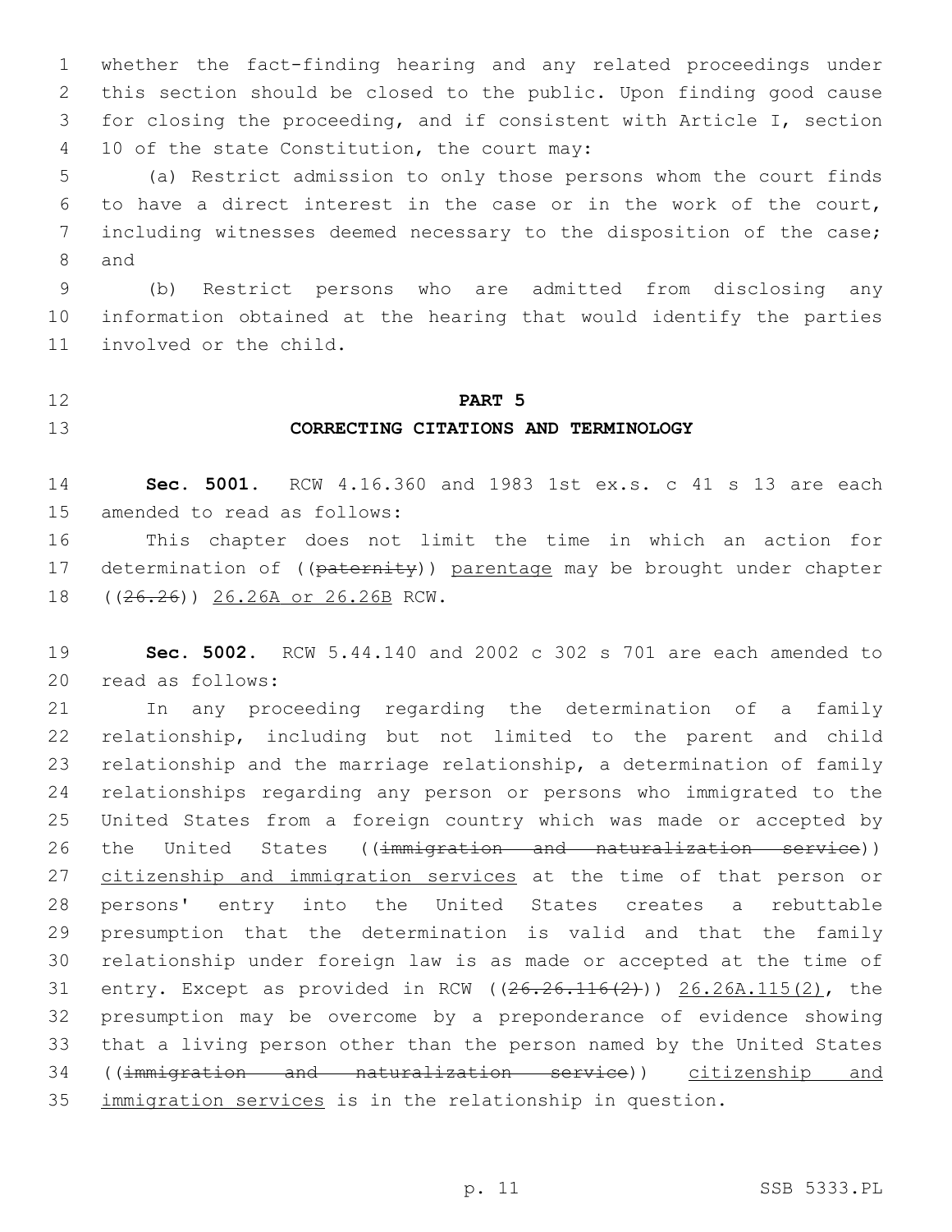whether the fact-finding hearing and any related proceedings under this section should be closed to the public. Upon finding good cause for closing the proceeding, and if consistent with Article I, section 10 of the state Constitution, the court may:

(a) Restrict admission to only those persons whom the court finds to have a direct interest in the case or in the work of the court, including witnesses deemed necessary to the disposition of the case; and

(b) Restrict persons who are admitted from disclosing any information obtained at the hearing that would identify the parties involved or the child.

**PART 5**

**CORRECTING CITATIONS AND TERMINOLOGY**

**Sec. 5001.** RCW 4.16.360 and 1983 1st ex.s. c 41 s 13 are each amended to read as follows:

This chapter does not limit the time in which an action for determination of ((~~paternity~~)) parentage may be brought under chapter ((~~26.26~~)) 26.26A or 26.26B RCW.

**Sec. 5002.** RCW 5.44.140 and 2002 c 302 s 701 are each amended to read as follows:

In any proceeding regarding the determination of a family relationship, including but not limited to the parent and child relationship and the marriage relationship, a determination of family relationships regarding any person or persons who immigrated to the United States from a foreign country which was made or accepted by the United States ((~~immigration and naturalization service~~)) citizenship and immigration services at the time of that person or persons' entry into the United States creates a rebuttable presumption that the determination is valid and that the family relationship under foreign law is as made or accepted at the time of entry. Except as provided in RCW ((~~26.26.116(2)~~)) 26.26A.115(2), the presumption may be overcome by a preponderance of evidence showing that a living person other than the person named by the United States ((~~immigration and naturalization service~~)) citizenship and immigration services is in the relationship in question.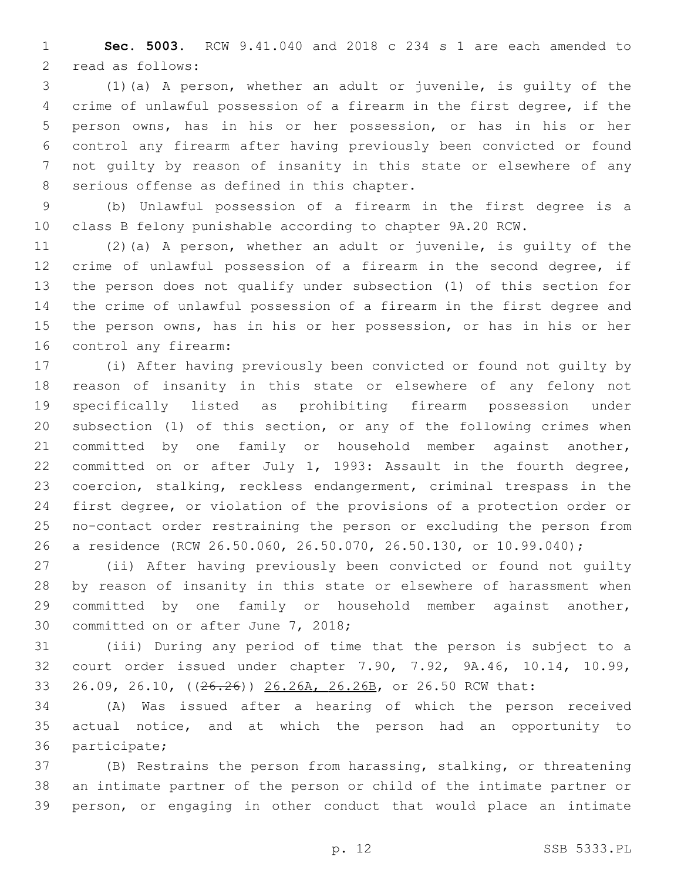**Sec. 5003.** RCW 9.41.040 and 2018 c 234 s 1 are each amended to read as follows:

(1)(a) A person, whether an adult or juvenile, is guilty of the crime of unlawful possession of a firearm in the first degree, if the person owns, has in his or her possession, or has in his or her control any firearm after having previously been convicted or found not guilty by reason of insanity in this state or elsewhere of any serious offense as defined in this chapter.

(b) Unlawful possession of a firearm in the first degree is a class B felony punishable according to chapter 9A.20 RCW.

(2)(a) A person, whether an adult or juvenile, is guilty of the crime of unlawful possession of a firearm in the second degree, if the person does not qualify under subsection (1) of this section for the crime of unlawful possession of a firearm in the first degree and the person owns, has in his or her possession, or has in his or her control any firearm:

(i) After having previously been convicted or found not guilty by reason of insanity in this state or elsewhere of any felony not specifically listed as prohibiting firearm possession under subsection (1) of this section, or any of the following crimes when committed by one family or household member against another, committed on or after July 1, 1993: Assault in the fourth degree, coercion, stalking, reckless endangerment, criminal trespass in the first degree, or violation of the provisions of a protection order or no-contact order restraining the person or excluding the person from a residence (RCW 26.50.060, 26.50.070, 26.50.130, or 10.99.040);

(ii) After having previously been convicted or found not guilty by reason of insanity in this state or elsewhere of harassment when committed by one family or household member against another, committed on or after June 7, 2018;

(iii) During any period of time that the person is subject to a court order issued under chapter 7.90, 7.92, 9A.46, 10.14, 10.99, 26.09, 26.10, ((26.26)) 26.26A, 26.26B, or 26.50 RCW that:

(A) Was issued after a hearing of which the person received actual notice, and at which the person had an opportunity to participate;

(B) Restrains the person from harassing, stalking, or threatening an intimate partner of the person or child of the intimate partner or person, or engaging in other conduct that would place an intimate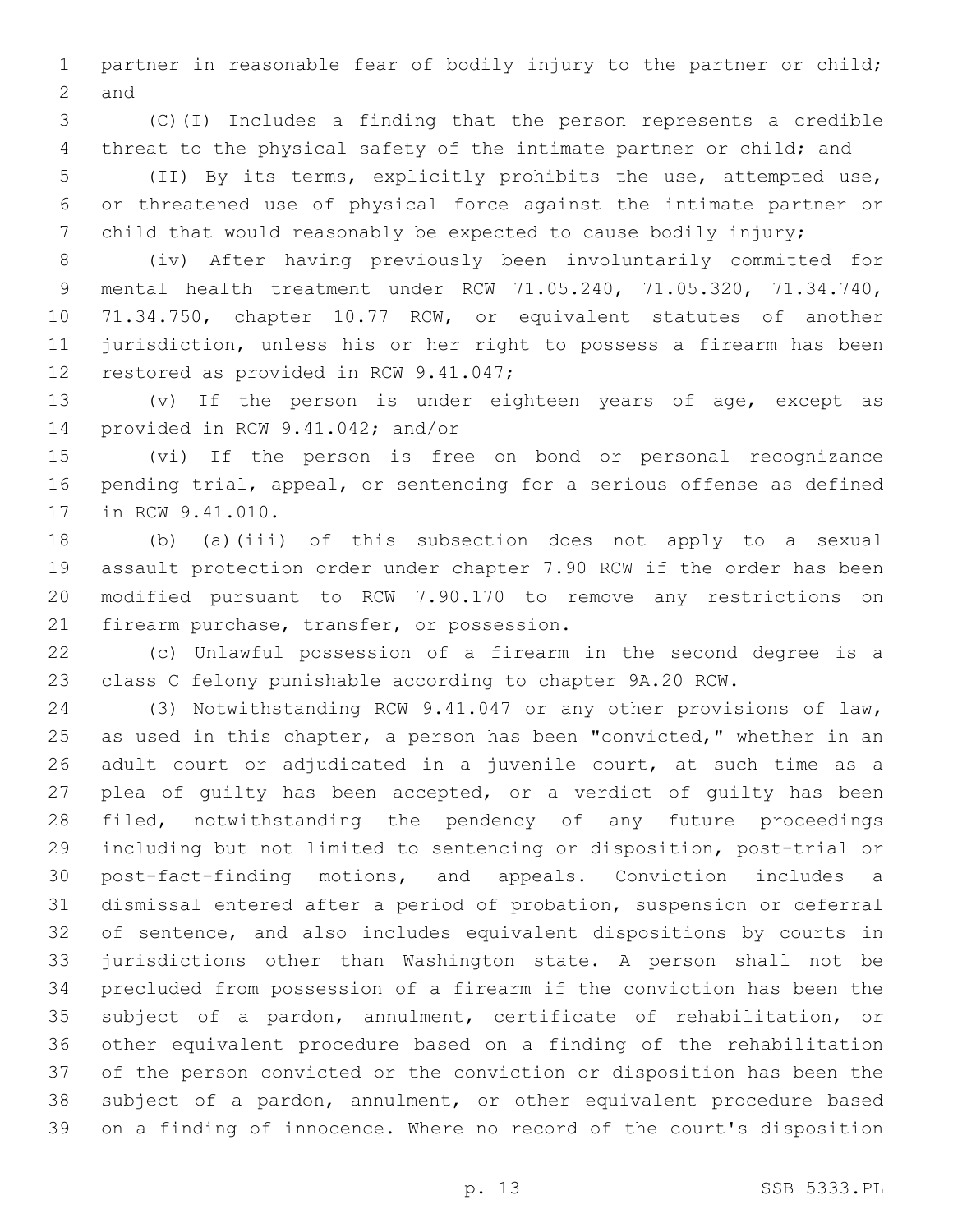partner in reasonable fear of bodily injury to the partner or child; and

(C)(I) Includes a finding that the person represents a credible threat to the physical safety of the intimate partner or child; and

(II) By its terms, explicitly prohibits the use, attempted use, or threatened use of physical force against the intimate partner or child that would reasonably be expected to cause bodily injury;

(iv) After having previously been involuntarily committed for mental health treatment under RCW 71.05.240, 71.05.320, 71.34.740, 71.34.750, chapter 10.77 RCW, or equivalent statutes of another jurisdiction, unless his or her right to possess a firearm has been restored as provided in RCW 9.41.047;

(v) If the person is under eighteen years of age, except as provided in RCW 9.41.042; and/or

(vi) If the person is free on bond or personal recognizance pending trial, appeal, or sentencing for a serious offense as defined in RCW 9.41.010.

(b) (a)(iii) of this subsection does not apply to a sexual assault protection order under chapter 7.90 RCW if the order has been modified pursuant to RCW 7.90.170 to remove any restrictions on firearm purchase, transfer, or possession.

(c) Unlawful possession of a firearm in the second degree is a class C felony punishable according to chapter 9A.20 RCW.

(3) Notwithstanding RCW 9.41.047 or any other provisions of law, as used in this chapter, a person has been "convicted," whether in an adult court or adjudicated in a juvenile court, at such time as a plea of guilty has been accepted, or a verdict of guilty has been filed, notwithstanding the pendency of any future proceedings including but not limited to sentencing or disposition, post-trial or post-fact-finding motions, and appeals. Conviction includes a dismissal entered after a period of probation, suspension or deferral of sentence, and also includes equivalent dispositions by courts in jurisdictions other than Washington state. A person shall not be precluded from possession of a firearm if the conviction has been the subject of a pardon, annulment, certificate of rehabilitation, or other equivalent procedure based on a finding of the rehabilitation of the person convicted or the conviction or disposition has been the subject of a pardon, annulment, or other equivalent procedure based on a finding of innocence. Where no record of the court's disposition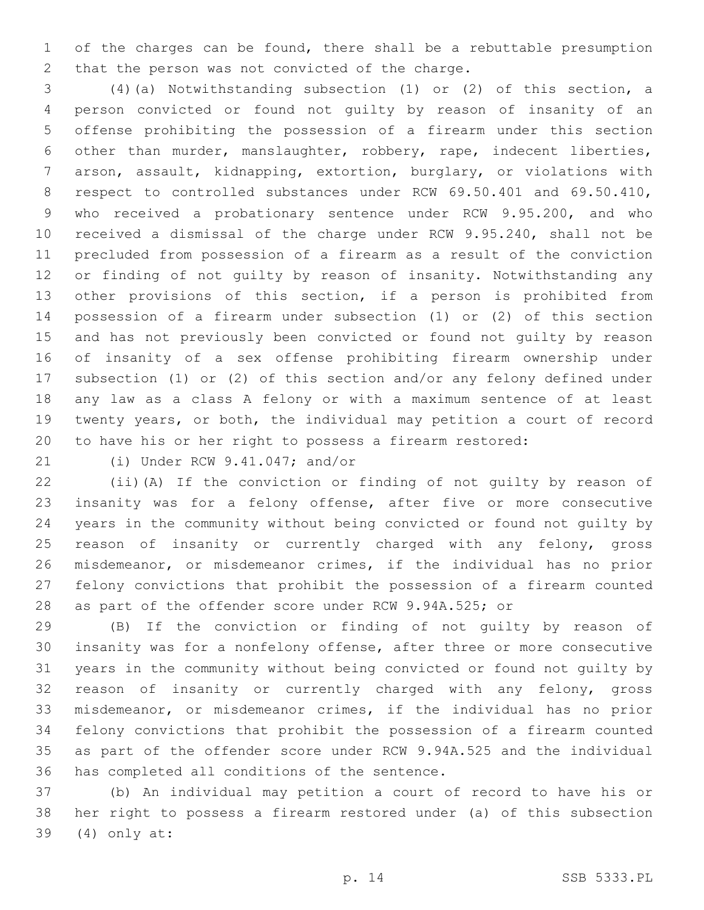of the charges can be found, there shall be a rebuttable presumption that the person was not convicted of the charge.

(4)(a) Notwithstanding subsection (1) or (2) of this section, a person convicted or found not guilty by reason of insanity of an offense prohibiting the possession of a firearm under this section other than murder, manslaughter, robbery, rape, indecent liberties, arson, assault, kidnapping, extortion, burglary, or violations with respect to controlled substances under RCW 69.50.401 and 69.50.410, who received a probationary sentence under RCW 9.95.200, and who received a dismissal of the charge under RCW 9.95.240, shall not be precluded from possession of a firearm as a result of the conviction or finding of not guilty by reason of insanity. Notwithstanding any other provisions of this section, if a person is prohibited from possession of a firearm under subsection (1) or (2) of this section and has not previously been convicted or found not guilty by reason of insanity of a sex offense prohibiting firearm ownership under subsection (1) or (2) of this section and/or any felony defined under any law as a class A felony or with a maximum sentence of at least twenty years, or both, the individual may petition a court of record to have his or her right to possess a firearm restored:

(i) Under RCW 9.41.047; and/or

(ii)(A) If the conviction or finding of not guilty by reason of insanity was for a felony offense, after five or more consecutive years in the community without being convicted or found not guilty by reason of insanity or currently charged with any felony, gross misdemeanor, or misdemeanor crimes, if the individual has no prior felony convictions that prohibit the possession of a firearm counted as part of the offender score under RCW 9.94A.525; or

(B) If the conviction or finding of not guilty by reason of insanity was for a nonfelony offense, after three or more consecutive years in the community without being convicted or found not guilty by reason of insanity or currently charged with any felony, gross misdemeanor, or misdemeanor crimes, if the individual has no prior felony convictions that prohibit the possession of a firearm counted as part of the offender score under RCW 9.94A.525 and the individual has completed all conditions of the sentence.

(b) An individual may petition a court of record to have his or her right to possess a firearm restored under (a) of this subsection (4) only at: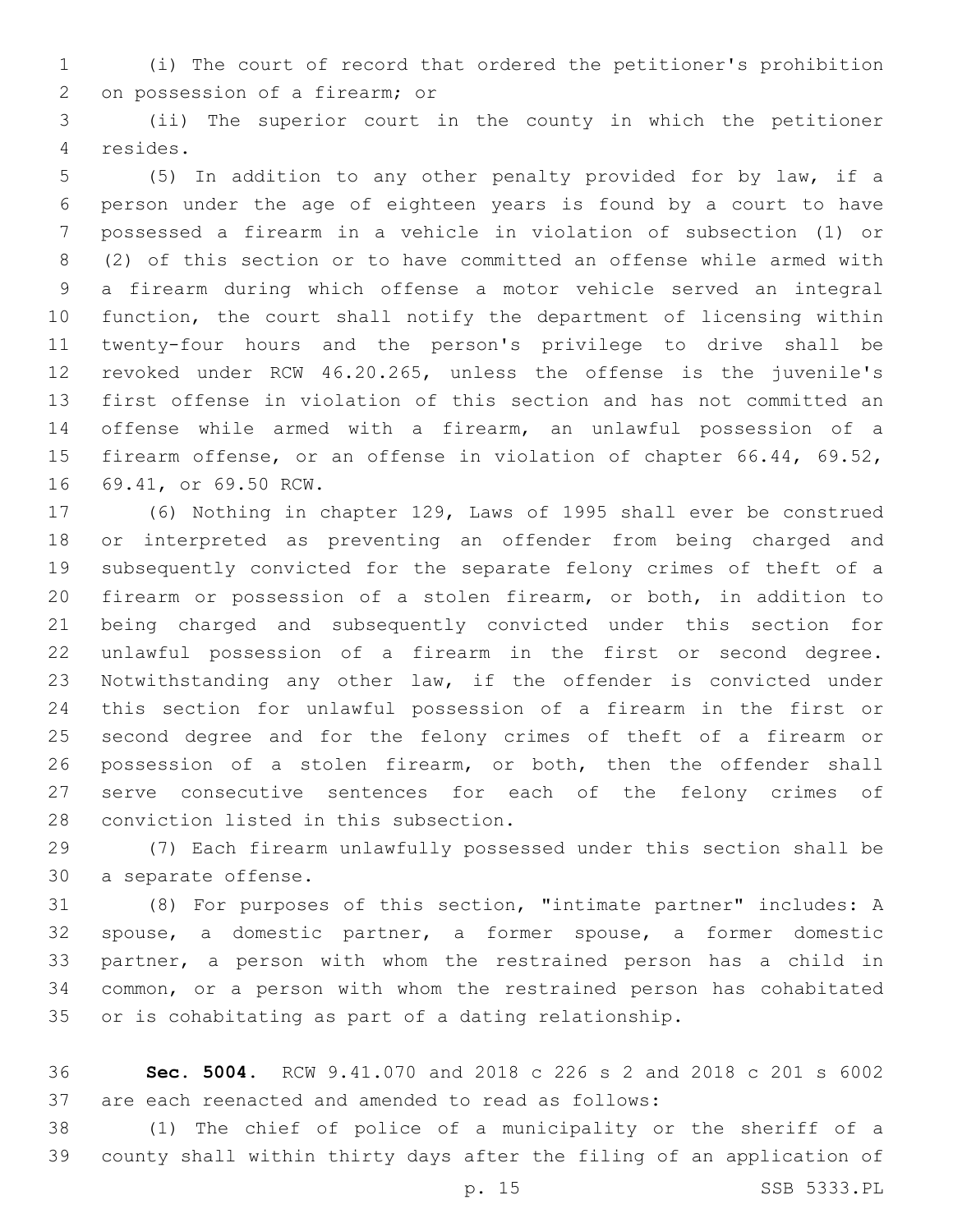(i) The court of record that ordered the petitioner's prohibition on possession of a firearm; or

(ii) The superior court in the county in which the petitioner resides.

(5) In addition to any other penalty provided for by law, if a person under the age of eighteen years is found by a court to have possessed a firearm in a vehicle in violation of subsection (1) or (2) of this section or to have committed an offense while armed with a firearm during which offense a motor vehicle served an integral function, the court shall notify the department of licensing within twenty-four hours and the person's privilege to drive shall be revoked under RCW 46.20.265, unless the offense is the juvenile's first offense in violation of this section and has not committed an offense while armed with a firearm, an unlawful possession of a firearm offense, or an offense in violation of chapter 66.44, 69.52, 69.41, or 69.50 RCW.

(6) Nothing in chapter 129, Laws of 1995 shall ever be construed or interpreted as preventing an offender from being charged and subsequently convicted for the separate felony crimes of theft of a firearm or possession of a stolen firearm, or both, in addition to being charged and subsequently convicted under this section for unlawful possession of a firearm in the first or second degree. Notwithstanding any other law, if the offender is convicted under this section for unlawful possession of a firearm in the first or second degree and for the felony crimes of theft of a firearm or possession of a stolen firearm, or both, then the offender shall serve consecutive sentences for each of the felony crimes of conviction listed in this subsection.

(7) Each firearm unlawfully possessed under this section shall be a separate offense.

(8) For purposes of this section, "intimate partner" includes: A spouse, a domestic partner, a former spouse, a former domestic partner, a person with whom the restrained person has a child in common, or a person with whom the restrained person has cohabitated or is cohabitating as part of a dating relationship.

**Sec. 5004.** RCW 9.41.070 and 2018 c 226 s 2 and 2018 c 201 s 6002 are each reenacted and amended to read as follows:

(1) The chief of police of a municipality or the sheriff of a county shall within thirty days after the filing of an application of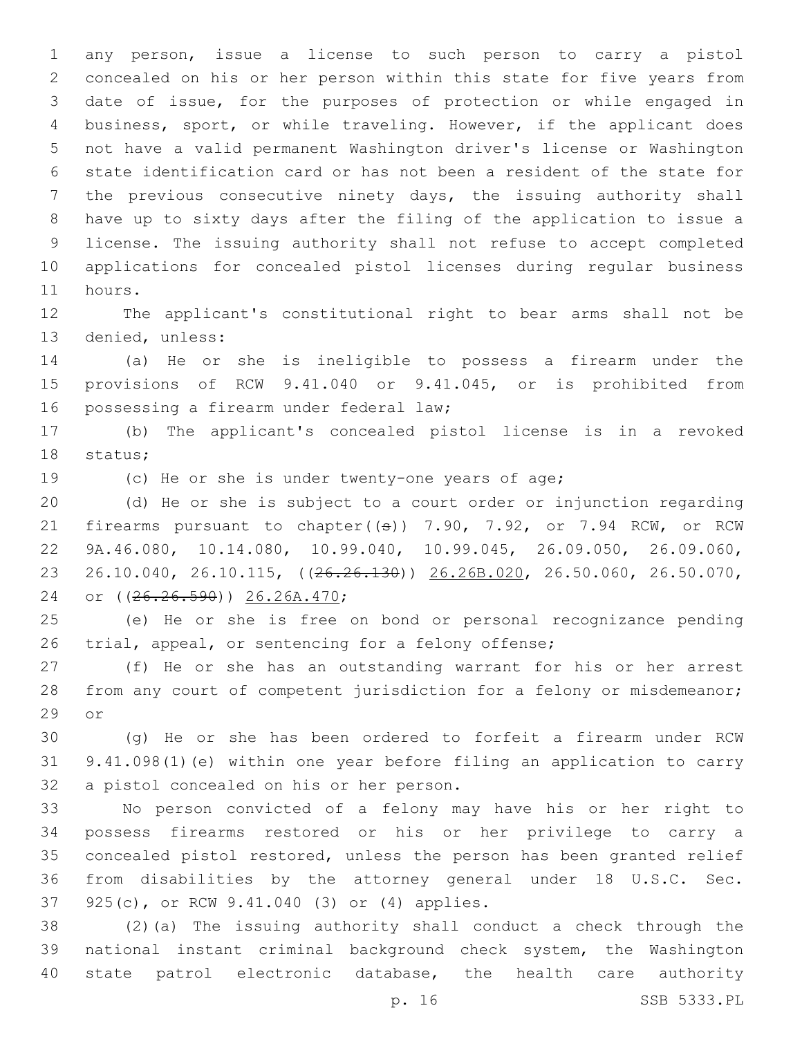any person, issue a license to such person to carry a pistol concealed on his or her person within this state for five years from date of issue, for the purposes of protection or while engaged in business, sport, or while traveling. However, if the applicant does not have a valid permanent Washington driver's license or Washington state identification card or has not been a resident of the state for the previous consecutive ninety days, the issuing authority shall have up to sixty days after the filing of the application to issue a license. The issuing authority shall not refuse to accept completed applications for concealed pistol licenses during regular business hours.

The applicant's constitutional right to bear arms shall not be denied, unless:

(a) He or she is ineligible to possess a firearm under the provisions of RCW 9.41.040 or 9.41.045, or is prohibited from possessing a firearm under federal law;

(b) The applicant's concealed pistol license is in a revoked status;

(c) He or she is under twenty-one years of age;

(d) He or she is subject to a court order or injunction regarding firearms pursuant to chapter((~~s~~)) 7.90, 7.92, or 7.94 RCW, or RCW 9A.46.080, 10.14.080, 10.99.040, 10.99.045, 26.09.050, 26.09.060, 26.10.040, 26.10.115, ((~~26.26.130~~)) 26.26B.020, 26.50.060, 26.50.070, or ((~~26.26.590~~)) 26.26A.470;

(e) He or she is free on bond or personal recognizance pending trial, appeal, or sentencing for a felony offense;

(f) He or she has an outstanding warrant for his or her arrest from any court of competent jurisdiction for a felony or misdemeanor; or

(g) He or she has been ordered to forfeit a firearm under RCW 9.41.098(1)(e) within one year before filing an application to carry a pistol concealed on his or her person.

No person convicted of a felony may have his or her right to possess firearms restored or his or her privilege to carry a concealed pistol restored, unless the person has been granted relief from disabilities by the attorney general under 18 U.S.C. Sec. 925(c), or RCW 9.41.040 (3) or (4) applies.

(2)(a) The issuing authority shall conduct a check through the national instant criminal background check system, the Washington state patrol electronic database, the health care authority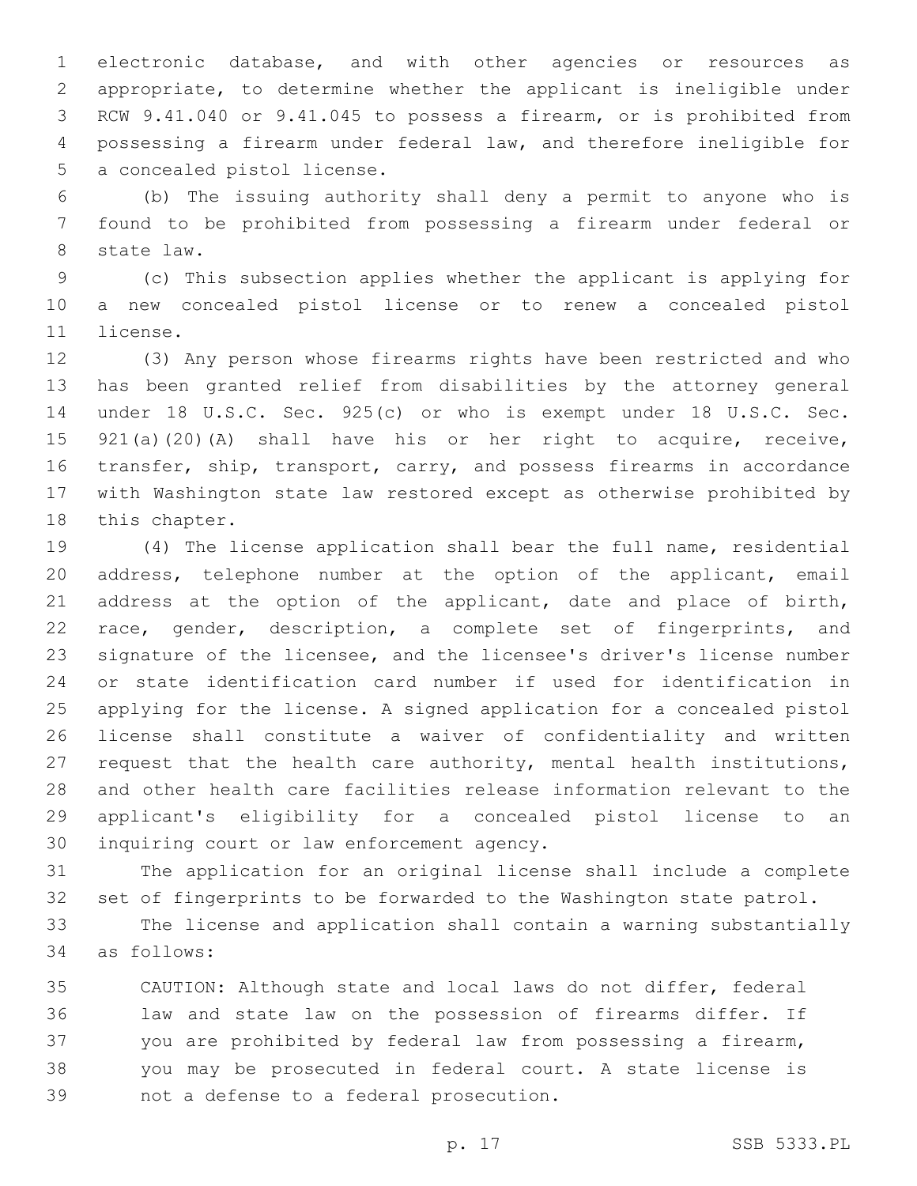electronic database, and with other agencies or resources as appropriate, to determine whether the applicant is ineligible under RCW 9.41.040 or 9.41.045 to possess a firearm, or is prohibited from possessing a firearm under federal law, and therefore ineligible for a concealed pistol license.

(b) The issuing authority shall deny a permit to anyone who is found to be prohibited from possessing a firearm under federal or state law.

(c) This subsection applies whether the applicant is applying for a new concealed pistol license or to renew a concealed pistol license.

(3) Any person whose firearms rights have been restricted and who has been granted relief from disabilities by the attorney general under 18 U.S.C. Sec. 925(c) or who is exempt under 18 U.S.C. Sec. 921(a)(20)(A) shall have his or her right to acquire, receive, transfer, ship, transport, carry, and possess firearms in accordance with Washington state law restored except as otherwise prohibited by this chapter.

(4) The license application shall bear the full name, residential address, telephone number at the option of the applicant, email address at the option of the applicant, date and place of birth, race, gender, description, a complete set of fingerprints, and signature of the licensee, and the licensee's driver's license number or state identification card number if used for identification in applying for the license. A signed application for a concealed pistol license shall constitute a waiver of confidentiality and written request that the health care authority, mental health institutions, and other health care facilities release information relevant to the applicant's eligibility for a concealed pistol license to an inquiring court or law enforcement agency.

The application for an original license shall include a complete set of fingerprints to be forwarded to the Washington state patrol.

The license and application shall contain a warning substantially as follows:

> CAUTION: Although state and local laws do not differ, federal law and state law on the possession of firearms differ. If you are prohibited by federal law from possessing a firearm, you may be prosecuted in federal court. A state license is not a defense to a federal prosecution.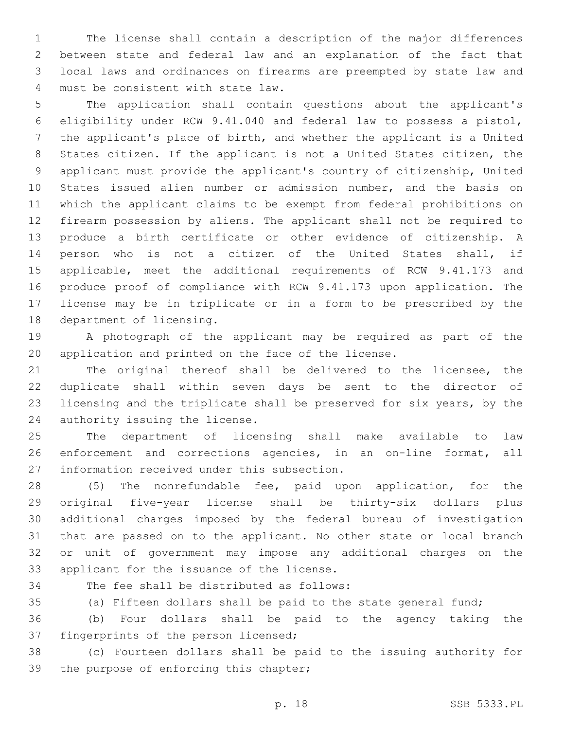The license shall contain a description of the major differences between state and federal law and an explanation of the fact that local laws and ordinances on firearms are preempted by state law and must be consistent with state law.

The application shall contain questions about the applicant's eligibility under RCW 9.41.040 and federal law to possess a pistol, the applicant's place of birth, and whether the applicant is a United States citizen. If the applicant is not a United States citizen, the applicant must provide the applicant's country of citizenship, United States issued alien number or admission number, and the basis on which the applicant claims to be exempt from federal prohibitions on firearm possession by aliens. The applicant shall not be required to produce a birth certificate or other evidence of citizenship. A person who is not a citizen of the United States shall, if applicable, meet the additional requirements of RCW 9.41.173 and produce proof of compliance with RCW 9.41.173 upon application. The license may be in triplicate or in a form to be prescribed by the department of licensing.

A photograph of the applicant may be required as part of the application and printed on the face of the license.

The original thereof shall be delivered to the licensee, the duplicate shall within seven days be sent to the director of licensing and the triplicate shall be preserved for six years, by the authority issuing the license.

The department of licensing shall make available to law enforcement and corrections agencies, in an on-line format, all information received under this subsection.

(5) The nonrefundable fee, paid upon application, for the original five-year license shall be thirty-six dollars plus additional charges imposed by the federal bureau of investigation that are passed on to the applicant. No other state or local branch or unit of government may impose any additional charges on the applicant for the issuance of the license.

The fee shall be distributed as follows:

(a) Fifteen dollars shall be paid to the state general fund;

(b) Four dollars shall be paid to the agency taking the fingerprints of the person licensed;

(c) Fourteen dollars shall be paid to the issuing authority for the purpose of enforcing this chapter;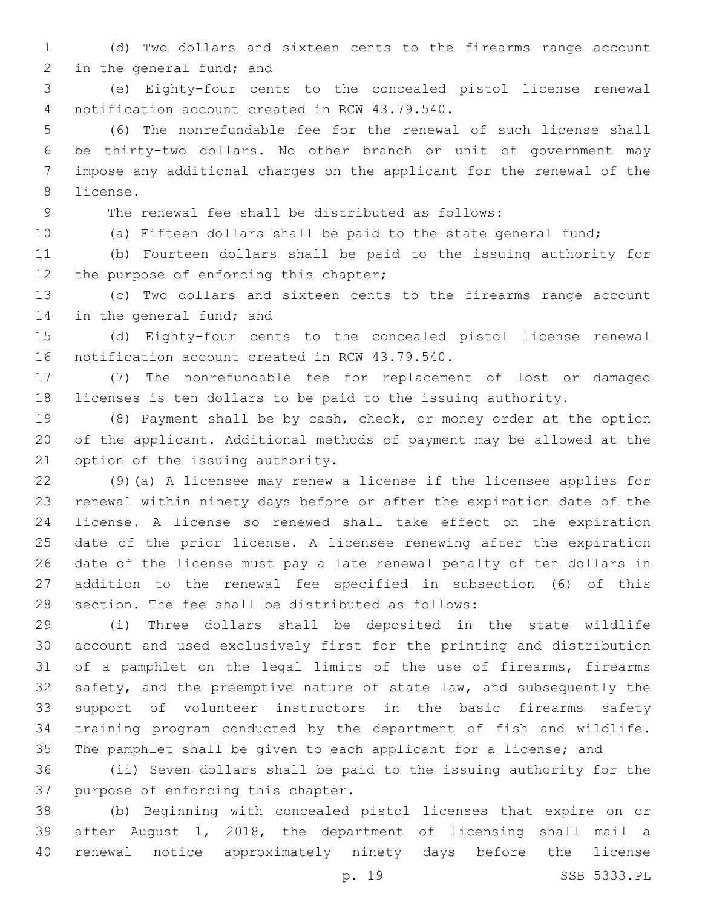(d) Two dollars and sixteen cents to the firearms range account in the general fund; and

(e) Eighty-four cents to the concealed pistol license renewal notification account created in RCW 43.79.540.

(6) The nonrefundable fee for the renewal of such license shall be thirty-two dollars. No other branch or unit of government may impose any additional charges on the applicant for the renewal of the license.

The renewal fee shall be distributed as follows:

(a) Fifteen dollars shall be paid to the state general fund;

(b) Fourteen dollars shall be paid to the issuing authority for the purpose of enforcing this chapter;

(c) Two dollars and sixteen cents to the firearms range account in the general fund; and

(d) Eighty-four cents to the concealed pistol license renewal notification account created in RCW 43.79.540.

(7) The nonrefundable fee for replacement of lost or damaged licenses is ten dollars to be paid to the issuing authority.

(8) Payment shall be by cash, check, or money order at the option of the applicant. Additional methods of payment may be allowed at the option of the issuing authority.

(9)(a) A licensee may renew a license if the licensee applies for renewal within ninety days before or after the expiration date of the license. A license so renewed shall take effect on the expiration date of the prior license. A licensee renewing after the expiration date of the license must pay a late renewal penalty of ten dollars in addition to the renewal fee specified in subsection (6) of this section. The fee shall be distributed as follows:

(i) Three dollars shall be deposited in the state wildlife account and used exclusively first for the printing and distribution of a pamphlet on the legal limits of the use of firearms, firearms safety, and the preemptive nature of state law, and subsequently the support of volunteer instructors in the basic firearms safety training program conducted by the department of fish and wildlife. The pamphlet shall be given to each applicant for a license; and

(ii) Seven dollars shall be paid to the issuing authority for the purpose of enforcing this chapter.

(b) Beginning with concealed pistol licenses that expire on or after August 1, 2018, the department of licensing shall mail a renewal notice approximately ninety days before the license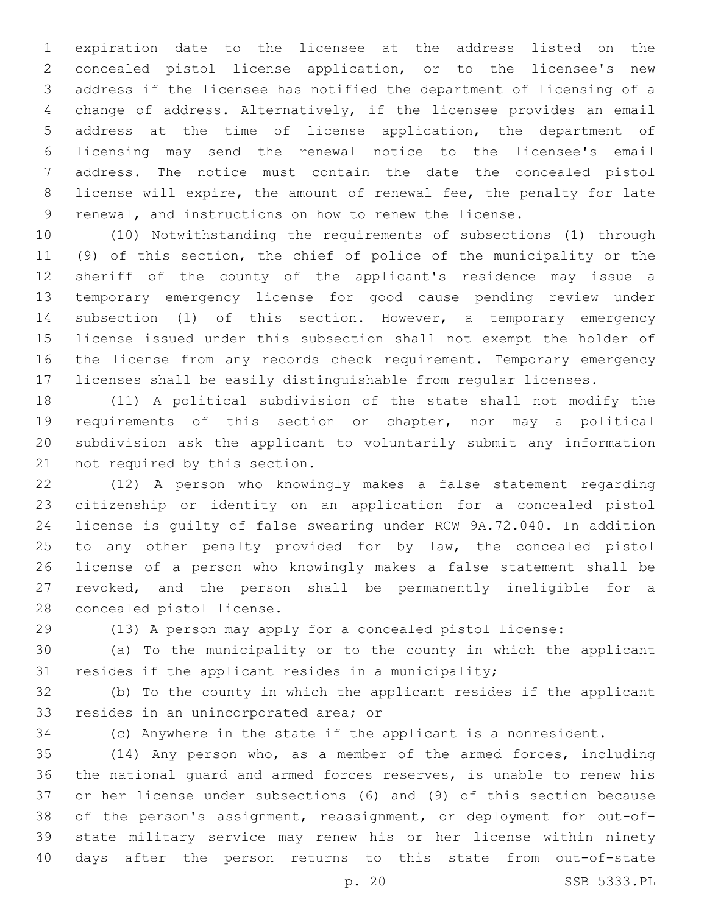expiration date to the licensee at the address listed on the concealed pistol license application, or to the licensee's new address if the licensee has notified the department of licensing of a change of address. Alternatively, if the licensee provides an email address at the time of license application, the department of licensing may send the renewal notice to the licensee's email address. The notice must contain the date the concealed pistol license will expire, the amount of renewal fee, the penalty for late renewal, and instructions on how to renew the license.

(10) Notwithstanding the requirements of subsections (1) through (9) of this section, the chief of police of the municipality or the sheriff of the county of the applicant's residence may issue a temporary emergency license for good cause pending review under subsection (1) of this section. However, a temporary emergency license issued under this subsection shall not exempt the holder of the license from any records check requirement. Temporary emergency licenses shall be easily distinguishable from regular licenses.

(11) A political subdivision of the state shall not modify the requirements of this section or chapter, nor may a political subdivision ask the applicant to voluntarily submit any information not required by this section.

(12) A person who knowingly makes a false statement regarding citizenship or identity on an application for a concealed pistol license is guilty of false swearing under RCW 9A.72.040. In addition to any other penalty provided for by law, the concealed pistol license of a person who knowingly makes a false statement shall be revoked, and the person shall be permanently ineligible for a concealed pistol license.

(13) A person may apply for a concealed pistol license:

(a) To the municipality or to the county in which the applicant resides if the applicant resides in a municipality;

(b) To the county in which the applicant resides if the applicant resides in an unincorporated area; or

(c) Anywhere in the state if the applicant is a nonresident.

(14) Any person who, as a member of the armed forces, including the national guard and armed forces reserves, is unable to renew his or her license under subsections (6) and (9) of this section because of the person's assignment, reassignment, or deployment for out-of-state military service may renew his or her license within ninety days after the person returns to this state from out-of-state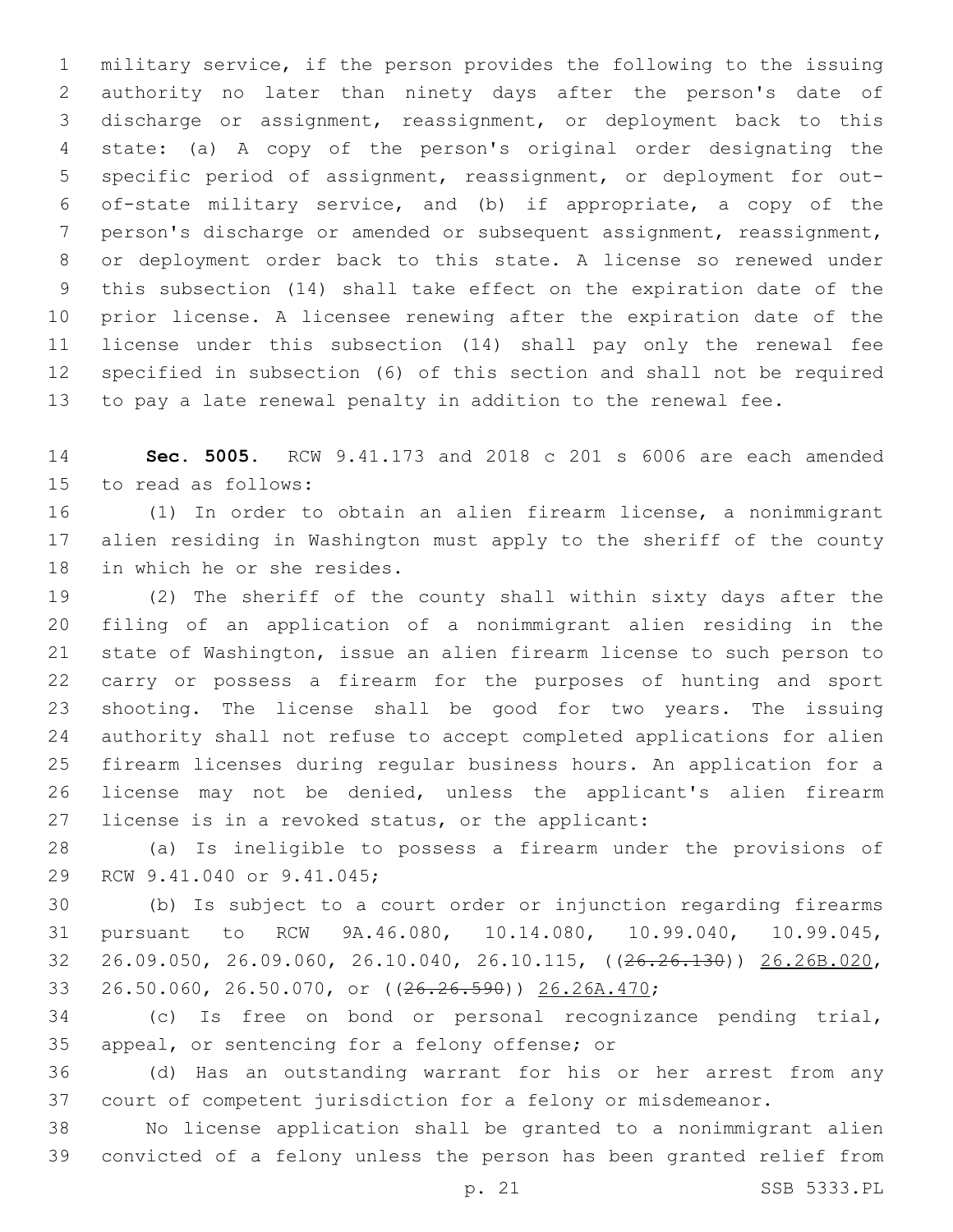military service, if the person provides the following to the issuing authority no later than ninety days after the person's date of discharge or assignment, reassignment, or deployment back to this state: (a) A copy of the person's original order designating the specific period of assignment, reassignment, or deployment for out-of-state military service, and (b) if appropriate, a copy of the person's discharge or amended or subsequent assignment, reassignment, or deployment order back to this state. A license so renewed under this subsection (14) shall take effect on the expiration date of the prior license. A licensee renewing after the expiration date of the license under this subsection (14) shall pay only the renewal fee specified in subsection (6) of this section and shall not be required to pay a late renewal penalty in addition to the renewal fee.

**Sec. 5005.** RCW 9.41.173 and 2018 c 201 s 6006 are each amended to read as follows:

(1) In order to obtain an alien firearm license, a nonimmigrant alien residing in Washington must apply to the sheriff of the county in which he or she resides.

(2) The sheriff of the county shall within sixty days after the filing of an application of a nonimmigrant alien residing in the state of Washington, issue an alien firearm license to such person to carry or possess a firearm for the purposes of hunting and sport shooting. The license shall be good for two years. The issuing authority shall not refuse to accept completed applications for alien firearm licenses during regular business hours. An application for a license may not be denied, unless the applicant's alien firearm license is in a revoked status, or the applicant:

(a) Is ineligible to possess a firearm under the provisions of RCW 9.41.040 or 9.41.045;

(b) Is subject to a court order or injunction regarding firearms pursuant to RCW 9A.46.080, 10.14.080, 10.99.040, 10.99.045, 26.09.050, 26.09.060, 26.10.040, 26.10.115, ((~~26.26.130~~)) <u>26.26B.020</u>, 26.50.060, 26.50.070, or ((~~26.26.590~~)) <u>26.26A.470</u>;

(c) Is free on bond or personal recognizance pending trial, appeal, or sentencing for a felony offense; or

(d) Has an outstanding warrant for his or her arrest from any court of competent jurisdiction for a felony or misdemeanor.

No license application shall be granted to a nonimmigrant alien convicted of a felony unless the person has been granted relief from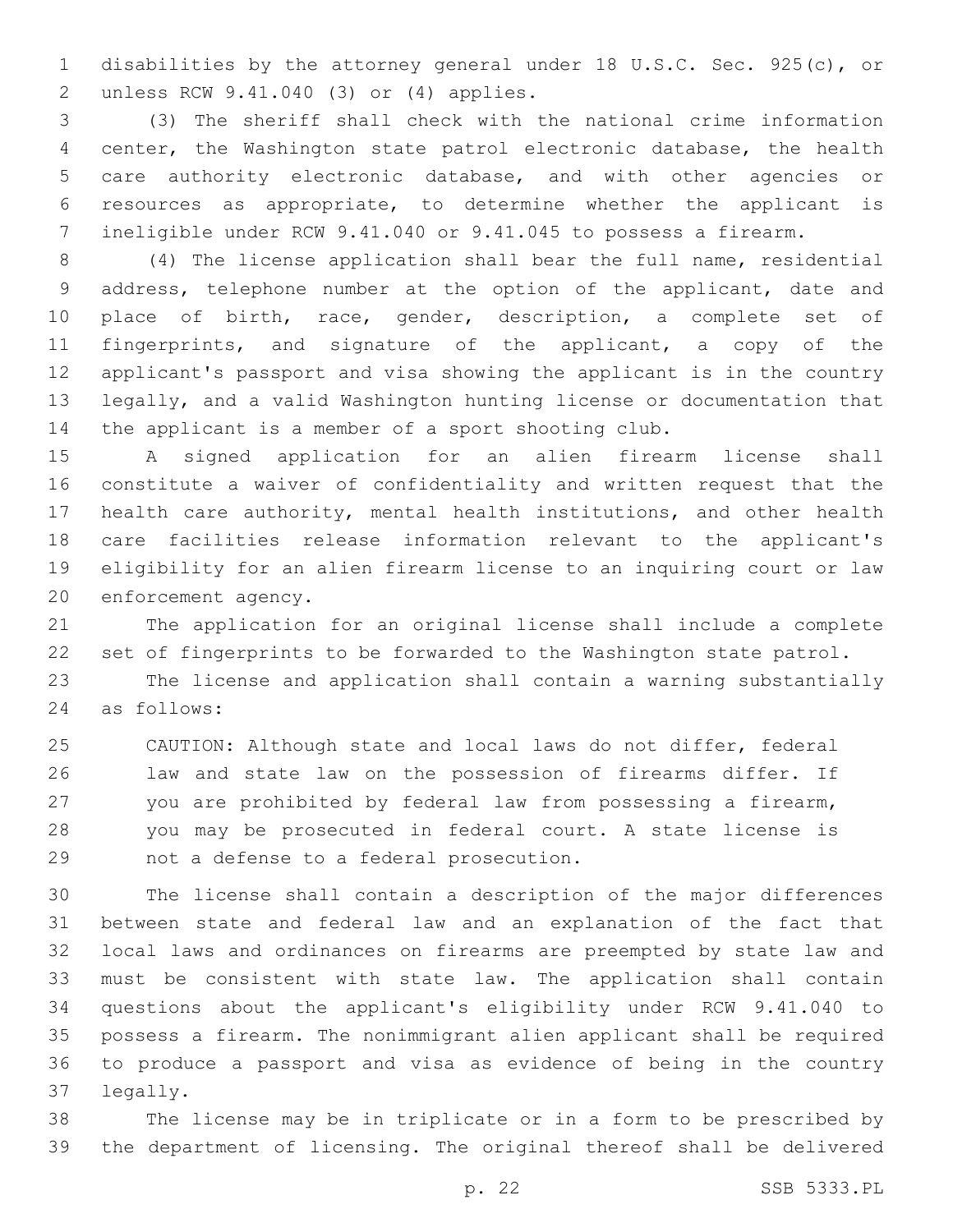disabilities by the attorney general under 18 U.S.C. Sec. 925(c), or unless RCW 9.41.040 (3) or (4) applies.

(3) The sheriff shall check with the national crime information center, the Washington state patrol electronic database, the health care authority electronic database, and with other agencies or resources as appropriate, to determine whether the applicant is ineligible under RCW 9.41.040 or 9.41.045 to possess a firearm.

(4) The license application shall bear the full name, residential address, telephone number at the option of the applicant, date and place of birth, race, gender, description, a complete set of fingerprints, and signature of the applicant, a copy of the applicant's passport and visa showing the applicant is in the country legally, and a valid Washington hunting license or documentation that the applicant is a member of a sport shooting club.

A signed application for an alien firearm license shall constitute a waiver of confidentiality and written request that the health care authority, mental health institutions, and other health care facilities release information relevant to the applicant's eligibility for an alien firearm license to an inquiring court or law enforcement agency.

The application for an original license shall include a complete set of fingerprints to be forwarded to the Washington state patrol.

The license and application shall contain a warning substantially as follows:

> CAUTION: Although state and local laws do not differ, federal law and state law on the possession of firearms differ. If you are prohibited by federal law from possessing a firearm, you may be prosecuted in federal court. A state license is not a defense to a federal prosecution.

The license shall contain a description of the major differences between state and federal law and an explanation of the fact that local laws and ordinances on firearms are preempted by state law and must be consistent with state law. The application shall contain questions about the applicant's eligibility under RCW 9.41.040 to possess a firearm. The nonimmigrant alien applicant shall be required to produce a passport and visa as evidence of being in the country legally.

The license may be in triplicate or in a form to be prescribed by the department of licensing. The original thereof shall be delivered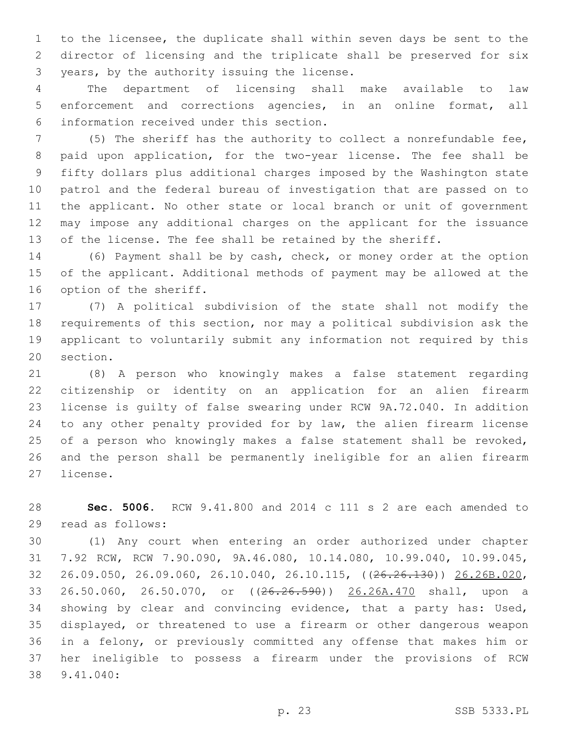to the licensee, the duplicate shall within seven days be sent to the director of licensing and the triplicate shall be preserved for six years, by the authority issuing the license.

The department of licensing shall make available to law enforcement and corrections agencies, in an online format, all information received under this section.

(5) The sheriff has the authority to collect a nonrefundable fee, paid upon application, for the two-year license. The fee shall be fifty dollars plus additional charges imposed by the Washington state patrol and the federal bureau of investigation that are passed on to the applicant. No other state or local branch or unit of government may impose any additional charges on the applicant for the issuance of the license. The fee shall be retained by the sheriff.

(6) Payment shall be by cash, check, or money order at the option of the applicant. Additional methods of payment may be allowed at the option of the sheriff.

(7) A political subdivision of the state shall not modify the requirements of this section, nor may a political subdivision ask the applicant to voluntarily submit any information not required by this section.

(8) A person who knowingly makes a false statement regarding citizenship or identity on an application for an alien firearm license is guilty of false swearing under RCW 9A.72.040. In addition to any other penalty provided for by law, the alien firearm license of a person who knowingly makes a false statement shall be revoked, and the person shall be permanently ineligible for an alien firearm license.

**Sec. 5006.** RCW 9.41.800 and 2014 c 111 s 2 are each amended to read as follows:

(1) Any court when entering an order authorized under chapter 7.92 RCW, RCW 7.90.090, 9A.46.080, 10.14.080, 10.99.040, 10.99.045, 26.09.050, 26.09.060, 26.10.040, 26.10.115, ((~~26.26.130~~)) <u>26.26B.020</u>, 26.50.060, 26.50.070, or ((~~26.26.590~~)) <u>26.26A.470</u> shall, upon a showing by clear and convincing evidence, that a party has: Used, displayed, or threatened to use a firearm or other dangerous weapon in a felony, or previously committed any offense that makes him or her ineligible to possess a firearm under the provisions of RCW 9.41.040: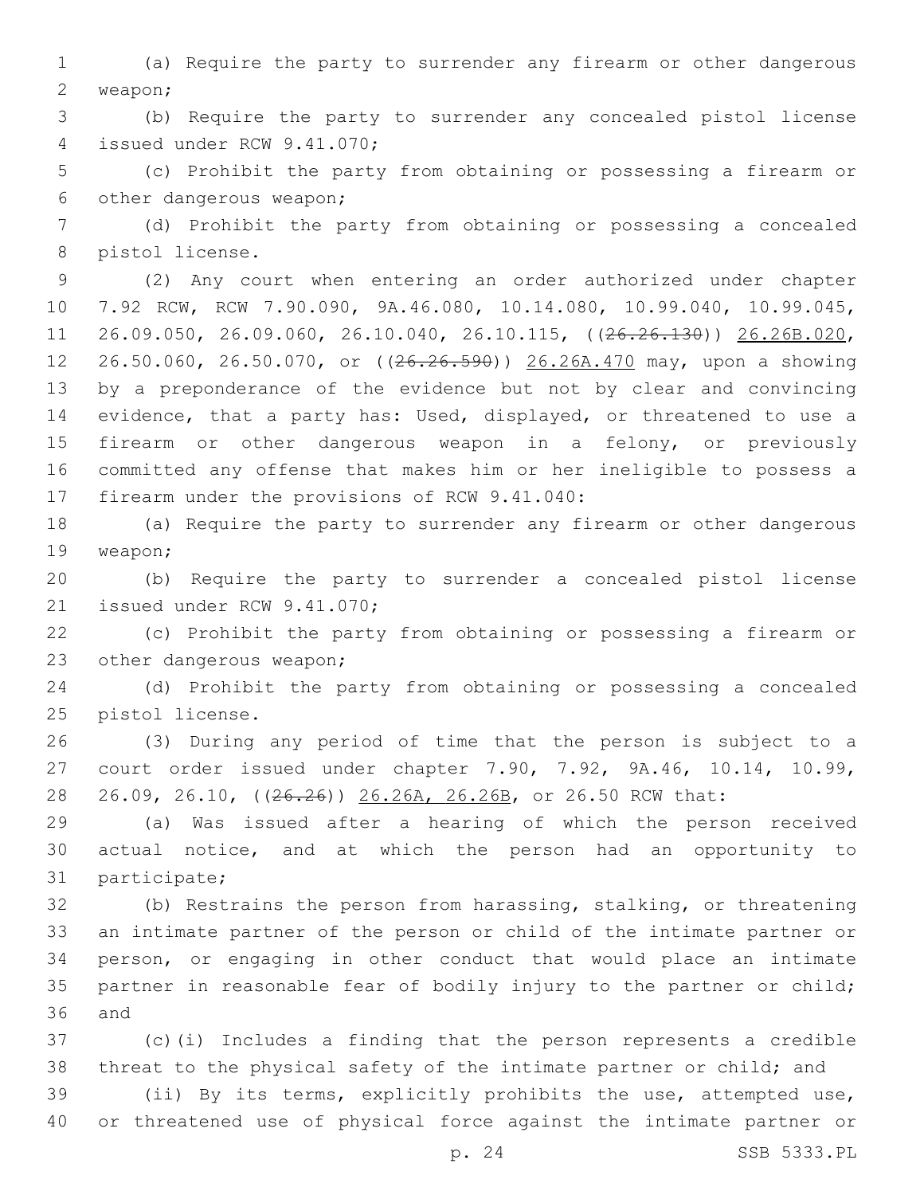(a) Require the party to surrender any firearm or other dangerous weapon;

(b) Require the party to surrender any concealed pistol license issued under RCW 9.41.070;

(c) Prohibit the party from obtaining or possessing a firearm or other dangerous weapon;

(d) Prohibit the party from obtaining or possessing a concealed pistol license.

(2) Any court when entering an order authorized under chapter 7.92 RCW, RCW 7.90.090, 9A.46.080, 10.14.080, 10.99.040, 10.99.045, 26.09.050, 26.09.060, 26.10.040, 26.10.115, ((~~26.26.130~~)) 26.26B.020, 26.50.060, 26.50.070, or ((~~26.26.590~~)) 26.26A.470 may, upon a showing by a preponderance of the evidence but not by clear and convincing evidence, that a party has: Used, displayed, or threatened to use a firearm or other dangerous weapon in a felony, or previously committed any offense that makes him or her ineligible to possess a firearm under the provisions of RCW 9.41.040:

(a) Require the party to surrender any firearm or other dangerous weapon;

(b) Require the party to surrender a concealed pistol license issued under RCW 9.41.070;

(c) Prohibit the party from obtaining or possessing a firearm or other dangerous weapon;

(d) Prohibit the party from obtaining or possessing a concealed pistol license.

(3) During any period of time that the person is subject to a court order issued under chapter 7.90, 7.92, 9A.46, 10.14, 10.99, 26.09, 26.10, ((~~26.26~~)) 26.26A, 26.26B, or 26.50 RCW that:

(a) Was issued after a hearing of which the person received actual notice, and at which the person had an opportunity to participate;

(b) Restrains the person from harassing, stalking, or threatening an intimate partner of the person or child of the intimate partner or person, or engaging in other conduct that would place an intimate partner in reasonable fear of bodily injury to the partner or child; and

(c)(i) Includes a finding that the person represents a credible threat to the physical safety of the intimate partner or child; and

(ii) By its terms, explicitly prohibits the use, attempted use, or threatened use of physical force against the intimate partner or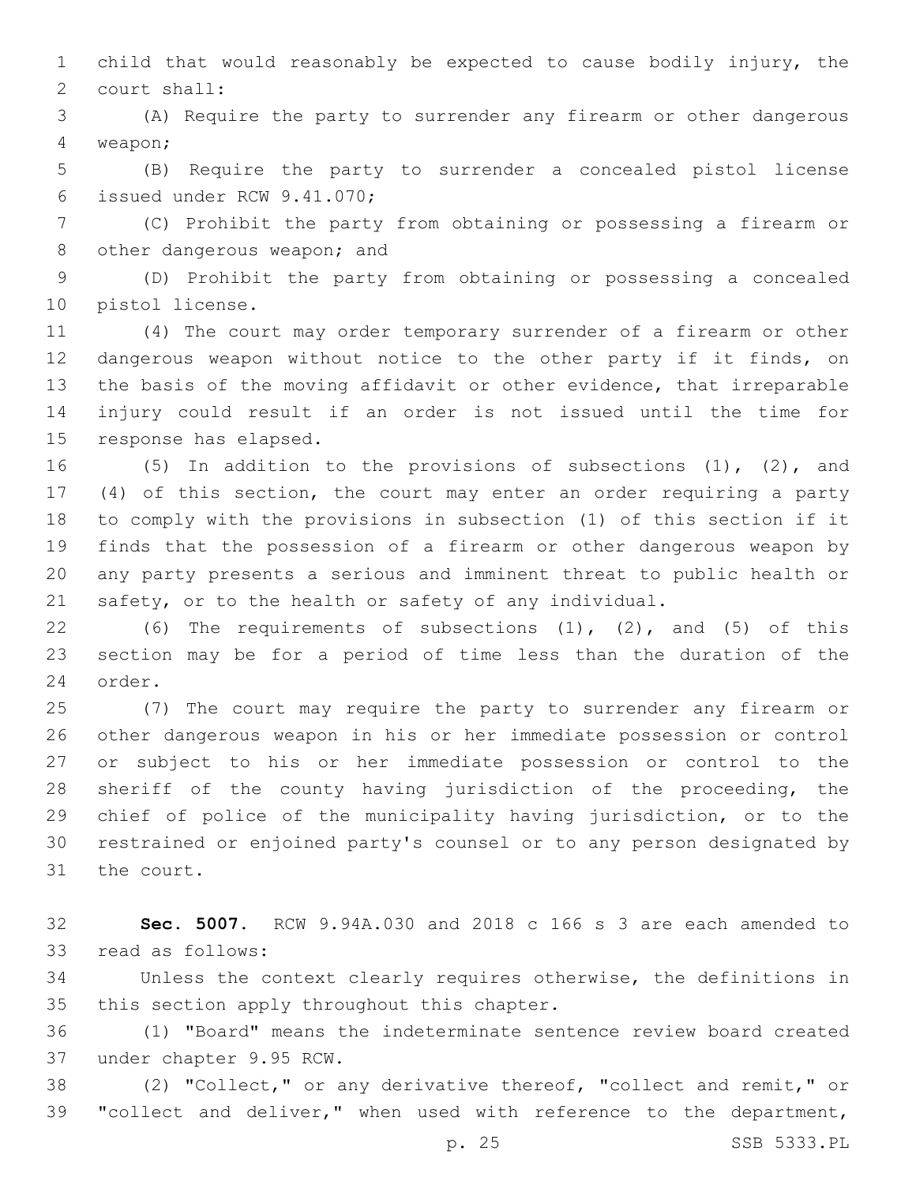child that would reasonably be expected to cause bodily injury, the court shall:

(A) Require the party to surrender any firearm or other dangerous weapon;

(B) Require the party to surrender a concealed pistol license issued under RCW 9.41.070;

(C) Prohibit the party from obtaining or possessing a firearm or other dangerous weapon; and

(D) Prohibit the party from obtaining or possessing a concealed pistol license.

(4) The court may order temporary surrender of a firearm or other dangerous weapon without notice to the other party if it finds, on the basis of the moving affidavit or other evidence, that irreparable injury could result if an order is not issued until the time for response has elapsed.

(5) In addition to the provisions of subsections (1), (2), and (4) of this section, the court may enter an order requiring a party to comply with the provisions in subsection (1) of this section if it finds that the possession of a firearm or other dangerous weapon by any party presents a serious and imminent threat to public health or safety, or to the health or safety of any individual.

(6) The requirements of subsections (1), (2), and (5) of this section may be for a period of time less than the duration of the order.

(7) The court may require the party to surrender any firearm or other dangerous weapon in his or her immediate possession or control or subject to his or her immediate possession or control to the sheriff of the county having jurisdiction of the proceeding, the chief of police of the municipality having jurisdiction, or to the restrained or enjoined party's counsel or to any person designated by the court.

**Sec. 5007.** RCW 9.94A.030 and 2018 c 166 s 3 are each amended to read as follows:

Unless the context clearly requires otherwise, the definitions in this section apply throughout this chapter.

(1) "Board" means the indeterminate sentence review board created under chapter 9.95 RCW.

(2) "Collect," or any derivative thereof, "collect and remit," or "collect and deliver," when used with reference to the department,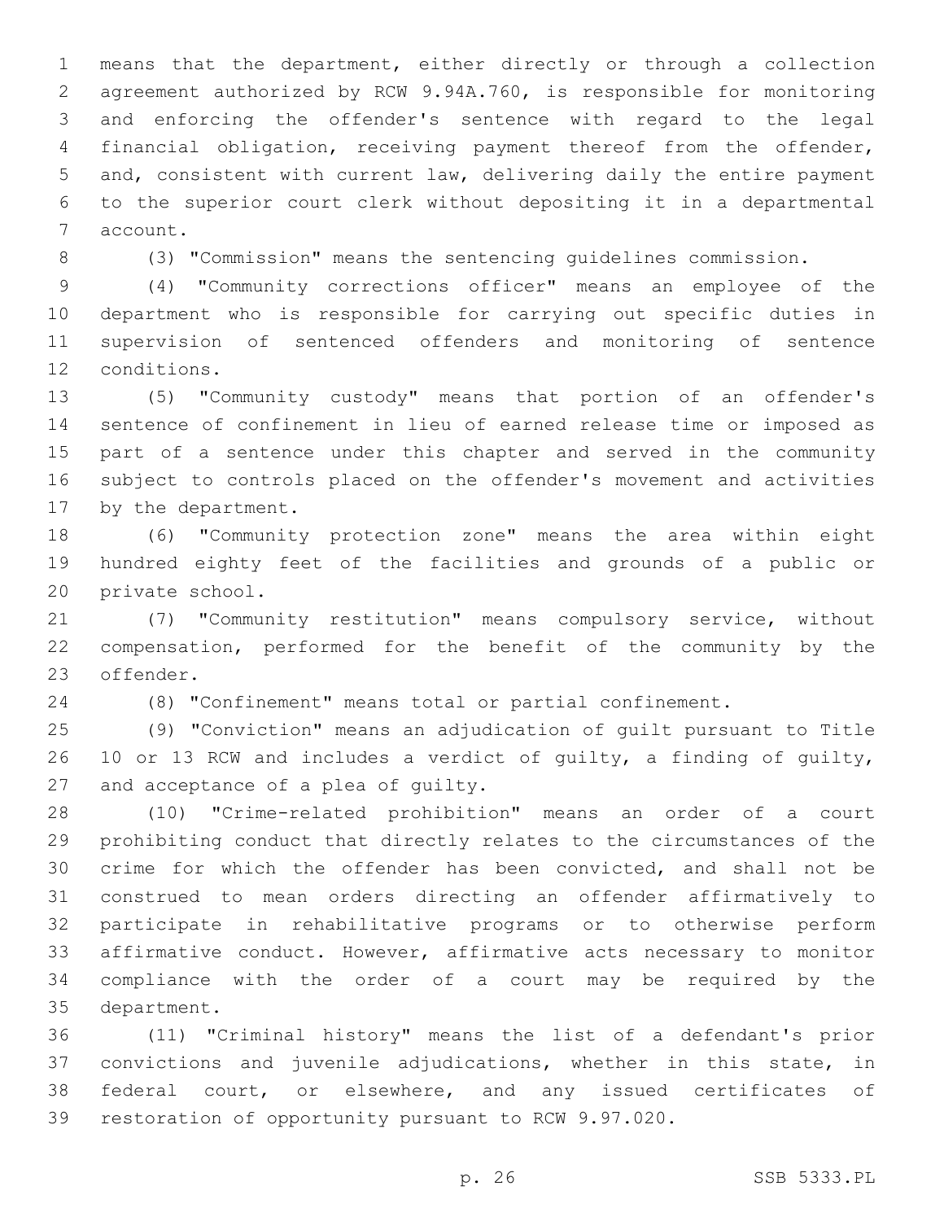means that the department, either directly or through a collection agreement authorized by RCW 9.94A.760, is responsible for monitoring and enforcing the offender's sentence with regard to the legal financial obligation, receiving payment thereof from the offender, and, consistent with current law, delivering daily the entire payment to the superior court clerk without depositing it in a departmental account.

(3) "Commission" means the sentencing guidelines commission.

(4) "Community corrections officer" means an employee of the department who is responsible for carrying out specific duties in supervision of sentenced offenders and monitoring of sentence conditions.

(5) "Community custody" means that portion of an offender's sentence of confinement in lieu of earned release time or imposed as part of a sentence under this chapter and served in the community subject to controls placed on the offender's movement and activities by the department.

(6) "Community protection zone" means the area within eight hundred eighty feet of the facilities and grounds of a public or private school.

(7) "Community restitution" means compulsory service, without compensation, performed for the benefit of the community by the offender.

(8) "Confinement" means total or partial confinement.

(9) "Conviction" means an adjudication of guilt pursuant to Title 10 or 13 RCW and includes a verdict of guilty, a finding of guilty, and acceptance of a plea of guilty.

(10) "Crime-related prohibition" means an order of a court prohibiting conduct that directly relates to the circumstances of the crime for which the offender has been convicted, and shall not be construed to mean orders directing an offender affirmatively to participate in rehabilitative programs or to otherwise perform affirmative conduct. However, affirmative acts necessary to monitor compliance with the order of a court may be required by the department.

(11) "Criminal history" means the list of a defendant's prior convictions and juvenile adjudications, whether in this state, in federal court, or elsewhere, and any issued certificates of restoration of opportunity pursuant to RCW 9.97.020.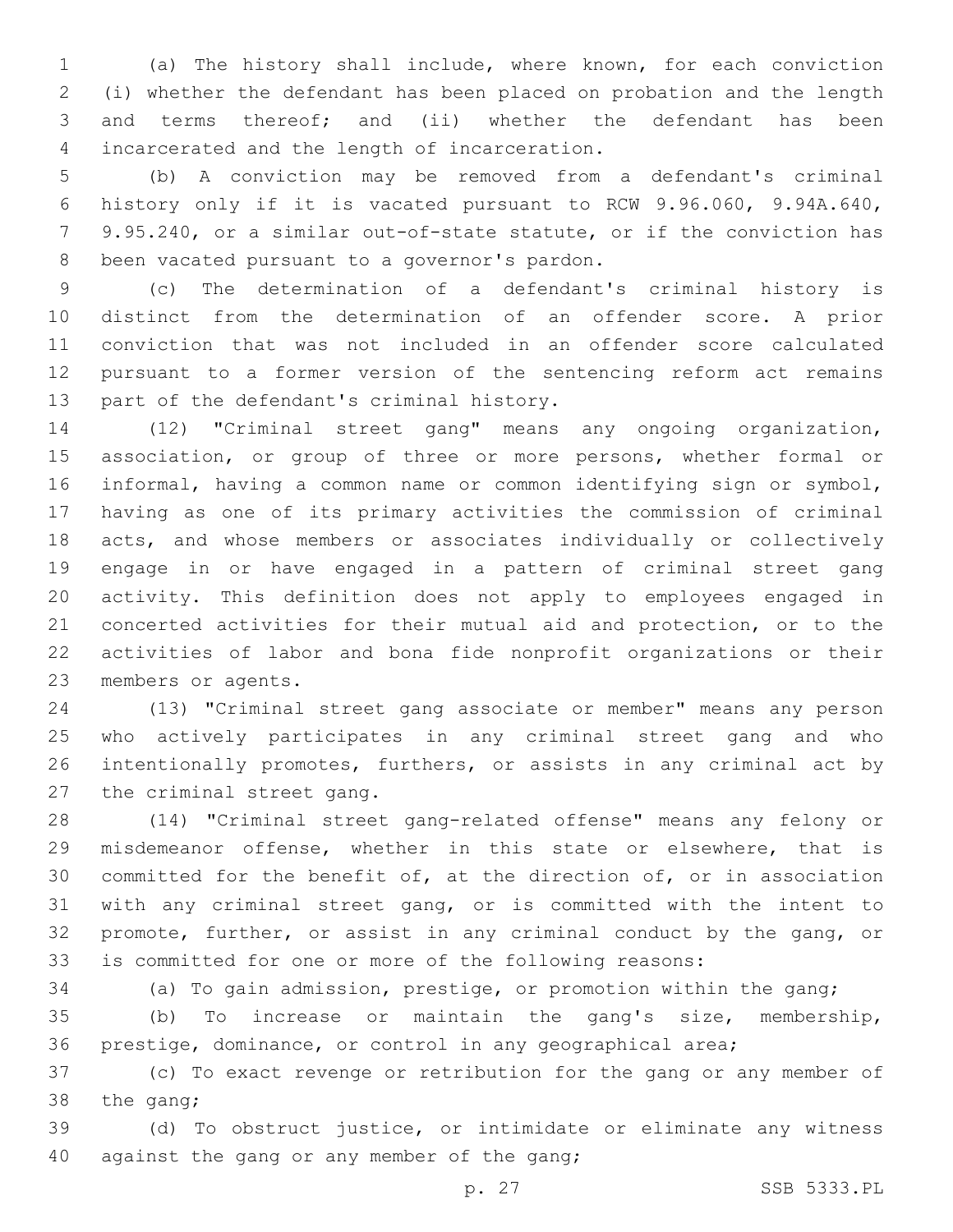(a) The history shall include, where known, for each conviction (i) whether the defendant has been placed on probation and the length and terms thereof; and (ii) whether the defendant has been incarcerated and the length of incarceration.

(b) A conviction may be removed from a defendant's criminal history only if it is vacated pursuant to RCW 9.96.060, 9.94A.640, 9.95.240, or a similar out-of-state statute, or if the conviction has been vacated pursuant to a governor's pardon.

(c) The determination of a defendant's criminal history is distinct from the determination of an offender score. A prior conviction that was not included in an offender score calculated pursuant to a former version of the sentencing reform act remains part of the defendant's criminal history.

(12) "Criminal street gang" means any ongoing organization, association, or group of three or more persons, whether formal or informal, having a common name or common identifying sign or symbol, having as one of its primary activities the commission of criminal acts, and whose members or associates individually or collectively engage in or have engaged in a pattern of criminal street gang activity. This definition does not apply to employees engaged in concerted activities for their mutual aid and protection, or to the activities of labor and bona fide nonprofit organizations or their members or agents.

(13) "Criminal street gang associate or member" means any person who actively participates in any criminal street gang and who intentionally promotes, furthers, or assists in any criminal act by the criminal street gang.

(14) "Criminal street gang-related offense" means any felony or misdemeanor offense, whether in this state or elsewhere, that is committed for the benefit of, at the direction of, or in association with any criminal street gang, or is committed with the intent to promote, further, or assist in any criminal conduct by the gang, or is committed for one or more of the following reasons:

(a) To gain admission, prestige, or promotion within the gang;

(b) To increase or maintain the gang's size, membership, prestige, dominance, or control in any geographical area;

(c) To exact revenge or retribution for the gang or any member of the gang;

(d) To obstruct justice, or intimidate or eliminate any witness against the gang or any member of the gang;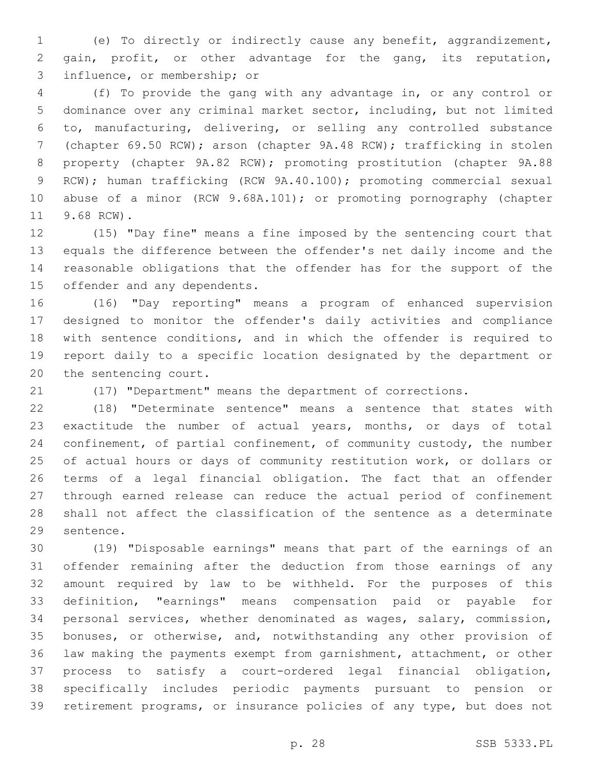(e) To directly or indirectly cause any benefit, aggrandizement, gain, profit, or other advantage for the gang, its reputation, influence, or membership; or

(f) To provide the gang with any advantage in, or any control or dominance over any criminal market sector, including, but not limited to, manufacturing, delivering, or selling any controlled substance (chapter 69.50 RCW); arson (chapter 9A.48 RCW); trafficking in stolen property (chapter 9A.82 RCW); promoting prostitution (chapter 9A.88 RCW); human trafficking (RCW 9A.40.100); promoting commercial sexual abuse of a minor (RCW 9.68A.101); or promoting pornography (chapter 9.68 RCW).

(15) "Day fine" means a fine imposed by the sentencing court that equals the difference between the offender's net daily income and the reasonable obligations that the offender has for the support of the offender and any dependents.

(16) "Day reporting" means a program of enhanced supervision designed to monitor the offender's daily activities and compliance with sentence conditions, and in which the offender is required to report daily to a specific location designated by the department or the sentencing court.

(17) "Department" means the department of corrections.

(18) "Determinate sentence" means a sentence that states with exactitude the number of actual years, months, or days of total confinement, of partial confinement, of community custody, the number of actual hours or days of community restitution work, or dollars or terms of a legal financial obligation. The fact that an offender through earned release can reduce the actual period of confinement shall not affect the classification of the sentence as a determinate sentence.

(19) "Disposable earnings" means that part of the earnings of an offender remaining after the deduction from those earnings of any amount required by law to be withheld. For the purposes of this definition, "earnings" means compensation paid or payable for personal services, whether denominated as wages, salary, commission, bonuses, or otherwise, and, notwithstanding any other provision of law making the payments exempt from garnishment, attachment, or other process to satisfy a court-ordered legal financial obligation, specifically includes periodic payments pursuant to pension or retirement programs, or insurance policies of any type, but does not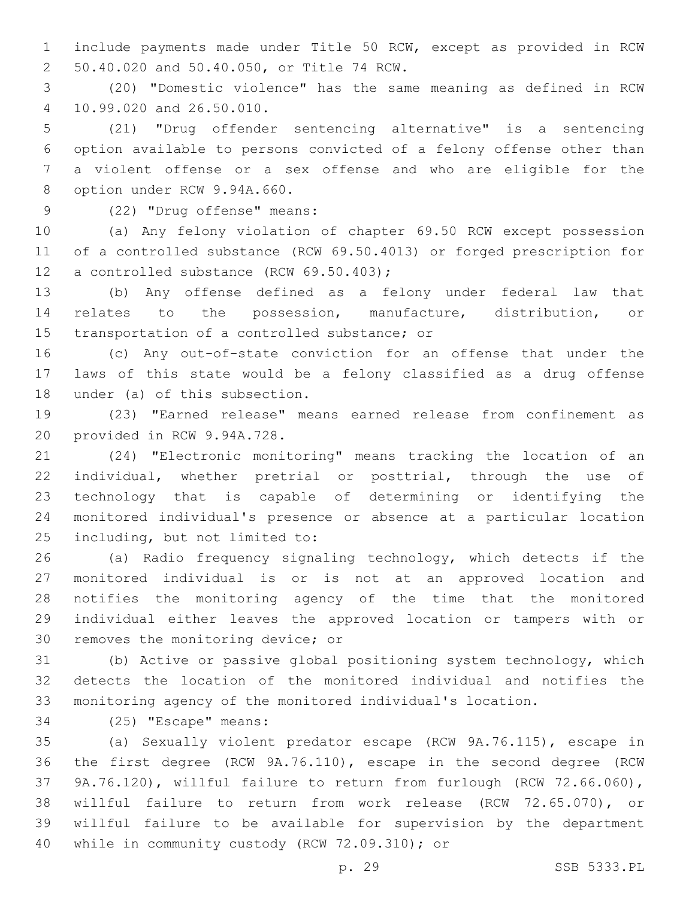include payments made under Title 50 RCW, except as provided in RCW 50.40.020 and 50.40.050, or Title 74 RCW.

(20) "Domestic violence" has the same meaning as defined in RCW 10.99.020 and 26.50.010.

(21) "Drug offender sentencing alternative" is a sentencing option available to persons convicted of a felony offense other than a violent offense or a sex offense and who are eligible for the option under RCW 9.94A.660.

(22) "Drug offense" means:

(a) Any felony violation of chapter 69.50 RCW except possession of a controlled substance (RCW 69.50.4013) or forged prescription for a controlled substance (RCW 69.50.403);

(b) Any offense defined as a felony under federal law that relates to the possession, manufacture, distribution, or transportation of a controlled substance; or

(c) Any out-of-state conviction for an offense that under the laws of this state would be a felony classified as a drug offense under (a) of this subsection.

(23) "Earned release" means earned release from confinement as provided in RCW 9.94A.728.

(24) "Electronic monitoring" means tracking the location of an individual, whether pretrial or posttrial, through the use of technology that is capable of determining or identifying the monitored individual's presence or absence at a particular location including, but not limited to:

(a) Radio frequency signaling technology, which detects if the monitored individual is or is not at an approved location and notifies the monitoring agency of the time that the monitored individual either leaves the approved location or tampers with or removes the monitoring device; or

(b) Active or passive global positioning system technology, which detects the location of the monitored individual and notifies the monitoring agency of the monitored individual's location.

(25) "Escape" means:

(a) Sexually violent predator escape (RCW 9A.76.115), escape in the first degree (RCW 9A.76.110), escape in the second degree (RCW 9A.76.120), willful failure to return from furlough (RCW 72.66.060), willful failure to return from work release (RCW 72.65.070), or willful failure to be available for supervision by the department while in community custody (RCW 72.09.310); or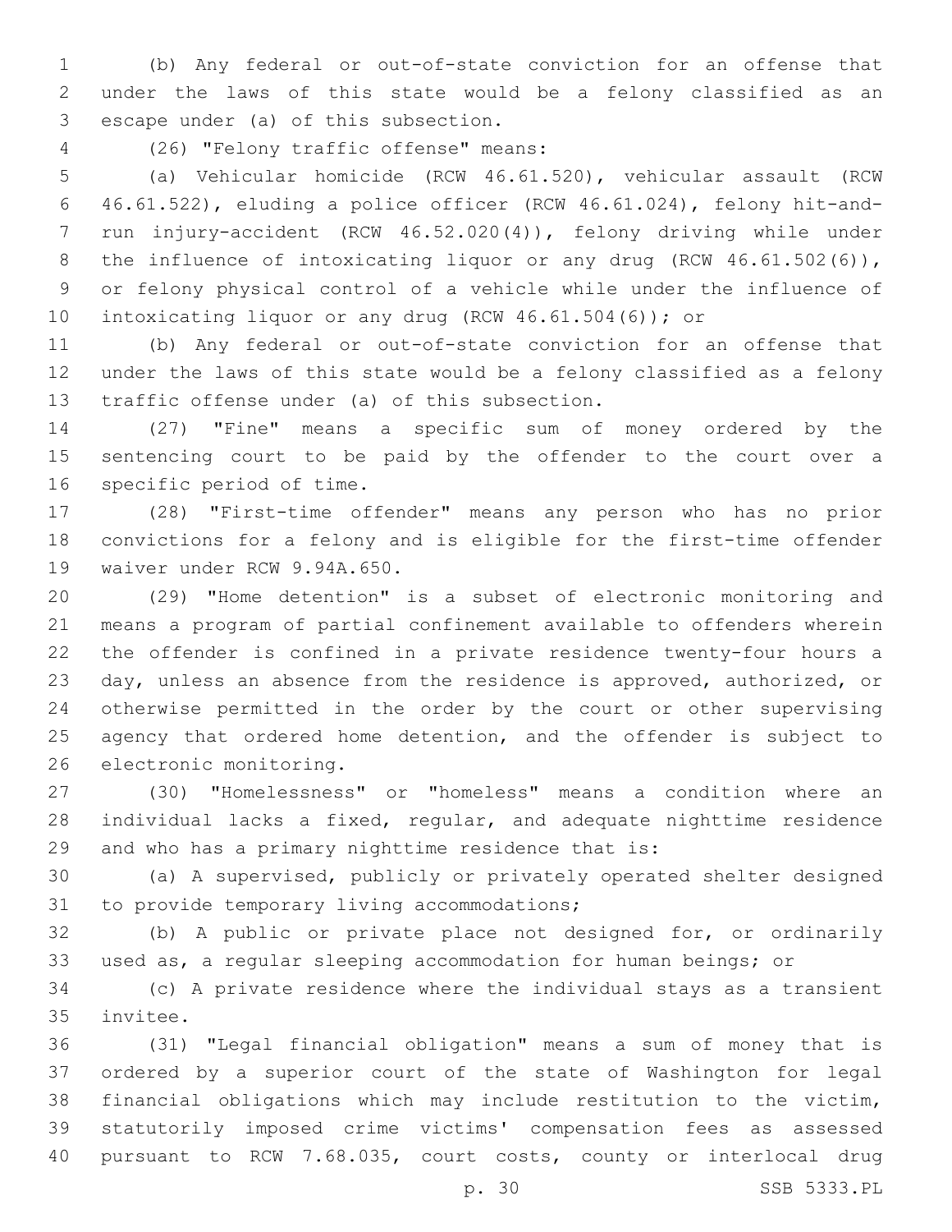(b) Any federal or out-of-state conviction for an offense that under the laws of this state would be a felony classified as an escape under (a) of this subsection.

(26) "Felony traffic offense" means:

(a) Vehicular homicide (RCW 46.61.520), vehicular assault (RCW 46.61.522), eluding a police officer (RCW 46.61.024), felony hit-and-run injury-accident (RCW 46.52.020(4)), felony driving while under the influence of intoxicating liquor or any drug (RCW 46.61.502(6)), or felony physical control of a vehicle while under the influence of intoxicating liquor or any drug (RCW 46.61.504(6)); or

(b) Any federal or out-of-state conviction for an offense that under the laws of this state would be a felony classified as a felony traffic offense under (a) of this subsection.

(27) "Fine" means a specific sum of money ordered by the sentencing court to be paid by the offender to the court over a specific period of time.

(28) "First-time offender" means any person who has no prior convictions for a felony and is eligible for the first-time offender waiver under RCW 9.94A.650.

(29) "Home detention" is a subset of electronic monitoring and means a program of partial confinement available to offenders wherein the offender is confined in a private residence twenty-four hours a day, unless an absence from the residence is approved, authorized, or otherwise permitted in the order by the court or other supervising agency that ordered home detention, and the offender is subject to electronic monitoring.

(30) "Homelessness" or "homeless" means a condition where an individual lacks a fixed, regular, and adequate nighttime residence and who has a primary nighttime residence that is:

(a) A supervised, publicly or privately operated shelter designed to provide temporary living accommodations;

(b) A public or private place not designed for, or ordinarily used as, a regular sleeping accommodation for human beings; or

(c) A private residence where the individual stays as a transient invitee.

(31) "Legal financial obligation" means a sum of money that is ordered by a superior court of the state of Washington for legal financial obligations which may include restitution to the victim, statutorily imposed crime victims' compensation fees as assessed pursuant to RCW 7.68.035, court costs, county or interlocal drug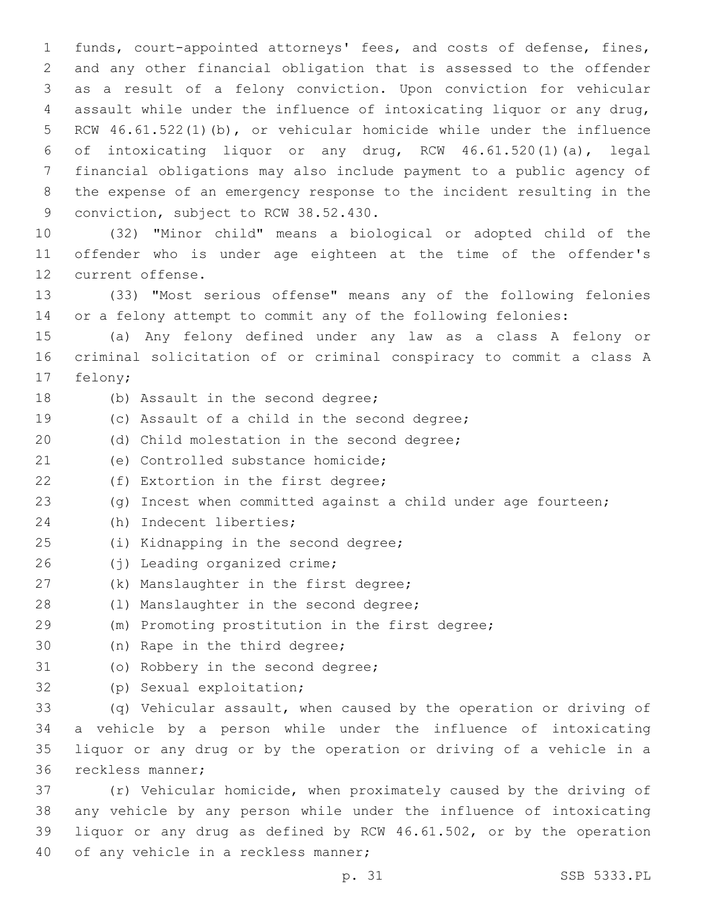funds, court-appointed attorneys' fees, and costs of defense, fines, and any other financial obligation that is assessed to the offender as a result of a felony conviction. Upon conviction for vehicular assault while under the influence of intoxicating liquor or any drug, RCW 46.61.522(1)(b), or vehicular homicide while under the influence of intoxicating liquor or any drug, RCW 46.61.520(1)(a), legal financial obligations may also include payment to a public agency of the expense of an emergency response to the incident resulting in the conviction, subject to RCW 38.52.430.

(32) "Minor child" means a biological or adopted child of the offender who is under age eighteen at the time of the offender's current offense.

(33) "Most serious offense" means any of the following felonies or a felony attempt to commit any of the following felonies:

(a) Any felony defined under any law as a class A felony or criminal solicitation of or criminal conspiracy to commit a class A felony;

(b) Assault in the second degree;

(c) Assault of a child in the second degree;

(d) Child molestation in the second degree;

(e) Controlled substance homicide;

(f) Extortion in the first degree;

(g) Incest when committed against a child under age fourteen;

(h) Indecent liberties;

(i) Kidnapping in the second degree;

(j) Leading organized crime;

(k) Manslaughter in the first degree;

(l) Manslaughter in the second degree;

(m) Promoting prostitution in the first degree;

(n) Rape in the third degree;

(o) Robbery in the second degree;

(p) Sexual exploitation;

(q) Vehicular assault, when caused by the operation or driving of a vehicle by a person while under the influence of intoxicating liquor or any drug or by the operation or driving of a vehicle in a reckless manner;

(r) Vehicular homicide, when proximately caused by the driving of any vehicle by any person while under the influence of intoxicating liquor or any drug as defined by RCW 46.61.502, or by the operation of any vehicle in a reckless manner;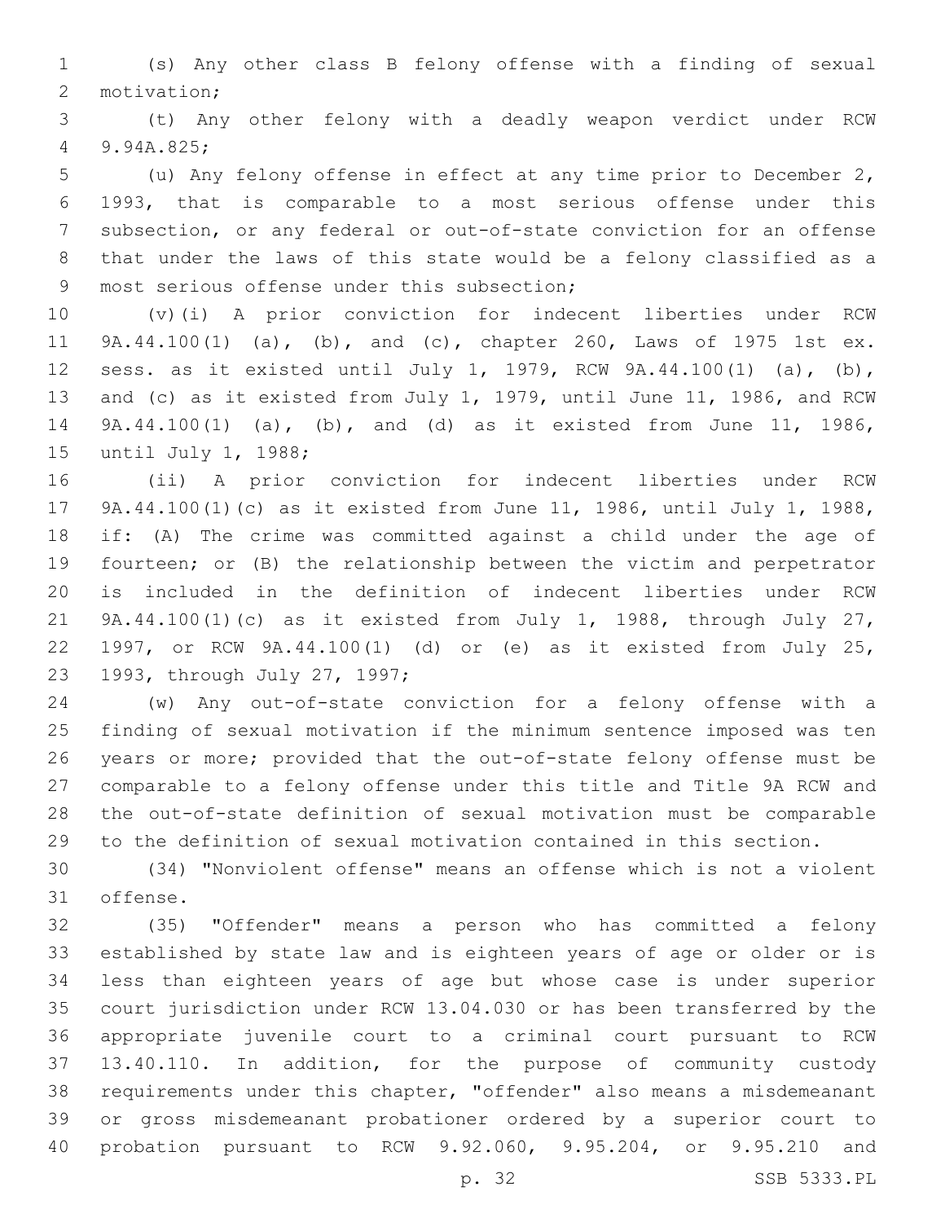(s) Any other class B felony offense with a finding of sexual motivation;

(t) Any other felony with a deadly weapon verdict under RCW 9.94A.825;

(u) Any felony offense in effect at any time prior to December 2, 1993, that is comparable to a most serious offense under this subsection, or any federal or out-of-state conviction for an offense that under the laws of this state would be a felony classified as a most serious offense under this subsection;

(v)(i) A prior conviction for indecent liberties under RCW 9A.44.100(1) (a), (b), and (c), chapter 260, Laws of 1975 1st ex. sess. as it existed until July 1, 1979, RCW 9A.44.100(1) (a), (b), and (c) as it existed from July 1, 1979, until June 11, 1986, and RCW 9A.44.100(1) (a), (b), and (d) as it existed from June 11, 1986, until July 1, 1988;

(ii) A prior conviction for indecent liberties under RCW 9A.44.100(1)(c) as it existed from June 11, 1986, until July 1, 1988, if: (A) The crime was committed against a child under the age of fourteen; or (B) the relationship between the victim and perpetrator is included in the definition of indecent liberties under RCW 9A.44.100(1)(c) as it existed from July 1, 1988, through July 27, 1997, or RCW 9A.44.100(1) (d) or (e) as it existed from July 25, 1993, through July 27, 1997;

(w) Any out-of-state conviction for a felony offense with a finding of sexual motivation if the minimum sentence imposed was ten years or more; provided that the out-of-state felony offense must be comparable to a felony offense under this title and Title 9A RCW and the out-of-state definition of sexual motivation must be comparable to the definition of sexual motivation contained in this section.

(34) "Nonviolent offense" means an offense which is not a violent offense.

(35) "Offender" means a person who has committed a felony established by state law and is eighteen years of age or older or is less than eighteen years of age but whose case is under superior court jurisdiction under RCW 13.04.030 or has been transferred by the appropriate juvenile court to a criminal court pursuant to RCW 13.40.110. In addition, for the purpose of community custody requirements under this chapter, "offender" also means a misdemeanant or gross misdemeanant probationer ordered by a superior court to probation pursuant to RCW 9.92.060, 9.95.204, or 9.95.210 and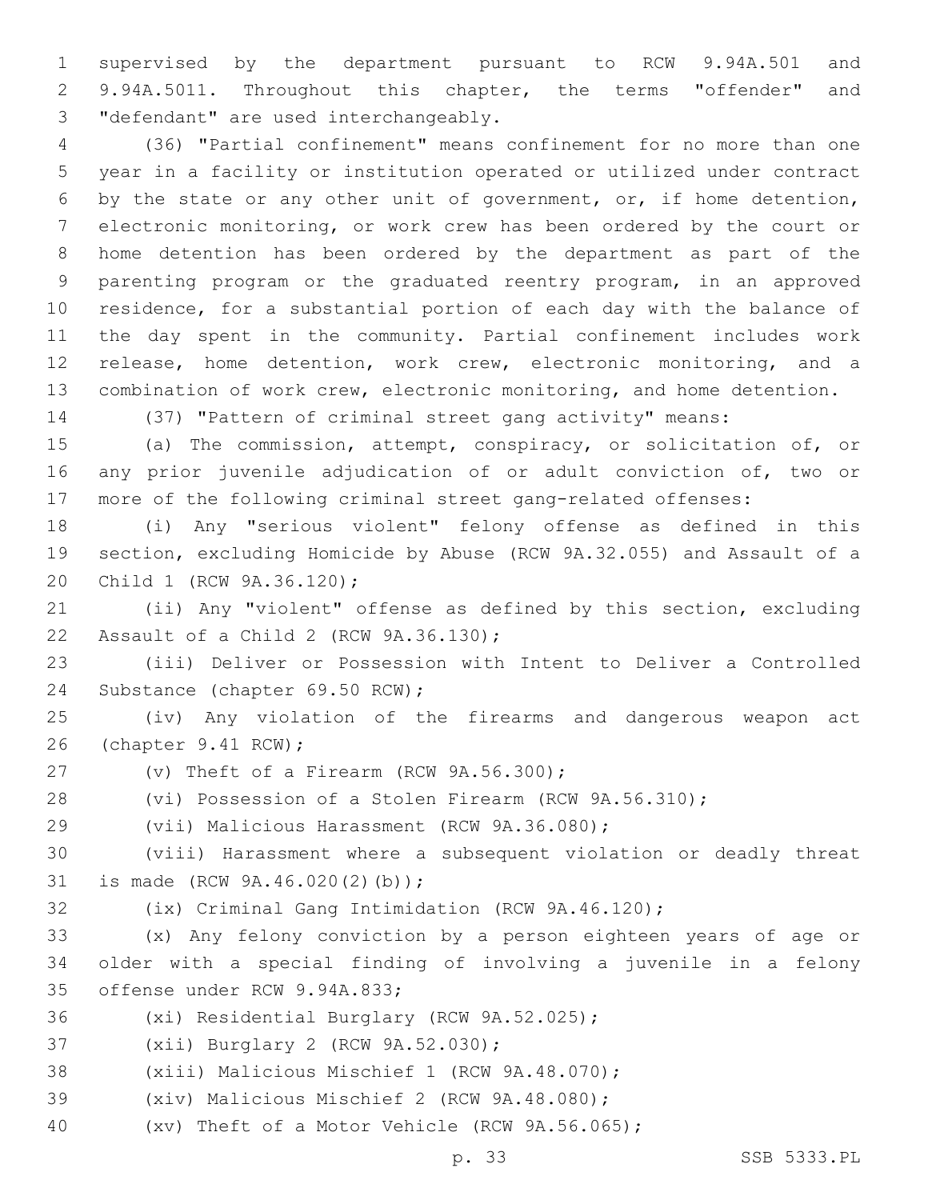supervised by the department pursuant to RCW 9.94A.501 and 9.94A.5011. Throughout this chapter, the terms "offender" and "defendant" are used interchangeably.

(36) "Partial confinement" means confinement for no more than one year in a facility or institution operated or utilized under contract by the state or any other unit of government, or, if home detention, electronic monitoring, or work crew has been ordered by the court or home detention has been ordered by the department as part of the parenting program or the graduated reentry program, in an approved residence, for a substantial portion of each day with the balance of the day spent in the community. Partial confinement includes work release, home detention, work crew, electronic monitoring, and a combination of work crew, electronic monitoring, and home detention.

(37) "Pattern of criminal street gang activity" means:

(a) The commission, attempt, conspiracy, or solicitation of, or any prior juvenile adjudication of or adult conviction of, two or more of the following criminal street gang-related offenses:

(i) Any "serious violent" felony offense as defined in this section, excluding Homicide by Abuse (RCW 9A.32.055) and Assault of a Child 1 (RCW 9A.36.120);

(ii) Any "violent" offense as defined by this section, excluding Assault of a Child 2 (RCW 9A.36.130);

(iii) Deliver or Possession with Intent to Deliver a Controlled Substance (chapter 69.50 RCW);

(iv) Any violation of the firearms and dangerous weapon act (chapter 9.41 RCW);

(v) Theft of a Firearm (RCW 9A.56.300);

(vi) Possession of a Stolen Firearm (RCW 9A.56.310);

(vii) Malicious Harassment (RCW 9A.36.080);

(viii) Harassment where a subsequent violation or deadly threat is made (RCW 9A.46.020(2)(b));

(ix) Criminal Gang Intimidation (RCW 9A.46.120);

(x) Any felony conviction by a person eighteen years of age or older with a special finding of involving a juvenile in a felony offense under RCW 9.94A.833;

(xi) Residential Burglary (RCW 9A.52.025);

(xii) Burglary 2 (RCW 9A.52.030);

(xiii) Malicious Mischief 1 (RCW 9A.48.070);

(xiv) Malicious Mischief 2 (RCW 9A.48.080);

(xv) Theft of a Motor Vehicle (RCW 9A.56.065);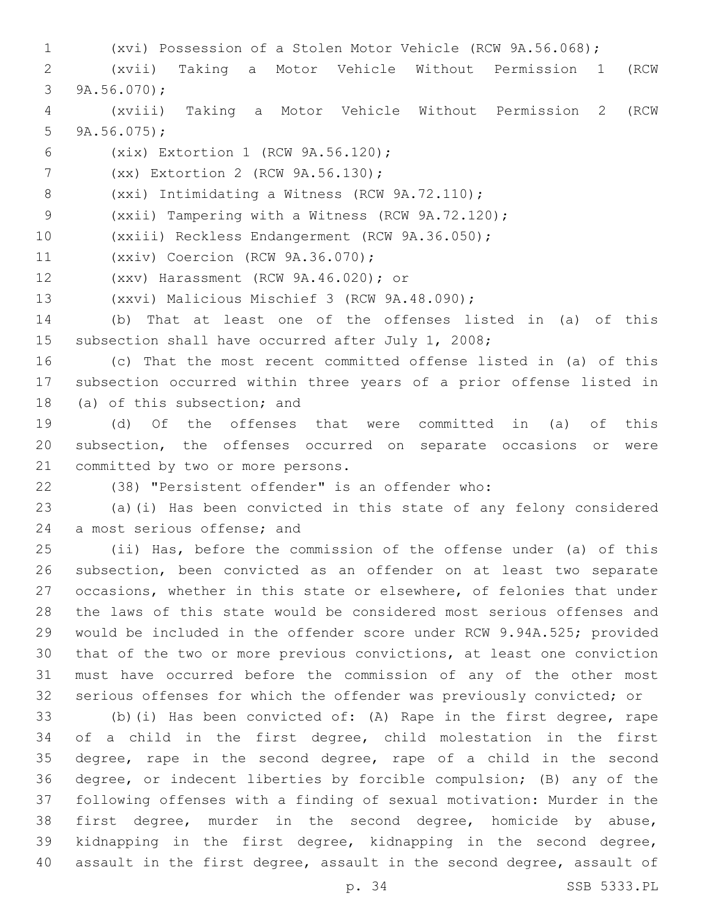(xvi) Possession of a Stolen Motor Vehicle (RCW 9A.56.068);

(xvii) Taking a Motor Vehicle Without Permission 1 (RCW 9A.56.070);

(xviii) Taking a Motor Vehicle Without Permission 2 (RCW 9A.56.075);

(xix) Extortion 1 (RCW 9A.56.120);

(xx) Extortion 2 (RCW 9A.56.130);

(xxi) Intimidating a Witness (RCW 9A.72.110);

(xxii) Tampering with a Witness (RCW 9A.72.120);

(xxiii) Reckless Endangerment (RCW 9A.36.050);

(xxiv) Coercion (RCW 9A.36.070);

(xxv) Harassment (RCW 9A.46.020); or

(xxvi) Malicious Mischief 3 (RCW 9A.48.090);

(b) That at least one of the offenses listed in (a) of this subsection shall have occurred after July 1, 2008;

(c) That the most recent committed offense listed in (a) of this subsection occurred within three years of a prior offense listed in (a) of this subsection; and

(d) Of the offenses that were committed in (a) of this subsection, the offenses occurred on separate occasions or were committed by two or more persons.

(38) "Persistent offender" is an offender who:

(a)(i) Has been convicted in this state of any felony considered a most serious offense; and

(ii) Has, before the commission of the offense under (a) of this subsection, been convicted as an offender on at least two separate occasions, whether in this state or elsewhere, of felonies that under the laws of this state would be considered most serious offenses and would be included in the offender score under RCW 9.94A.525; provided that of the two or more previous convictions, at least one conviction must have occurred before the commission of any of the other most serious offenses for which the offender was previously convicted; or

(b)(i) Has been convicted of: (A) Rape in the first degree, rape of a child in the first degree, child molestation in the first degree, rape in the second degree, rape of a child in the second degree, or indecent liberties by forcible compulsion; (B) any of the following offenses with a finding of sexual motivation: Murder in the first degree, murder in the second degree, homicide by abuse, kidnapping in the first degree, kidnapping in the second degree, assault in the first degree, assault in the second degree, assault of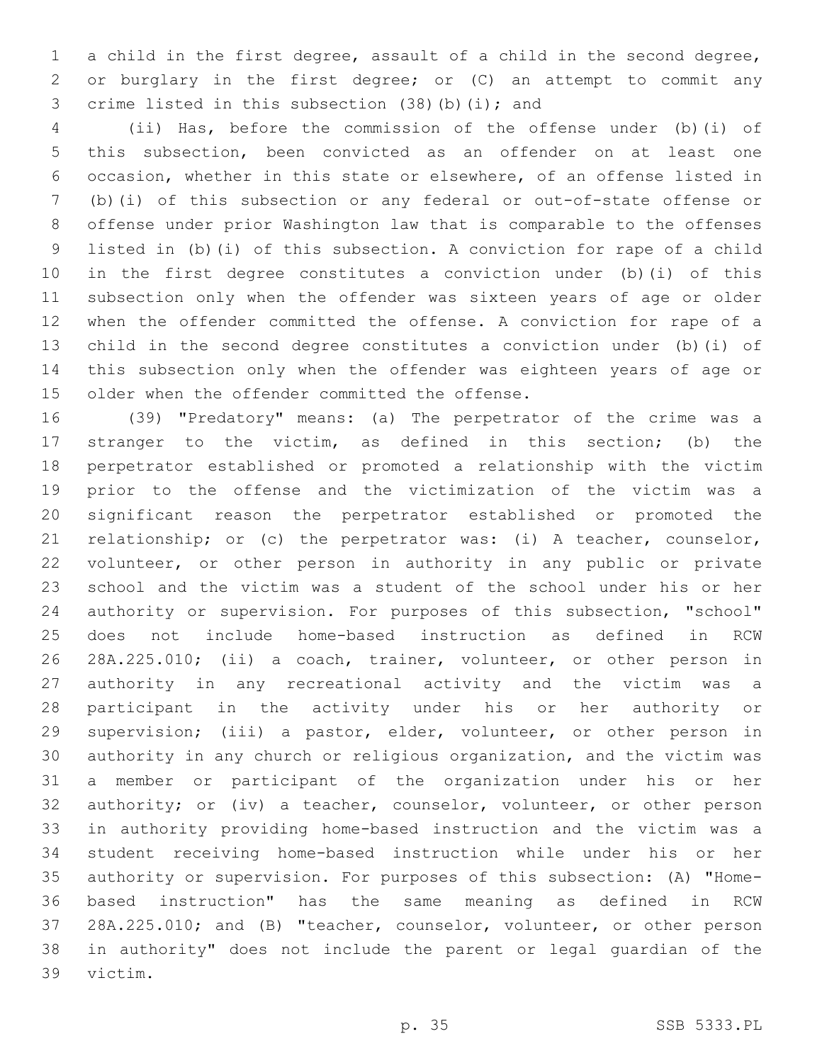a child in the first degree, assault of a child in the second degree, or burglary in the first degree; or (C) an attempt to commit any crime listed in this subsection (38)(b)(i); and

(ii) Has, before the commission of the offense under (b)(i) of this subsection, been convicted as an offender on at least one occasion, whether in this state or elsewhere, of an offense listed in (b)(i) of this subsection or any federal or out-of-state offense or offense under prior Washington law that is comparable to the offenses listed in (b)(i) of this subsection. A conviction for rape of a child in the first degree constitutes a conviction under (b)(i) of this subsection only when the offender was sixteen years of age or older when the offender committed the offense. A conviction for rape of a child in the second degree constitutes a conviction under (b)(i) of this subsection only when the offender was eighteen years of age or older when the offender committed the offense.

(39) "Predatory" means: (a) The perpetrator of the crime was a stranger to the victim, as defined in this section; (b) the perpetrator established or promoted a relationship with the victim prior to the offense and the victimization of the victim was a significant reason the perpetrator established or promoted the relationship; or (c) the perpetrator was: (i) A teacher, counselor, volunteer, or other person in authority in any public or private school and the victim was a student of the school under his or her authority or supervision. For purposes of this subsection, "school" does not include home-based instruction as defined in RCW 28A.225.010; (ii) a coach, trainer, volunteer, or other person in authority in any recreational activity and the victim was a participant in the activity under his or her authority or supervision; (iii) a pastor, elder, volunteer, or other person in authority in any church or religious organization, and the victim was a member or participant of the organization under his or her authority; or (iv) a teacher, counselor, volunteer, or other person in authority providing home-based instruction and the victim was a student receiving home-based instruction while under his or her authority or supervision. For purposes of this subsection: (A) "Home-based instruction" has the same meaning as defined in RCW 28A.225.010; and (B) "teacher, counselor, volunteer, or other person in authority" does not include the parent or legal guardian of the victim.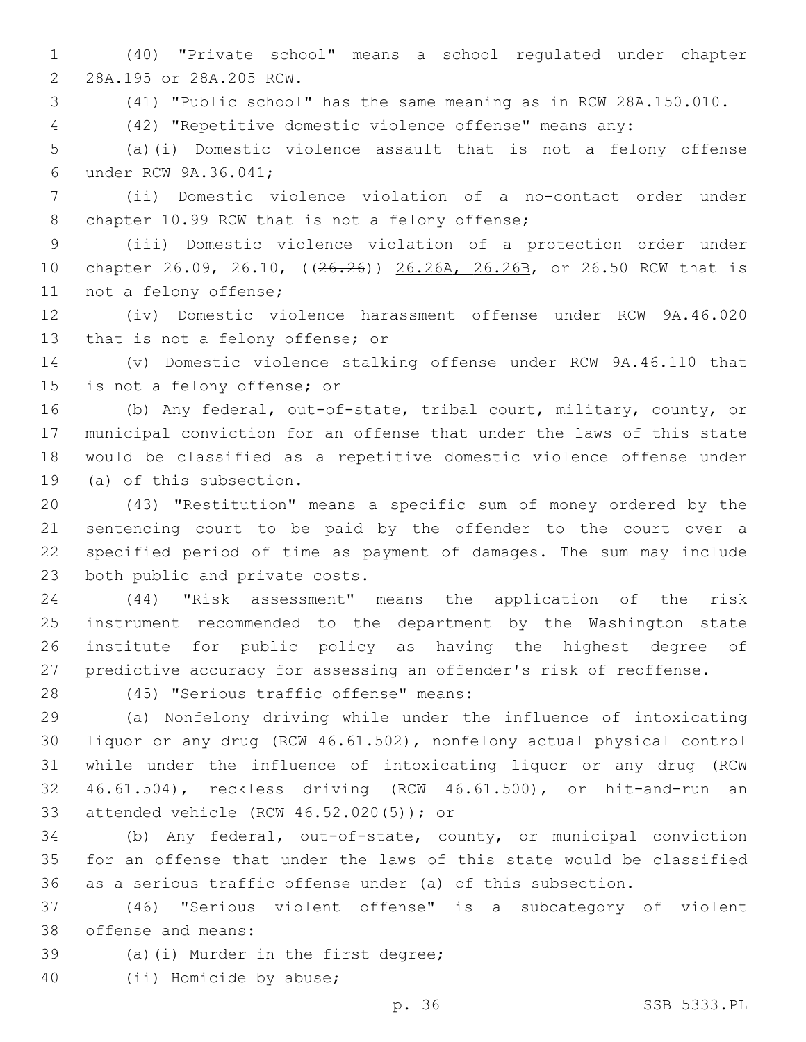(40) "Private school" means a school regulated under chapter 28A.195 or 28A.205 RCW.

(41) "Public school" has the same meaning as in RCW 28A.150.010.

(42) "Repetitive domestic violence offense" means any:

(a)(i) Domestic violence assault that is not a felony offense under RCW 9A.36.041;

(ii) Domestic violence violation of a no-contact order under chapter 10.99 RCW that is not a felony offense;

(iii) Domestic violence violation of a protection order under chapter 26.09, 26.10, ((~~26.26~~)) <u>26.26A, 26.26B</u>, or 26.50 RCW that is not a felony offense;

(iv) Domestic violence harassment offense under RCW 9A.46.020 that is not a felony offense; or

(v) Domestic violence stalking offense under RCW 9A.46.110 that is not a felony offense; or

(b) Any federal, out-of-state, tribal court, military, county, or municipal conviction for an offense that under the laws of this state would be classified as a repetitive domestic violence offense under (a) of this subsection.

(43) "Restitution" means a specific sum of money ordered by the sentencing court to be paid by the offender to the court over a specified period of time as payment of damages. The sum may include both public and private costs.

(44) "Risk assessment" means the application of the risk instrument recommended to the department by the Washington state institute for public policy as having the highest degree of predictive accuracy for assessing an offender's risk of reoffense.

(45) "Serious traffic offense" means:

(a) Nonfelony driving while under the influence of intoxicating liquor or any drug (RCW 46.61.502), nonfelony actual physical control while under the influence of intoxicating liquor or any drug (RCW 46.61.504), reckless driving (RCW 46.61.500), or hit-and-run an attended vehicle (RCW 46.52.020(5)); or

(b) Any federal, out-of-state, county, or municipal conviction for an offense that under the laws of this state would be classified as a serious traffic offense under (a) of this subsection.

(46) "Serious violent offense" is a subcategory of violent offense and means:

(a)(i) Murder in the first degree;

(ii) Homicide by abuse;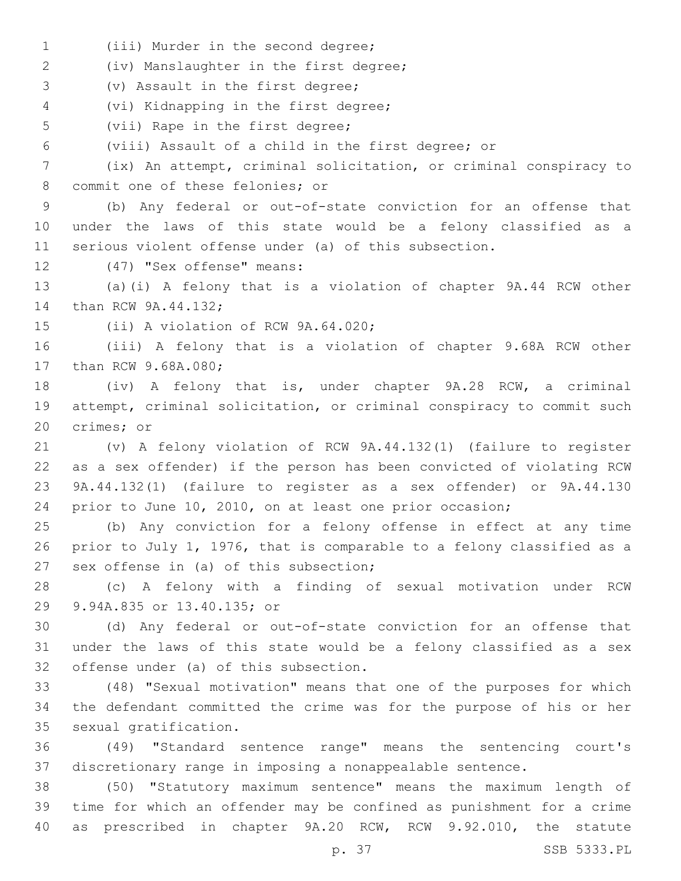(iii) Murder in the second degree;

(iv) Manslaughter in the first degree;

(v) Assault in the first degree;

(vi) Kidnapping in the first degree;

(vii) Rape in the first degree;

(viii) Assault of a child in the first degree; or

(ix) An attempt, criminal solicitation, or criminal conspiracy to commit one of these felonies; or

(b) Any federal or out-of-state conviction for an offense that under the laws of this state would be a felony classified as a serious violent offense under (a) of this subsection.

(47) "Sex offense" means:

(a)(i) A felony that is a violation of chapter 9A.44 RCW other than RCW 9A.44.132;

(ii) A violation of RCW 9A.64.020;

(iii) A felony that is a violation of chapter 9.68A RCW other than RCW 9.68A.080;

(iv) A felony that is, under chapter 9A.28 RCW, a criminal attempt, criminal solicitation, or criminal conspiracy to commit such crimes; or

(v) A felony violation of RCW 9A.44.132(1) (failure to register as a sex offender) if the person has been convicted of violating RCW 9A.44.132(1) (failure to register as a sex offender) or 9A.44.130 prior to June 10, 2010, on at least one prior occasion;

(b) Any conviction for a felony offense in effect at any time prior to July 1, 1976, that is comparable to a felony classified as a sex offense in (a) of this subsection;

(c) A felony with a finding of sexual motivation under RCW 9.94A.835 or 13.40.135; or

(d) Any federal or out-of-state conviction for an offense that under the laws of this state would be a felony classified as a sex offense under (a) of this subsection.

(48) "Sexual motivation" means that one of the purposes for which the defendant committed the crime was for the purpose of his or her sexual gratification.

(49) "Standard sentence range" means the sentencing court's discretionary range in imposing a nonappealable sentence.

(50) "Statutory maximum sentence" means the maximum length of time for which an offender may be confined as punishment for a crime as prescribed in chapter 9A.20 RCW, RCW 9.92.010, the statute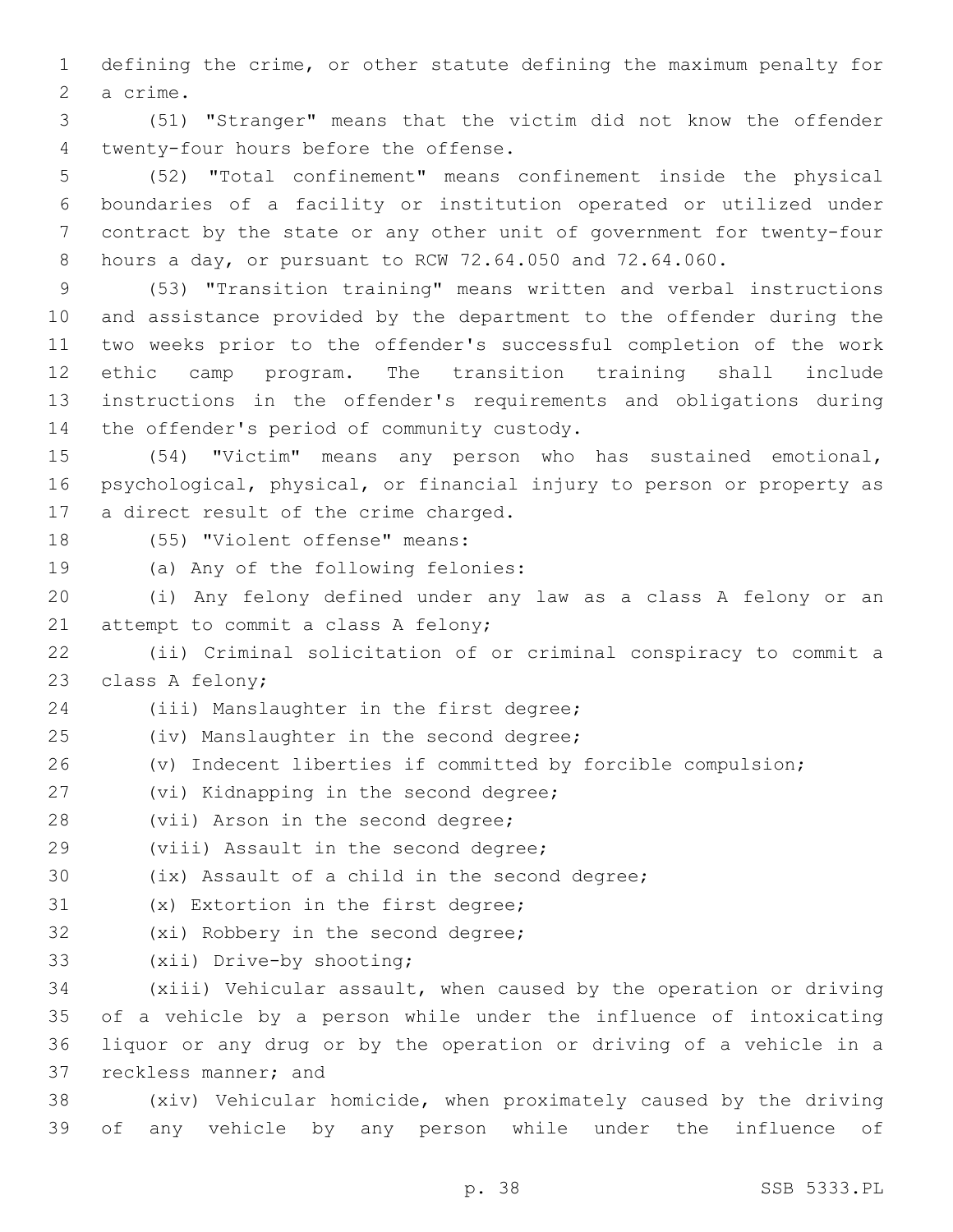defining the crime, or other statute defining the maximum penalty for a crime.

(51) "Stranger" means that the victim did not know the offender twenty-four hours before the offense.

(52) "Total confinement" means confinement inside the physical boundaries of a facility or institution operated or utilized under contract by the state or any other unit of government for twenty-four hours a day, or pursuant to RCW 72.64.050 and 72.64.060.

(53) "Transition training" means written and verbal instructions and assistance provided by the department to the offender during the two weeks prior to the offender's successful completion of the work ethic camp program. The transition training shall include instructions in the offender's requirements and obligations during the offender's period of community custody.

(54) "Victim" means any person who has sustained emotional, psychological, physical, or financial injury to person or property as a direct result of the crime charged.

(55) "Violent offense" means:

(a) Any of the following felonies:

(i) Any felony defined under any law as a class A felony or an attempt to commit a class A felony;

(ii) Criminal solicitation of or criminal conspiracy to commit a class A felony;

(iii) Manslaughter in the first degree;

(iv) Manslaughter in the second degree;

(v) Indecent liberties if committed by forcible compulsion;

(vi) Kidnapping in the second degree;

(vii) Arson in the second degree;

(viii) Assault in the second degree;

(ix) Assault of a child in the second degree;

(x) Extortion in the first degree;

(xi) Robbery in the second degree;

(xii) Drive-by shooting;

(xiii) Vehicular assault, when caused by the operation or driving of a vehicle by a person while under the influence of intoxicating liquor or any drug or by the operation or driving of a vehicle in a reckless manner; and

(xiv) Vehicular homicide, when proximately caused by the driving of any vehicle by any person while under the influence of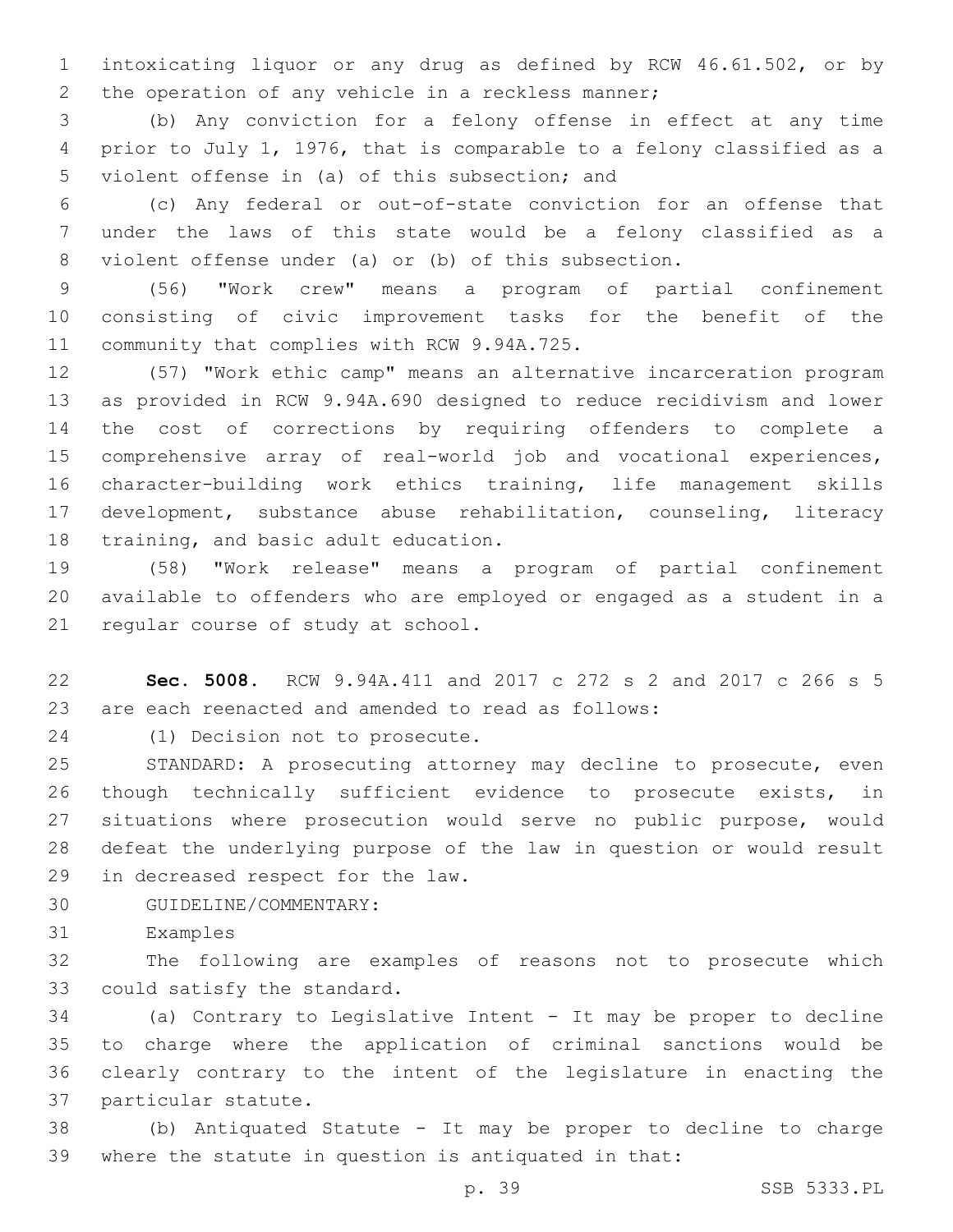intoxicating liquor or any drug as defined by RCW 46.61.502, or by the operation of any vehicle in a reckless manner;

(b) Any conviction for a felony offense in effect at any time prior to July 1, 1976, that is comparable to a felony classified as a violent offense in (a) of this subsection; and

(c) Any federal or out-of-state conviction for an offense that under the laws of this state would be a felony classified as a violent offense under (a) or (b) of this subsection.

(56) "Work crew" means a program of partial confinement consisting of civic improvement tasks for the benefit of the community that complies with RCW 9.94A.725.

(57) "Work ethic camp" means an alternative incarceration program as provided in RCW 9.94A.690 designed to reduce recidivism and lower the cost of corrections by requiring offenders to complete a comprehensive array of real-world job and vocational experiences, character-building work ethics training, life management skills development, substance abuse rehabilitation, counseling, literacy training, and basic adult education.

(58) "Work release" means a program of partial confinement available to offenders who are employed or engaged as a student in a regular course of study at school.

**Sec. 5008.** RCW 9.94A.411 and 2017 c 272 s 2 and 2017 c 266 s 5 are each reenacted and amended to read as follows:

(1) Decision not to prosecute.

STANDARD: A prosecuting attorney may decline to prosecute, even though technically sufficient evidence to prosecute exists, in situations where prosecution would serve no public purpose, would defeat the underlying purpose of the law in question or would result in decreased respect for the law.

GUIDELINE/COMMENTARY:

Examples

The following are examples of reasons not to prosecute which could satisfy the standard.

(a) Contrary to Legislative Intent - It may be proper to decline to charge where the application of criminal sanctions would be clearly contrary to the intent of the legislature in enacting the particular statute.

(b) Antiquated Statute - It may be proper to decline to charge where the statute in question is antiquated in that: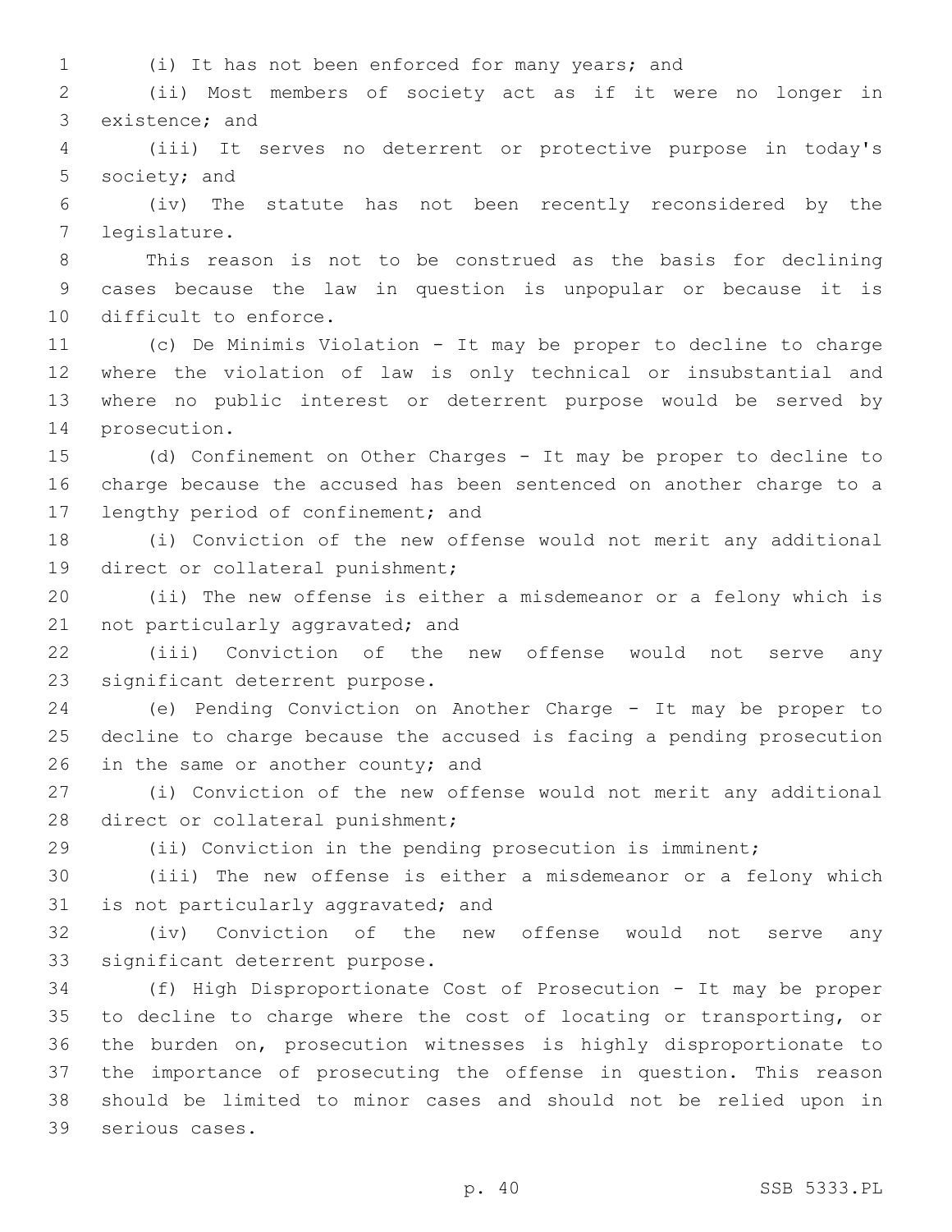(i) It has not been enforced for many years; and

(ii) Most members of society act as if it were no longer in existence; and

(iii) It serves no deterrent or protective purpose in today's society; and

(iv) The statute has not been recently reconsidered by the legislature.

This reason is not to be construed as the basis for declining cases because the law in question is unpopular or because it is difficult to enforce.

(c) De Minimis Violation - It may be proper to decline to charge where the violation of law is only technical or insubstantial and where no public interest or deterrent purpose would be served by prosecution.

(d) Confinement on Other Charges - It may be proper to decline to charge because the accused has been sentenced on another charge to a lengthy period of confinement; and

(i) Conviction of the new offense would not merit any additional direct or collateral punishment;

(ii) The new offense is either a misdemeanor or a felony which is not particularly aggravated; and

(iii) Conviction of the new offense would not serve any significant deterrent purpose.

(e) Pending Conviction on Another Charge - It may be proper to decline to charge because the accused is facing a pending prosecution in the same or another county; and

(i) Conviction of the new offense would not merit any additional direct or collateral punishment;

(ii) Conviction in the pending prosecution is imminent;

(iii) The new offense is either a misdemeanor or a felony which is not particularly aggravated; and

(iv) Conviction of the new offense would not serve any significant deterrent purpose.

(f) High Disproportionate Cost of Prosecution - It may be proper to decline to charge where the cost of locating or transporting, or the burden on, prosecution witnesses is highly disproportionate to the importance of prosecuting the offense in question. This reason should be limited to minor cases and should not be relied upon in serious cases.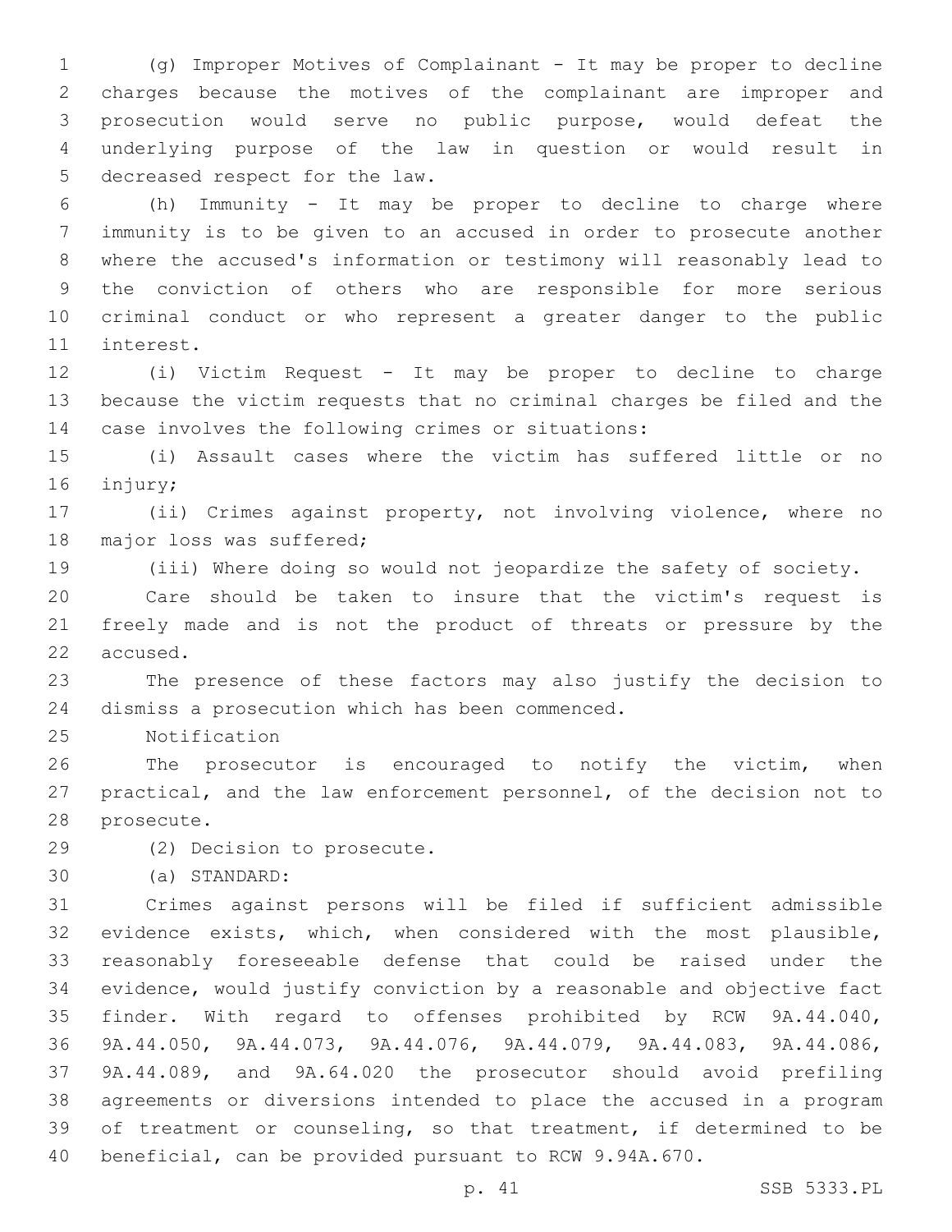(g) Improper Motives of Complainant - It may be proper to decline charges because the motives of the complainant are improper and prosecution would serve no public purpose, would defeat the underlying purpose of the law in question or would result in decreased respect for the law.

(h) Immunity - It may be proper to decline to charge where immunity is to be given to an accused in order to prosecute another where the accused's information or testimony will reasonably lead to the conviction of others who are responsible for more serious criminal conduct or who represent a greater danger to the public interest.

(i) Victim Request - It may be proper to decline to charge because the victim requests that no criminal charges be filed and the case involves the following crimes or situations:

(i) Assault cases where the victim has suffered little or no injury;

(ii) Crimes against property, not involving violence, where no major loss was suffered;

(iii) Where doing so would not jeopardize the safety of society.

Care should be taken to insure that the victim's request is freely made and is not the product of threats or pressure by the accused.

The presence of these factors may also justify the decision to dismiss a prosecution which has been commenced.

Notification

The prosecutor is encouraged to notify the victim, when practical, and the law enforcement personnel, of the decision not to prosecute.

(2) Decision to prosecute.

(a) STANDARD:

Crimes against persons will be filed if sufficient admissible evidence exists, which, when considered with the most plausible, reasonably foreseeable defense that could be raised under the evidence, would justify conviction by a reasonable and objective fact finder. With regard to offenses prohibited by RCW 9A.44.040, 9A.44.050, 9A.44.073, 9A.44.076, 9A.44.079, 9A.44.083, 9A.44.086, 9A.44.089, and 9A.64.020 the prosecutor should avoid prefiling agreements or diversions intended to place the accused in a program of treatment or counseling, so that treatment, if determined to be beneficial, can be provided pursuant to RCW 9.94A.670.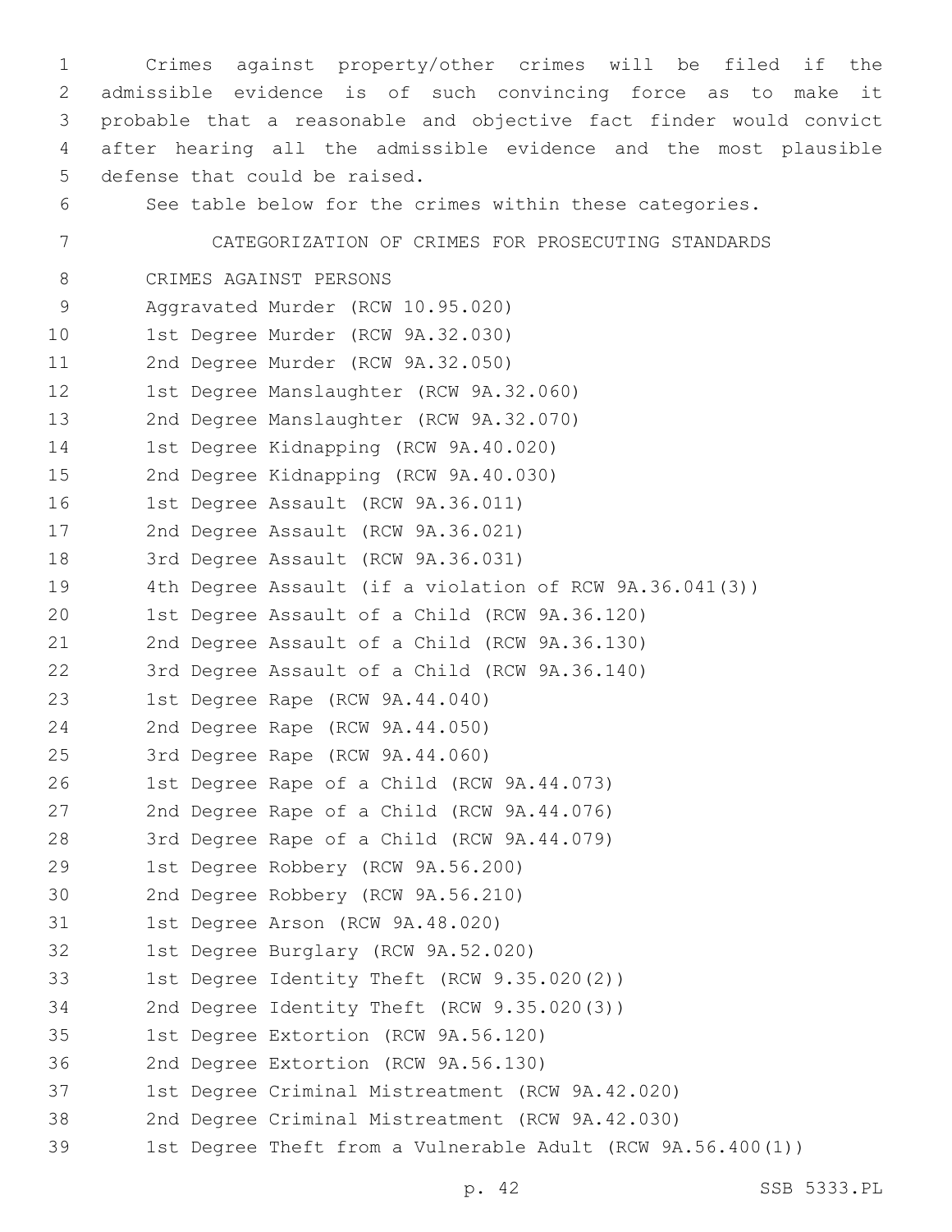Crimes against property/other crimes will be filed if the admissible evidence is of such convincing force as to make it probable that a reasonable and objective fact finder would convict after hearing all the admissible evidence and the most plausible defense that could be raised.

See table below for the crimes within these categories.

CATEGORIZATION OF CRIMES FOR PROSECUTING STANDARDS

CRIMES AGAINST PERSONS

Aggravated Murder (RCW 10.95.020)

1st Degree Murder (RCW 9A.32.030)

2nd Degree Murder (RCW 9A.32.050)

1st Degree Manslaughter (RCW 9A.32.060)

2nd Degree Manslaughter (RCW 9A.32.070)

1st Degree Kidnapping (RCW 9A.40.020)

2nd Degree Kidnapping (RCW 9A.40.030)

1st Degree Assault (RCW 9A.36.011)

2nd Degree Assault (RCW 9A.36.021)

3rd Degree Assault (RCW 9A.36.031)

4th Degree Assault (if a violation of RCW 9A.36.041(3))

1st Degree Assault of a Child (RCW 9A.36.120)

2nd Degree Assault of a Child (RCW 9A.36.130)

3rd Degree Assault of a Child (RCW 9A.36.140)

1st Degree Rape (RCW 9A.44.040)

2nd Degree Rape (RCW 9A.44.050)

3rd Degree Rape (RCW 9A.44.060)

1st Degree Rape of a Child (RCW 9A.44.073)

2nd Degree Rape of a Child (RCW 9A.44.076)

3rd Degree Rape of a Child (RCW 9A.44.079)

1st Degree Robbery (RCW 9A.56.200)

2nd Degree Robbery (RCW 9A.56.210)

1st Degree Arson (RCW 9A.48.020)

1st Degree Burglary (RCW 9A.52.020)

1st Degree Identity Theft (RCW 9.35.020(2))

2nd Degree Identity Theft (RCW 9.35.020(3))

1st Degree Extortion (RCW 9A.56.120)

2nd Degree Extortion (RCW 9A.56.130)

1st Degree Criminal Mistreatment (RCW 9A.42.020)

2nd Degree Criminal Mistreatment (RCW 9A.42.030)

1st Degree Theft from a Vulnerable Adult (RCW 9A.56.400(1))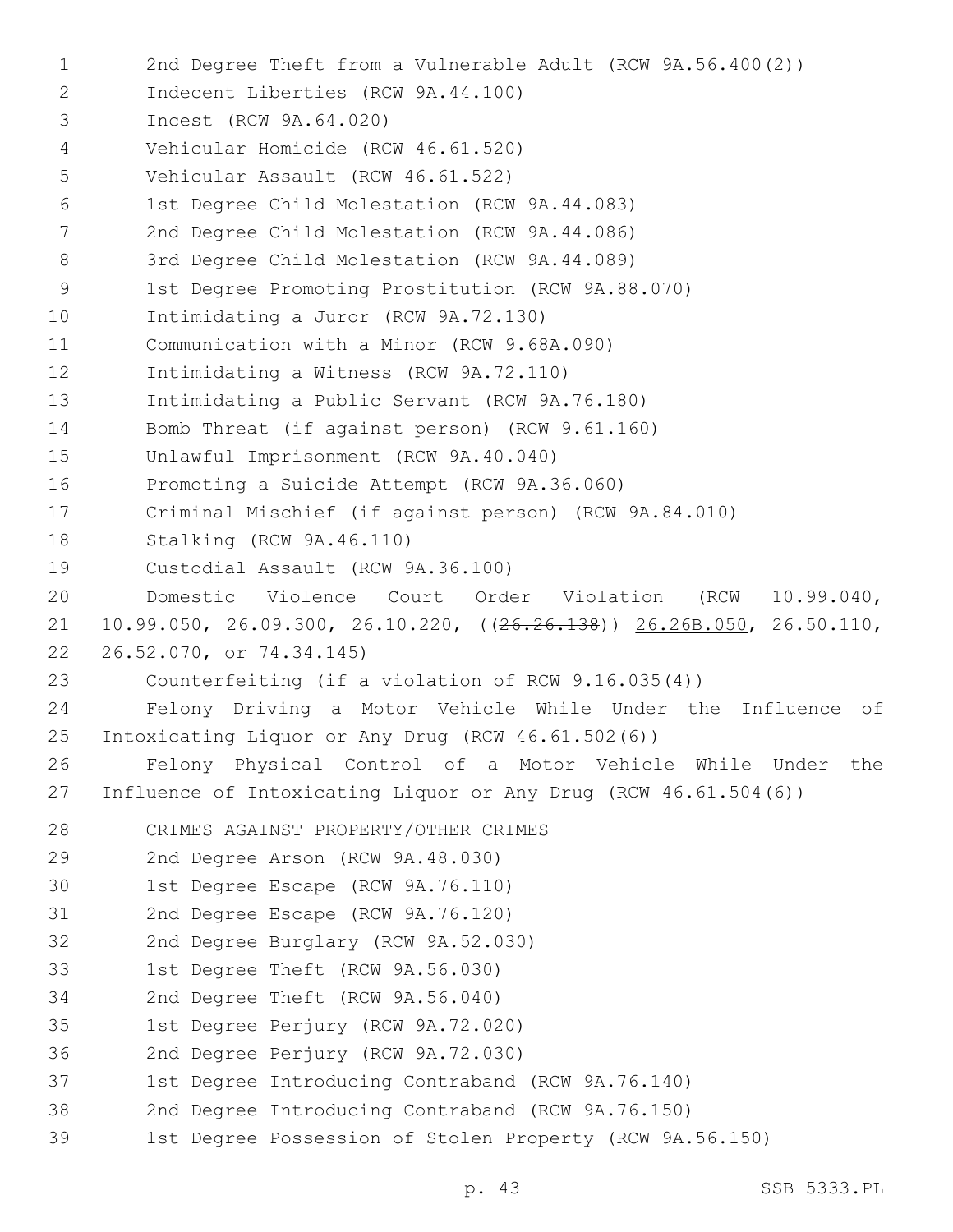2nd Degree Theft from a Vulnerable Adult (RCW 9A.56.400(2))
Indecent Liberties (RCW 9A.44.100)
Incest (RCW 9A.64.020)
Vehicular Homicide (RCW 46.61.520)
Vehicular Assault (RCW 46.61.522)
1st Degree Child Molestation (RCW 9A.44.083)
2nd Degree Child Molestation (RCW 9A.44.086)
3rd Degree Child Molestation (RCW 9A.44.089)
1st Degree Promoting Prostitution (RCW 9A.88.070)
Intimidating a Juror (RCW 9A.72.130)
Communication with a Minor (RCW 9.68A.090)
Intimidating a Witness (RCW 9A.72.110)
Intimidating a Public Servant (RCW 9A.76.180)
Bomb Threat (if against person) (RCW 9.61.160)
Unlawful Imprisonment (RCW 9A.40.040)
Promoting a Suicide Attempt (RCW 9A.36.060)
Criminal Mischief (if against person) (RCW 9A.84.010)
Stalking (RCW 9A.46.110)
Custodial Assault (RCW 9A.36.100)
Domestic Violence Court Order Violation (RCW 10.99.040, 10.99.050, 26.09.300, 26.10.220, ((~~26.26.138~~)) 26.26B.050, 26.50.110, 26.52.070, or 74.34.145)
Counterfeiting (if a violation of RCW 9.16.035(4))
Felony Driving a Motor Vehicle While Under the Influence of Intoxicating Liquor or Any Drug (RCW 46.61.502(6))
Felony Physical Control of a Motor Vehicle While Under the Influence of Intoxicating Liquor or Any Drug (RCW 46.61.504(6))

CRIMES AGAINST PROPERTY/OTHER CRIMES
2nd Degree Arson (RCW 9A.48.030)
1st Degree Escape (RCW 9A.76.110)
2nd Degree Escape (RCW 9A.76.120)
2nd Degree Burglary (RCW 9A.52.030)
1st Degree Theft (RCW 9A.56.030)
2nd Degree Theft (RCW 9A.56.040)
1st Degree Perjury (RCW 9A.72.020)
2nd Degree Perjury (RCW 9A.72.030)
1st Degree Introducing Contraband (RCW 9A.76.140)
2nd Degree Introducing Contraband (RCW 9A.76.150)
1st Degree Possession of Stolen Property (RCW 9A.56.150)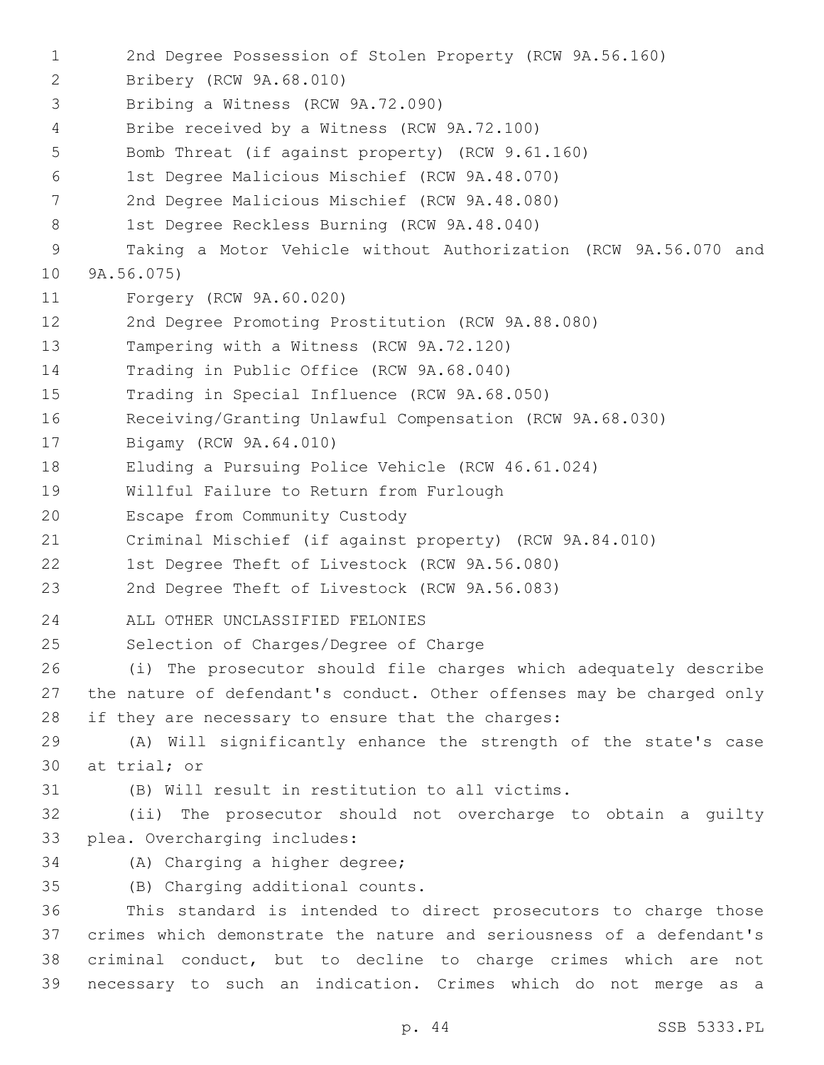2nd Degree Possession of Stolen Property (RCW 9A.56.160)

Bribery (RCW 9A.68.010)

Bribing a Witness (RCW 9A.72.090)

Bribe received by a Witness (RCW 9A.72.100)

Bomb Threat (if against property) (RCW 9.61.160)

1st Degree Malicious Mischief (RCW 9A.48.070)

2nd Degree Malicious Mischief (RCW 9A.48.080)

1st Degree Reckless Burning (RCW 9A.48.040)

Taking a Motor Vehicle without Authorization (RCW 9A.56.070 and 9A.56.075)

Forgery (RCW 9A.60.020)

2nd Degree Promoting Prostitution (RCW 9A.88.080)

Tampering with a Witness (RCW 9A.72.120)

Trading in Public Office (RCW 9A.68.040)

Trading in Special Influence (RCW 9A.68.050)

Receiving/Granting Unlawful Compensation (RCW 9A.68.030)

Bigamy (RCW 9A.64.010)

Eluding a Pursuing Police Vehicle (RCW 46.61.024)

Willful Failure to Return from Furlough

Escape from Community Custody

Criminal Mischief (if against property) (RCW 9A.84.010)

1st Degree Theft of Livestock (RCW 9A.56.080)

2nd Degree Theft of Livestock (RCW 9A.56.083)

ALL OTHER UNCLASSIFIED FELONIES

Selection of Charges/Degree of Charge

(i) The prosecutor should file charges which adequately describe the nature of defendant's conduct. Other offenses may be charged only if they are necessary to ensure that the charges:

(A) Will significantly enhance the strength of the state's case at trial; or

(B) Will result in restitution to all victims.

(ii) The prosecutor should not overcharge to obtain a guilty plea. Overcharging includes:

(A) Charging a higher degree;

(B) Charging additional counts.

This standard is intended to direct prosecutors to charge those crimes which demonstrate the nature and seriousness of a defendant's criminal conduct, but to decline to charge crimes which are not necessary to such an indication. Crimes which do not merge as a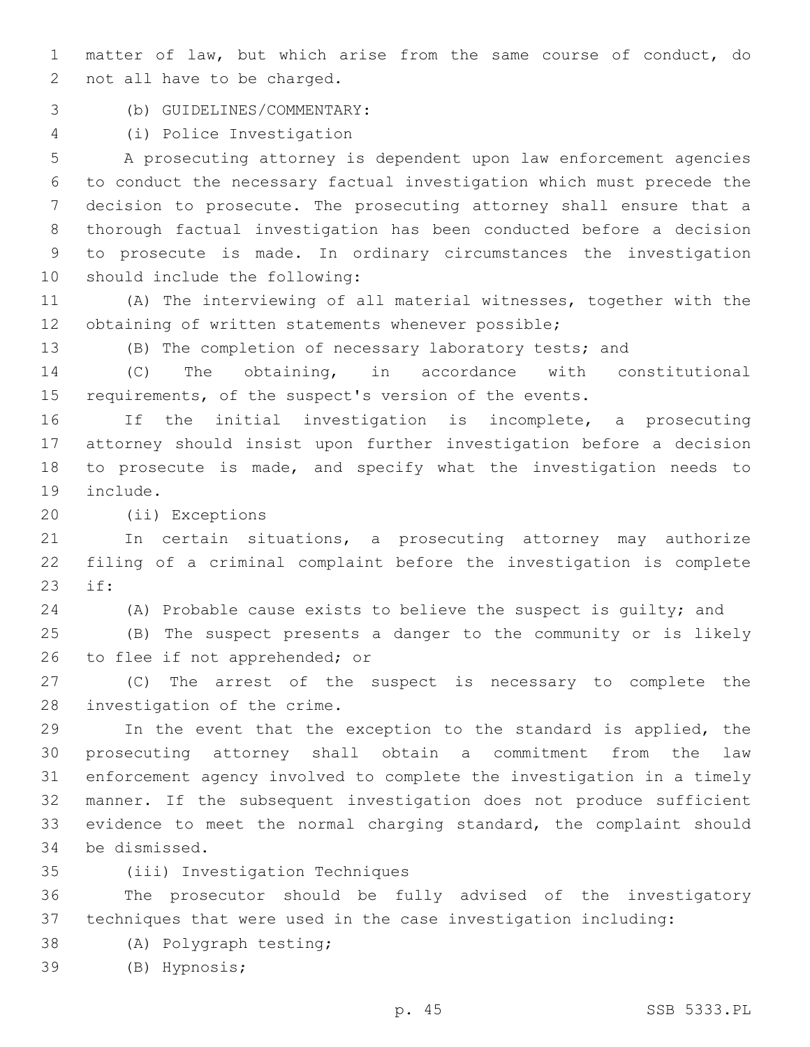matter of law, but which arise from the same course of conduct, do not all have to be charged.

(b) GUIDELINES/COMMENTARY:

(i) Police Investigation

A prosecuting attorney is dependent upon law enforcement agencies to conduct the necessary factual investigation which must precede the decision to prosecute. The prosecuting attorney shall ensure that a thorough factual investigation has been conducted before a decision to prosecute is made. In ordinary circumstances the investigation should include the following:

(A) The interviewing of all material witnesses, together with the obtaining of written statements whenever possible;

(B) The completion of necessary laboratory tests; and

(C) The obtaining, in accordance with constitutional requirements, of the suspect's version of the events.

If the initial investigation is incomplete, a prosecuting attorney should insist upon further investigation before a decision to prosecute is made, and specify what the investigation needs to include.

(ii) Exceptions

In certain situations, a prosecuting attorney may authorize filing of a criminal complaint before the investigation is complete if:

(A) Probable cause exists to believe the suspect is guilty; and

(B) The suspect presents a danger to the community or is likely to flee if not apprehended; or

(C) The arrest of the suspect is necessary to complete the investigation of the crime.

In the event that the exception to the standard is applied, the prosecuting attorney shall obtain a commitment from the law enforcement agency involved to complete the investigation in a timely manner. If the subsequent investigation does not produce sufficient evidence to meet the normal charging standard, the complaint should be dismissed.

(iii) Investigation Techniques

The prosecutor should be fully advised of the investigatory techniques that were used in the case investigation including:

(A) Polygraph testing;

(B) Hypnosis;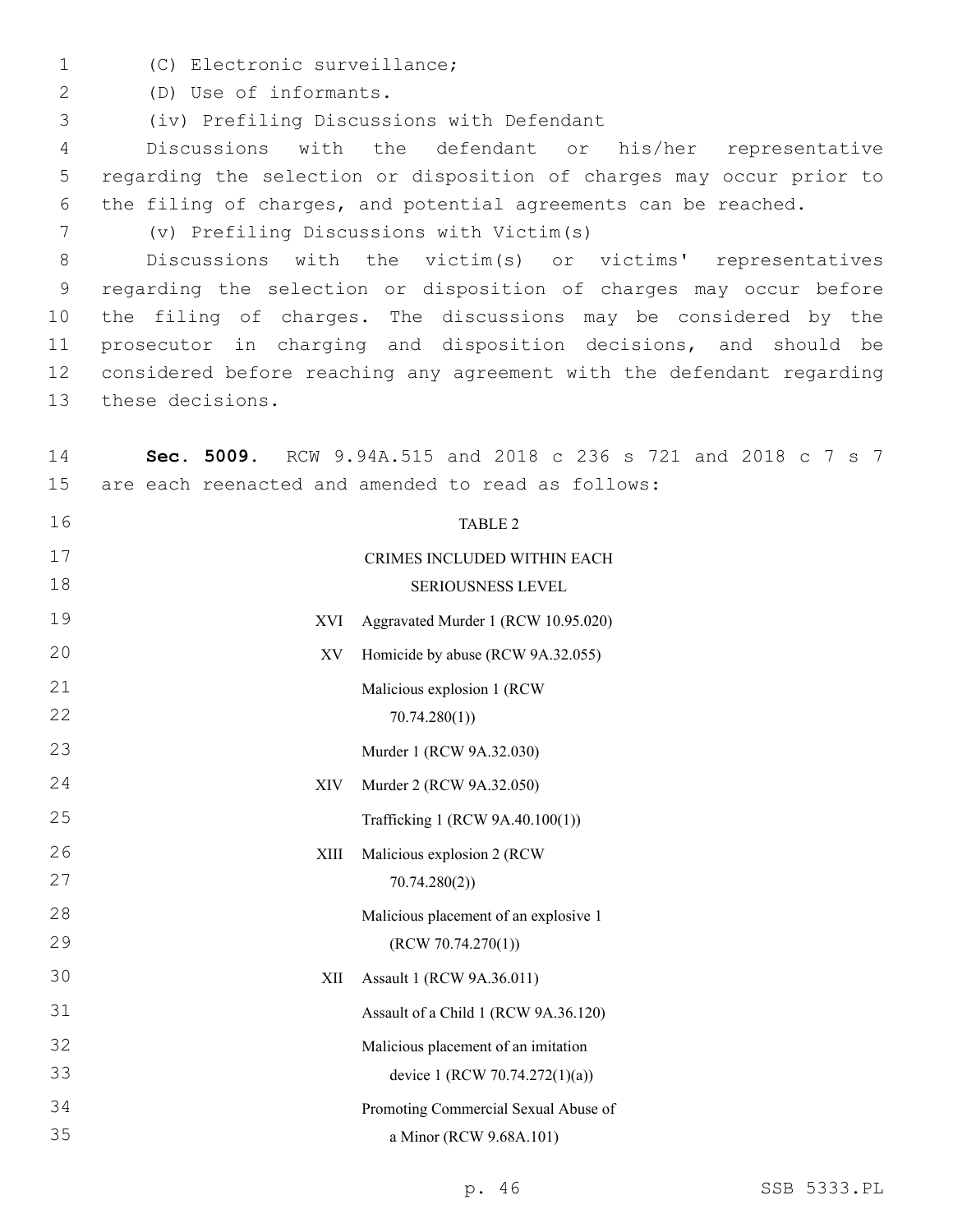(C) Electronic surveillance;

(D) Use of informants.

(iv) Prefiling Discussions with Defendant

Discussions with the defendant or his/her representative regarding the selection or disposition of charges may occur prior to the filing of charges, and potential agreements can be reached.

(v) Prefiling Discussions with Victim(s)

Discussions with the victim(s) or victims' representatives regarding the selection or disposition of charges may occur before the filing of charges. The discussions may be considered by the prosecutor in charging and disposition decisions, and should be considered before reaching any agreement with the defendant regarding these decisions.

**Sec. 5009.** RCW 9.94A.515 and 2018 c 236 s 721 and 2018 c 7 s 7 are each reenacted and amended to read as follows:

TABLE 2

CRIMES INCLUDED WITHIN EACH SERIOUSNESS LEVEL

| | |
|---|---|
| XVI | Aggravated Murder 1 (RCW 10.95.020) |
| XV | Homicide by abuse (RCW 9A.32.055) |
| | Malicious explosion 1 (RCW 70.74.280(1)) |
| | Murder 1 (RCW 9A.32.030) |
| XIV | Murder 2 (RCW 9A.32.050) |
| | Trafficking 1 (RCW 9A.40.100(1)) |
| XIII | Malicious explosion 2 (RCW 70.74.280(2)) |
| | Malicious placement of an explosive 1 (RCW 70.74.270(1)) |
| XII | Assault 1 (RCW 9A.36.011) |
| | Assault of a Child 1 (RCW 9A.36.120) |
| | Malicious placement of an imitation device 1 (RCW 70.74.272(1)(a)) |
| | Promoting Commercial Sexual Abuse of a Minor (RCW 9.68A.101) |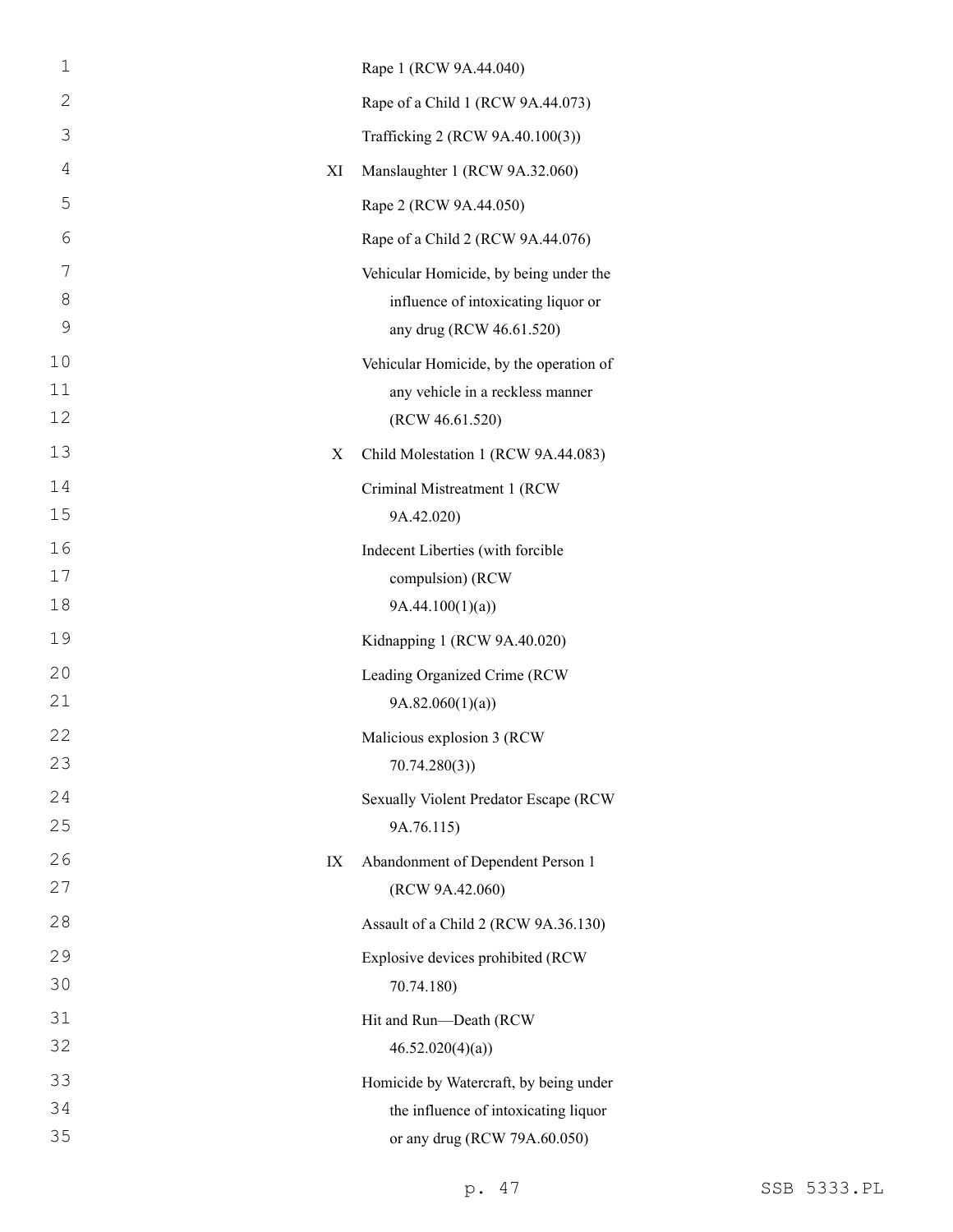| | |
|---|---|
| | Rape 1 (RCW 9A.44.040) |
| | Rape of a Child 1 (RCW 9A.44.073) |
| | Trafficking 2 (RCW 9A.40.100(3)) |
| XI | Manslaughter 1 (RCW 9A.32.060) |
| | Rape 2 (RCW 9A.44.050) |
| | Rape of a Child 2 (RCW 9A.44.076) |
| | Vehicular Homicide, by being under the influence of intoxicating liquor or any drug (RCW 46.61.520) |
| | Vehicular Homicide, by the operation of any vehicle in a reckless manner (RCW 46.61.520) |
| X | Child Molestation 1 (RCW 9A.44.083) |
| | Criminal Mistreatment 1 (RCW 9A.42.020) |
| | Indecent Liberties (with forcible compulsion) (RCW 9A.44.100(1)(a)) |
| | Kidnapping 1 (RCW 9A.40.020) |
| | Leading Organized Crime (RCW 9A.82.060(1)(a)) |
| | Malicious explosion 3 (RCW 70.74.280(3)) |
| | Sexually Violent Predator Escape (RCW 9A.76.115) |
| IX | Abandonment of Dependent Person 1 (RCW 9A.42.060) |
| | Assault of a Child 2 (RCW 9A.36.130) |
| | Explosive devices prohibited (RCW 70.74.180) |
| | Hit and Run—Death (RCW 46.52.020(4)(a)) |
| | Homicide by Watercraft, by being under the influence of intoxicating liquor or any drug (RCW 79A.60.050) |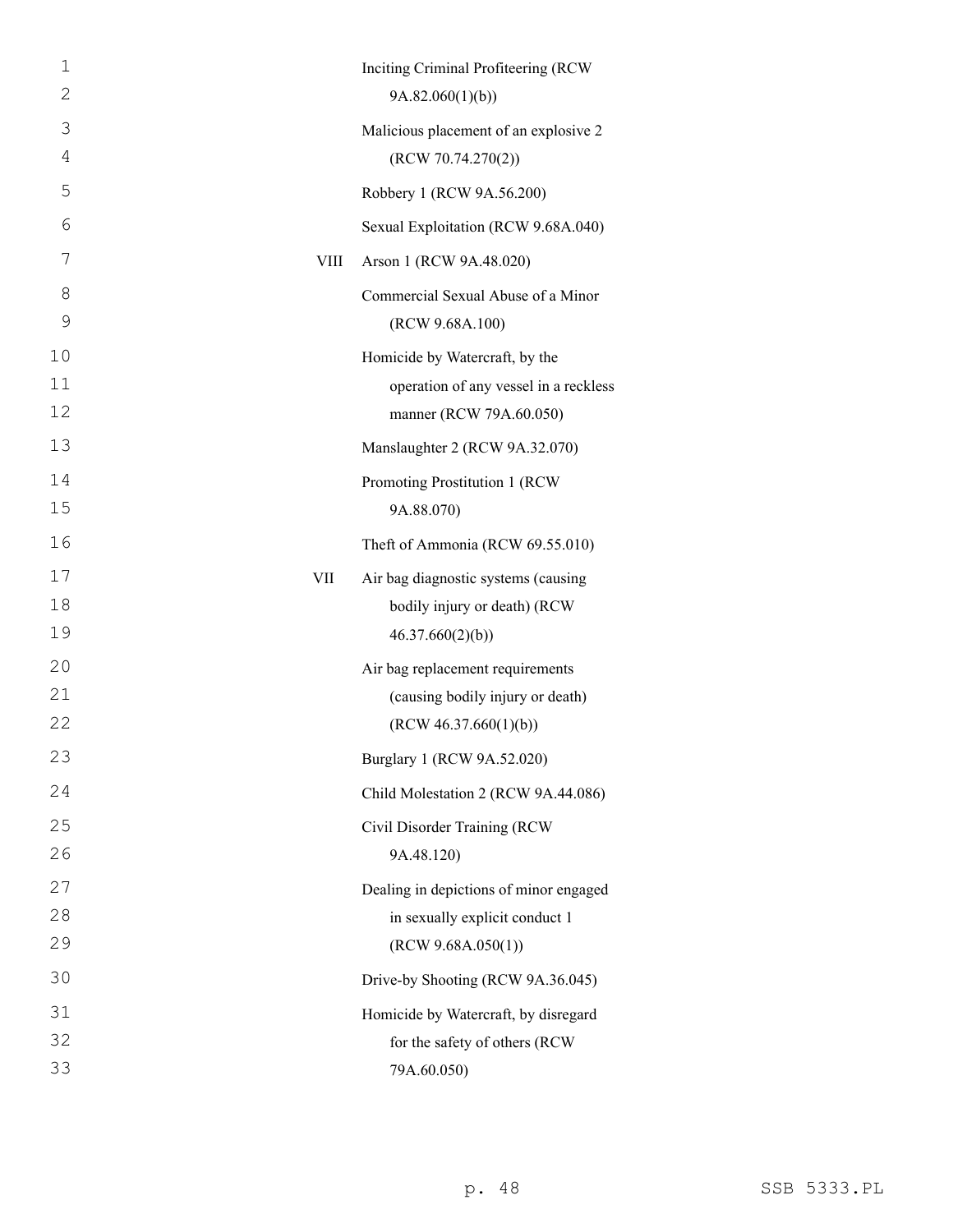| | |
|---|---|
| | Inciting Criminal Profiteering (RCW 9A.82.060(1)(b)) |
| | Malicious placement of an explosive 2 (RCW 70.74.270(2)) |
| | Robbery 1 (RCW 9A.56.200) |
| | Sexual Exploitation (RCW 9.68A.040) |
| VIII | Arson 1 (RCW 9A.48.020) |
| | Commercial Sexual Abuse of a Minor (RCW 9.68A.100) |
| | Homicide by Watercraft, by the operation of any vessel in a reckless manner (RCW 79A.60.050) |
| | Manslaughter 2 (RCW 9A.32.070) |
| | Promoting Prostitution 1 (RCW 9A.88.070) |
| | Theft of Ammonia (RCW 69.55.010) |
| VII | Air bag diagnostic systems (causing bodily injury or death) (RCW 46.37.660(2)(b)) |
| | Air bag replacement requirements (causing bodily injury or death) (RCW 46.37.660(1)(b)) |
| | Burglary 1 (RCW 9A.52.020) |
| | Child Molestation 2 (RCW 9A.44.086) |
| | Civil Disorder Training (RCW 9A.48.120) |
| | Dealing in depictions of minor engaged in sexually explicit conduct 1 (RCW 9.68A.050(1)) |
| | Drive-by Shooting (RCW 9A.36.045) |
| | Homicide by Watercraft, by disregard for the safety of others (RCW 79A.60.050) |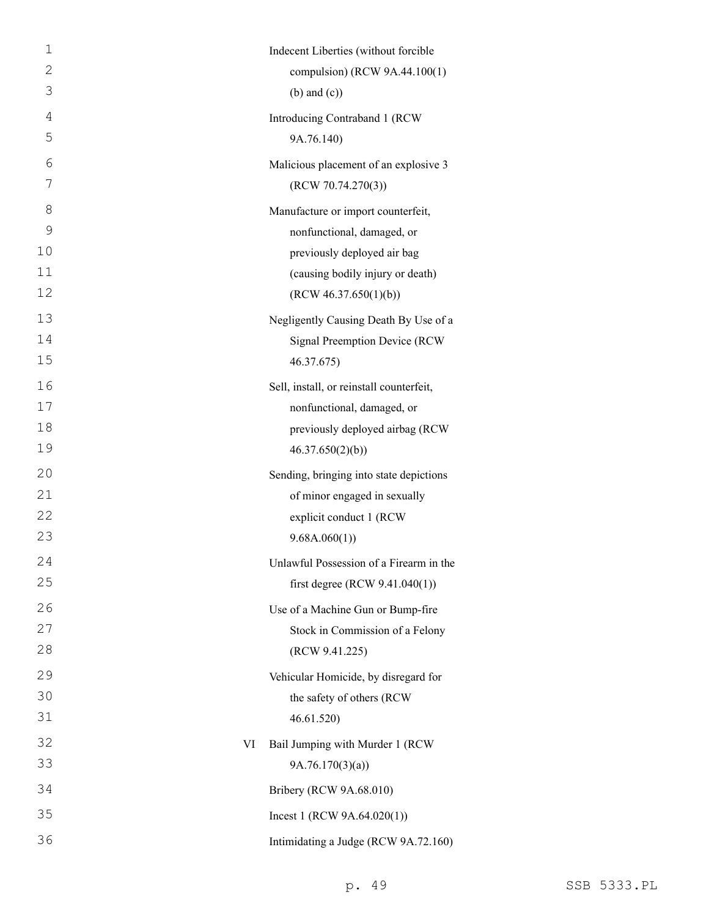| | |
|---|---|
| | Indecent Liberties (without forcible compulsion) (RCW 9A.44.100(1) (b) and (c)) |
| | Introducing Contraband 1 (RCW 9A.76.140) |
| | Malicious placement of an explosive 3 (RCW 70.74.270(3)) |
| | Manufacture or import counterfeit, nonfunctional, damaged, or previously deployed air bag (causing bodily injury or death) (RCW 46.37.650(1)(b)) |
| | Negligently Causing Death By Use of a Signal Preemption Device (RCW 46.37.675) |
| | Sell, install, or reinstall counterfeit, nonfunctional, damaged, or previously deployed airbag (RCW 46.37.650(2)(b)) |
| | Sending, bringing into state depictions of minor engaged in sexually explicit conduct 1 (RCW 9.68A.060(1)) |
| | Unlawful Possession of a Firearm in the first degree (RCW 9.41.040(1)) |
| | Use of a Machine Gun or Bump-fire Stock in Commission of a Felony (RCW 9.41.225) |
| | Vehicular Homicide, by disregard for the safety of others (RCW 46.61.520) |
| VI | Bail Jumping with Murder 1 (RCW 9A.76.170(3)(a)) |
| | Bribery (RCW 9A.68.010) |
| | Incest 1 (RCW 9A.64.020(1)) |
| | Intimidating a Judge (RCW 9A.72.160) |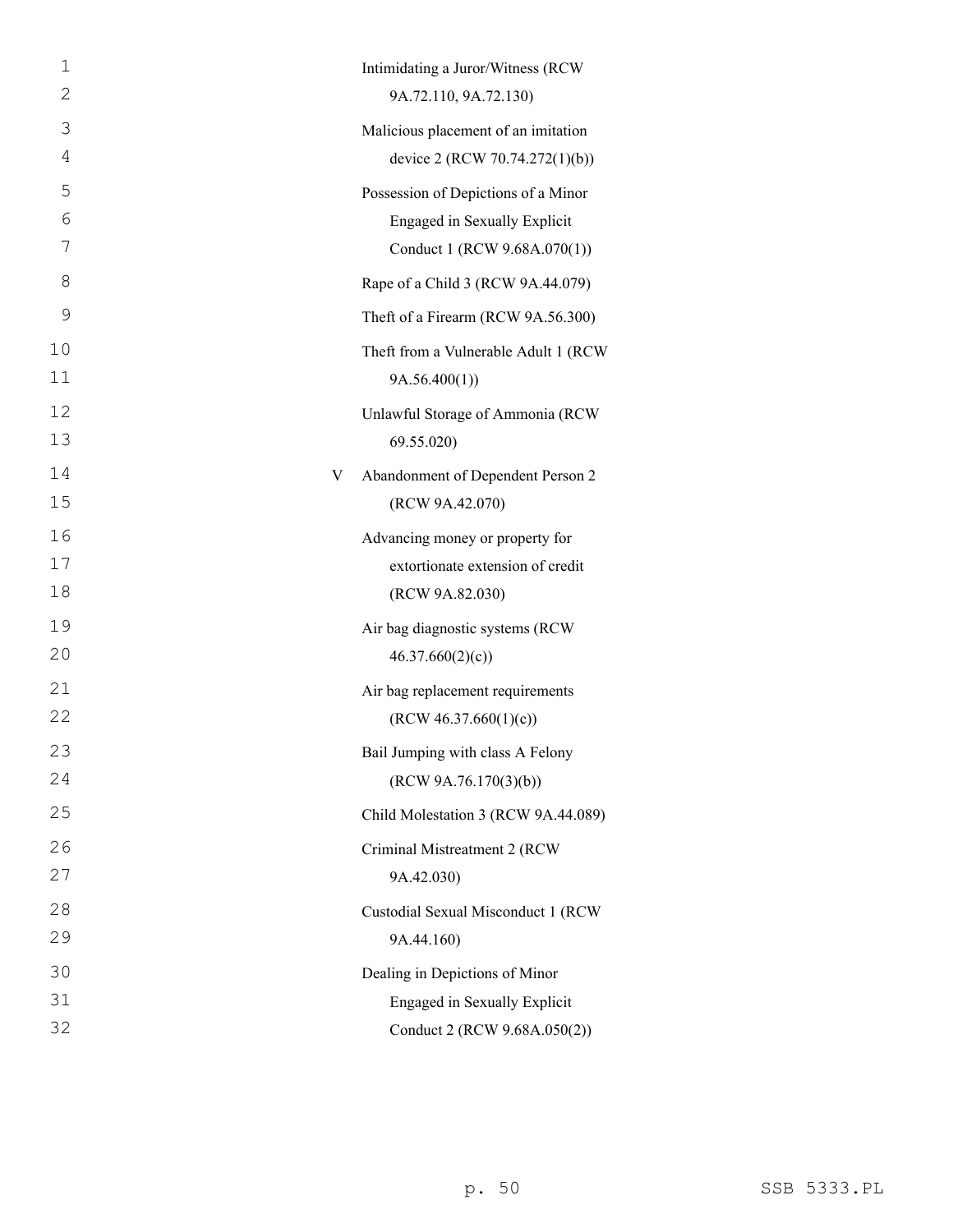| | |
|---|---|
| | Intimidating a Juror/Witness (RCW 9A.72.110, 9A.72.130) |
| | Malicious placement of an imitation device 2 (RCW 70.74.272(1)(b)) |
| | Possession of Depictions of a Minor Engaged in Sexually Explicit Conduct 1 (RCW 9.68A.070(1)) |
| | Rape of a Child 3 (RCW 9A.44.079) |
| | Theft of a Firearm (RCW 9A.56.300) |
| | Theft from a Vulnerable Adult 1 (RCW 9A.56.400(1)) |
| | Unlawful Storage of Ammonia (RCW 69.55.020) |
| V | Abandonment of Dependent Person 2 (RCW 9A.42.070) |
| | Advancing money or property for extortionate extension of credit (RCW 9A.82.030) |
| | Air bag diagnostic systems (RCW 46.37.660(2)(c)) |
| | Air bag replacement requirements (RCW 46.37.660(1)(c)) |
| | Bail Jumping with class A Felony (RCW 9A.76.170(3)(b)) |
| | Child Molestation 3 (RCW 9A.44.089) |
| | Criminal Mistreatment 2 (RCW 9A.42.030) |
| | Custodial Sexual Misconduct 1 (RCW 9A.44.160) |
| | Dealing in Depictions of Minor Engaged in Sexually Explicit Conduct 2 (RCW 9.68A.050(2)) |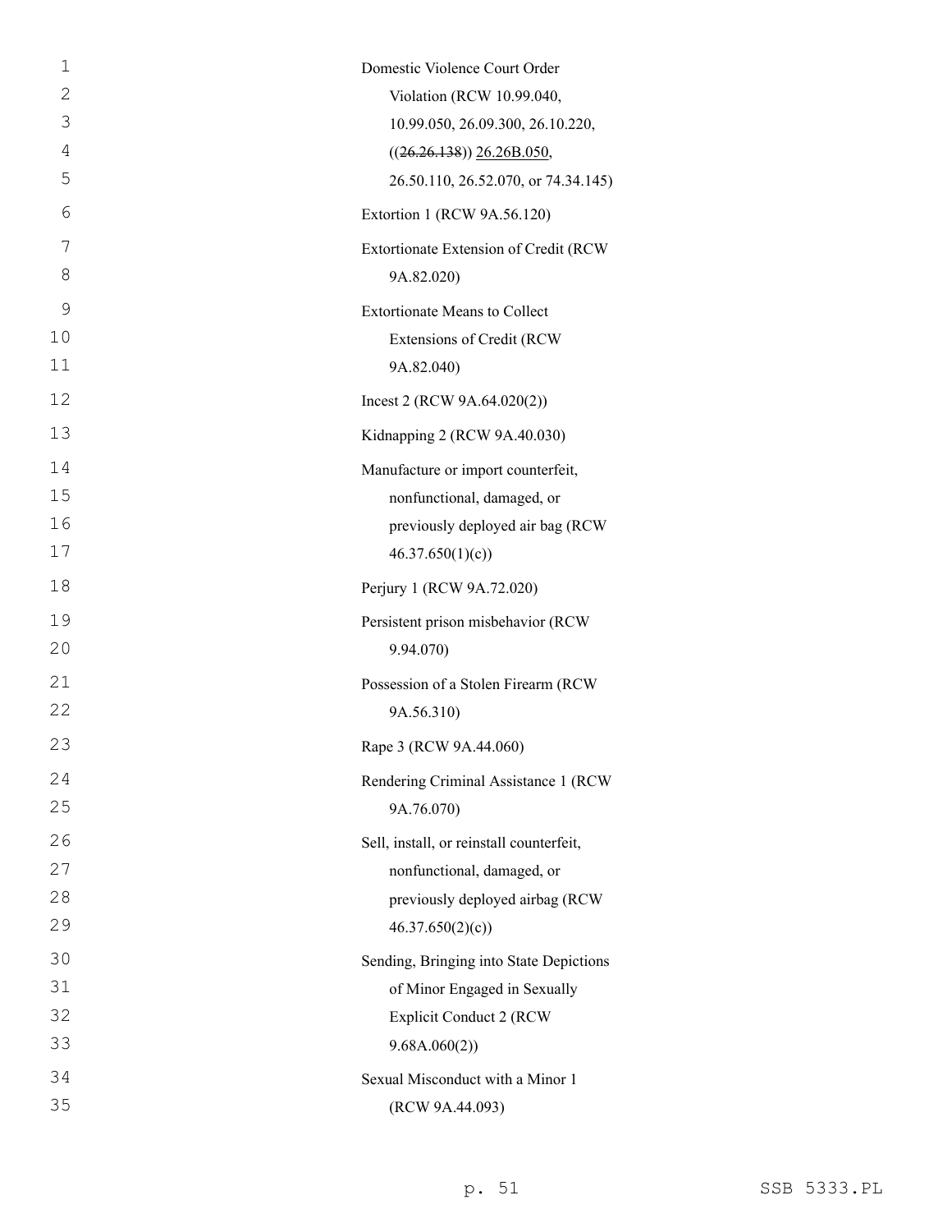Domestic Violence Court Order Violation (RCW 10.99.040, 10.99.050, 26.09.300, 26.10.220, ((~~26.26.138~~)) <u>26.26B.050</u>, 26.50.110, 26.52.070, or 74.34.145)

Extortion 1 (RCW 9A.56.120)

Extortionate Extension of Credit (RCW 9A.82.020)

Extortionate Means to Collect Extensions of Credit (RCW 9A.82.040)

Incest 2 (RCW 9A.64.020(2))

Kidnapping 2 (RCW 9A.40.030)

Manufacture or import counterfeit, nonfunctional, damaged, or previously deployed air bag (RCW 46.37.650(1)(c))

Perjury 1 (RCW 9A.72.020)

Persistent prison misbehavior (RCW 9.94.070)

Possession of a Stolen Firearm (RCW 9A.56.310)

Rape 3 (RCW 9A.44.060)

Rendering Criminal Assistance 1 (RCW 9A.76.070)

Sell, install, or reinstall counterfeit, nonfunctional, damaged, or previously deployed airbag (RCW 46.37.650(2)(c))

Sending, Bringing into State Depictions of Minor Engaged in Sexually Explicit Conduct 2 (RCW 9.68A.060(2))

Sexual Misconduct with a Minor 1 (RCW 9A.44.093)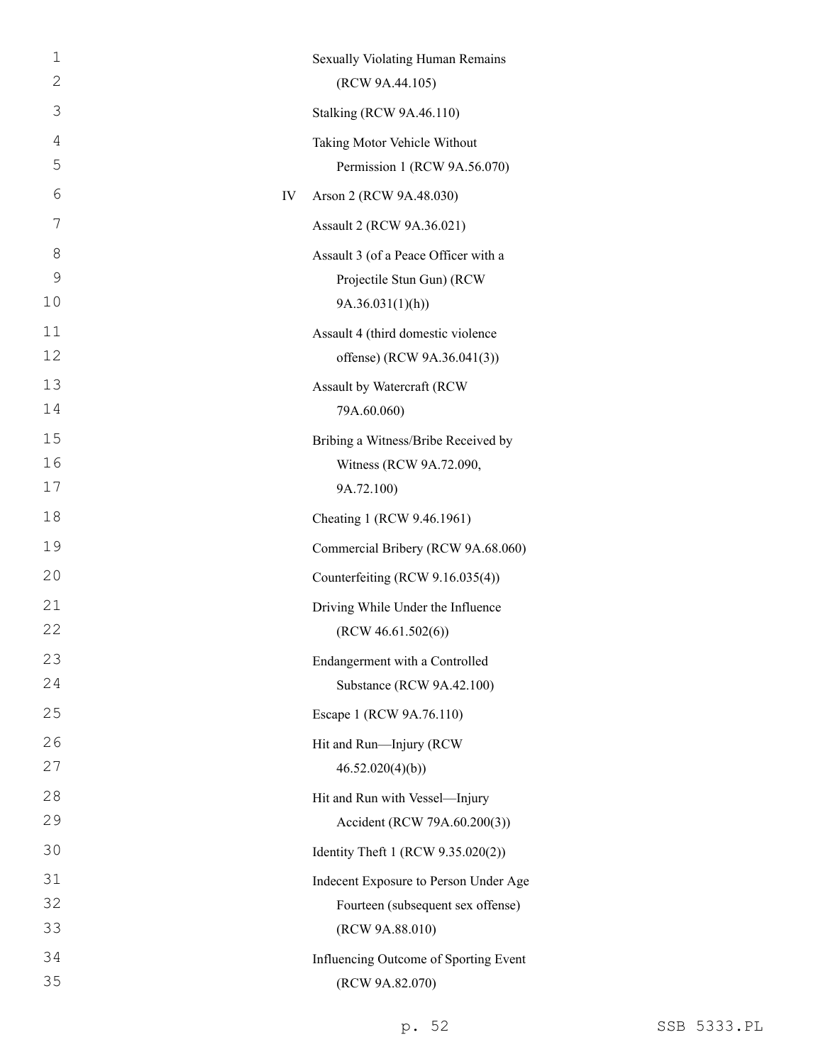| | |
|---|---|
| | Sexually Violating Human Remains (RCW 9A.44.105) |
| | Stalking (RCW 9A.46.110) |
| | Taking Motor Vehicle Without Permission 1 (RCW 9A.56.070) |
| IV | Arson 2 (RCW 9A.48.030) |
| | Assault 2 (RCW 9A.36.021) |
| | Assault 3 (of a Peace Officer with a Projectile Stun Gun) (RCW 9A.36.031(1)(h)) |
| | Assault 4 (third domestic violence offense) (RCW 9A.36.041(3)) |
| | Assault by Watercraft (RCW 79A.60.060) |
| | Bribing a Witness/Bribe Received by Witness (RCW 9A.72.090, 9A.72.100) |
| | Cheating 1 (RCW 9.46.1961) |
| | Commercial Bribery (RCW 9A.68.060) |
| | Counterfeiting (RCW 9.16.035(4)) |
| | Driving While Under the Influence (RCW 46.61.502(6)) |
| | Endangerment with a Controlled Substance (RCW 9A.42.100) |
| | Escape 1 (RCW 9A.76.110) |
| | Hit and Run—Injury (RCW 46.52.020(4)(b)) |
| | Hit and Run with Vessel—Injury Accident (RCW 79A.60.200(3)) |
| | Identity Theft 1 (RCW 9.35.020(2)) |
| | Indecent Exposure to Person Under Age Fourteen (subsequent sex offense) (RCW 9A.88.010) |
| | Influencing Outcome of Sporting Event (RCW 9A.82.070) |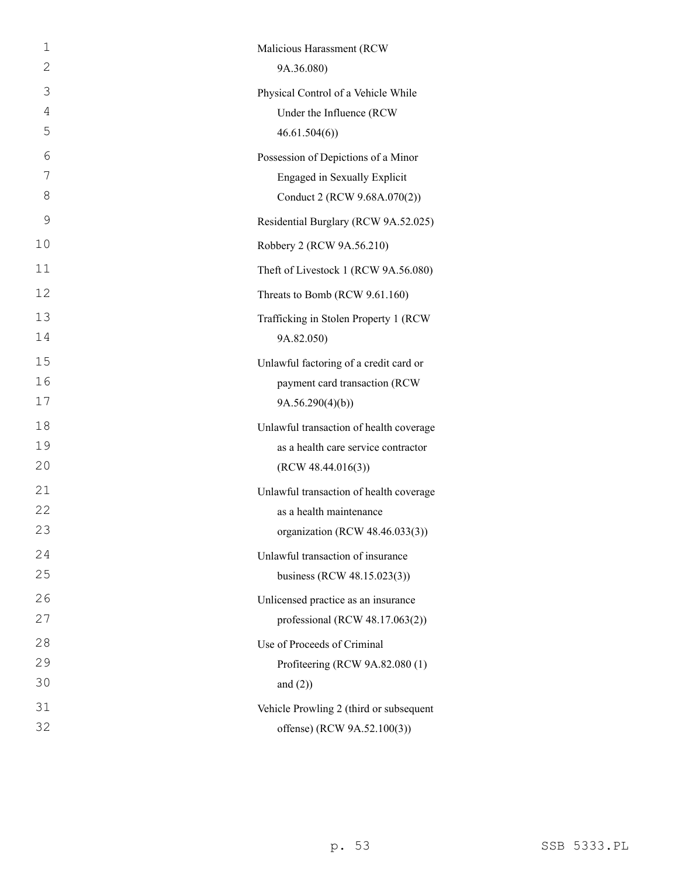Malicious Harassment (RCW 9A.36.080)

Physical Control of a Vehicle While Under the Influence (RCW 46.61.504(6))

Possession of Depictions of a Minor Engaged in Sexually Explicit Conduct 2 (RCW 9.68A.070(2))

Residential Burglary (RCW 9A.52.025)

Robbery 2 (RCW 9A.56.210)

Theft of Livestock 1 (RCW 9A.56.080)

Threats to Bomb (RCW 9.61.160)

Trafficking in Stolen Property 1 (RCW 9A.82.050)

Unlawful factoring of a credit card or payment card transaction (RCW 9A.56.290(4)(b))

Unlawful transaction of health coverage as a health care service contractor (RCW 48.44.016(3))

Unlawful transaction of health coverage as a health maintenance organization (RCW 48.46.033(3))

Unlawful transaction of insurance business (RCW 48.15.023(3))

Unlicensed practice as an insurance professional (RCW 48.17.063(2))

Use of Proceeds of Criminal Profiteering (RCW 9A.82.080 (1) and (2))

Vehicle Prowling 2 (third or subsequent offense) (RCW 9A.52.100(3))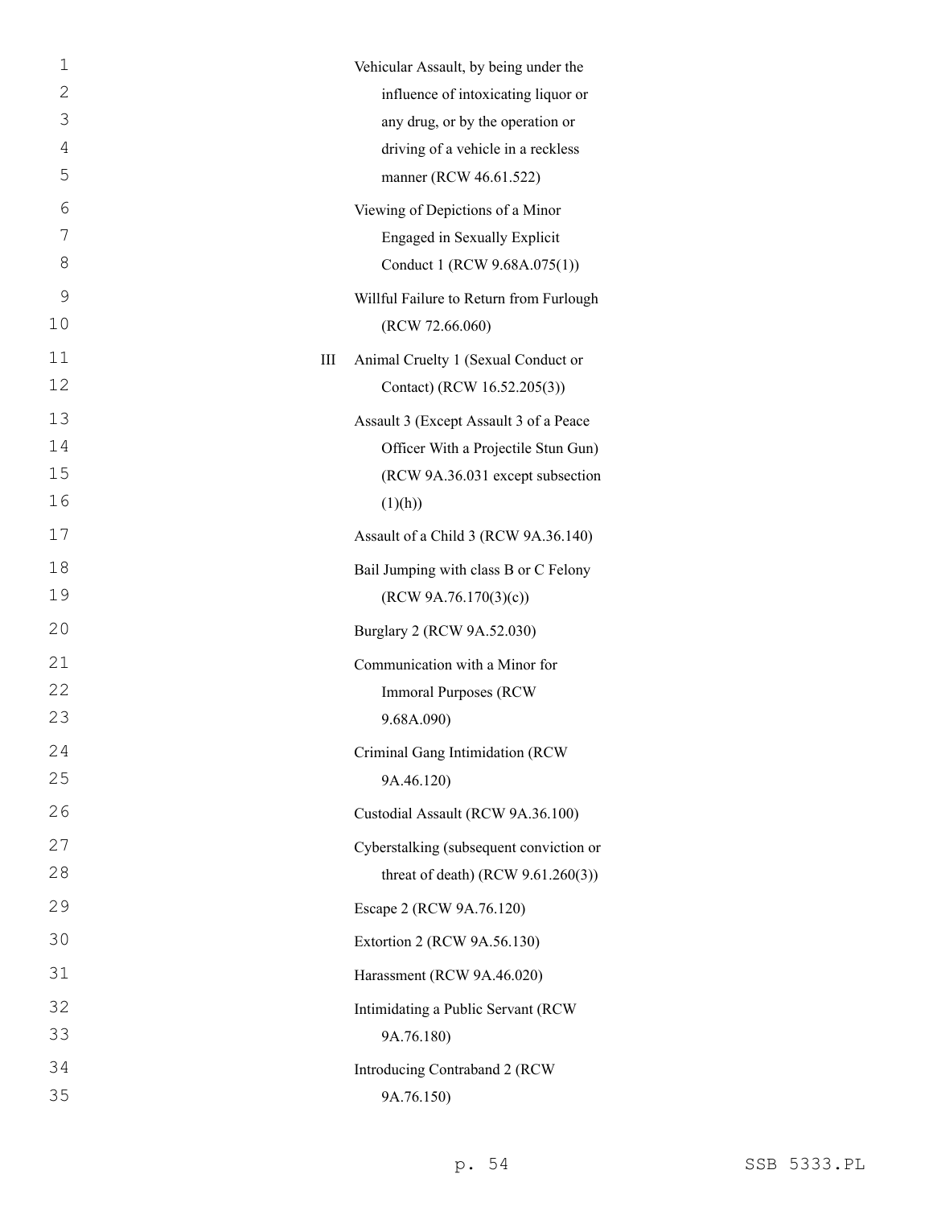| | |
|---|---|
| | Vehicular Assault, by being under the influence of intoxicating liquor or any drug, or by the operation or driving of a vehicle in a reckless manner (RCW 46.61.522) |
| | Viewing of Depictions of a Minor Engaged in Sexually Explicit Conduct 1 (RCW 9.68A.075(1)) |
| | Willful Failure to Return from Furlough (RCW 72.66.060) |
| III | Animal Cruelty 1 (Sexual Conduct or Contact) (RCW 16.52.205(3)) |
| | Assault 3 (Except Assault 3 of a Peace Officer With a Projectile Stun Gun) (RCW 9A.36.031 except subsection (1)(h)) |
| | Assault of a Child 3 (RCW 9A.36.140) |
| | Bail Jumping with class B or C Felony (RCW 9A.76.170(3)(c)) |
| | Burglary 2 (RCW 9A.52.030) |
| | Communication with a Minor for Immoral Purposes (RCW 9.68A.090) |
| | Criminal Gang Intimidation (RCW 9A.46.120) |
| | Custodial Assault (RCW 9A.36.100) |
| | Cyberstalking (subsequent conviction or threat of death) (RCW 9.61.260(3)) |
| | Escape 2 (RCW 9A.76.120) |
| | Extortion 2 (RCW 9A.56.130) |
| | Harassment (RCW 9A.46.020) |
| | Intimidating a Public Servant (RCW 9A.76.180) |
| | Introducing Contraband 2 (RCW 9A.76.150) |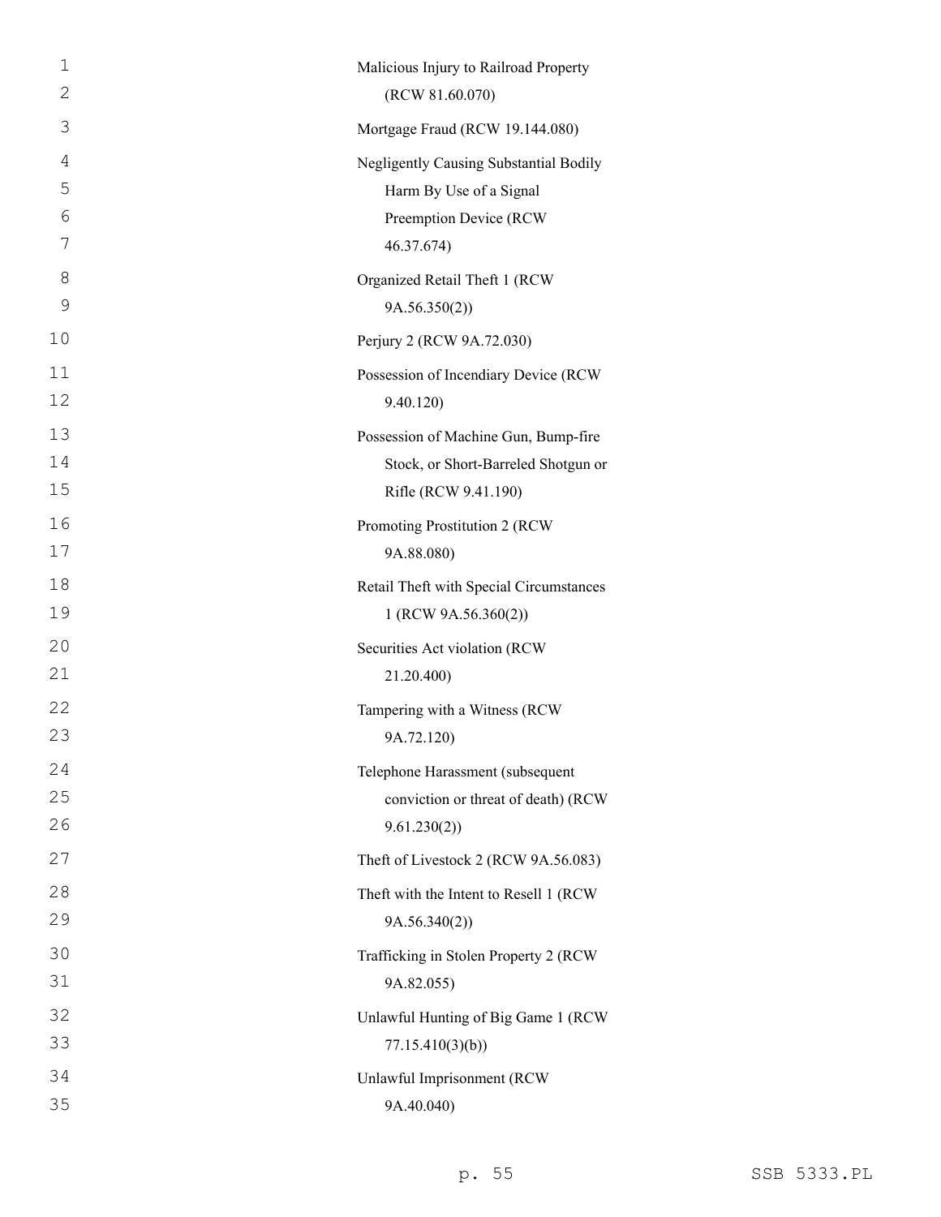Malicious Injury to Railroad Property (RCW 81.60.070)

Mortgage Fraud (RCW 19.144.080)

Negligently Causing Substantial Bodily Harm By Use of a Signal Preemption Device (RCW 46.37.674)

Organized Retail Theft 1 (RCW 9A.56.350(2))

Perjury 2 (RCW 9A.72.030)

Possession of Incendiary Device (RCW 9.40.120)

Possession of Machine Gun, Bump-fire Stock, or Short-Barreled Shotgun or Rifle (RCW 9.41.190)

Promoting Prostitution 2 (RCW 9A.88.080)

Retail Theft with Special Circumstances 1 (RCW 9A.56.360(2))

Securities Act violation (RCW 21.20.400)

Tampering with a Witness (RCW 9A.72.120)

Telephone Harassment (subsequent conviction or threat of death) (RCW 9.61.230(2))

Theft of Livestock 2 (RCW 9A.56.083)

Theft with the Intent to Resell 1 (RCW 9A.56.340(2))

Trafficking in Stolen Property 2 (RCW 9A.82.055)

Unlawful Hunting of Big Game 1 (RCW 77.15.410(3)(b))

Unlawful Imprisonment (RCW 9A.40.040)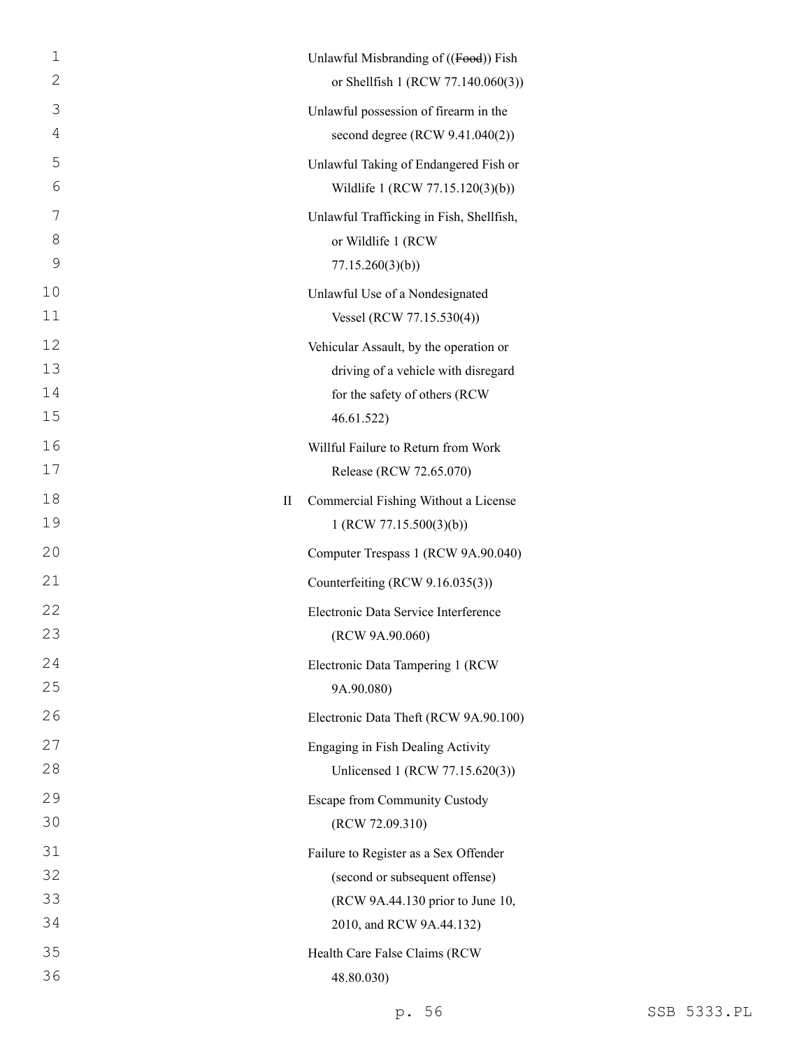Unlawful Misbranding of ((~~Food~~)) Fish or Shellfish 1 (RCW 77.140.060(3))

Unlawful possession of firearm in the second degree (RCW 9.41.040(2))

Unlawful Taking of Endangered Fish or Wildlife 1 (RCW 77.15.120(3)(b))

Unlawful Trafficking in Fish, Shellfish, or Wildlife 1 (RCW 77.15.260(3)(b))

Unlawful Use of a Nondesignated Vessel (RCW 77.15.530(4))

Vehicular Assault, by the operation or driving of a vehicle with disregard for the safety of others (RCW 46.61.522)

Willful Failure to Return from Work Release (RCW 72.65.070)

II Commercial Fishing Without a License 1 (RCW 77.15.500(3)(b))

Computer Trespass 1 (RCW 9A.90.040)

Counterfeiting (RCW 9.16.035(3))

Electronic Data Service Interference (RCW 9A.90.060)

Electronic Data Tampering 1 (RCW 9A.90.080)

Electronic Data Theft (RCW 9A.90.100)

Engaging in Fish Dealing Activity Unlicensed 1 (RCW 77.15.620(3))

Escape from Community Custody (RCW 72.09.310)

Failure to Register as a Sex Offender (second or subsequent offense) (RCW 9A.44.130 prior to June 10, 2010, and RCW 9A.44.132)

Health Care False Claims (RCW 48.80.030)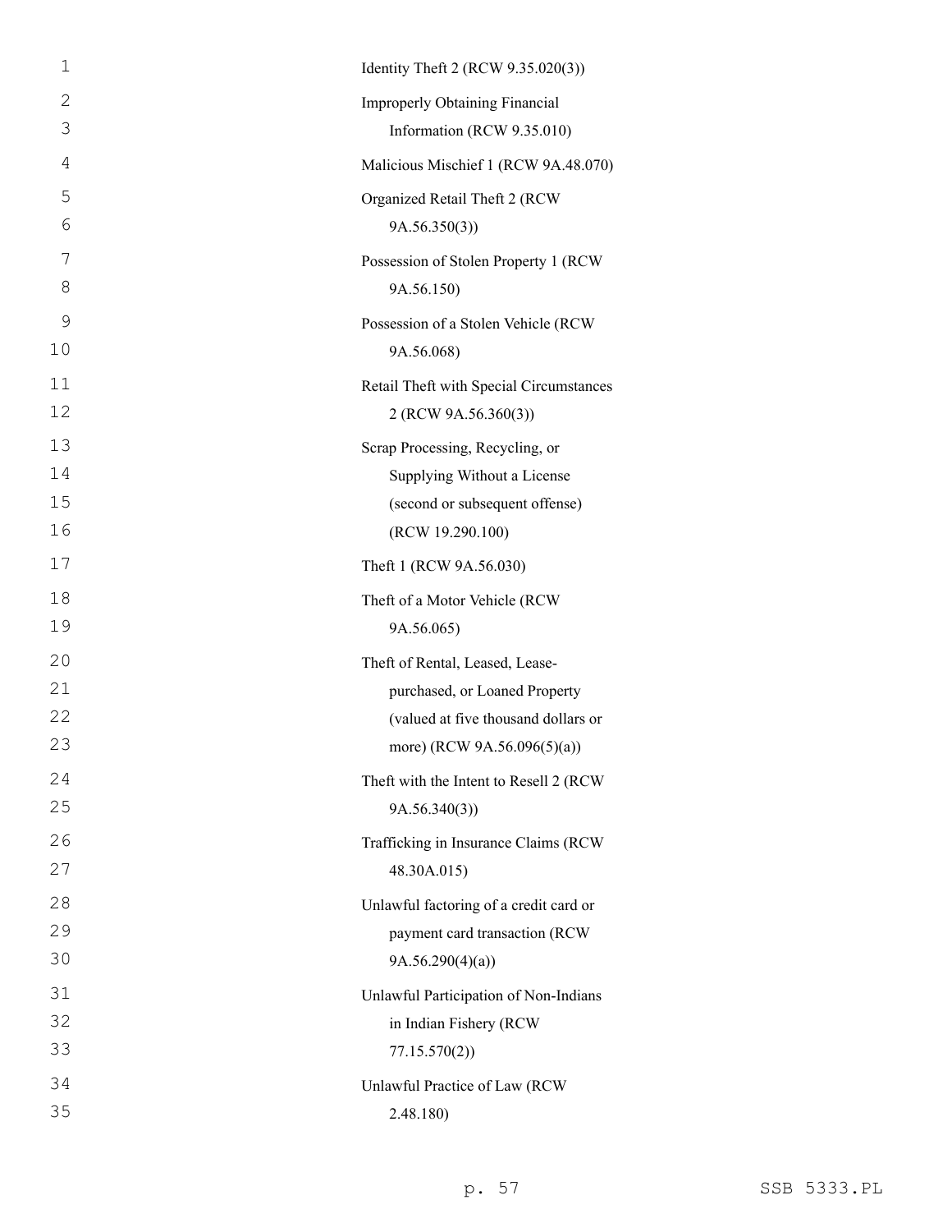Identity Theft 2 (RCW 9.35.020(3))

Improperly Obtaining Financial Information (RCW 9.35.010)

Malicious Mischief 1 (RCW 9A.48.070)

Organized Retail Theft 2 (RCW 9A.56.350(3))

Possession of Stolen Property 1 (RCW 9A.56.150)

Possession of a Stolen Vehicle (RCW 9A.56.068)

Retail Theft with Special Circumstances 2 (RCW 9A.56.360(3))

Scrap Processing, Recycling, or Supplying Without a License (second or subsequent offense) (RCW 19.290.100)

Theft 1 (RCW 9A.56.030)

Theft of a Motor Vehicle (RCW 9A.56.065)

Theft of Rental, Leased, Lease-purchased, or Loaned Property (valued at five thousand dollars or more) (RCW 9A.56.096(5)(a))

Theft with the Intent to Resell 2 (RCW 9A.56.340(3))

Trafficking in Insurance Claims (RCW 48.30A.015)

Unlawful factoring of a credit card or payment card transaction (RCW 9A.56.290(4)(a))

Unlawful Participation of Non-Indians in Indian Fishery (RCW 77.15.570(2))

Unlawful Practice of Law (RCW 2.48.180)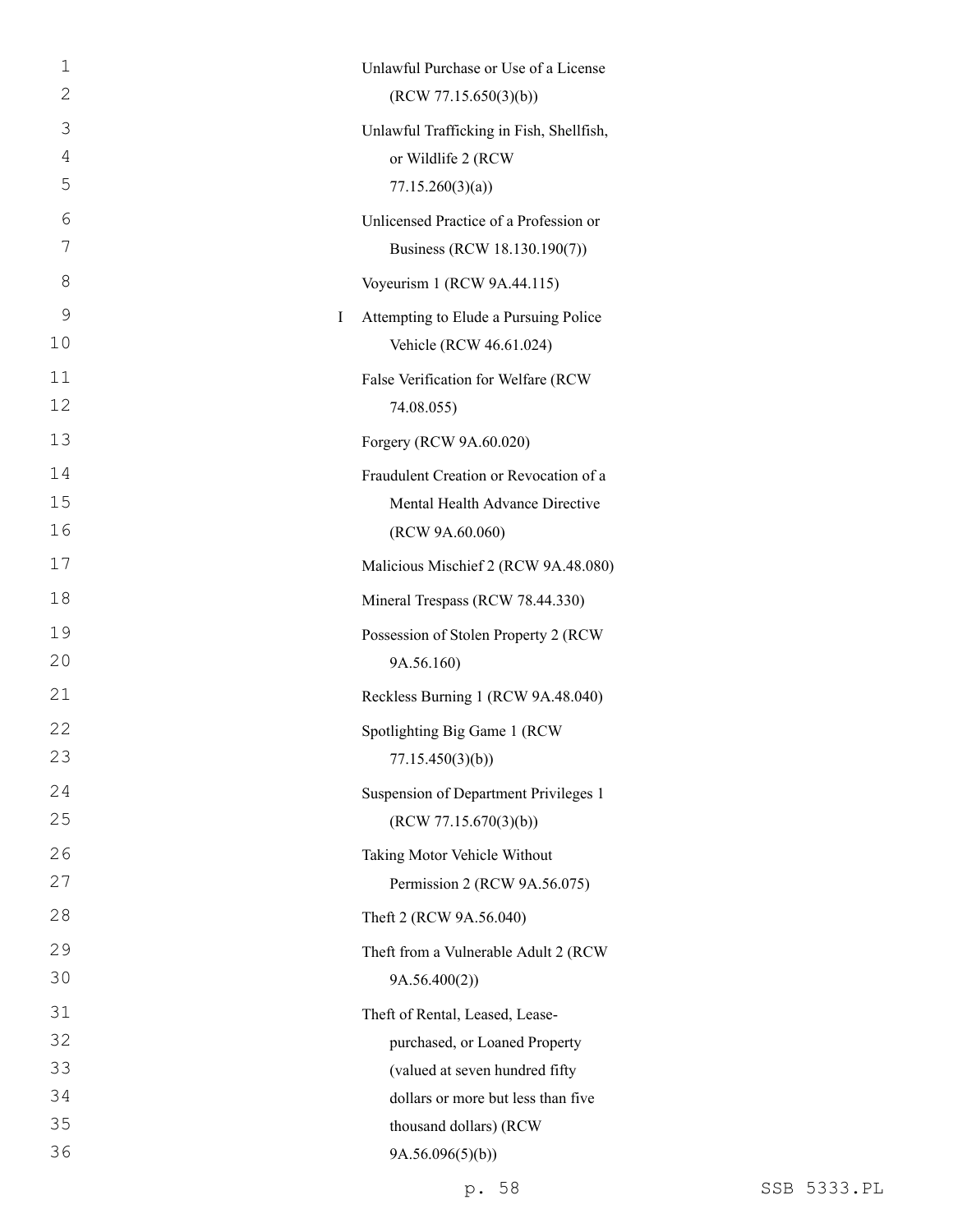| | |
|---|---|
| | Unlawful Purchase or Use of a License (RCW 77.15.650(3)(b)) |
| | Unlawful Trafficking in Fish, Shellfish, or Wildlife 2 (RCW 77.15.260(3)(a)) |
| | Unlicensed Practice of a Profession or Business (RCW 18.130.190(7)) |
| | Voyeurism 1 (RCW 9A.44.115) |
| I | Attempting to Elude a Pursuing Police Vehicle (RCW 46.61.024) |
| | False Verification for Welfare (RCW 74.08.055) |
| | Forgery (RCW 9A.60.020) |
| | Fraudulent Creation or Revocation of a Mental Health Advance Directive (RCW 9A.60.060) |
| | Malicious Mischief 2 (RCW 9A.48.080) |
| | Mineral Trespass (RCW 78.44.330) |
| | Possession of Stolen Property 2 (RCW 9A.56.160) |
| | Reckless Burning 1 (RCW 9A.48.040) |
| | Spotlighting Big Game 1 (RCW 77.15.450(3)(b)) |
| | Suspension of Department Privileges 1 (RCW 77.15.670(3)(b)) |
| | Taking Motor Vehicle Without Permission 2 (RCW 9A.56.075) |
| | Theft 2 (RCW 9A.56.040) |
| | Theft from a Vulnerable Adult 2 (RCW 9A.56.400(2)) |
| | Theft of Rental, Leased, Lease-purchased, or Loaned Property (valued at seven hundred fifty dollars or more but less than five thousand dollars) (RCW 9A.56.096(5)(b)) |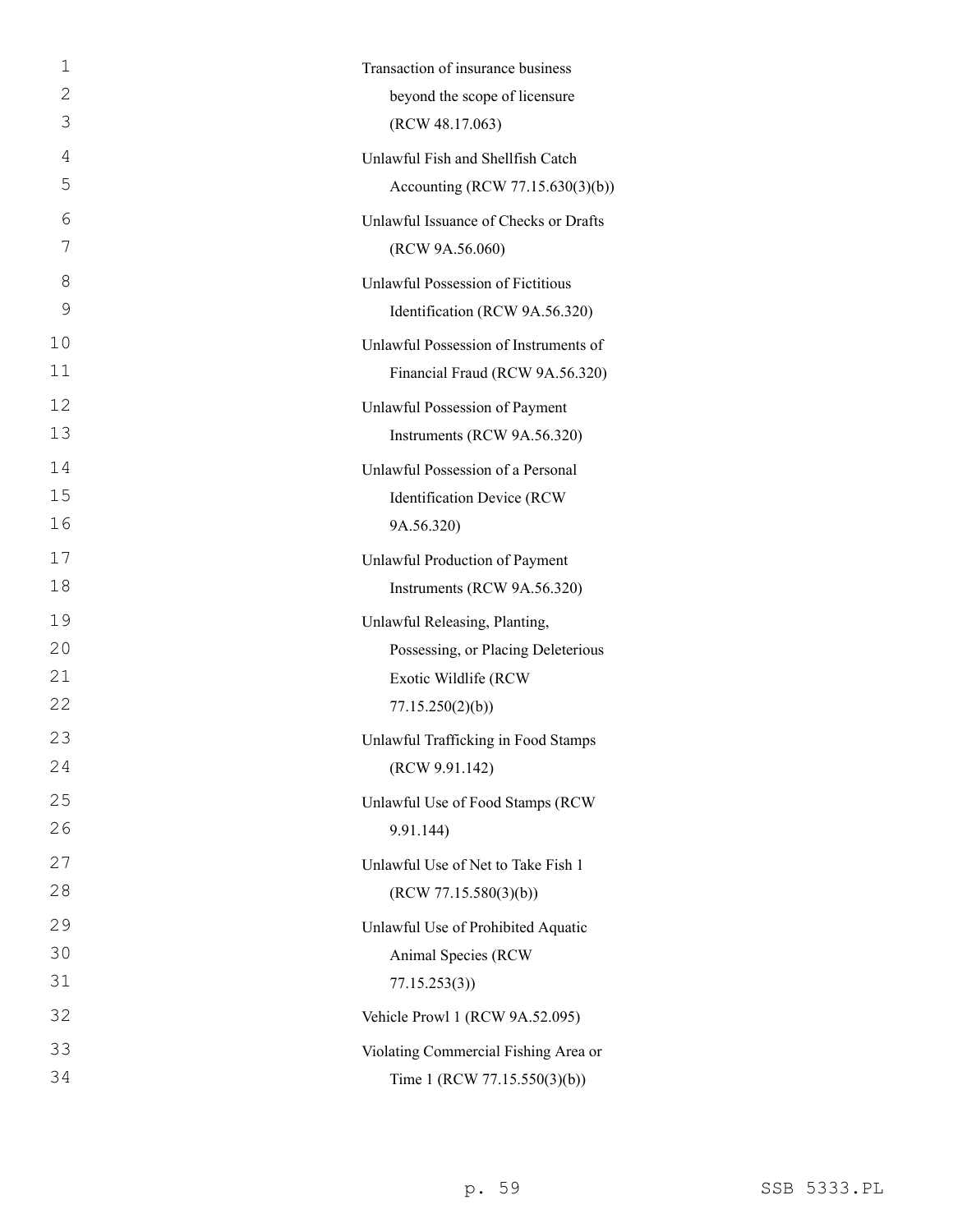Transaction of insurance business beyond the scope of licensure (RCW 48.17.063)

Unlawful Fish and Shellfish Catch Accounting (RCW 77.15.630(3)(b))

Unlawful Issuance of Checks or Drafts (RCW 9A.56.060)

Unlawful Possession of Fictitious Identification (RCW 9A.56.320)

Unlawful Possession of Instruments of Financial Fraud (RCW 9A.56.320)

Unlawful Possession of Payment Instruments (RCW 9A.56.320)

Unlawful Possession of a Personal Identification Device (RCW 9A.56.320)

Unlawful Production of Payment Instruments (RCW 9A.56.320)

Unlawful Releasing, Planting, Possessing, or Placing Deleterious Exotic Wildlife (RCW 77.15.250(2)(b))

Unlawful Trafficking in Food Stamps (RCW 9.91.142)

Unlawful Use of Food Stamps (RCW 9.91.144)

Unlawful Use of Net to Take Fish 1 (RCW 77.15.580(3)(b))

Unlawful Use of Prohibited Aquatic Animal Species (RCW 77.15.253(3))

Vehicle Prowl 1 (RCW 9A.52.095)

Violating Commercial Fishing Area or Time 1 (RCW 77.15.550(3)(b))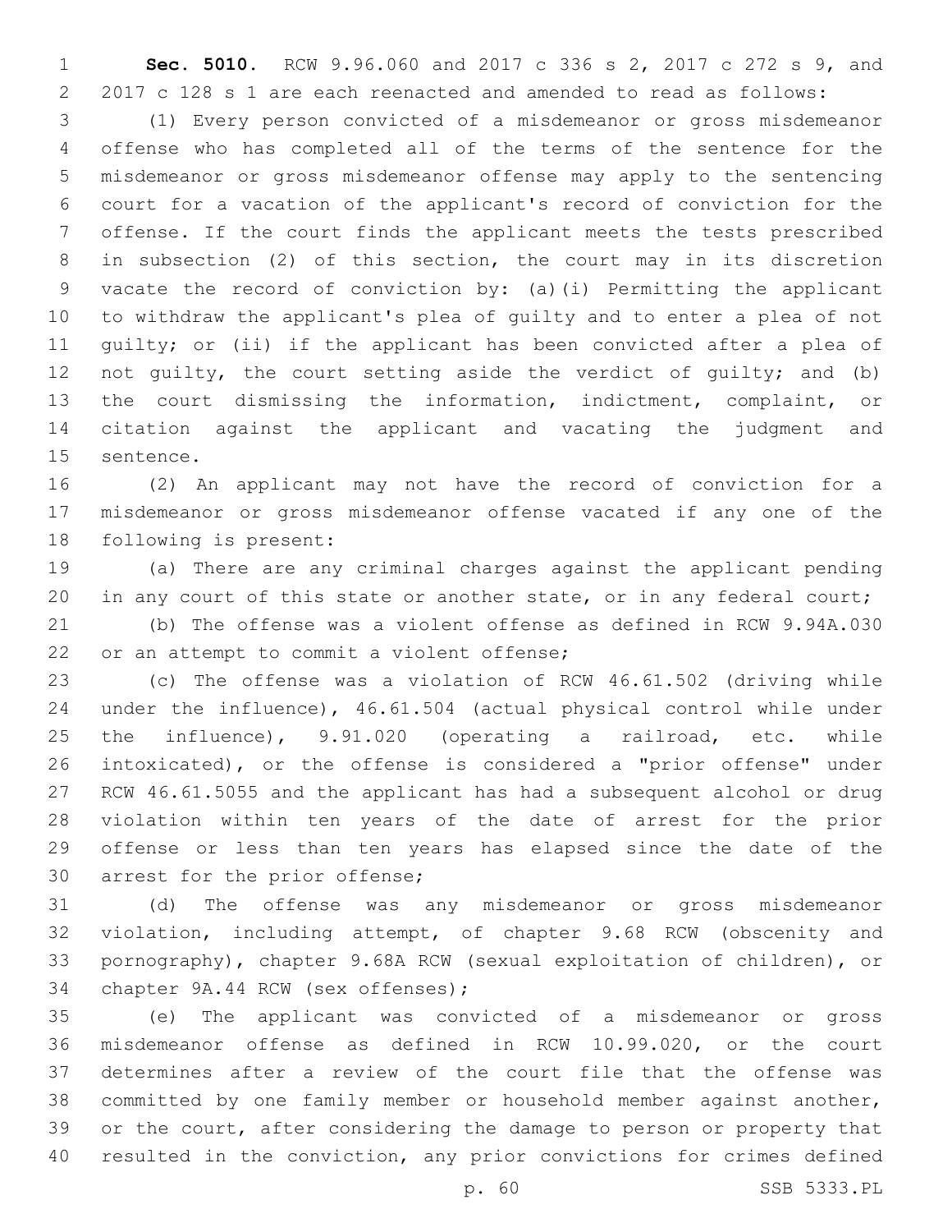**Sec. 5010.** RCW 9.96.060 and 2017 c 336 s 2, 2017 c 272 s 9, and 2017 c 128 s 1 are each reenacted and amended to read as follows:

(1) Every person convicted of a misdemeanor or gross misdemeanor offense who has completed all of the terms of the sentence for the misdemeanor or gross misdemeanor offense may apply to the sentencing court for a vacation of the applicant's record of conviction for the offense. If the court finds the applicant meets the tests prescribed in subsection (2) of this section, the court may in its discretion vacate the record of conviction by: (a)(i) Permitting the applicant to withdraw the applicant's plea of guilty and to enter a plea of not guilty; or (ii) if the applicant has been convicted after a plea of not guilty, the court setting aside the verdict of guilty; and (b) the court dismissing the information, indictment, complaint, or citation against the applicant and vacating the judgment and sentence.

(2) An applicant may not have the record of conviction for a misdemeanor or gross misdemeanor offense vacated if any one of the following is present:

(a) There are any criminal charges against the applicant pending in any court of this state or another state, or in any federal court;

(b) The offense was a violent offense as defined in RCW 9.94A.030 or an attempt to commit a violent offense;

(c) The offense was a violation of RCW 46.61.502 (driving while under the influence), 46.61.504 (actual physical control while under the influence), 9.91.020 (operating a railroad, etc. while intoxicated), or the offense is considered a "prior offense" under RCW 46.61.5055 and the applicant has had a subsequent alcohol or drug violation within ten years of the date of arrest for the prior offense or less than ten years has elapsed since the date of the arrest for the prior offense;

(d) The offense was any misdemeanor or gross misdemeanor violation, including attempt, of chapter 9.68 RCW (obscenity and pornography), chapter 9.68A RCW (sexual exploitation of children), or chapter 9A.44 RCW (sex offenses);

(e) The applicant was convicted of a misdemeanor or gross misdemeanor offense as defined in RCW 10.99.020, or the court determines after a review of the court file that the offense was committed by one family member or household member against another, or the court, after considering the damage to person or property that resulted in the conviction, any prior convictions for crimes defined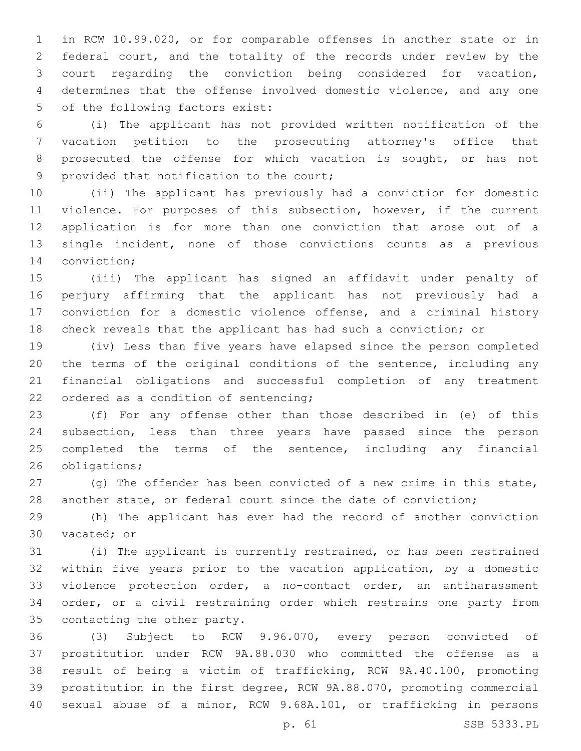in RCW 10.99.020, or for comparable offenses in another state or in federal court, and the totality of the records under review by the court regarding the conviction being considered for vacation, determines that the offense involved domestic violence, and any one of the following factors exist:

(i) The applicant has not provided written notification of the vacation petition to the prosecuting attorney's office that prosecuted the offense for which vacation is sought, or has not provided that notification to the court;

(ii) The applicant has previously had a conviction for domestic violence. For purposes of this subsection, however, if the current application is for more than one conviction that arose out of a single incident, none of those convictions counts as a previous conviction;

(iii) The applicant has signed an affidavit under penalty of perjury affirming that the applicant has not previously had a conviction for a domestic violence offense, and a criminal history check reveals that the applicant has had such a conviction; or

(iv) Less than five years have elapsed since the person completed the terms of the original conditions of the sentence, including any financial obligations and successful completion of any treatment ordered as a condition of sentencing;

(f) For any offense other than those described in (e) of this subsection, less than three years have passed since the person completed the terms of the sentence, including any financial obligations;

(g) The offender has been convicted of a new crime in this state, another state, or federal court since the date of conviction;

(h) The applicant has ever had the record of another conviction vacated; or

(i) The applicant is currently restrained, or has been restrained within five years prior to the vacation application, by a domestic violence protection order, a no-contact order, an antiharassment order, or a civil restraining order which restrains one party from contacting the other party.

(3) Subject to RCW 9.96.070, every person convicted of prostitution under RCW 9A.88.030 who committed the offense as a result of being a victim of trafficking, RCW 9A.40.100, promoting prostitution in the first degree, RCW 9A.88.070, promoting commercial sexual abuse of a minor, RCW 9.68A.101, or trafficking in persons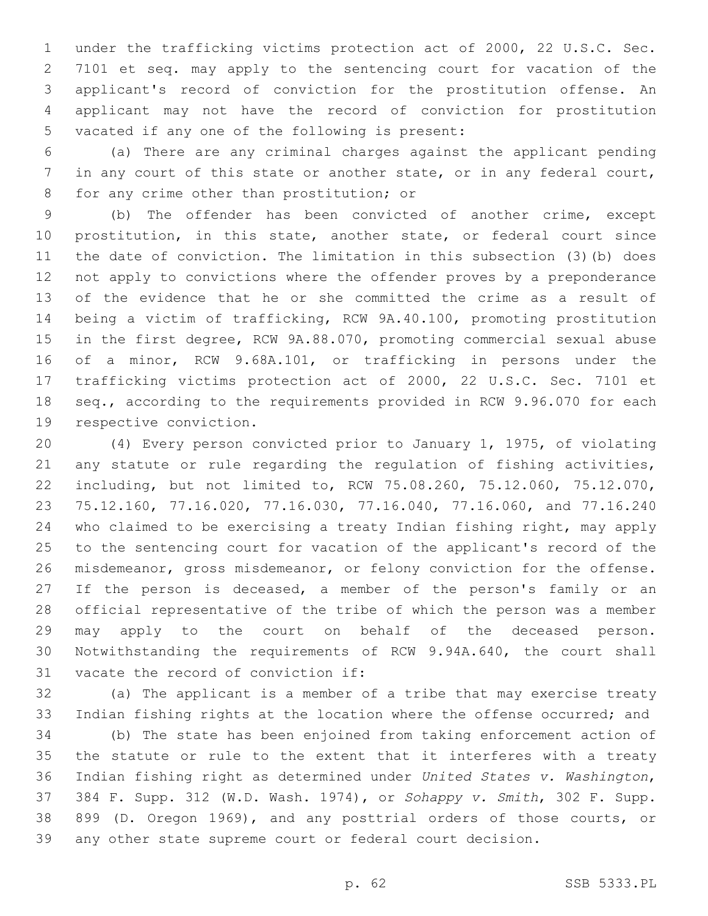under the trafficking victims protection act of 2000, 22 U.S.C. Sec. 7101 et seq. may apply to the sentencing court for vacation of the applicant's record of conviction for the prostitution offense. An applicant may not have the record of conviction for prostitution vacated if any one of the following is present:

(a) There are any criminal charges against the applicant pending in any court of this state or another state, or in any federal court, for any crime other than prostitution; or

(b) The offender has been convicted of another crime, except prostitution, in this state, another state, or federal court since the date of conviction. The limitation in this subsection (3)(b) does not apply to convictions where the offender proves by a preponderance of the evidence that he or she committed the crime as a result of being a victim of trafficking, RCW 9A.40.100, promoting prostitution in the first degree, RCW 9A.88.070, promoting commercial sexual abuse of a minor, RCW 9.68A.101, or trafficking in persons under the trafficking victims protection act of 2000, 22 U.S.C. Sec. 7101 et seq., according to the requirements provided in RCW 9.96.070 for each respective conviction.

(4) Every person convicted prior to January 1, 1975, of violating any statute or rule regarding the regulation of fishing activities, including, but not limited to, RCW 75.08.260, 75.12.060, 75.12.070, 75.12.160, 77.16.020, 77.16.030, 77.16.040, 77.16.060, and 77.16.240 who claimed to be exercising a treaty Indian fishing right, may apply to the sentencing court for vacation of the applicant's record of the misdemeanor, gross misdemeanor, or felony conviction for the offense. If the person is deceased, a member of the person's family or an official representative of the tribe of which the person was a member may apply to the court on behalf of the deceased person. Notwithstanding the requirements of RCW 9.94A.640, the court shall vacate the record of conviction if:

(a) The applicant is a member of a tribe that may exercise treaty Indian fishing rights at the location where the offense occurred; and

(b) The state has been enjoined from taking enforcement action of the statute or rule to the extent that it interferes with a treaty Indian fishing right as determined under *United States v. Washington*, 384 F. Supp. 312 (W.D. Wash. 1974), or *Sohappy v. Smith*, 302 F. Supp. 899 (D. Oregon 1969), and any posttrial orders of those courts, or any other state supreme court or federal court decision.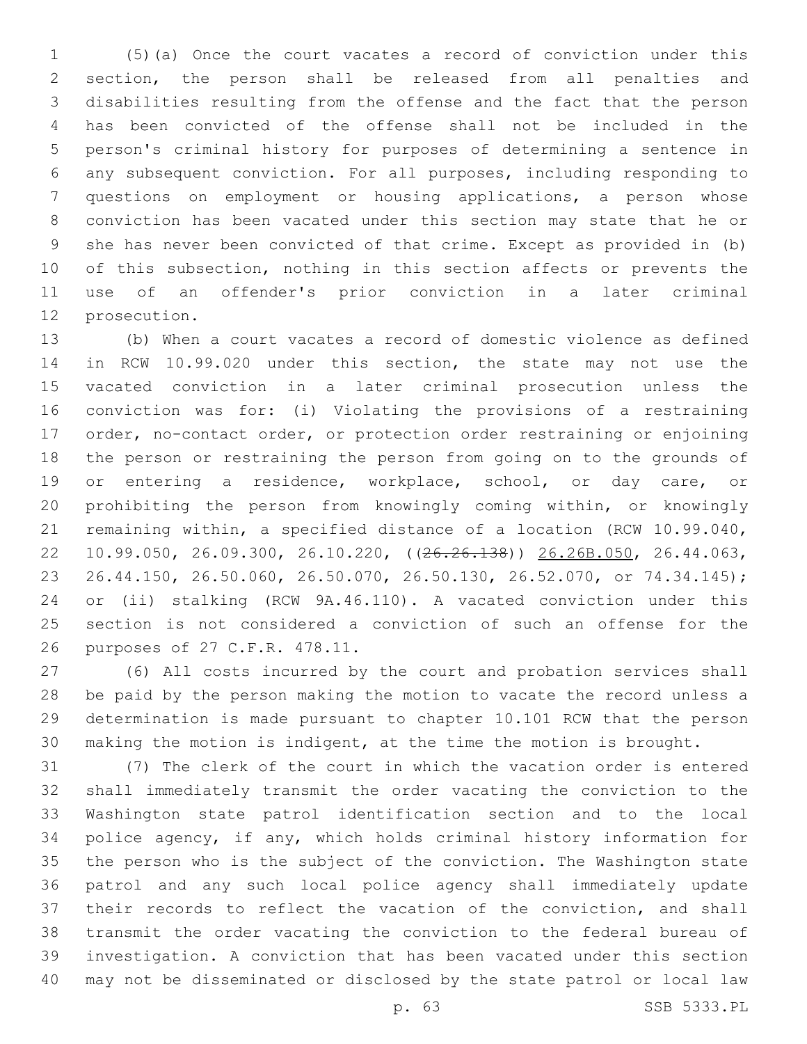(5)(a) Once the court vacates a record of conviction under this section, the person shall be released from all penalties and disabilities resulting from the offense and the fact that the person has been convicted of the offense shall not be included in the person's criminal history for purposes of determining a sentence in any subsequent conviction. For all purposes, including responding to questions on employment or housing applications, a person whose conviction has been vacated under this section may state that he or she has never been convicted of that crime. Except as provided in (b) of this subsection, nothing in this section affects or prevents the use of an offender's prior conviction in a later criminal prosecution.

(b) When a court vacates a record of domestic violence as defined in RCW 10.99.020 under this section, the state may not use the vacated conviction in a later criminal prosecution unless the conviction was for: (i) Violating the provisions of a restraining order, no-contact order, or protection order restraining or enjoining the person or restraining the person from going on to the grounds of or entering a residence, workplace, school, or day care, or prohibiting the person from knowingly coming within, or knowingly remaining within, a specified distance of a location (RCW 10.99.040, 10.99.050, 26.09.300, 26.10.220, ((~~26.26.138~~)) <u>26.26B.050</u>, 26.44.063, 26.44.150, 26.50.060, 26.50.070, 26.50.130, 26.52.070, or 74.34.145); or (ii) stalking (RCW 9A.46.110). A vacated conviction under this section is not considered a conviction of such an offense for the purposes of 27 C.F.R. 478.11.

(6) All costs incurred by the court and probation services shall be paid by the person making the motion to vacate the record unless a determination is made pursuant to chapter 10.101 RCW that the person making the motion is indigent, at the time the motion is brought.

(7) The clerk of the court in which the vacation order is entered shall immediately transmit the order vacating the conviction to the Washington state patrol identification section and to the local police agency, if any, which holds criminal history information for the person who is the subject of the conviction. The Washington state patrol and any such local police agency shall immediately update their records to reflect the vacation of the conviction, and shall transmit the order vacating the conviction to the federal bureau of investigation. A conviction that has been vacated under this section may not be disseminated or disclosed by the state patrol or local law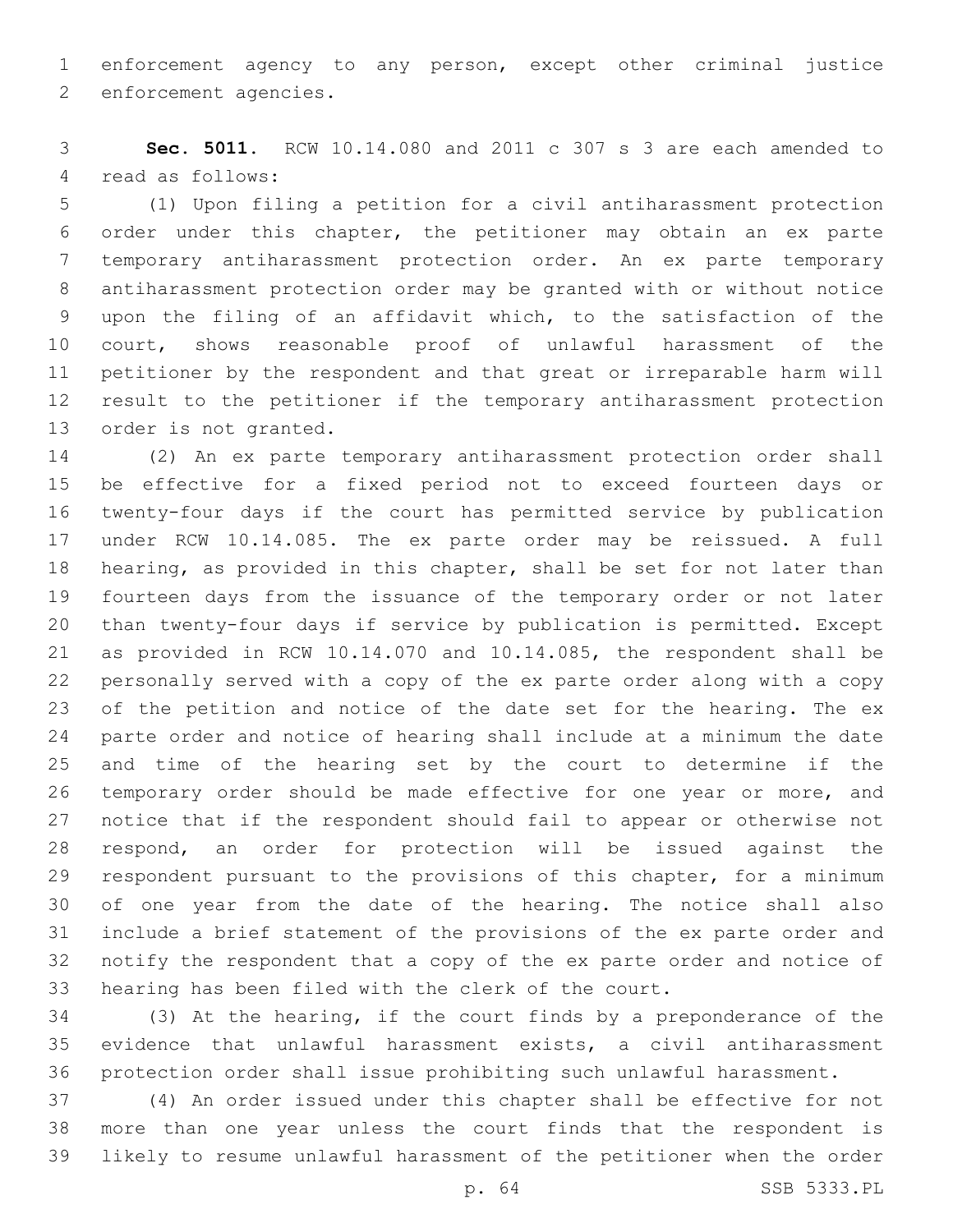enforcement agency to any person, except other criminal justice enforcement agencies.

**Sec. 5011.** RCW 10.14.080 and 2011 c 307 s 3 are each amended to read as follows:

(1) Upon filing a petition for a civil antiharassment protection order under this chapter, the petitioner may obtain an ex parte temporary antiharassment protection order. An ex parte temporary antiharassment protection order may be granted with or without notice upon the filing of an affidavit which, to the satisfaction of the court, shows reasonable proof of unlawful harassment of the petitioner by the respondent and that great or irreparable harm will result to the petitioner if the temporary antiharassment protection order is not granted.

(2) An ex parte temporary antiharassment protection order shall be effective for a fixed period not to exceed fourteen days or twenty-four days if the court has permitted service by publication under RCW 10.14.085. The ex parte order may be reissued. A full hearing, as provided in this chapter, shall be set for not later than fourteen days from the issuance of the temporary order or not later than twenty-four days if service by publication is permitted. Except as provided in RCW 10.14.070 and 10.14.085, the respondent shall be personally served with a copy of the ex parte order along with a copy of the petition and notice of the date set for the hearing. The ex parte order and notice of hearing shall include at a minimum the date and time of the hearing set by the court to determine if the temporary order should be made effective for one year or more, and notice that if the respondent should fail to appear or otherwise not respond, an order for protection will be issued against the respondent pursuant to the provisions of this chapter, for a minimum of one year from the date of the hearing. The notice shall also include a brief statement of the provisions of the ex parte order and notify the respondent that a copy of the ex parte order and notice of hearing has been filed with the clerk of the court.

(3) At the hearing, if the court finds by a preponderance of the evidence that unlawful harassment exists, a civil antiharassment protection order shall issue prohibiting such unlawful harassment.

(4) An order issued under this chapter shall be effective for not more than one year unless the court finds that the respondent is likely to resume unlawful harassment of the petitioner when the order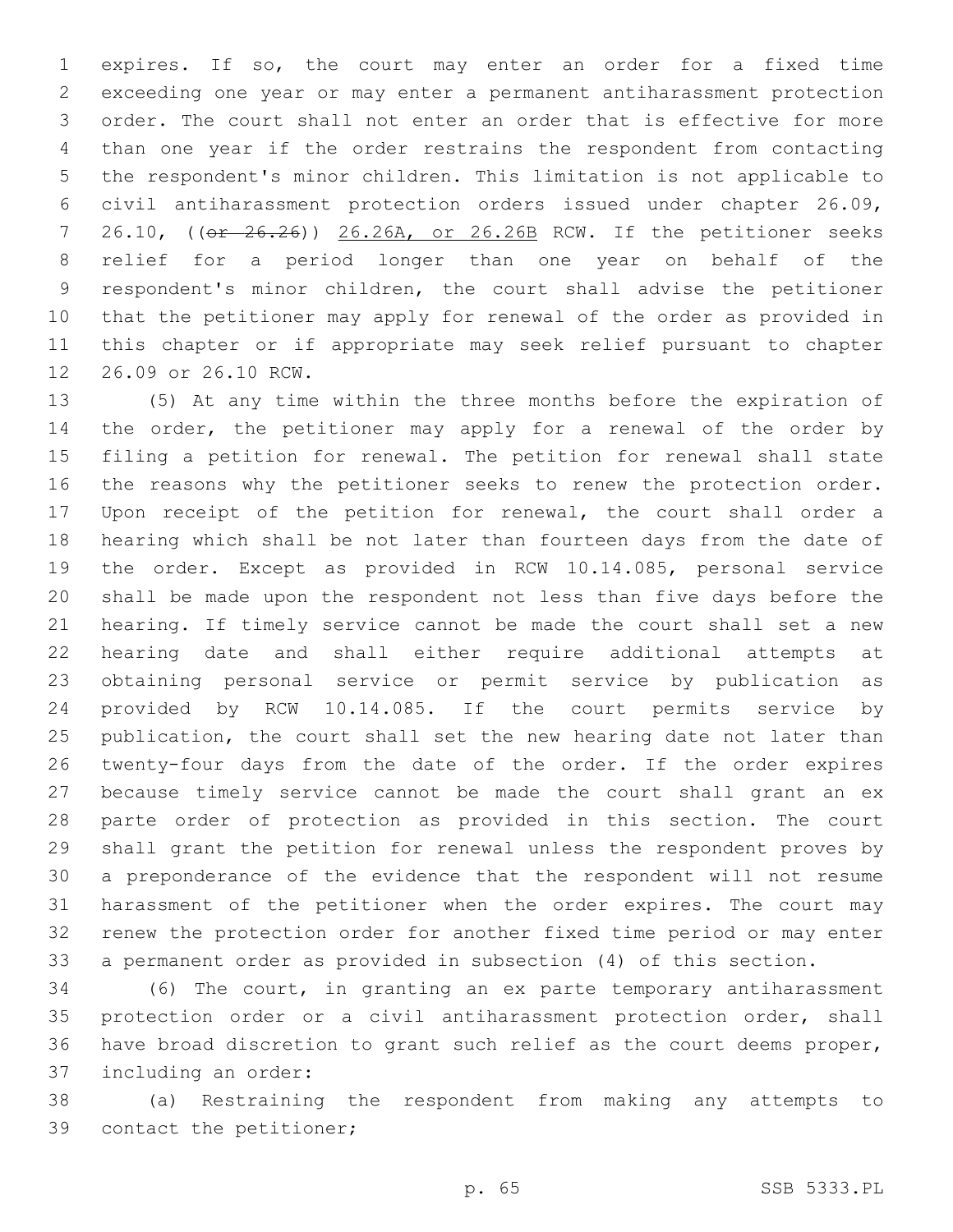expires. If so, the court may enter an order for a fixed time exceeding one year or may enter a permanent antiharassment protection order. The court shall not enter an order that is effective for more than one year if the order restrains the respondent from contacting the respondent's minor children. This limitation is not applicable to civil antiharassment protection orders issued under chapter 26.09, 26.10, ((~~or 26.26~~)) <u>26.26A, or 26.26B</u> RCW. If the petitioner seeks relief for a period longer than one year on behalf of the respondent's minor children, the court shall advise the petitioner that the petitioner may apply for renewal of the order as provided in this chapter or if appropriate may seek relief pursuant to chapter 26.09 or 26.10 RCW.

(5) At any time within the three months before the expiration of the order, the petitioner may apply for a renewal of the order by filing a petition for renewal. The petition for renewal shall state the reasons why the petitioner seeks to renew the protection order. Upon receipt of the petition for renewal, the court shall order a hearing which shall be not later than fourteen days from the date of the order. Except as provided in RCW 10.14.085, personal service shall be made upon the respondent not less than five days before the hearing. If timely service cannot be made the court shall set a new hearing date and shall either require additional attempts at obtaining personal service or permit service by publication as provided by RCW 10.14.085. If the court permits service by publication, the court shall set the new hearing date not later than twenty-four days from the date of the order. If the order expires because timely service cannot be made the court shall grant an ex parte order of protection as provided in this section. The court shall grant the petition for renewal unless the respondent proves by a preponderance of the evidence that the respondent will not resume harassment of the petitioner when the order expires. The court may renew the protection order for another fixed time period or may enter a permanent order as provided in subsection (4) of this section.

(6) The court, in granting an ex parte temporary antiharassment protection order or a civil antiharassment protection order, shall have broad discretion to grant such relief as the court deems proper, including an order:

(a) Restraining the respondent from making any attempts to contact the petitioner;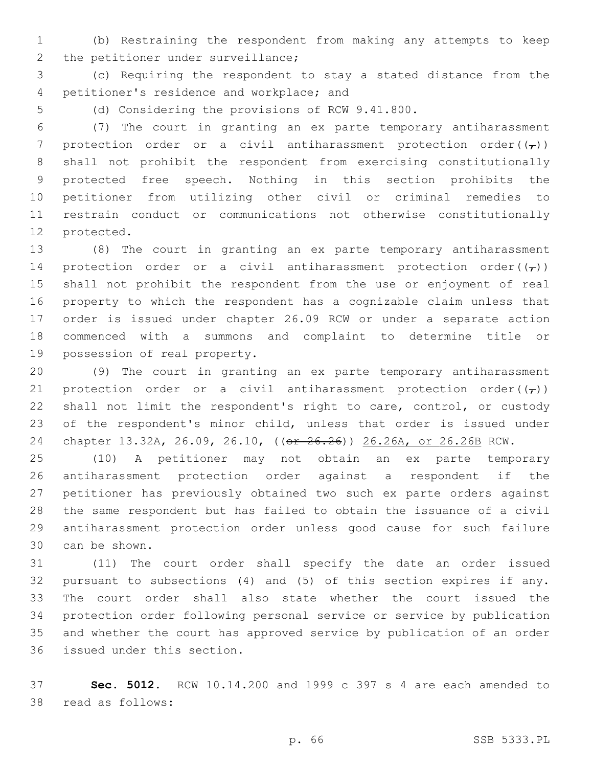(b) Restraining the respondent from making any attempts to keep the petitioner under surveillance;

(c) Requiring the respondent to stay a stated distance from the petitioner's residence and workplace; and

(d) Considering the provisions of RCW 9.41.800.

(7) The court in granting an ex parte temporary antiharassment protection order or a civil antiharassment protection order((,)) shall not prohibit the respondent from exercising constitutionally protected free speech. Nothing in this section prohibits the petitioner from utilizing other civil or criminal remedies to restrain conduct or communications not otherwise constitutionally protected.

(8) The court in granting an ex parte temporary antiharassment protection order or a civil antiharassment protection order((,)) shall not prohibit the respondent from the use or enjoyment of real property to which the respondent has a cognizable claim unless that order is issued under chapter 26.09 RCW or under a separate action commenced with a summons and complaint to determine title or possession of real property.

(9) The court in granting an ex parte temporary antiharassment protection order or a civil antiharassment protection order((,)) shall not limit the respondent's right to care, control, or custody of the respondent's minor child, unless that order is issued under chapter 13.32A, 26.09, 26.10, ((~~or 26.26~~)) <u>26.26A, or 26.26B</u> RCW.

(10) A petitioner may not obtain an ex parte temporary antiharassment protection order against a respondent if the petitioner has previously obtained two such ex parte orders against the same respondent but has failed to obtain the issuance of a civil antiharassment protection order unless good cause for such failure can be shown.

(11) The court order shall specify the date an order issued pursuant to subsections (4) and (5) of this section expires if any. The court order shall also state whether the court issued the protection order following personal service or service by publication and whether the court has approved service by publication of an order issued under this section.

**Sec. 5012.** RCW 10.14.200 and 1999 c 397 s 4 are each amended to read as follows: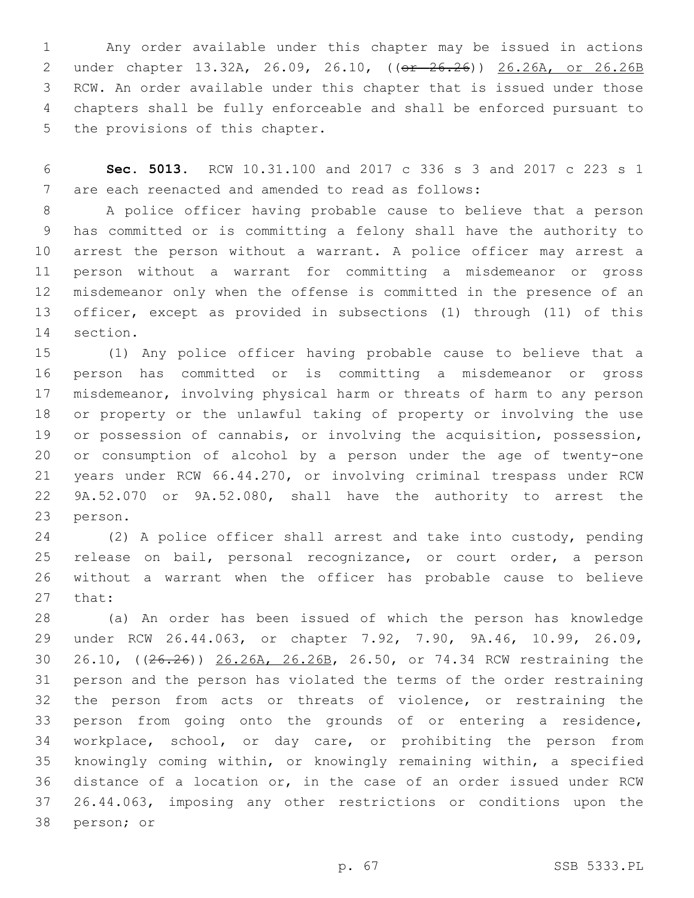Any order available under this chapter may be issued in actions under chapter 13.32A, 26.09, 26.10, ((~~or 26.26~~)) <u>26.26A, or 26.26B</u> RCW. An order available under this chapter that is issued under those chapters shall be fully enforceable and shall be enforced pursuant to the provisions of this chapter.

**Sec. 5013.** RCW 10.31.100 and 2017 c 336 s 3 and 2017 c 223 s 1 are each reenacted and amended to read as follows:

A police officer having probable cause to believe that a person has committed or is committing a felony shall have the authority to arrest the person without a warrant. A police officer may arrest a person without a warrant for committing a misdemeanor or gross misdemeanor only when the offense is committed in the presence of an officer, except as provided in subsections (1) through (11) of this section.

(1) Any police officer having probable cause to believe that a person has committed or is committing a misdemeanor or gross misdemeanor, involving physical harm or threats of harm to any person or property or the unlawful taking of property or involving the use or possession of cannabis, or involving the acquisition, possession, or consumption of alcohol by a person under the age of twenty-one years under RCW 66.44.270, or involving criminal trespass under RCW 9A.52.070 or 9A.52.080, shall have the authority to arrest the person.

(2) A police officer shall arrest and take into custody, pending release on bail, personal recognizance, or court order, a person without a warrant when the officer has probable cause to believe that:

(a) An order has been issued of which the person has knowledge under RCW 26.44.063, or chapter 7.92, 7.90, 9A.46, 10.99, 26.09, 26.10, ((~~26.26~~)) <u>26.26A, 26.26B</u>, 26.50, or 74.34 RCW restraining the person and the person has violated the terms of the order restraining the person from acts or threats of violence, or restraining the person from going onto the grounds of or entering a residence, workplace, school, or day care, or prohibiting the person from knowingly coming within, or knowingly remaining within, a specified distance of a location or, in the case of an order issued under RCW 26.44.063, imposing any other restrictions or conditions upon the person; or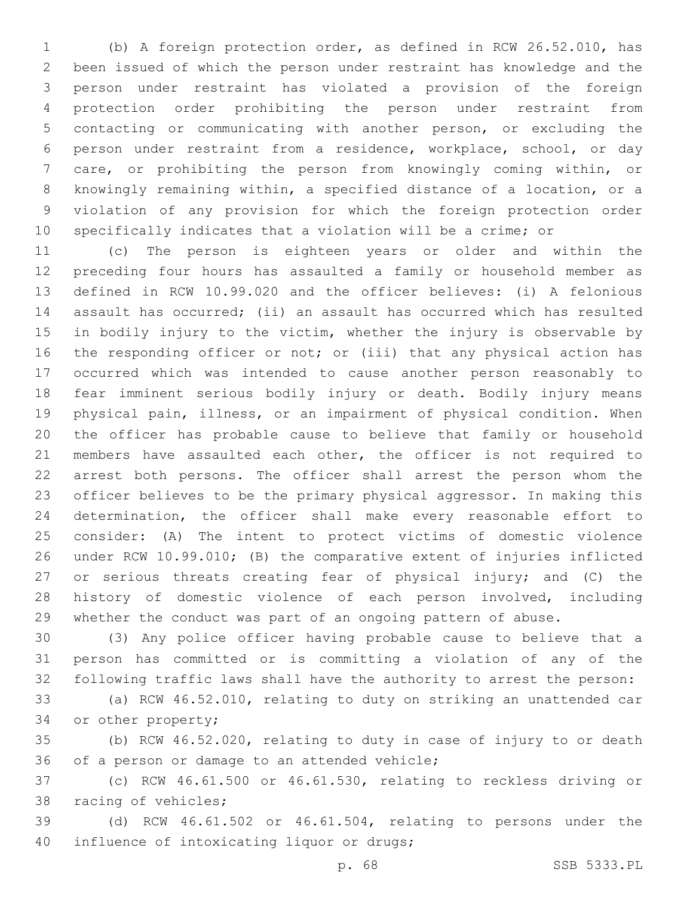(b) A foreign protection order, as defined in RCW 26.52.010, has been issued of which the person under restraint has knowledge and the person under restraint has violated a provision of the foreign protection order prohibiting the person under restraint from contacting or communicating with another person, or excluding the person under restraint from a residence, workplace, school, or day care, or prohibiting the person from knowingly coming within, or knowingly remaining within, a specified distance of a location, or a violation of any provision for which the foreign protection order specifically indicates that a violation will be a crime; or

(c) The person is eighteen years or older and within the preceding four hours has assaulted a family or household member as defined in RCW 10.99.020 and the officer believes: (i) A felonious assault has occurred; (ii) an assault has occurred which has resulted in bodily injury to the victim, whether the injury is observable by the responding officer or not; or (iii) that any physical action has occurred which was intended to cause another person reasonably to fear imminent serious bodily injury or death. Bodily injury means physical pain, illness, or an impairment of physical condition. When the officer has probable cause to believe that family or household members have assaulted each other, the officer is not required to arrest both persons. The officer shall arrest the person whom the officer believes to be the primary physical aggressor. In making this determination, the officer shall make every reasonable effort to consider: (A) The intent to protect victims of domestic violence under RCW 10.99.010; (B) the comparative extent of injuries inflicted or serious threats creating fear of physical injury; and (C) the history of domestic violence of each person involved, including whether the conduct was part of an ongoing pattern of abuse.

(3) Any police officer having probable cause to believe that a person has committed or is committing a violation of any of the following traffic laws shall have the authority to arrest the person:

(a) RCW 46.52.010, relating to duty on striking an unattended car or other property;

(b) RCW 46.52.020, relating to duty in case of injury to or death of a person or damage to an attended vehicle;

(c) RCW 46.61.500 or 46.61.530, relating to reckless driving or racing of vehicles;

(d) RCW 46.61.502 or 46.61.504, relating to persons under the influence of intoxicating liquor or drugs;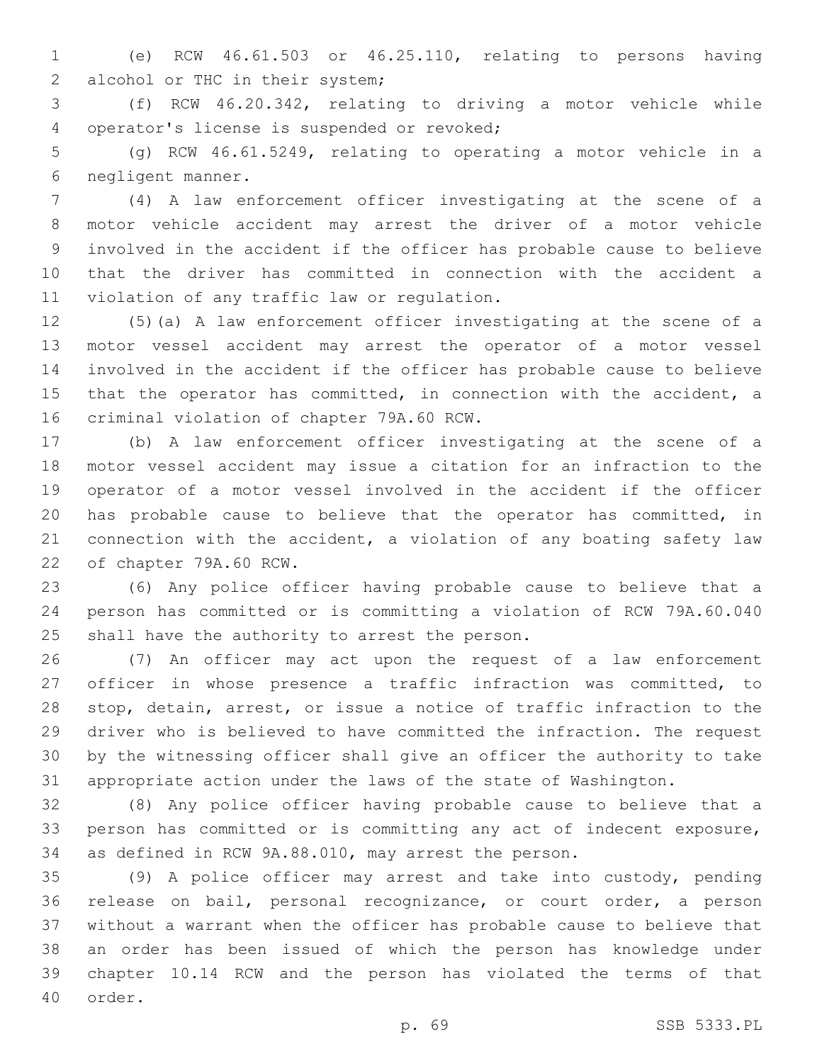(e) RCW 46.61.503 or 46.25.110, relating to persons having alcohol or THC in their system;

(f) RCW 46.20.342, relating to driving a motor vehicle while operator's license is suspended or revoked;

(g) RCW 46.61.5249, relating to operating a motor vehicle in a negligent manner.

(4) A law enforcement officer investigating at the scene of a motor vehicle accident may arrest the driver of a motor vehicle involved in the accident if the officer has probable cause to believe that the driver has committed in connection with the accident a violation of any traffic law or regulation.

(5)(a) A law enforcement officer investigating at the scene of a motor vessel accident may arrest the operator of a motor vessel involved in the accident if the officer has probable cause to believe that the operator has committed, in connection with the accident, a criminal violation of chapter 79A.60 RCW.

(b) A law enforcement officer investigating at the scene of a motor vessel accident may issue a citation for an infraction to the operator of a motor vessel involved in the accident if the officer has probable cause to believe that the operator has committed, in connection with the accident, a violation of any boating safety law of chapter 79A.60 RCW.

(6) Any police officer having probable cause to believe that a person has committed or is committing a violation of RCW 79A.60.040 shall have the authority to arrest the person.

(7) An officer may act upon the request of a law enforcement officer in whose presence a traffic infraction was committed, to stop, detain, arrest, or issue a notice of traffic infraction to the driver who is believed to have committed the infraction. The request by the witnessing officer shall give an officer the authority to take appropriate action under the laws of the state of Washington.

(8) Any police officer having probable cause to believe that a person has committed or is committing any act of indecent exposure, as defined in RCW 9A.88.010, may arrest the person.

(9) A police officer may arrest and take into custody, pending release on bail, personal recognizance, or court order, a person without a warrant when the officer has probable cause to believe that an order has been issued of which the person has knowledge under chapter 10.14 RCW and the person has violated the terms of that order.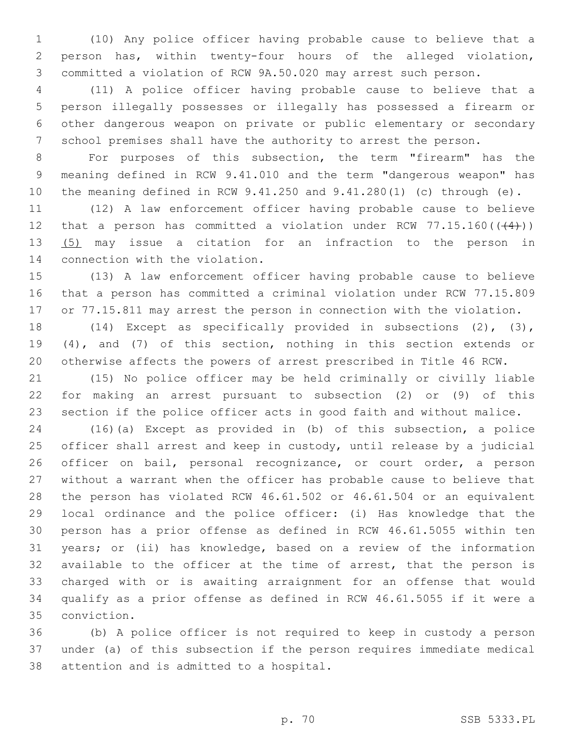(10) Any police officer having probable cause to believe that a person has, within twenty-four hours of the alleged violation, committed a violation of RCW 9A.50.020 may arrest such person.

(11) A police officer having probable cause to believe that a person illegally possesses or illegally has possessed a firearm or other dangerous weapon on private or public elementary or secondary school premises shall have the authority to arrest the person.

For purposes of this subsection, the term "firearm" has the meaning defined in RCW 9.41.010 and the term "dangerous weapon" has the meaning defined in RCW 9.41.250 and 9.41.280(1) (c) through (e).

(12) A law enforcement officer having probable cause to believe that a person has committed a violation under RCW 77.15.160((~~(4)~~)) (5) may issue a citation for an infraction to the person in connection with the violation.

(13) A law enforcement officer having probable cause to believe that a person has committed a criminal violation under RCW 77.15.809 or 77.15.811 may arrest the person in connection with the violation.

(14) Except as specifically provided in subsections (2), (3), (4), and (7) of this section, nothing in this section extends or otherwise affects the powers of arrest prescribed in Title 46 RCW.

(15) No police officer may be held criminally or civilly liable for making an arrest pursuant to subsection (2) or (9) of this section if the police officer acts in good faith and without malice.

(16)(a) Except as provided in (b) of this subsection, a police officer shall arrest and keep in custody, until release by a judicial officer on bail, personal recognizance, or court order, a person without a warrant when the officer has probable cause to believe that the person has violated RCW 46.61.502 or 46.61.504 or an equivalent local ordinance and the police officer: (i) Has knowledge that the person has a prior offense as defined in RCW 46.61.5055 within ten years; or (ii) has knowledge, based on a review of the information available to the officer at the time of arrest, that the person is charged with or is awaiting arraignment for an offense that would qualify as a prior offense as defined in RCW 46.61.5055 if it were a conviction.

(b) A police officer is not required to keep in custody a person under (a) of this subsection if the person requires immediate medical attention and is admitted to a hospital.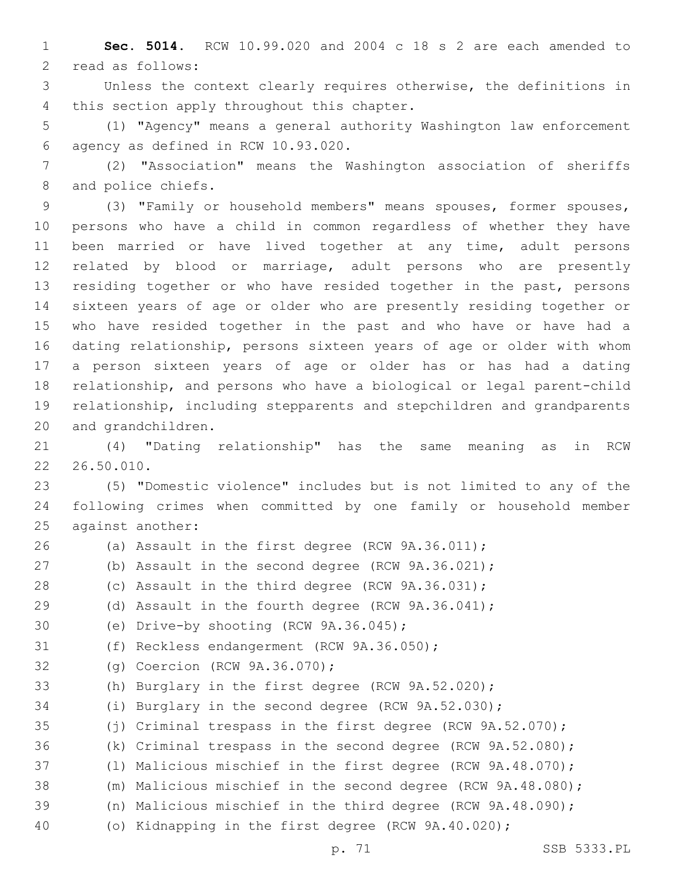**Sec. 5014.** RCW 10.99.020 and 2004 c 18 s 2 are each amended to read as follows:

Unless the context clearly requires otherwise, the definitions in this section apply throughout this chapter.

(1) "Agency" means a general authority Washington law enforcement agency as defined in RCW 10.93.020.

(2) "Association" means the Washington association of sheriffs and police chiefs.

(3) "Family or household members" means spouses, former spouses, persons who have a child in common regardless of whether they have been married or have lived together at any time, adult persons related by blood or marriage, adult persons who are presently residing together or who have resided together in the past, persons sixteen years of age or older who are presently residing together or who have resided together in the past and who have or have had a dating relationship, persons sixteen years of age or older with whom a person sixteen years of age or older has or has had a dating relationship, and persons who have a biological or legal parent-child relationship, including stepparents and stepchildren and grandparents and grandchildren.

(4) "Dating relationship" has the same meaning as in RCW 26.50.010.

(5) "Domestic violence" includes but is not limited to any of the following crimes when committed by one family or household member against another:

(a) Assault in the first degree (RCW 9A.36.011);

(b) Assault in the second degree (RCW 9A.36.021);

(c) Assault in the third degree (RCW 9A.36.031);

(d) Assault in the fourth degree (RCW 9A.36.041);

(e) Drive-by shooting (RCW 9A.36.045);

(f) Reckless endangerment (RCW 9A.36.050);

(g) Coercion (RCW 9A.36.070);

(h) Burglary in the first degree (RCW 9A.52.020);

(i) Burglary in the second degree (RCW 9A.52.030);

(j) Criminal trespass in the first degree (RCW 9A.52.070);

(k) Criminal trespass in the second degree (RCW 9A.52.080);

(l) Malicious mischief in the first degree (RCW 9A.48.070);

(m) Malicious mischief in the second degree (RCW 9A.48.080);

(n) Malicious mischief in the third degree (RCW 9A.48.090);

(o) Kidnapping in the first degree (RCW 9A.40.020);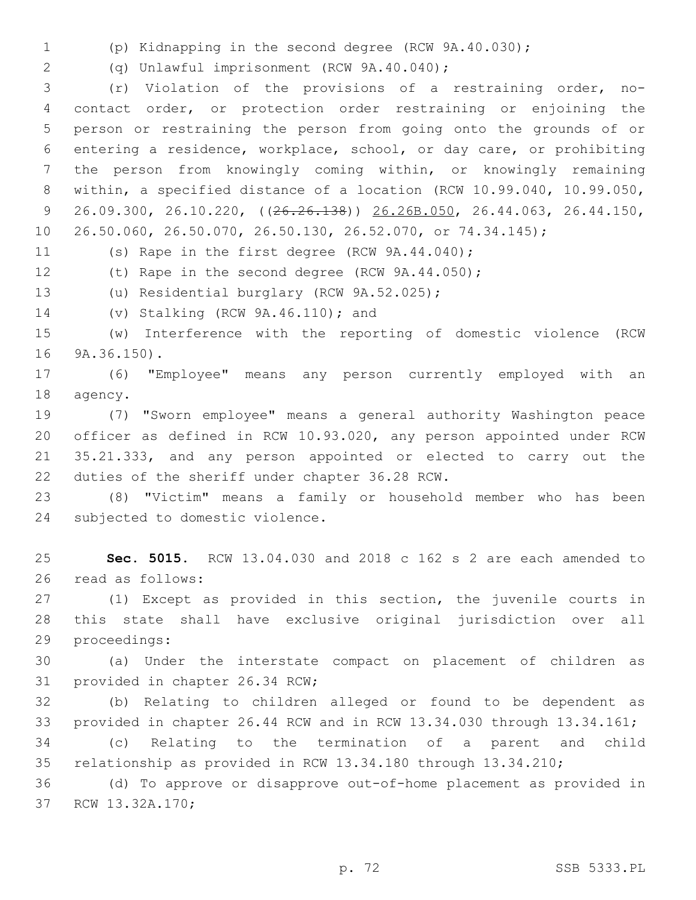(p) Kidnapping in the second degree (RCW 9A.40.030);

(q) Unlawful imprisonment (RCW 9A.40.040);

(r) Violation of the provisions of a restraining order, no-contact order, or protection order restraining or enjoining the person or restraining the person from going onto the grounds of or entering a residence, workplace, school, or day care, or prohibiting the person from knowingly coming within, or knowingly remaining within, a specified distance of a location (RCW 10.99.040, 10.99.050, 26.09.300, 26.10.220, ((~~26.26.138~~)) 26.26B.050, 26.44.063, 26.44.150, 26.50.060, 26.50.070, 26.50.130, 26.52.070, or 74.34.145);

(s) Rape in the first degree (RCW 9A.44.040);

(t) Rape in the second degree (RCW 9A.44.050);

(u) Residential burglary (RCW 9A.52.025);

(v) Stalking (RCW 9A.46.110); and

(w) Interference with the reporting of domestic violence (RCW 9A.36.150).

(6) "Employee" means any person currently employed with an agency.

(7) "Sworn employee" means a general authority Washington peace officer as defined in RCW 10.93.020, any person appointed under RCW 35.21.333, and any person appointed or elected to carry out the duties of the sheriff under chapter 36.28 RCW.

(8) "Victim" means a family or household member who has been subjected to domestic violence.

**Sec. 5015.** RCW 13.04.030 and 2018 c 162 s 2 are each amended to read as follows:

(1) Except as provided in this section, the juvenile courts in this state shall have exclusive original jurisdiction over all proceedings:

(a) Under the interstate compact on placement of children as provided in chapter 26.34 RCW;

(b) Relating to children alleged or found to be dependent as provided in chapter 26.44 RCW and in RCW 13.34.030 through 13.34.161;

(c) Relating to the termination of a parent and child relationship as provided in RCW 13.34.180 through 13.34.210;

(d) To approve or disapprove out-of-home placement as provided in RCW 13.32A.170;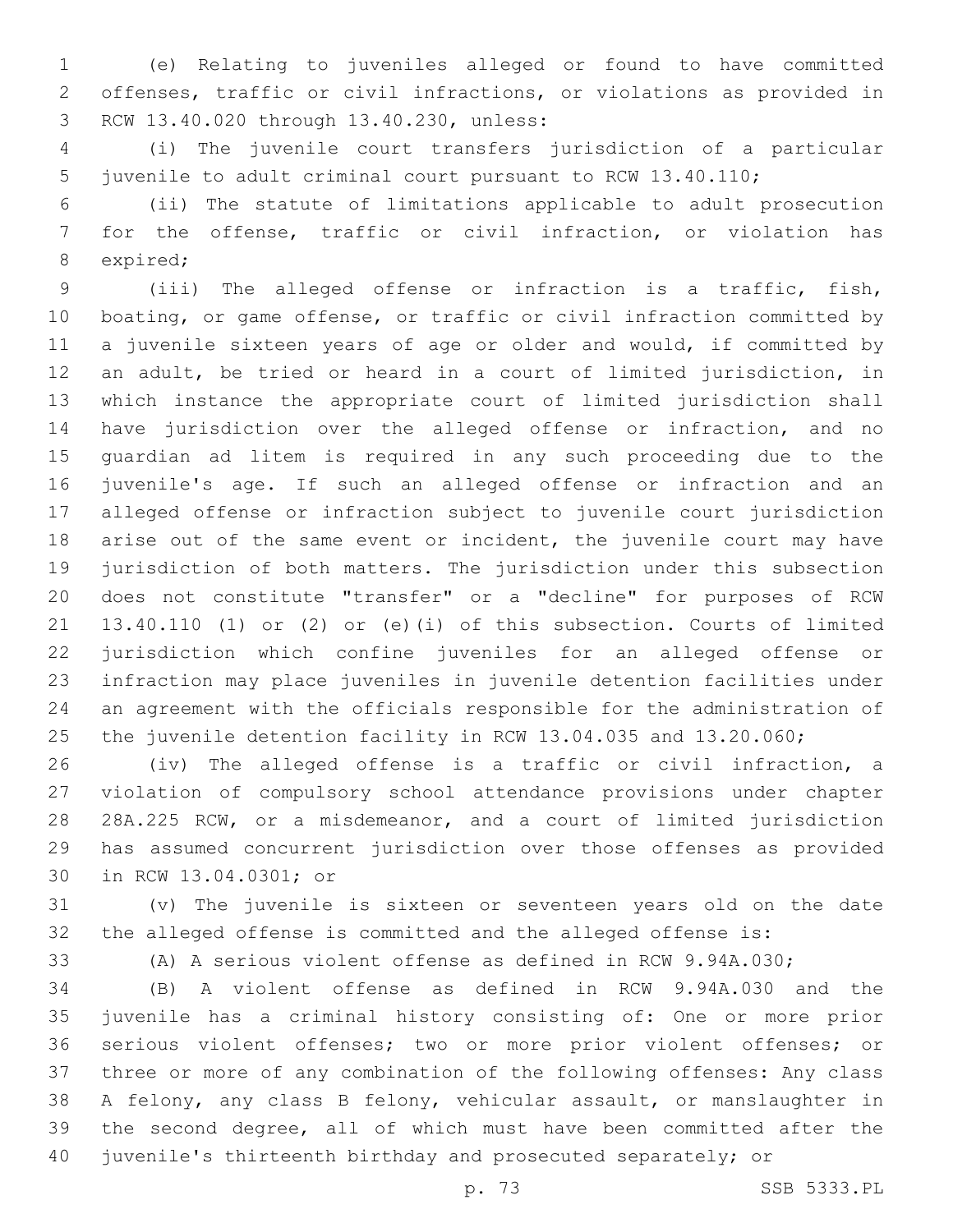(e) Relating to juveniles alleged or found to have committed offenses, traffic or civil infractions, or violations as provided in RCW 13.40.020 through 13.40.230, unless:

(i) The juvenile court transfers jurisdiction of a particular juvenile to adult criminal court pursuant to RCW 13.40.110;

(ii) The statute of limitations applicable to adult prosecution for the offense, traffic or civil infraction, or violation has expired;

(iii) The alleged offense or infraction is a traffic, fish, boating, or game offense, or traffic or civil infraction committed by a juvenile sixteen years of age or older and would, if committed by an adult, be tried or heard in a court of limited jurisdiction, in which instance the appropriate court of limited jurisdiction shall have jurisdiction over the alleged offense or infraction, and no guardian ad litem is required in any such proceeding due to the juvenile's age. If such an alleged offense or infraction and an alleged offense or infraction subject to juvenile court jurisdiction arise out of the same event or incident, the juvenile court may have jurisdiction of both matters. The jurisdiction under this subsection does not constitute "transfer" or a "decline" for purposes of RCW 13.40.110 (1) or (2) or (e)(i) of this subsection. Courts of limited jurisdiction which confine juveniles for an alleged offense or infraction may place juveniles in juvenile detention facilities under an agreement with the officials responsible for the administration of the juvenile detention facility in RCW 13.04.035 and 13.20.060;

(iv) The alleged offense is a traffic or civil infraction, a violation of compulsory school attendance provisions under chapter 28A.225 RCW, or a misdemeanor, and a court of limited jurisdiction has assumed concurrent jurisdiction over those offenses as provided in RCW 13.04.0301; or

(v) The juvenile is sixteen or seventeen years old on the date the alleged offense is committed and the alleged offense is:

(A) A serious violent offense as defined in RCW 9.94A.030;

(B) A violent offense as defined in RCW 9.94A.030 and the juvenile has a criminal history consisting of: One or more prior serious violent offenses; two or more prior violent offenses; or three or more of any combination of the following offenses: Any class A felony, any class B felony, vehicular assault, or manslaughter in the second degree, all of which must have been committed after the juvenile's thirteenth birthday and prosecuted separately; or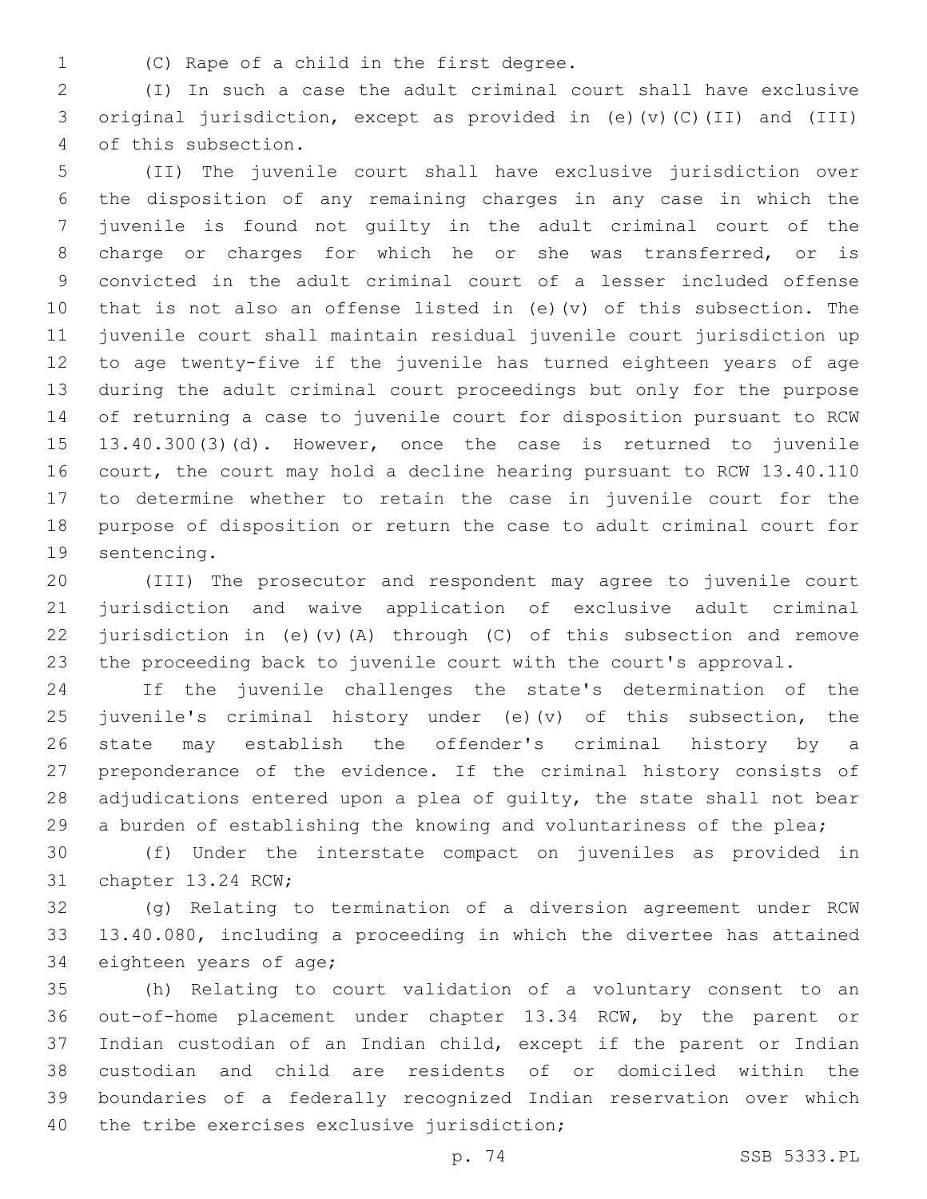(C) Rape of a child in the first degree.

(I) In such a case the adult criminal court shall have exclusive original jurisdiction, except as provided in (e)(v)(C)(II) and (III) of this subsection.

(II) The juvenile court shall have exclusive jurisdiction over the disposition of any remaining charges in any case in which the juvenile is found not guilty in the adult criminal court of the charge or charges for which he or she was transferred, or is convicted in the adult criminal court of a lesser included offense that is not also an offense listed in (e)(v) of this subsection. The juvenile court shall maintain residual juvenile court jurisdiction up to age twenty-five if the juvenile has turned eighteen years of age during the adult criminal court proceedings but only for the purpose of returning a case to juvenile court for disposition pursuant to RCW 13.40.300(3)(d). However, once the case is returned to juvenile court, the court may hold a decline hearing pursuant to RCW 13.40.110 to determine whether to retain the case in juvenile court for the purpose of disposition or return the case to adult criminal court for sentencing.

(III) The prosecutor and respondent may agree to juvenile court jurisdiction and waive application of exclusive adult criminal jurisdiction in (e)(v)(A) through (C) of this subsection and remove the proceeding back to juvenile court with the court's approval.

If the juvenile challenges the state's determination of the juvenile's criminal history under (e)(v) of this subsection, the state may establish the offender's criminal history by a preponderance of the evidence. If the criminal history consists of adjudications entered upon a plea of guilty, the state shall not bear a burden of establishing the knowing and voluntariness of the plea;

(f) Under the interstate compact on juveniles as provided in chapter 13.24 RCW;

(g) Relating to termination of a diversion agreement under RCW 13.40.080, including a proceeding in which the divertee has attained eighteen years of age;

(h) Relating to court validation of a voluntary consent to an out-of-home placement under chapter 13.34 RCW, by the parent or Indian custodian of an Indian child, except if the parent or Indian custodian and child are residents of or domiciled within the boundaries of a federally recognized Indian reservation over which the tribe exercises exclusive jurisdiction;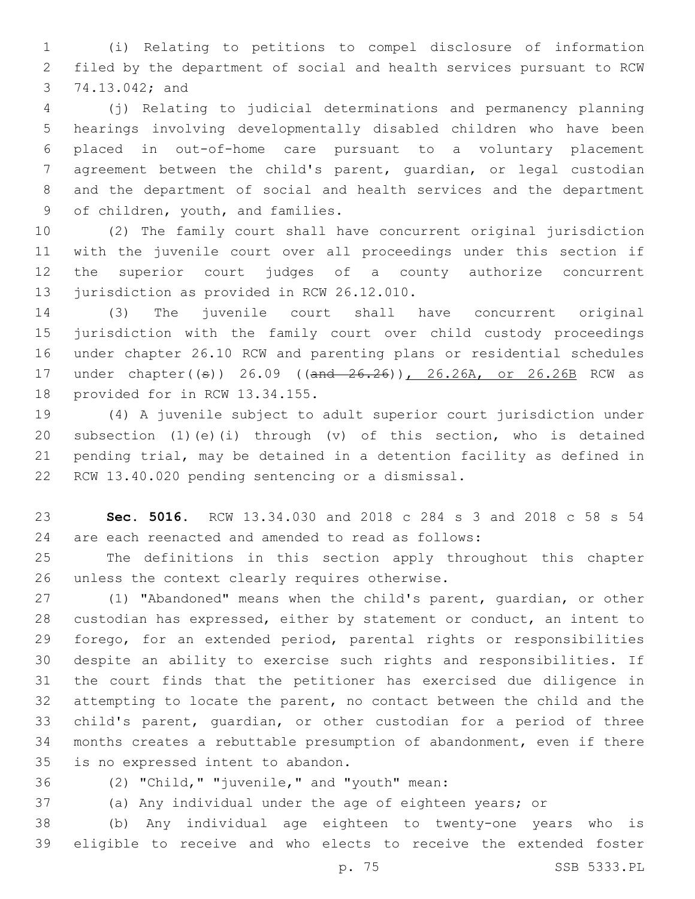(i) Relating to petitions to compel disclosure of information filed by the department of social and health services pursuant to RCW 74.13.042; and

(j) Relating to judicial determinations and permanency planning hearings involving developmentally disabled children who have been placed in out-of-home care pursuant to a voluntary placement agreement between the child's parent, guardian, or legal custodian and the department of social and health services and the department of children, youth, and families.

(2) The family court shall have concurrent original jurisdiction with the juvenile court over all proceedings under this section if the superior court judges of a county authorize concurrent jurisdiction as provided in RCW 26.12.010.

(3) The juvenile court shall have concurrent original jurisdiction with the family court over child custody proceedings under chapter 26.10 RCW and parenting plans or residential schedules under chapter((s)) 26.09 ((and 26.26)), 26.26A, or 26.26B RCW as provided for in RCW 13.34.155.

(4) A juvenile subject to adult superior court jurisdiction under subsection (1)(e)(i) through (v) of this section, who is detained pending trial, may be detained in a detention facility as defined in RCW 13.40.020 pending sentencing or a dismissal.

**Sec. 5016.** RCW 13.34.030 and 2018 c 284 s 3 and 2018 c 58 s 54 are each reenacted and amended to read as follows:

The definitions in this section apply throughout this chapter unless the context clearly requires otherwise.

(1) "Abandoned" means when the child's parent, guardian, or other custodian has expressed, either by statement or conduct, an intent to forego, for an extended period, parental rights or responsibilities despite an ability to exercise such rights and responsibilities. If the court finds that the petitioner has exercised due diligence in attempting to locate the parent, no contact between the child and the child's parent, guardian, or other custodian for a period of three months creates a rebuttable presumption of abandonment, even if there is no expressed intent to abandon.

(2) "Child," "juvenile," and "youth" mean:

(a) Any individual under the age of eighteen years; or

(b) Any individual age eighteen to twenty-one years who is eligible to receive and who elects to receive the extended foster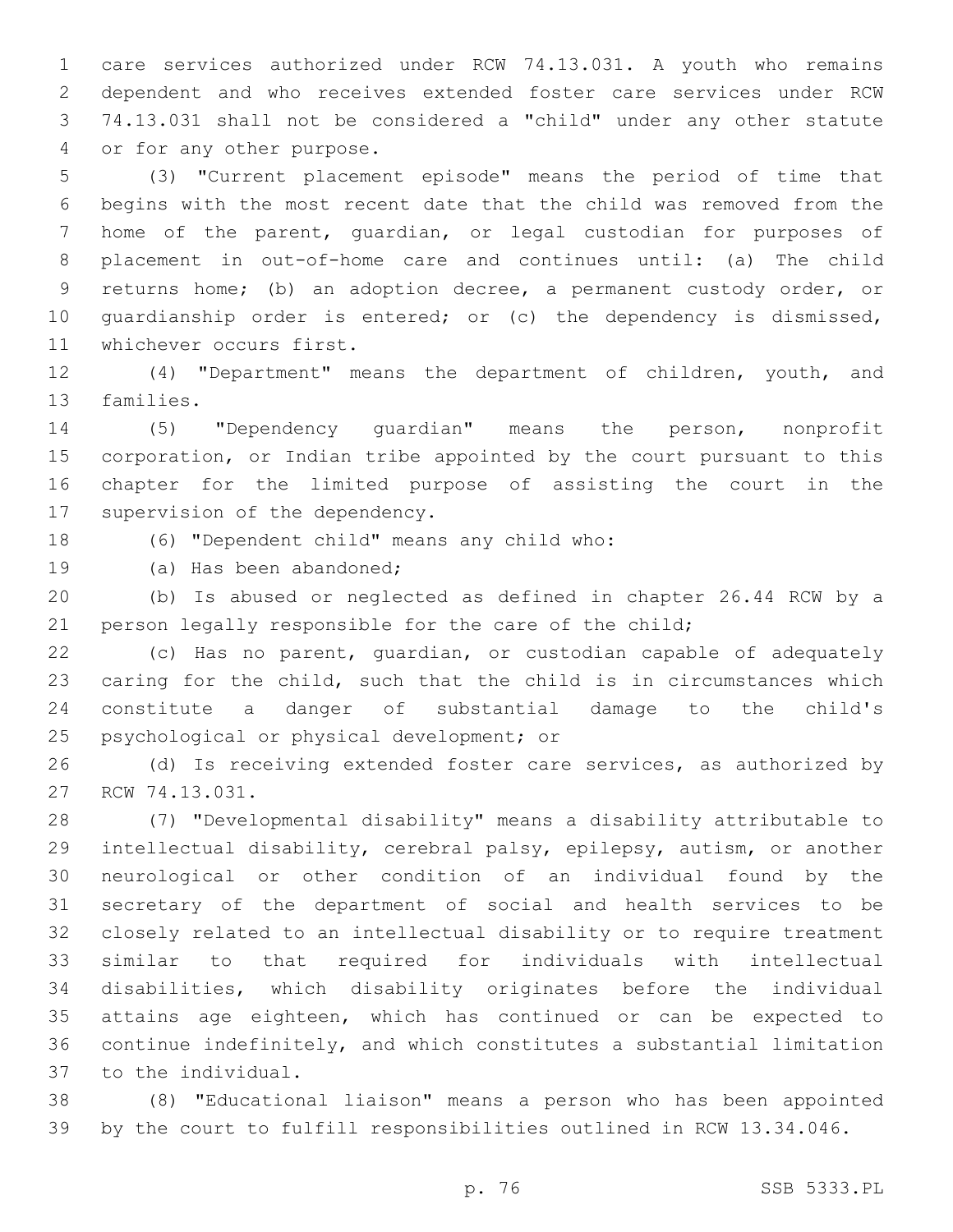care services authorized under RCW 74.13.031. A youth who remains dependent and who receives extended foster care services under RCW 74.13.031 shall not be considered a "child" under any other statute or for any other purpose.

(3) "Current placement episode" means the period of time that begins with the most recent date that the child was removed from the home of the parent, guardian, or legal custodian for purposes of placement in out-of-home care and continues until: (a) The child returns home; (b) an adoption decree, a permanent custody order, or guardianship order is entered; or (c) the dependency is dismissed, whichever occurs first.

(4) "Department" means the department of children, youth, and families.

(5) "Dependency guardian" means the person, nonprofit corporation, or Indian tribe appointed by the court pursuant to this chapter for the limited purpose of assisting the court in the supervision of the dependency.

(6) "Dependent child" means any child who:

(a) Has been abandoned;

(b) Is abused or neglected as defined in chapter 26.44 RCW by a person legally responsible for the care of the child;

(c) Has no parent, guardian, or custodian capable of adequately caring for the child, such that the child is in circumstances which constitute a danger of substantial damage to the child's psychological or physical development; or

(d) Is receiving extended foster care services, as authorized by RCW 74.13.031.

(7) "Developmental disability" means a disability attributable to intellectual disability, cerebral palsy, epilepsy, autism, or another neurological or other condition of an individual found by the secretary of the department of social and health services to be closely related to an intellectual disability or to require treatment similar to that required for individuals with intellectual disabilities, which disability originates before the individual attains age eighteen, which has continued or can be expected to continue indefinitely, and which constitutes a substantial limitation to the individual.

(8) "Educational liaison" means a person who has been appointed by the court to fulfill responsibilities outlined in RCW 13.34.046.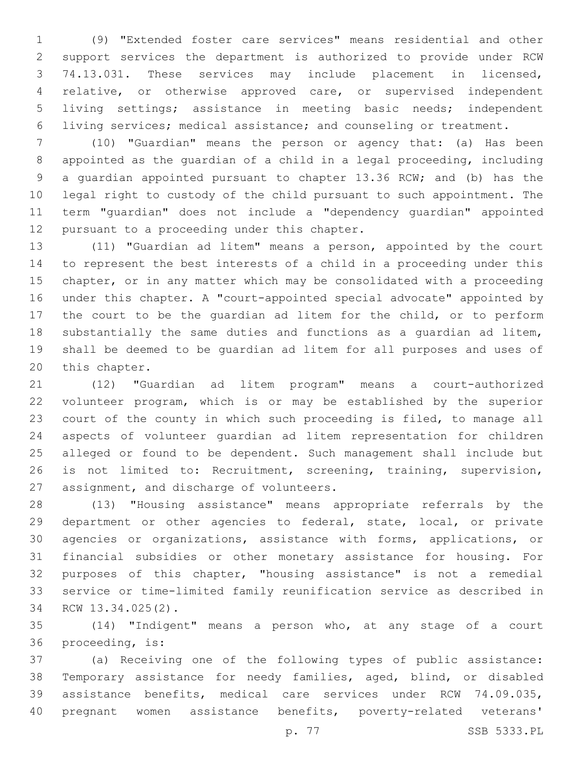(9) "Extended foster care services" means residential and other support services the department is authorized to provide under RCW 74.13.031. These services may include placement in licensed, relative, or otherwise approved care, or supervised independent living settings; assistance in meeting basic needs; independent living services; medical assistance; and counseling or treatment.

(10) "Guardian" means the person or agency that: (a) Has been appointed as the guardian of a child in a legal proceeding, including a guardian appointed pursuant to chapter 13.36 RCW; and (b) has the legal right to custody of the child pursuant to such appointment. The term "guardian" does not include a "dependency guardian" appointed pursuant to a proceeding under this chapter.

(11) "Guardian ad litem" means a person, appointed by the court to represent the best interests of a child in a proceeding under this chapter, or in any matter which may be consolidated with a proceeding under this chapter. A "court-appointed special advocate" appointed by the court to be the guardian ad litem for the child, or to perform substantially the same duties and functions as a guardian ad litem, shall be deemed to be guardian ad litem for all purposes and uses of this chapter.

(12) "Guardian ad litem program" means a court-authorized volunteer program, which is or may be established by the superior court of the county in which such proceeding is filed, to manage all aspects of volunteer guardian ad litem representation for children alleged or found to be dependent. Such management shall include but is not limited to: Recruitment, screening, training, supervision, assignment, and discharge of volunteers.

(13) "Housing assistance" means appropriate referrals by the department or other agencies to federal, state, local, or private agencies or organizations, assistance with forms, applications, or financial subsidies or other monetary assistance for housing. For purposes of this chapter, "housing assistance" is not a remedial service or time-limited family reunification service as described in RCW 13.34.025(2).

(14) "Indigent" means a person who, at any stage of a court proceeding, is:

(a) Receiving one of the following types of public assistance: Temporary assistance for needy families, aged, blind, or disabled assistance benefits, medical care services under RCW 74.09.035, pregnant women assistance benefits, poverty-related veterans'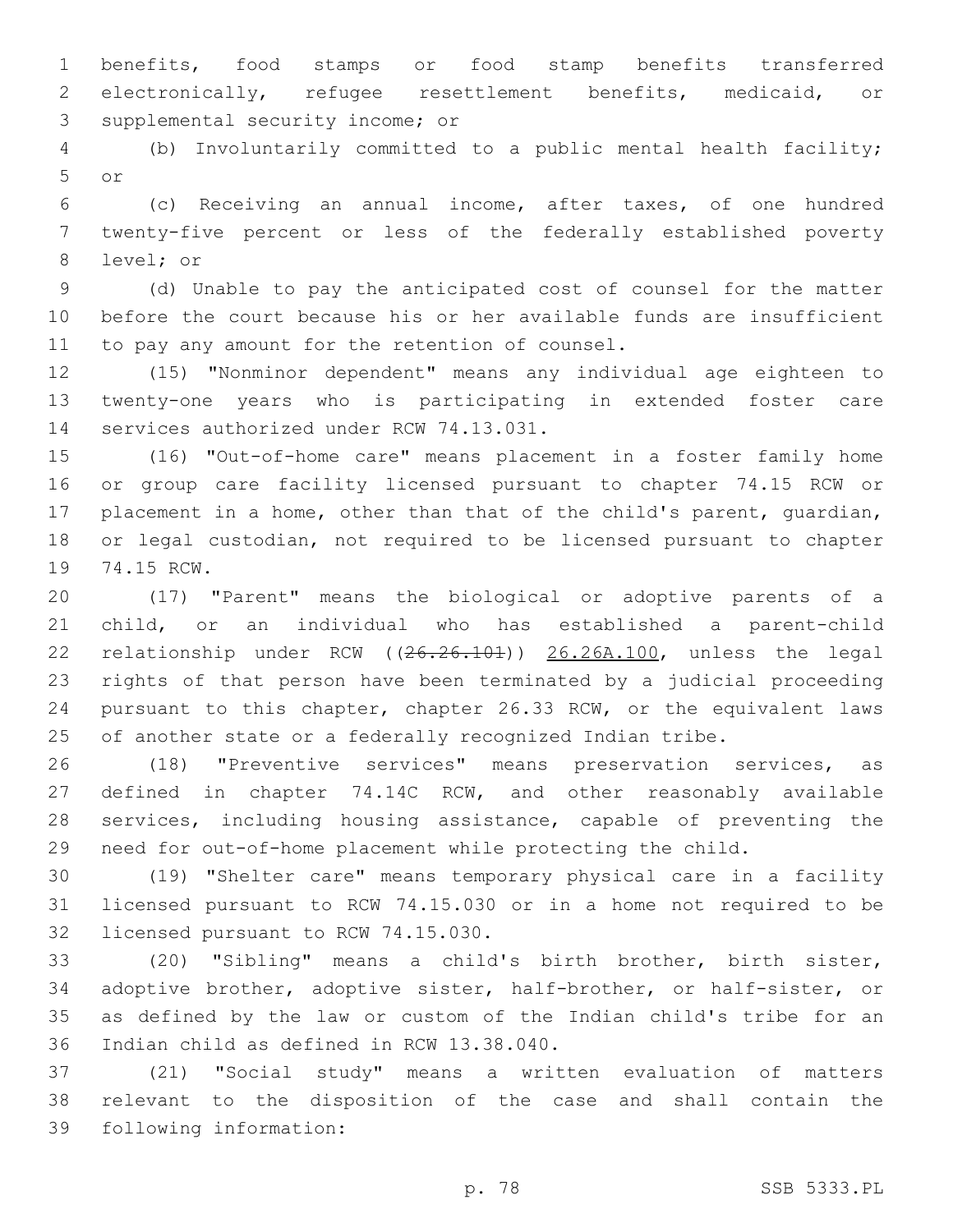benefits, food stamps or food stamp benefits transferred electronically, refugee resettlement benefits, medicaid, or supplemental security income; or

(b) Involuntarily committed to a public mental health facility; or

(c) Receiving an annual income, after taxes, of one hundred twenty-five percent or less of the federally established poverty level; or

(d) Unable to pay the anticipated cost of counsel for the matter before the court because his or her available funds are insufficient to pay any amount for the retention of counsel.

(15) "Nonminor dependent" means any individual age eighteen to twenty-one years who is participating in extended foster care services authorized under RCW 74.13.031.

(16) "Out-of-home care" means placement in a foster family home or group care facility licensed pursuant to chapter 74.15 RCW or placement in a home, other than that of the child's parent, guardian, or legal custodian, not required to be licensed pursuant to chapter 74.15 RCW.

(17) "Parent" means the biological or adoptive parents of a child, or an individual who has established a parent-child relationship under RCW ((~~26.26.101~~)) <u>26.26A.100</u>, unless the legal rights of that person have been terminated by a judicial proceeding pursuant to this chapter, chapter 26.33 RCW, or the equivalent laws of another state or a federally recognized Indian tribe.

(18) "Preventive services" means preservation services, as defined in chapter 74.14C RCW, and other reasonably available services, including housing assistance, capable of preventing the need for out-of-home placement while protecting the child.

(19) "Shelter care" means temporary physical care in a facility licensed pursuant to RCW 74.15.030 or in a home not required to be licensed pursuant to RCW 74.15.030.

(20) "Sibling" means a child's birth brother, birth sister, adoptive brother, adoptive sister, half-brother, or half-sister, or as defined by the law or custom of the Indian child's tribe for an Indian child as defined in RCW 13.38.040.

(21) "Social study" means a written evaluation of matters relevant to the disposition of the case and shall contain the following information: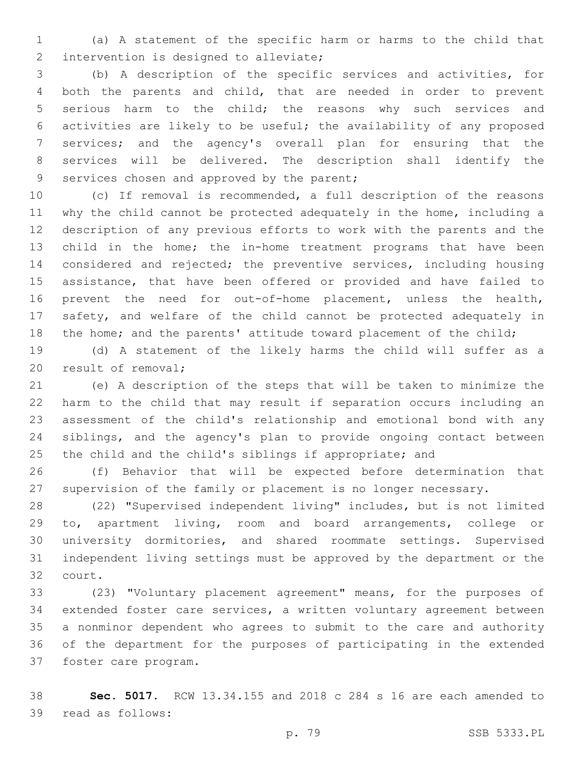(a) A statement of the specific harm or harms to the child that intervention is designed to alleviate;

(b) A description of the specific services and activities, for both the parents and child, that are needed in order to prevent serious harm to the child; the reasons why such services and activities are likely to be useful; the availability of any proposed services; and the agency's overall plan for ensuring that the services will be delivered. The description shall identify the services chosen and approved by the parent;

(c) If removal is recommended, a full description of the reasons why the child cannot be protected adequately in the home, including a description of any previous efforts to work with the parents and the child in the home; the in-home treatment programs that have been considered and rejected; the preventive services, including housing assistance, that have been offered or provided and have failed to prevent the need for out-of-home placement, unless the health, safety, and welfare of the child cannot be protected adequately in the home; and the parents' attitude toward placement of the child;

(d) A statement of the likely harms the child will suffer as a result of removal;

(e) A description of the steps that will be taken to minimize the harm to the child that may result if separation occurs including an assessment of the child's relationship and emotional bond with any siblings, and the agency's plan to provide ongoing contact between the child and the child's siblings if appropriate; and

(f) Behavior that will be expected before determination that supervision of the family or placement is no longer necessary.

(22) "Supervised independent living" includes, but is not limited to, apartment living, room and board arrangements, college or university dormitories, and shared roommate settings. Supervised independent living settings must be approved by the department or the court.

(23) "Voluntary placement agreement" means, for the purposes of extended foster care services, a written voluntary agreement between a nonminor dependent who agrees to submit to the care and authority of the department for the purposes of participating in the extended foster care program.

**Sec. 5017.** RCW 13.34.155 and 2018 c 284 s 16 are each amended to read as follows: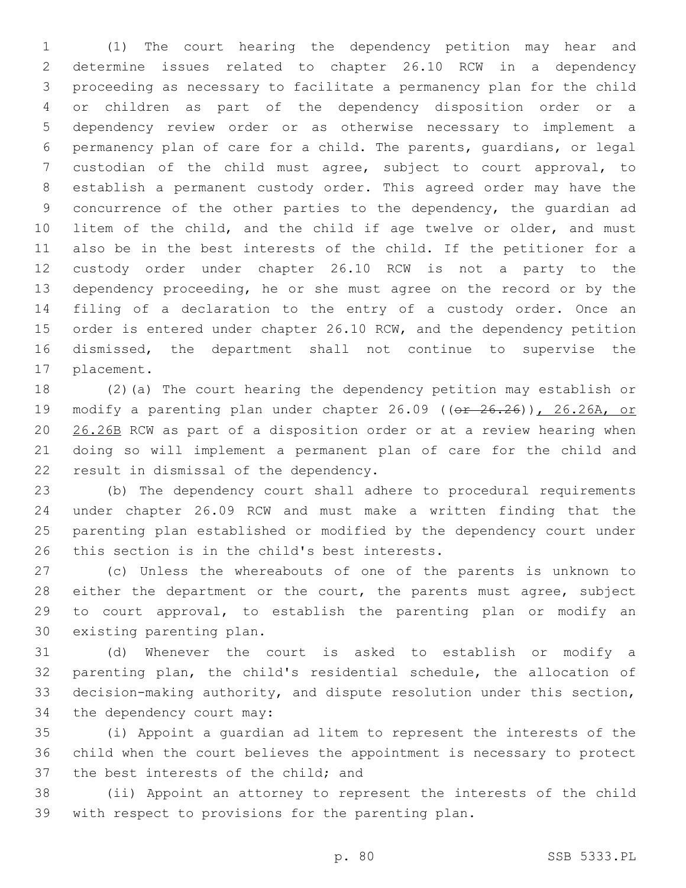(1) The court hearing the dependency petition may hear and determine issues related to chapter 26.10 RCW in a dependency proceeding as necessary to facilitate a permanency plan for the child or children as part of the dependency disposition order or a dependency review order or as otherwise necessary to implement a permanency plan of care for a child. The parents, guardians, or legal custodian of the child must agree, subject to court approval, to establish a permanent custody order. This agreed order may have the concurrence of the other parties to the dependency, the guardian ad litem of the child, and the child if age twelve or older, and must also be in the best interests of the child. If the petitioner for a custody order under chapter 26.10 RCW is not a party to the dependency proceeding, he or she must agree on the record or by the filing of a declaration to the entry of a custody order. Once an order is entered under chapter 26.10 RCW, and the dependency petition dismissed, the department shall not continue to supervise the placement.

(2)(a) The court hearing the dependency petition may establish or modify a parenting plan under chapter 26.09 ((~~or 26.26~~)), 26.26A, or 26.26B RCW as part of a disposition order or at a review hearing when doing so will implement a permanent plan of care for the child and result in dismissal of the dependency.

(b) The dependency court shall adhere to procedural requirements under chapter 26.09 RCW and must make a written finding that the parenting plan established or modified by the dependency court under this section is in the child's best interests.

(c) Unless the whereabouts of one of the parents is unknown to either the department or the court, the parents must agree, subject to court approval, to establish the parenting plan or modify an existing parenting plan.

(d) Whenever the court is asked to establish or modify a parenting plan, the child's residential schedule, the allocation of decision-making authority, and dispute resolution under this section, the dependency court may:

(i) Appoint a guardian ad litem to represent the interests of the child when the court believes the appointment is necessary to protect the best interests of the child; and

(ii) Appoint an attorney to represent the interests of the child with respect to provisions for the parenting plan.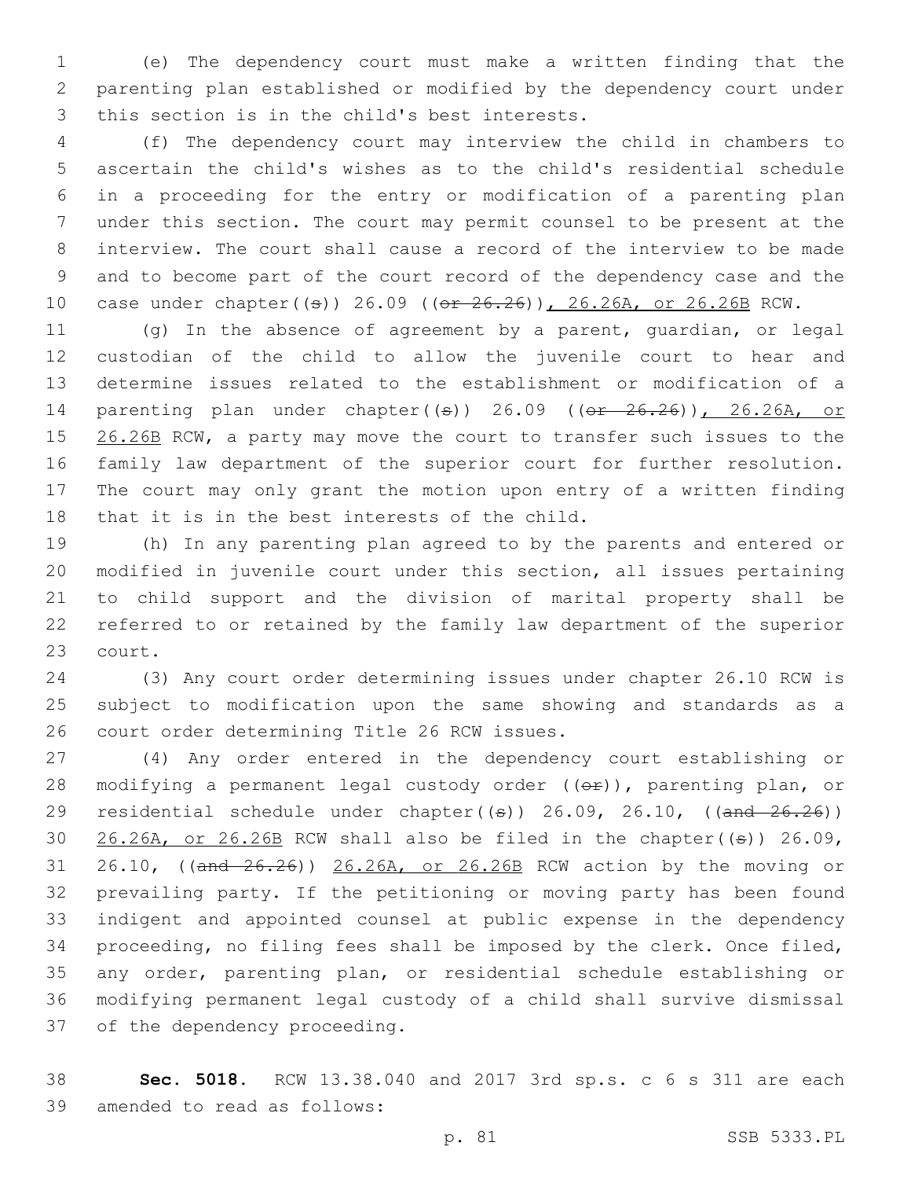(e) The dependency court must make a written finding that the parenting plan established or modified by the dependency court under this section is in the child's best interests.

(f) The dependency court may interview the child in chambers to ascertain the child's wishes as to the child's residential schedule in a proceeding for the entry or modification of a parenting plan under this section. The court may permit counsel to be present at the interview. The court shall cause a record of the interview to be made and to become part of the court record of the dependency case and the case under chapter((s)) 26.09 ((~~or 26.26~~)), 26.26A, or 26.26B RCW.

(g) In the absence of agreement by a parent, guardian, or legal custodian of the child to allow the juvenile court to hear and determine issues related to the establishment or modification of a parenting plan under chapter((s)) 26.09 ((~~or 26.26~~)), 26.26A, or 26.26B RCW, a party may move the court to transfer such issues to the family law department of the superior court for further resolution. The court may only grant the motion upon entry of a written finding that it is in the best interests of the child.

(h) In any parenting plan agreed to by the parents and entered or modified in juvenile court under this section, all issues pertaining to child support and the division of marital property shall be referred to or retained by the family law department of the superior court.

(3) Any court order determining issues under chapter 26.10 RCW is subject to modification upon the same showing and standards as a court order determining Title 26 RCW issues.

(4) Any order entered in the dependency court establishing or modifying a permanent legal custody order ((~~or~~)), parenting plan, or residential schedule under chapter((s)) 26.09, 26.10, ((~~and 26.26~~)) 26.26A, or 26.26B RCW shall also be filed in the chapter((s)) 26.09, 26.10, ((~~and 26.26~~)) 26.26A, or 26.26B RCW action by the moving or prevailing party. If the petitioning or moving party has been found indigent and appointed counsel at public expense in the dependency proceeding, no filing fees shall be imposed by the clerk. Once filed, any order, parenting plan, or residential schedule establishing or modifying permanent legal custody of a child shall survive dismissal of the dependency proceeding.

**Sec. 5018.** RCW 13.38.040 and 2017 3rd sp.s. c 6 s 311 are each amended to read as follows: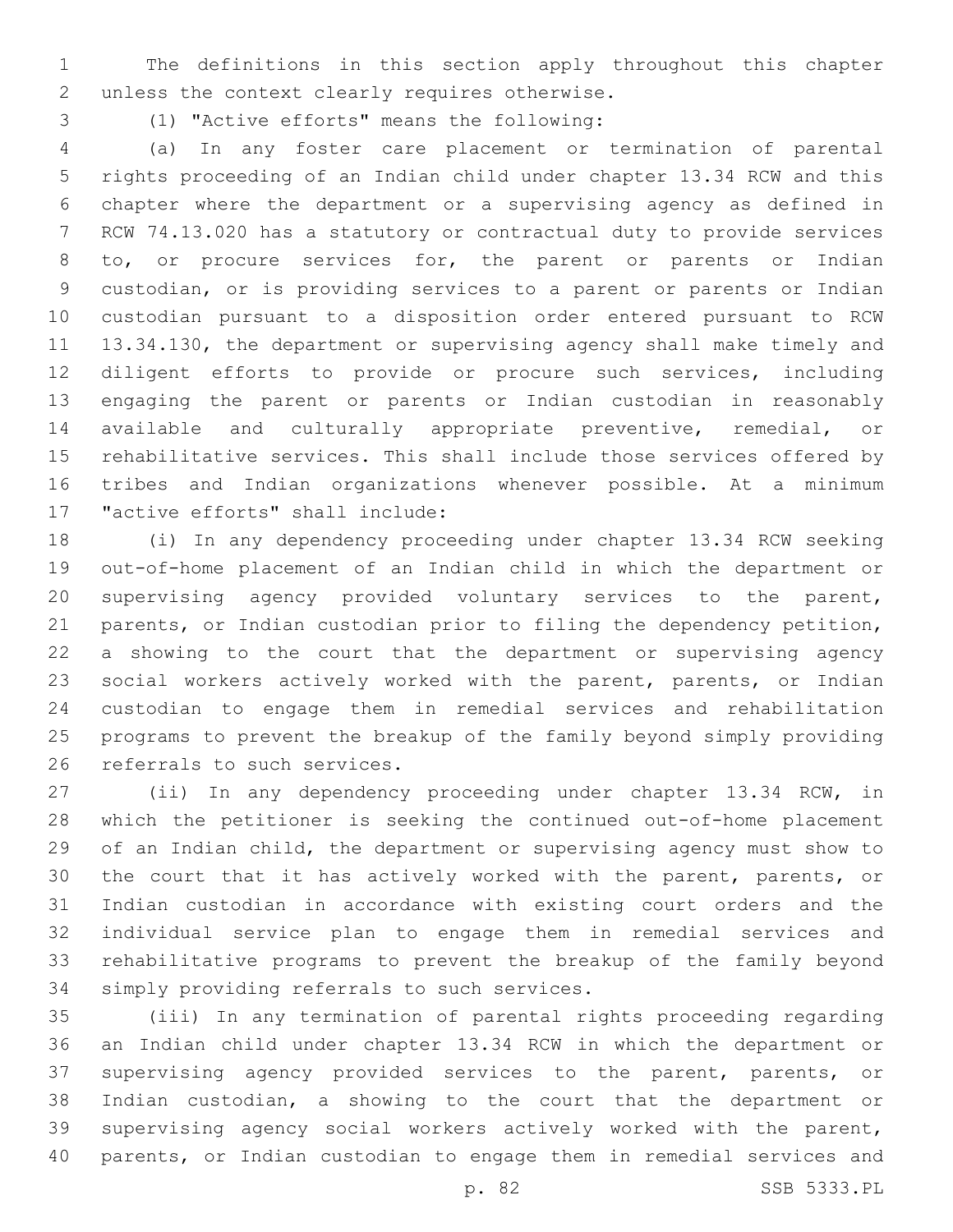The definitions in this section apply throughout this chapter unless the context clearly requires otherwise.

(1) "Active efforts" means the following:

(a) In any foster care placement or termination of parental rights proceeding of an Indian child under chapter 13.34 RCW and this chapter where the department or a supervising agency as defined in RCW 74.13.020 has a statutory or contractual duty to provide services to, or procure services for, the parent or parents or Indian custodian, or is providing services to a parent or parents or Indian custodian pursuant to a disposition order entered pursuant to RCW 13.34.130, the department or supervising agency shall make timely and diligent efforts to provide or procure such services, including engaging the parent or parents or Indian custodian in reasonably available and culturally appropriate preventive, remedial, or rehabilitative services. This shall include those services offered by tribes and Indian organizations whenever possible. At a minimum "active efforts" shall include:

(i) In any dependency proceeding under chapter 13.34 RCW seeking out-of-home placement of an Indian child in which the department or supervising agency provided voluntary services to the parent, parents, or Indian custodian prior to filing the dependency petition, a showing to the court that the department or supervising agency social workers actively worked with the parent, parents, or Indian custodian to engage them in remedial services and rehabilitation programs to prevent the breakup of the family beyond simply providing referrals to such services.

(ii) In any dependency proceeding under chapter 13.34 RCW, in which the petitioner is seeking the continued out-of-home placement of an Indian child, the department or supervising agency must show to the court that it has actively worked with the parent, parents, or Indian custodian in accordance with existing court orders and the individual service plan to engage them in remedial services and rehabilitative programs to prevent the breakup of the family beyond simply providing referrals to such services.

(iii) In any termination of parental rights proceeding regarding an Indian child under chapter 13.34 RCW in which the department or supervising agency provided services to the parent, parents, or Indian custodian, a showing to the court that the department or supervising agency social workers actively worked with the parent, parents, or Indian custodian to engage them in remedial services and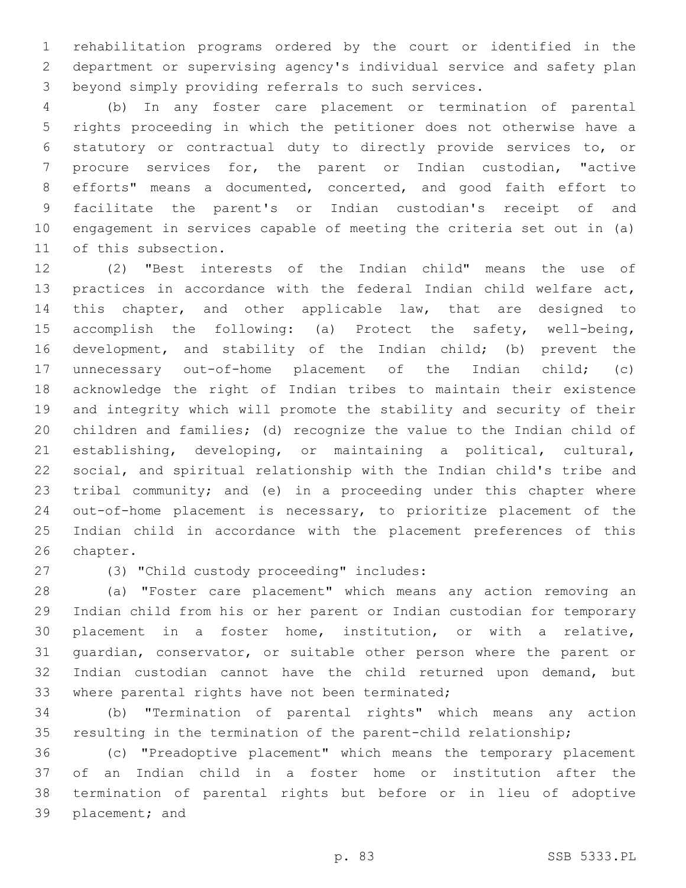rehabilitation programs ordered by the court or identified in the department or supervising agency's individual service and safety plan beyond simply providing referrals to such services.

(b) In any foster care placement or termination of parental rights proceeding in which the petitioner does not otherwise have a statutory or contractual duty to directly provide services to, or procure services for, the parent or Indian custodian, "active efforts" means a documented, concerted, and good faith effort to facilitate the parent's or Indian custodian's receipt of and engagement in services capable of meeting the criteria set out in (a) of this subsection.

(2) "Best interests of the Indian child" means the use of practices in accordance with the federal Indian child welfare act, this chapter, and other applicable law, that are designed to accomplish the following: (a) Protect the safety, well-being, development, and stability of the Indian child; (b) prevent the unnecessary out-of-home placement of the Indian child; (c) acknowledge the right of Indian tribes to maintain their existence and integrity which will promote the stability and security of their children and families; (d) recognize the value to the Indian child of establishing, developing, or maintaining a political, cultural, social, and spiritual relationship with the Indian child's tribe and tribal community; and (e) in a proceeding under this chapter where out-of-home placement is necessary, to prioritize placement of the Indian child in accordance with the placement preferences of this chapter.

(3) "Child custody proceeding" includes:

(a) "Foster care placement" which means any action removing an Indian child from his or her parent or Indian custodian for temporary placement in a foster home, institution, or with a relative, guardian, conservator, or suitable other person where the parent or Indian custodian cannot have the child returned upon demand, but where parental rights have not been terminated;

(b) "Termination of parental rights" which means any action resulting in the termination of the parent-child relationship;

(c) "Preadoptive placement" which means the temporary placement of an Indian child in a foster home or institution after the termination of parental rights but before or in lieu of adoptive placement; and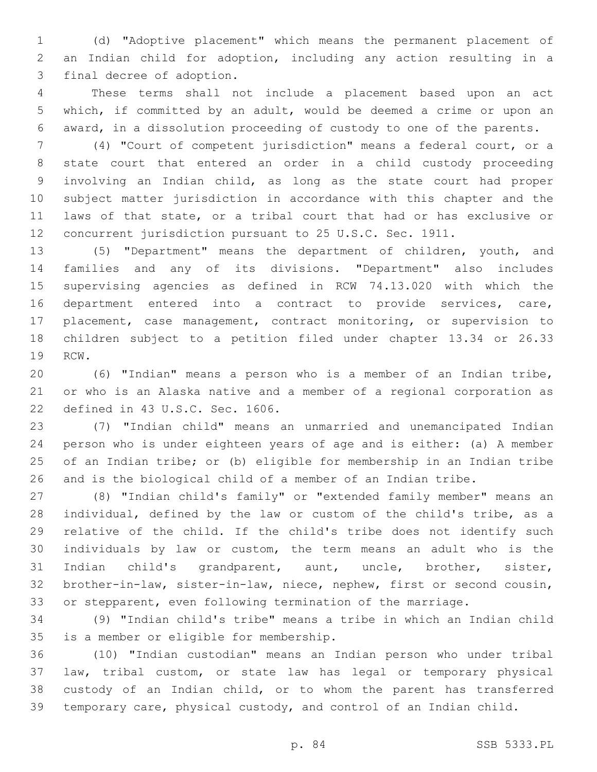(d) "Adoptive placement" which means the permanent placement of an Indian child for adoption, including any action resulting in a final decree of adoption.

These terms shall not include a placement based upon an act which, if committed by an adult, would be deemed a crime or upon an award, in a dissolution proceeding of custody to one of the parents.

(4) "Court of competent jurisdiction" means a federal court, or a state court that entered an order in a child custody proceeding involving an Indian child, as long as the state court had proper subject matter jurisdiction in accordance with this chapter and the laws of that state, or a tribal court that had or has exclusive or concurrent jurisdiction pursuant to 25 U.S.C. Sec. 1911.

(5) "Department" means the department of children, youth, and families and any of its divisions. "Department" also includes supervising agencies as defined in RCW 74.13.020 with which the department entered into a contract to provide services, care, placement, case management, contract monitoring, or supervision to children subject to a petition filed under chapter 13.34 or 26.33 RCW.

(6) "Indian" means a person who is a member of an Indian tribe, or who is an Alaska native and a member of a regional corporation as defined in 43 U.S.C. Sec. 1606.

(7) "Indian child" means an unmarried and unemancipated Indian person who is under eighteen years of age and is either: (a) A member of an Indian tribe; or (b) eligible for membership in an Indian tribe and is the biological child of a member of an Indian tribe.

(8) "Indian child's family" or "extended family member" means an individual, defined by the law or custom of the child's tribe, as a relative of the child. If the child's tribe does not identify such individuals by law or custom, the term means an adult who is the Indian child's grandparent, aunt, uncle, brother, sister, brother-in-law, sister-in-law, niece, nephew, first or second cousin, or stepparent, even following termination of the marriage.

(9) "Indian child's tribe" means a tribe in which an Indian child is a member or eligible for membership.

(10) "Indian custodian" means an Indian person who under tribal law, tribal custom, or state law has legal or temporary physical custody of an Indian child, or to whom the parent has transferred temporary care, physical custody, and control of an Indian child.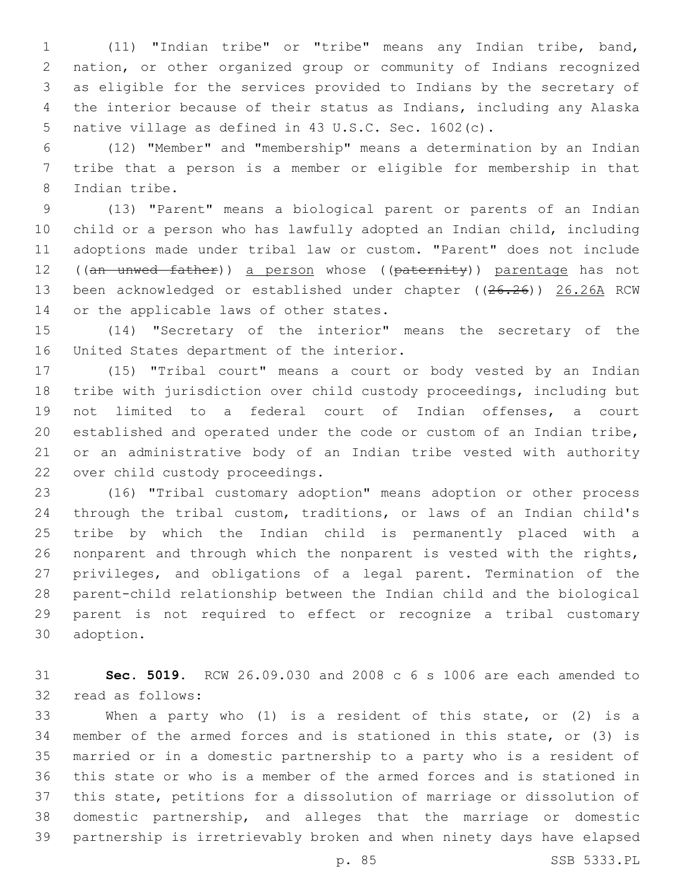(11) "Indian tribe" or "tribe" means any Indian tribe, band, nation, or other organized group or community of Indians recognized as eligible for the services provided to Indians by the secretary of the interior because of their status as Indians, including any Alaska native village as defined in 43 U.S.C. Sec. 1602(c).

(12) "Member" and "membership" means a determination by an Indian tribe that a person is a member or eligible for membership in that Indian tribe.

(13) "Parent" means a biological parent or parents of an Indian child or a person who has lawfully adopted an Indian child, including adoptions made under tribal law or custom. "Parent" does not include ((~~an unwed father~~)) <u>a person</u> whose ((~~paternity~~)) <u>parentage</u> has not been acknowledged or established under chapter ((~~26.26~~)) <u>26.26A</u> RCW or the applicable laws of other states.

(14) "Secretary of the interior" means the secretary of the United States department of the interior.

(15) "Tribal court" means a court or body vested by an Indian tribe with jurisdiction over child custody proceedings, including but not limited to a federal court of Indian offenses, a court established and operated under the code or custom of an Indian tribe, or an administrative body of an Indian tribe vested with authority over child custody proceedings.

(16) "Tribal customary adoption" means adoption or other process through the tribal custom, traditions, or laws of an Indian child's tribe by which the Indian child is permanently placed with a nonparent and through which the nonparent is vested with the rights, privileges, and obligations of a legal parent. Termination of the parent-child relationship between the Indian child and the biological parent is not required to effect or recognize a tribal customary adoption.

**Sec. 5019.** RCW 26.09.030 and 2008 c 6 s 1006 are each amended to read as follows:

When a party who (1) is a resident of this state, or (2) is a member of the armed forces and is stationed in this state, or (3) is married or in a domestic partnership to a party who is a resident of this state or who is a member of the armed forces and is stationed in this state, petitions for a dissolution of marriage or dissolution of domestic partnership, and alleges that the marriage or domestic partnership is irretrievably broken and when ninety days have elapsed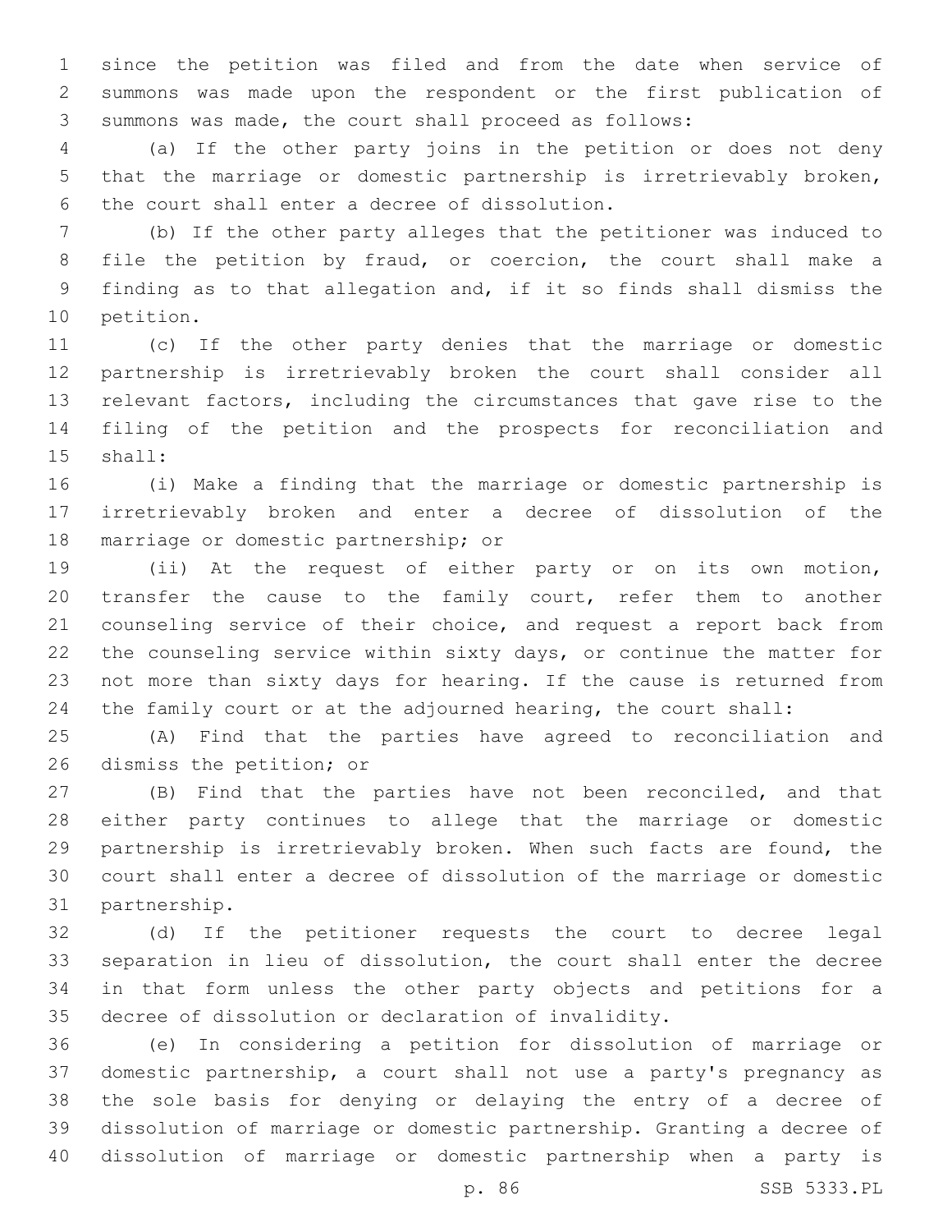since the petition was filed and from the date when service of summons was made upon the respondent or the first publication of summons was made, the court shall proceed as follows:

(a) If the other party joins in the petition or does not deny that the marriage or domestic partnership is irretrievably broken, the court shall enter a decree of dissolution.

(b) If the other party alleges that the petitioner was induced to file the petition by fraud, or coercion, the court shall make a finding as to that allegation and, if it so finds shall dismiss the petition.

(c) If the other party denies that the marriage or domestic partnership is irretrievably broken the court shall consider all relevant factors, including the circumstances that gave rise to the filing of the petition and the prospects for reconciliation and shall:

(i) Make a finding that the marriage or domestic partnership is irretrievably broken and enter a decree of dissolution of the marriage or domestic partnership; or

(ii) At the request of either party or on its own motion, transfer the cause to the family court, refer them to another counseling service of their choice, and request a report back from the counseling service within sixty days, or continue the matter for not more than sixty days for hearing. If the cause is returned from the family court or at the adjourned hearing, the court shall:

(A) Find that the parties have agreed to reconciliation and dismiss the petition; or

(B) Find that the parties have not been reconciled, and that either party continues to allege that the marriage or domestic partnership is irretrievably broken. When such facts are found, the court shall enter a decree of dissolution of the marriage or domestic partnership.

(d) If the petitioner requests the court to decree legal separation in lieu of dissolution, the court shall enter the decree in that form unless the other party objects and petitions for a decree of dissolution or declaration of invalidity.

(e) In considering a petition for dissolution of marriage or domestic partnership, a court shall not use a party's pregnancy as the sole basis for denying or delaying the entry of a decree of dissolution of marriage or domestic partnership. Granting a decree of dissolution of marriage or domestic partnership when a party is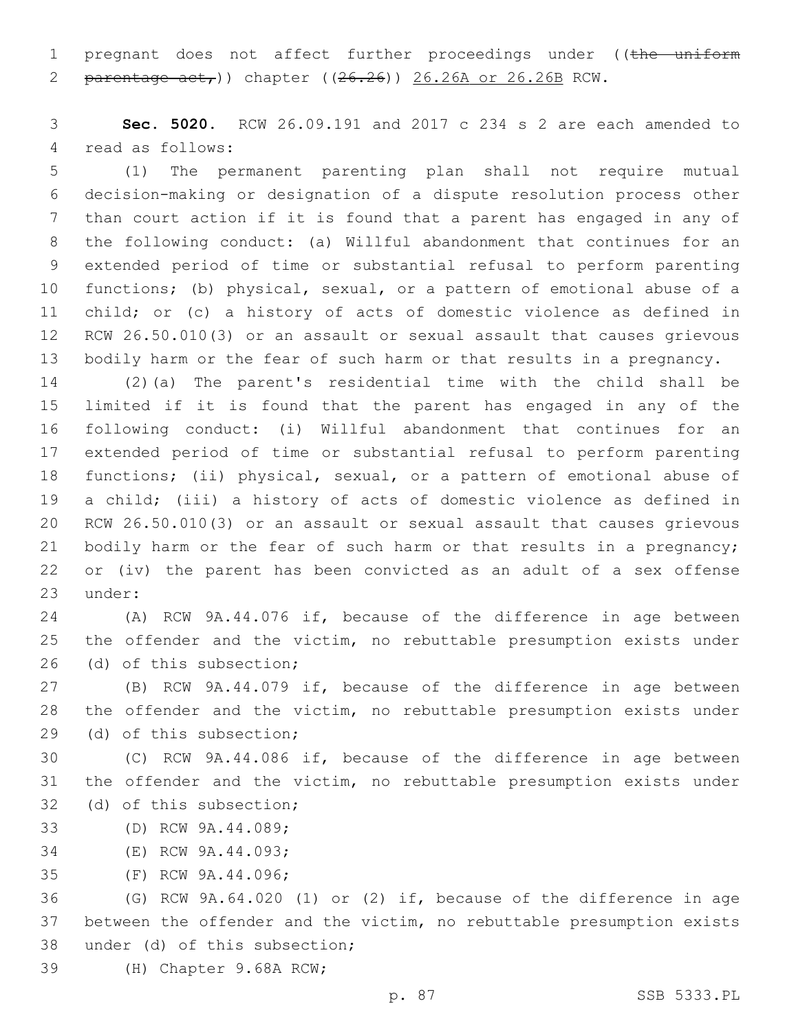pregnant does not affect further proceedings under ((~~the uniform parentage act,~~)) chapter ((~~26.26~~)) 26.26A or 26.26B RCW.

**Sec. 5020.** RCW 26.09.191 and 2017 c 234 s 2 are each amended to read as follows:

(1) The permanent parenting plan shall not require mutual decision-making or designation of a dispute resolution process other than court action if it is found that a parent has engaged in any of the following conduct: (a) Willful abandonment that continues for an extended period of time or substantial refusal to perform parenting functions; (b) physical, sexual, or a pattern of emotional abuse of a child; or (c) a history of acts of domestic violence as defined in RCW 26.50.010(3) or an assault or sexual assault that causes grievous bodily harm or the fear of such harm or that results in a pregnancy.

(2)(a) The parent's residential time with the child shall be limited if it is found that the parent has engaged in any of the following conduct: (i) Willful abandonment that continues for an extended period of time or substantial refusal to perform parenting functions; (ii) physical, sexual, or a pattern of emotional abuse of a child; (iii) a history of acts of domestic violence as defined in RCW 26.50.010(3) or an assault or sexual assault that causes grievous bodily harm or the fear of such harm or that results in a pregnancy; or (iv) the parent has been convicted as an adult of a sex offense under:

(A) RCW 9A.44.076 if, because of the difference in age between the offender and the victim, no rebuttable presumption exists under (d) of this subsection;

(B) RCW 9A.44.079 if, because of the difference in age between the offender and the victim, no rebuttable presumption exists under (d) of this subsection;

(C) RCW 9A.44.086 if, because of the difference in age between the offender and the victim, no rebuttable presumption exists under (d) of this subsection;

(D) RCW 9A.44.089;

(E) RCW 9A.44.093;

(F) RCW 9A.44.096;

(G) RCW 9A.64.020 (1) or (2) if, because of the difference in age between the offender and the victim, no rebuttable presumption exists under (d) of this subsection;

(H) Chapter 9.68A RCW;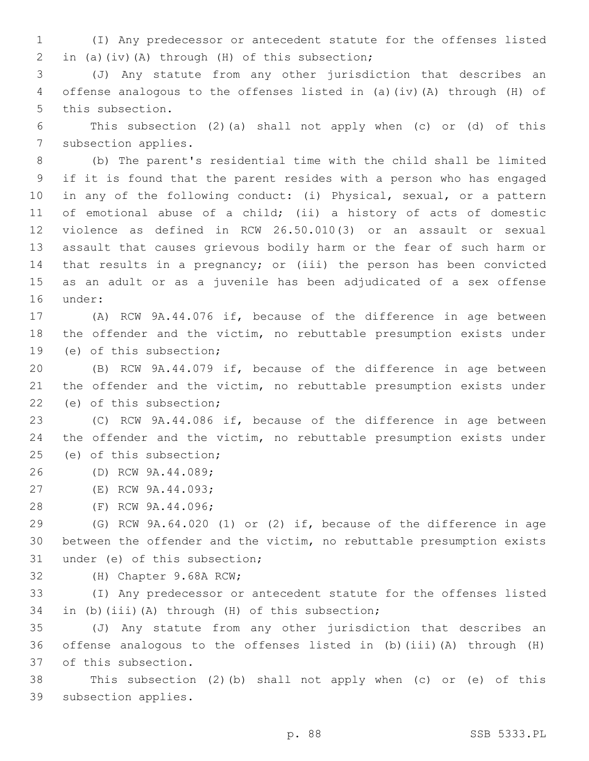(I) Any predecessor or antecedent statute for the offenses listed in (a)(iv)(A) through (H) of this subsection;

(J) Any statute from any other jurisdiction that describes an offense analogous to the offenses listed in (a)(iv)(A) through (H) of this subsection.

This subsection (2)(a) shall not apply when (c) or (d) of this subsection applies.

(b) The parent's residential time with the child shall be limited if it is found that the parent resides with a person who has engaged in any of the following conduct: (i) Physical, sexual, or a pattern of emotional abuse of a child; (ii) a history of acts of domestic violence as defined in RCW 26.50.010(3) or an assault or sexual assault that causes grievous bodily harm or the fear of such harm or that results in a pregnancy; or (iii) the person has been convicted as an adult or as a juvenile has been adjudicated of a sex offense under:

(A) RCW 9A.44.076 if, because of the difference in age between the offender and the victim, no rebuttable presumption exists under (e) of this subsection;

(B) RCW 9A.44.079 if, because of the difference in age between the offender and the victim, no rebuttable presumption exists under (e) of this subsection;

(C) RCW 9A.44.086 if, because of the difference in age between the offender and the victim, no rebuttable presumption exists under (e) of this subsection;

(D) RCW 9A.44.089;

(E) RCW 9A.44.093;

(F) RCW 9A.44.096;

(G) RCW 9A.64.020 (1) or (2) if, because of the difference in age between the offender and the victim, no rebuttable presumption exists under (e) of this subsection;

(H) Chapter 9.68A RCW;

(I) Any predecessor or antecedent statute for the offenses listed in (b)(iii)(A) through (H) of this subsection;

(J) Any statute from any other jurisdiction that describes an offense analogous to the offenses listed in (b)(iii)(A) through (H) of this subsection.

This subsection (2)(b) shall not apply when (c) or (e) of this subsection applies.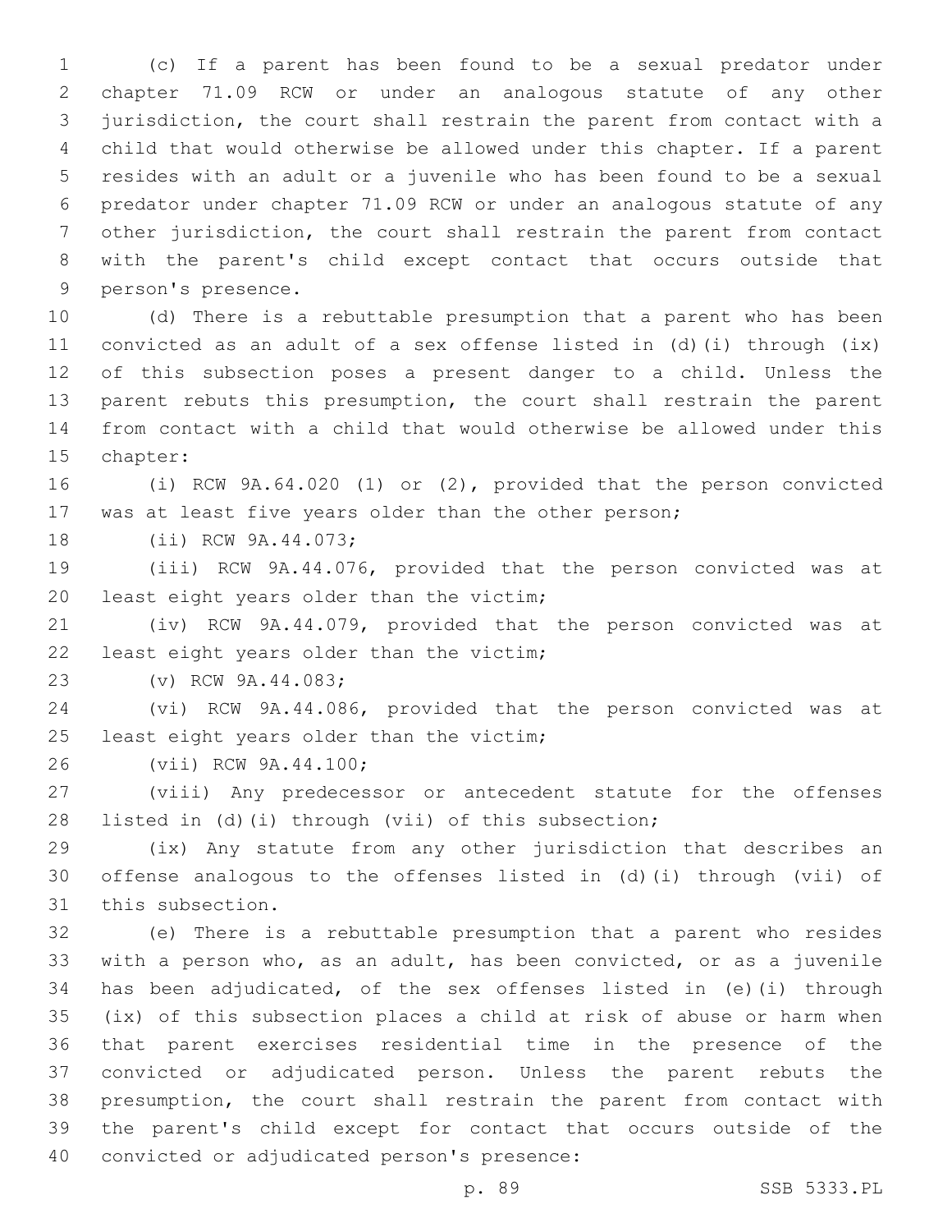(c) If a parent has been found to be a sexual predator under chapter 71.09 RCW or under an analogous statute of any other jurisdiction, the court shall restrain the parent from contact with a child that would otherwise be allowed under this chapter. If a parent resides with an adult or a juvenile who has been found to be a sexual predator under chapter 71.09 RCW or under an analogous statute of any other jurisdiction, the court shall restrain the parent from contact with the parent's child except contact that occurs outside that person's presence.

(d) There is a rebuttable presumption that a parent who has been convicted as an adult of a sex offense listed in (d)(i) through (ix) of this subsection poses a present danger to a child. Unless the parent rebuts this presumption, the court shall restrain the parent from contact with a child that would otherwise be allowed under this chapter:

(i) RCW 9A.64.020 (1) or (2), provided that the person convicted was at least five years older than the other person;

(ii) RCW 9A.44.073;

(iii) RCW 9A.44.076, provided that the person convicted was at least eight years older than the victim;

(iv) RCW 9A.44.079, provided that the person convicted was at least eight years older than the victim;

(v) RCW 9A.44.083;

(vi) RCW 9A.44.086, provided that the person convicted was at least eight years older than the victim;

(vii) RCW 9A.44.100;

(viii) Any predecessor or antecedent statute for the offenses listed in (d)(i) through (vii) of this subsection;

(ix) Any statute from any other jurisdiction that describes an offense analogous to the offenses listed in (d)(i) through (vii) of this subsection.

(e) There is a rebuttable presumption that a parent who resides with a person who, as an adult, has been convicted, or as a juvenile has been adjudicated, of the sex offenses listed in (e)(i) through (ix) of this subsection places a child at risk of abuse or harm when that parent exercises residential time in the presence of the convicted or adjudicated person. Unless the parent rebuts the presumption, the court shall restrain the parent from contact with the parent's child except for contact that occurs outside of the convicted or adjudicated person's presence: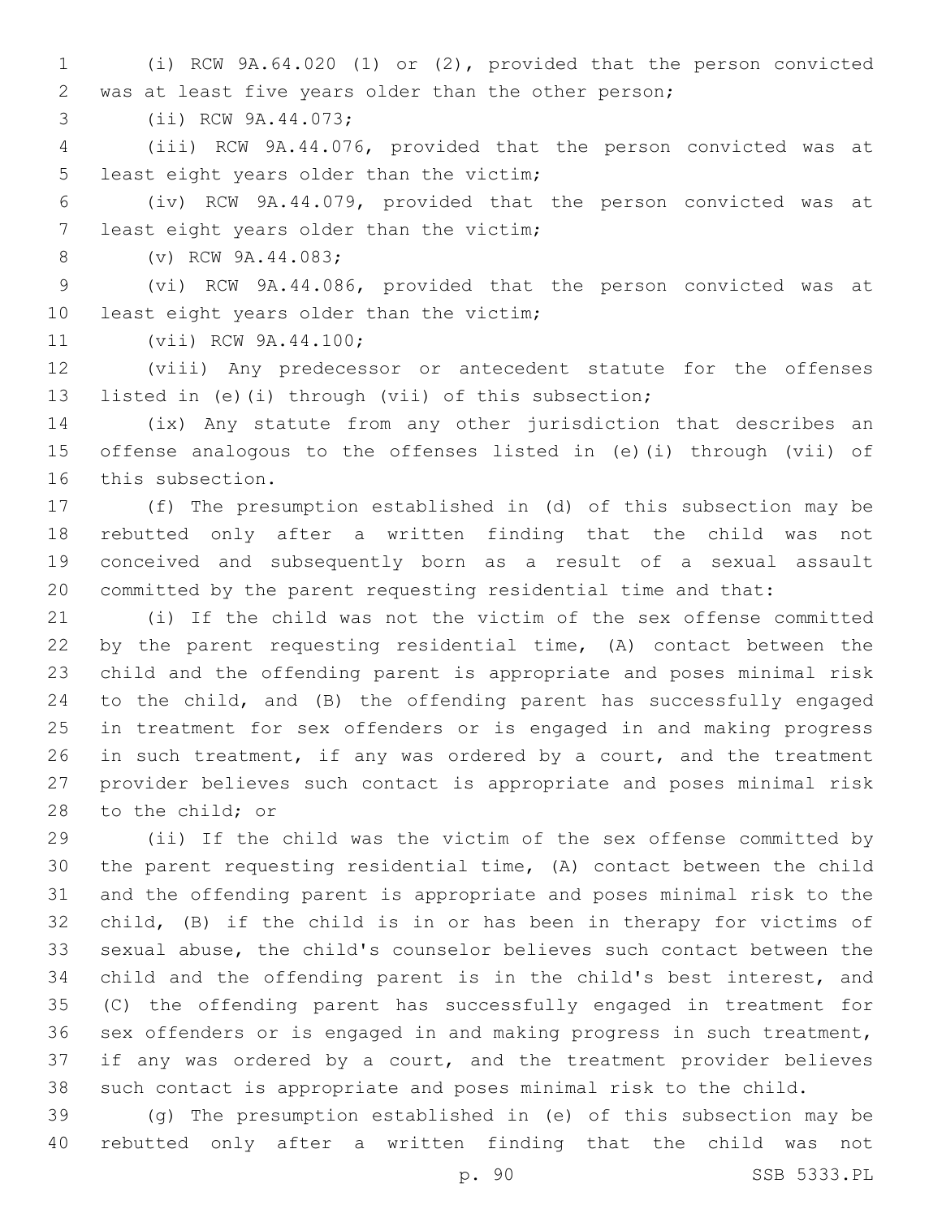(i) RCW 9A.64.020 (1) or (2), provided that the person convicted was at least five years older than the other person;

(ii) RCW 9A.44.073;

(iii) RCW 9A.44.076, provided that the person convicted was at least eight years older than the victim;

(iv) RCW 9A.44.079, provided that the person convicted was at least eight years older than the victim;

(v) RCW 9A.44.083;

(vi) RCW 9A.44.086, provided that the person convicted was at least eight years older than the victim;

(vii) RCW 9A.44.100;

(viii) Any predecessor or antecedent statute for the offenses listed in (e)(i) through (vii) of this subsection;

(ix) Any statute from any other jurisdiction that describes an offense analogous to the offenses listed in (e)(i) through (vii) of this subsection.

(f) The presumption established in (d) of this subsection may be rebutted only after a written finding that the child was not conceived and subsequently born as a result of a sexual assault committed by the parent requesting residential time and that:

(i) If the child was not the victim of the sex offense committed by the parent requesting residential time, (A) contact between the child and the offending parent is appropriate and poses minimal risk to the child, and (B) the offending parent has successfully engaged in treatment for sex offenders or is engaged in and making progress in such treatment, if any was ordered by a court, and the treatment provider believes such contact is appropriate and poses minimal risk to the child; or

(ii) If the child was the victim of the sex offense committed by the parent requesting residential time, (A) contact between the child and the offending parent is appropriate and poses minimal risk to the child, (B) if the child is in or has been in therapy for victims of sexual abuse, the child's counselor believes such contact between the child and the offending parent is in the child's best interest, and (C) the offending parent has successfully engaged in treatment for sex offenders or is engaged in and making progress in such treatment, if any was ordered by a court, and the treatment provider believes such contact is appropriate and poses minimal risk to the child.

(g) The presumption established in (e) of this subsection may be rebutted only after a written finding that the child was not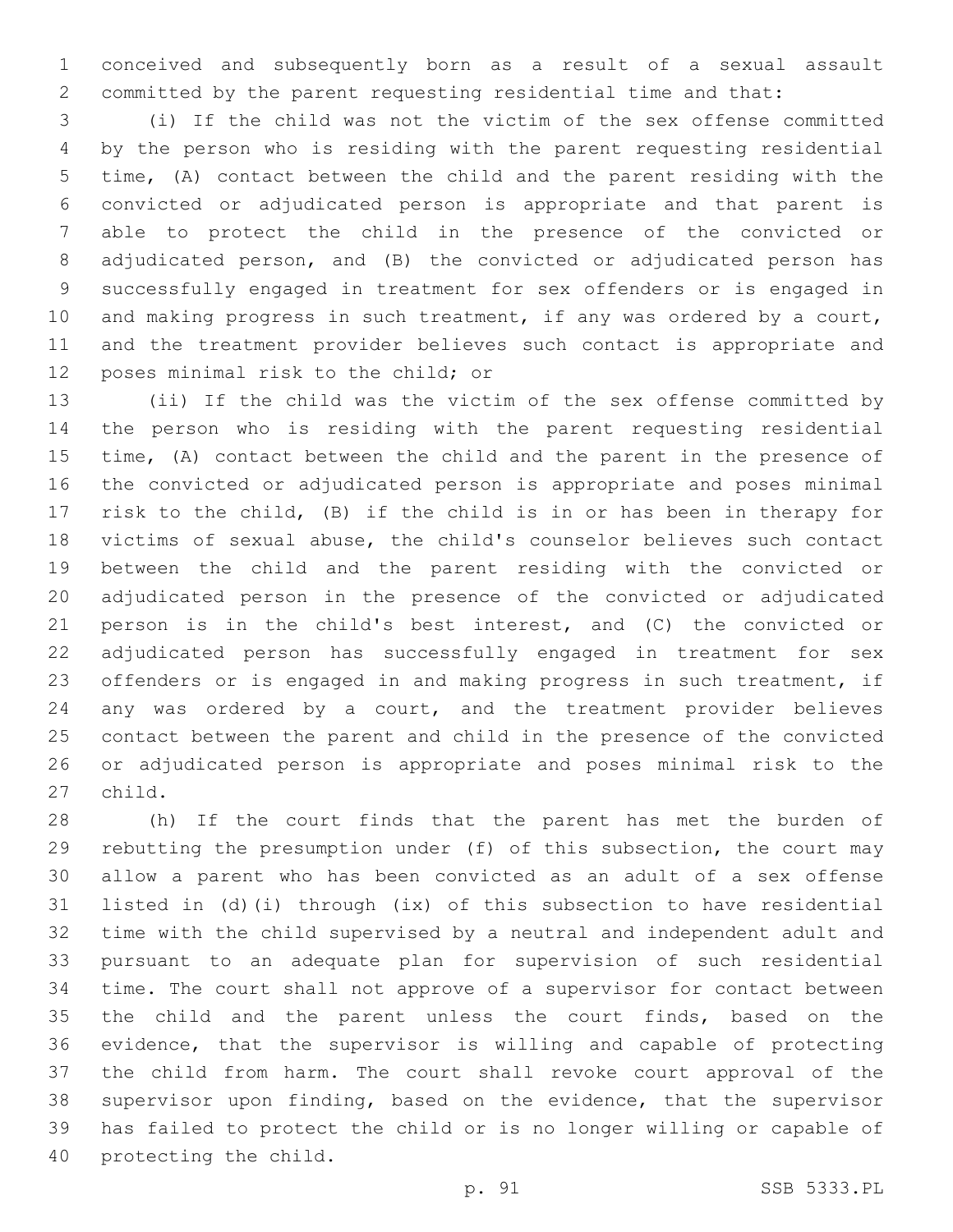conceived and subsequently born as a result of a sexual assault committed by the parent requesting residential time and that:

(i) If the child was not the victim of the sex offense committed by the person who is residing with the parent requesting residential time, (A) contact between the child and the parent residing with the convicted or adjudicated person is appropriate and that parent is able to protect the child in the presence of the convicted or adjudicated person, and (B) the convicted or adjudicated person has successfully engaged in treatment for sex offenders or is engaged in and making progress in such treatment, if any was ordered by a court, and the treatment provider believes such contact is appropriate and poses minimal risk to the child; or

(ii) If the child was the victim of the sex offense committed by the person who is residing with the parent requesting residential time, (A) contact between the child and the parent in the presence of the convicted or adjudicated person is appropriate and poses minimal risk to the child, (B) if the child is in or has been in therapy for victims of sexual abuse, the child's counselor believes such contact between the child and the parent residing with the convicted or adjudicated person in the presence of the convicted or adjudicated person is in the child's best interest, and (C) the convicted or adjudicated person has successfully engaged in treatment for sex offenders or is engaged in and making progress in such treatment, if any was ordered by a court, and the treatment provider believes contact between the parent and child in the presence of the convicted or adjudicated person is appropriate and poses minimal risk to the child.

(h) If the court finds that the parent has met the burden of rebutting the presumption under (f) of this subsection, the court may allow a parent who has been convicted as an adult of a sex offense listed in (d)(i) through (ix) of this subsection to have residential time with the child supervised by a neutral and independent adult and pursuant to an adequate plan for supervision of such residential time. The court shall not approve of a supervisor for contact between the child and the parent unless the court finds, based on the evidence, that the supervisor is willing and capable of protecting the child from harm. The court shall revoke court approval of the supervisor upon finding, based on the evidence, that the supervisor has failed to protect the child or is no longer willing or capable of protecting the child.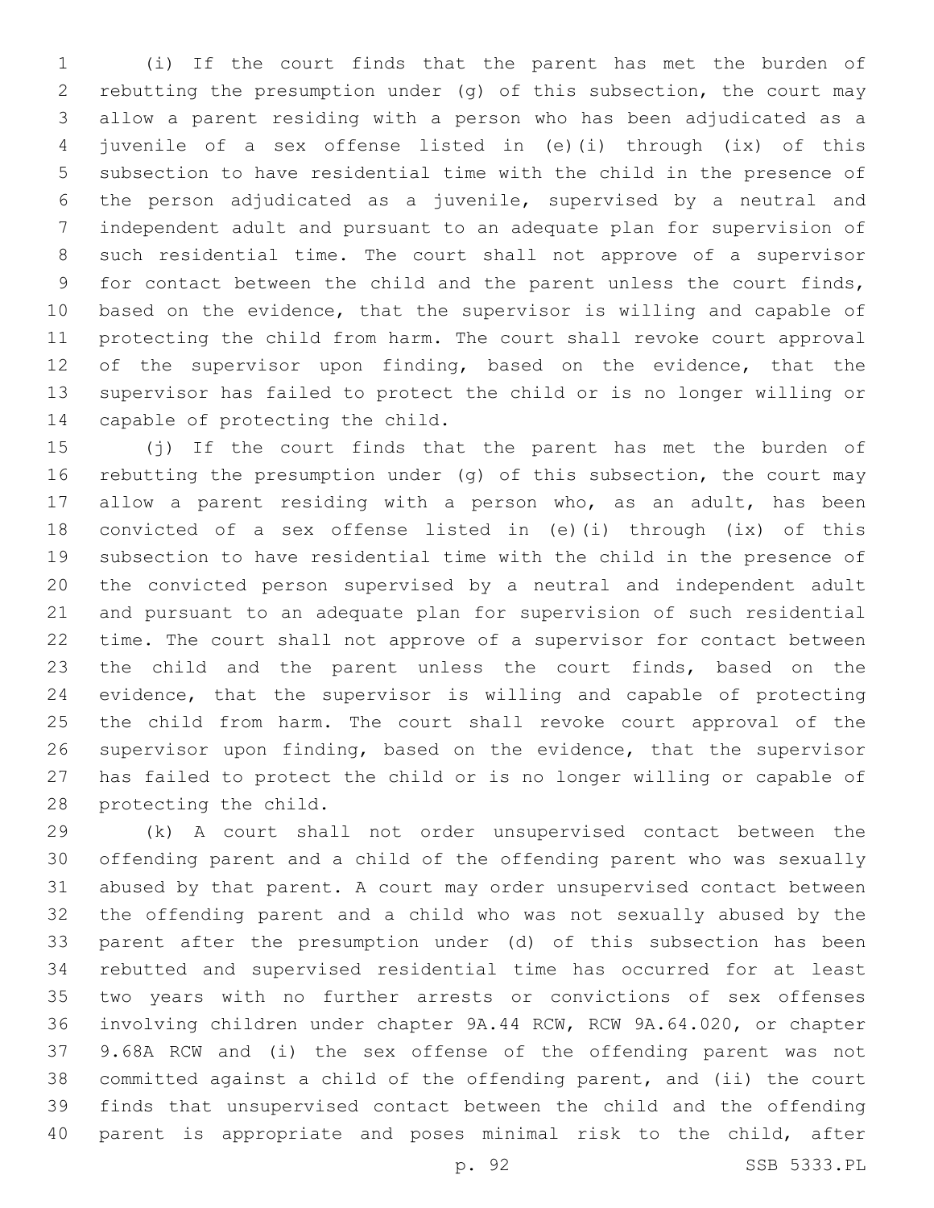(i) If the court finds that the parent has met the burden of rebutting the presumption under (g) of this subsection, the court may allow a parent residing with a person who has been adjudicated as a juvenile of a sex offense listed in (e)(i) through (ix) of this subsection to have residential time with the child in the presence of the person adjudicated as a juvenile, supervised by a neutral and independent adult and pursuant to an adequate plan for supervision of such residential time. The court shall not approve of a supervisor for contact between the child and the parent unless the court finds, based on the evidence, that the supervisor is willing and capable of protecting the child from harm. The court shall revoke court approval of the supervisor upon finding, based on the evidence, that the supervisor has failed to protect the child or is no longer willing or capable of protecting the child.

(j) If the court finds that the parent has met the burden of rebutting the presumption under (g) of this subsection, the court may allow a parent residing with a person who, as an adult, has been convicted of a sex offense listed in (e)(i) through (ix) of this subsection to have residential time with the child in the presence of the convicted person supervised by a neutral and independent adult and pursuant to an adequate plan for supervision of such residential time. The court shall not approve of a supervisor for contact between the child and the parent unless the court finds, based on the evidence, that the supervisor is willing and capable of protecting the child from harm. The court shall revoke court approval of the supervisor upon finding, based on the evidence, that the supervisor has failed to protect the child or is no longer willing or capable of protecting the child.

(k) A court shall not order unsupervised contact between the offending parent and a child of the offending parent who was sexually abused by that parent. A court may order unsupervised contact between the offending parent and a child who was not sexually abused by the parent after the presumption under (d) of this subsection has been rebutted and supervised residential time has occurred for at least two years with no further arrests or convictions of sex offenses involving children under chapter 9A.44 RCW, RCW 9A.64.020, or chapter 9.68A RCW and (i) the sex offense of the offending parent was not committed against a child of the offending parent, and (ii) the court finds that unsupervised contact between the child and the offending parent is appropriate and poses minimal risk to the child, after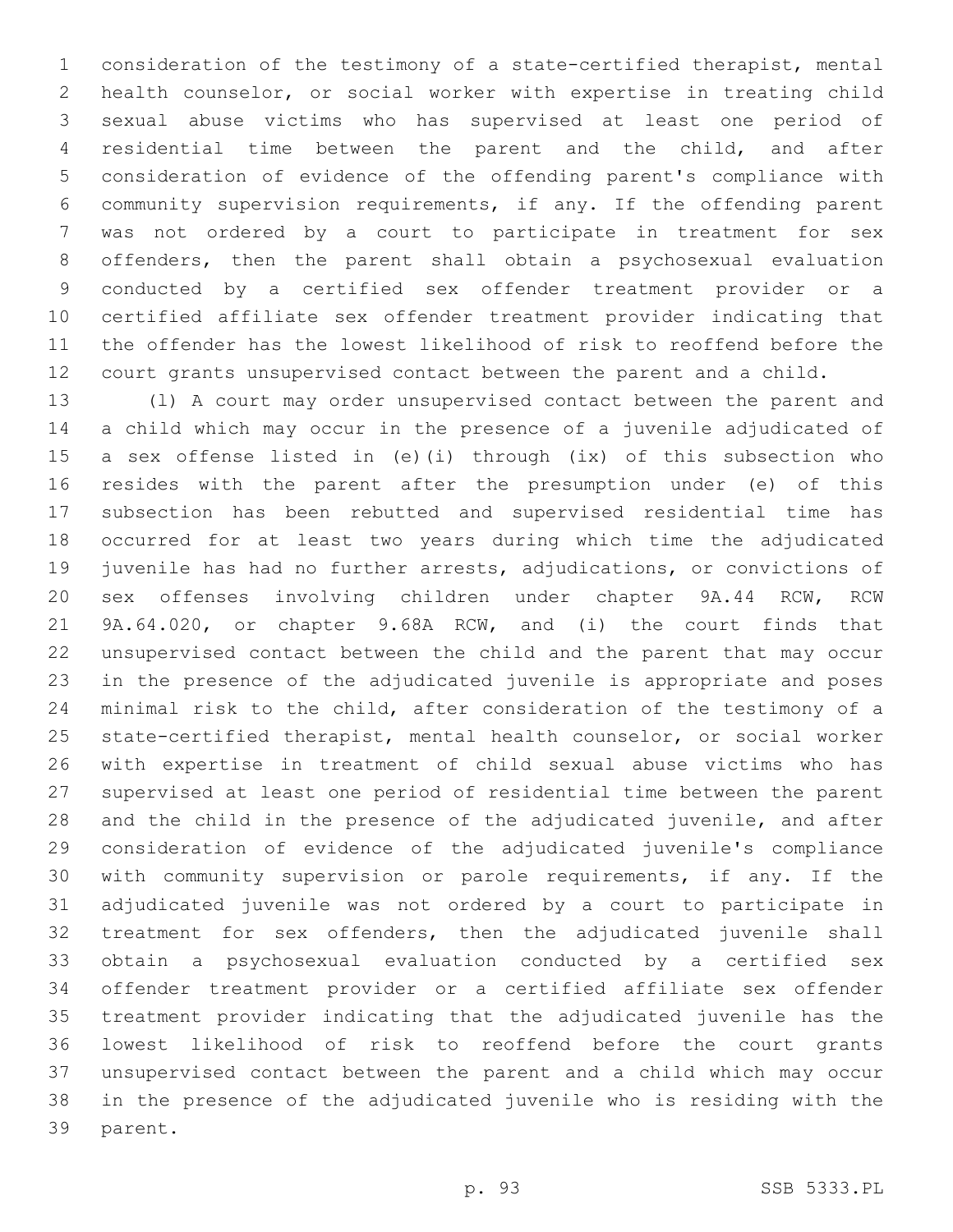consideration of the testimony of a state-certified therapist, mental health counselor, or social worker with expertise in treating child sexual abuse victims who has supervised at least one period of residential time between the parent and the child, and after consideration of evidence of the offending parent's compliance with community supervision requirements, if any. If the offending parent was not ordered by a court to participate in treatment for sex offenders, then the parent shall obtain a psychosexual evaluation conducted by a certified sex offender treatment provider or a certified affiliate sex offender treatment provider indicating that the offender has the lowest likelihood of risk to reoffend before the court grants unsupervised contact between the parent and a child.

(l) A court may order unsupervised contact between the parent and a child which may occur in the presence of a juvenile adjudicated of a sex offense listed in (e)(i) through (ix) of this subsection who resides with the parent after the presumption under (e) of this subsection has been rebutted and supervised residential time has occurred for at least two years during which time the adjudicated juvenile has had no further arrests, adjudications, or convictions of sex offenses involving children under chapter 9A.44 RCW, RCW 9A.64.020, or chapter 9.68A RCW, and (i) the court finds that unsupervised contact between the child and the parent that may occur in the presence of the adjudicated juvenile is appropriate and poses minimal risk to the child, after consideration of the testimony of a state-certified therapist, mental health counselor, or social worker with expertise in treatment of child sexual abuse victims who has supervised at least one period of residential time between the parent and the child in the presence of the adjudicated juvenile, and after consideration of evidence of the adjudicated juvenile's compliance with community supervision or parole requirements, if any. If the adjudicated juvenile was not ordered by a court to participate in treatment for sex offenders, then the adjudicated juvenile shall obtain a psychosexual evaluation conducted by a certified sex offender treatment provider or a certified affiliate sex offender treatment provider indicating that the adjudicated juvenile has the lowest likelihood of risk to reoffend before the court grants unsupervised contact between the parent and a child which may occur in the presence of the adjudicated juvenile who is residing with the parent.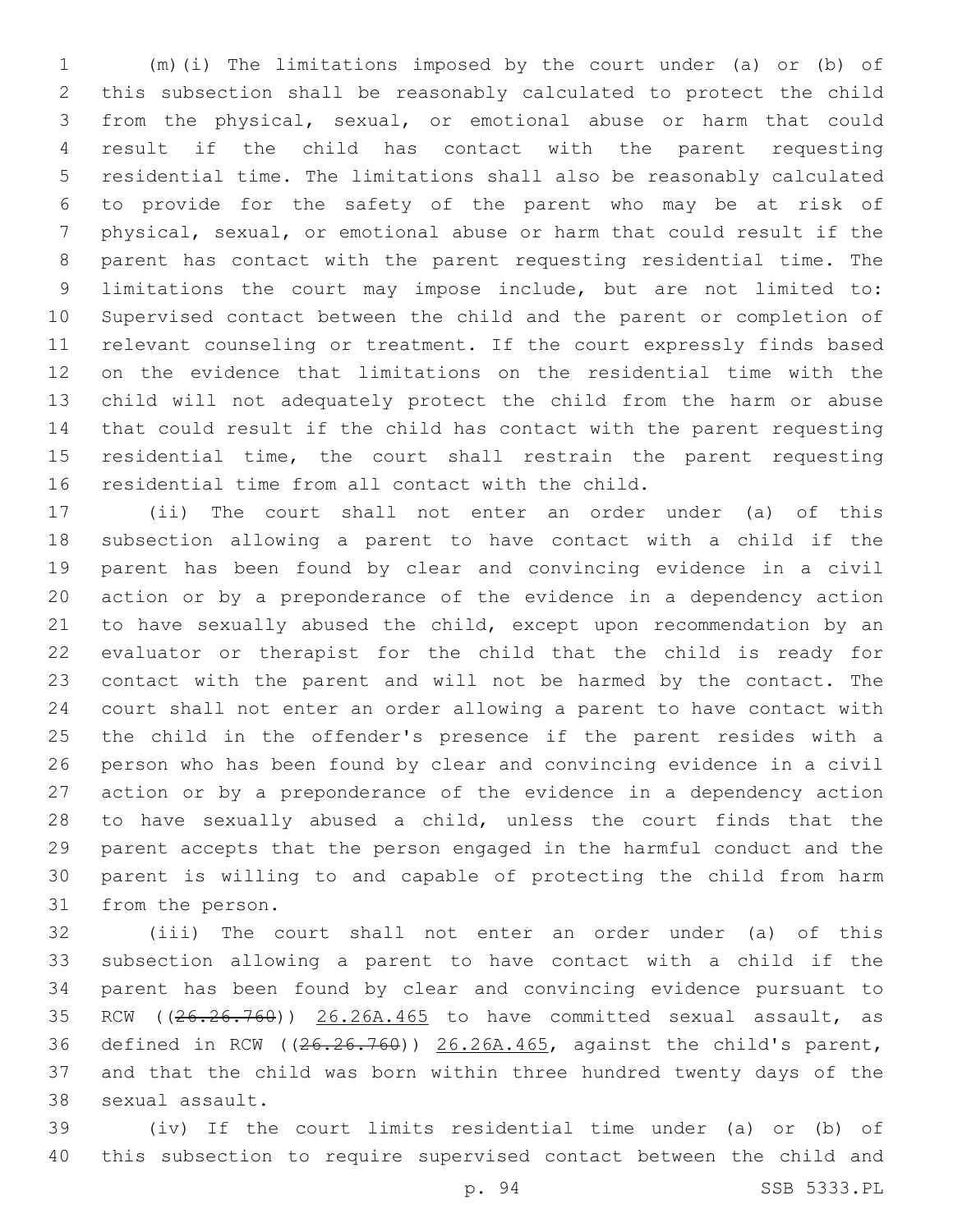(m)(i) The limitations imposed by the court under (a) or (b) of this subsection shall be reasonably calculated to protect the child from the physical, sexual, or emotional abuse or harm that could result if the child has contact with the parent requesting residential time. The limitations shall also be reasonably calculated to provide for the safety of the parent who may be at risk of physical, sexual, or emotional abuse or harm that could result if the parent has contact with the parent requesting residential time. The limitations the court may impose include, but are not limited to: Supervised contact between the child and the parent or completion of relevant counseling or treatment. If the court expressly finds based on the evidence that limitations on the residential time with the child will not adequately protect the child from the harm or abuse that could result if the child has contact with the parent requesting residential time, the court shall restrain the parent requesting residential time from all contact with the child.

(ii) The court shall not enter an order under (a) of this subsection allowing a parent to have contact with a child if the parent has been found by clear and convincing evidence in a civil action or by a preponderance of the evidence in a dependency action to have sexually abused the child, except upon recommendation by an evaluator or therapist for the child that the child is ready for contact with the parent and will not be harmed by the contact. The court shall not enter an order allowing a parent to have contact with the child in the offender's presence if the parent resides with a person who has been found by clear and convincing evidence in a civil action or by a preponderance of the evidence in a dependency action to have sexually abused a child, unless the court finds that the parent accepts that the person engaged in the harmful conduct and the parent is willing to and capable of protecting the child from harm from the person.

(iii) The court shall not enter an order under (a) of this subsection allowing a parent to have contact with a child if the parent has been found by clear and convincing evidence pursuant to RCW ((~~26.26.760~~)) 26.26A.465 to have committed sexual assault, as defined in RCW ((~~26.26.760~~)) 26.26A.465, against the child's parent, and that the child was born within three hundred twenty days of the sexual assault.

(iv) If the court limits residential time under (a) or (b) of this subsection to require supervised contact between the child and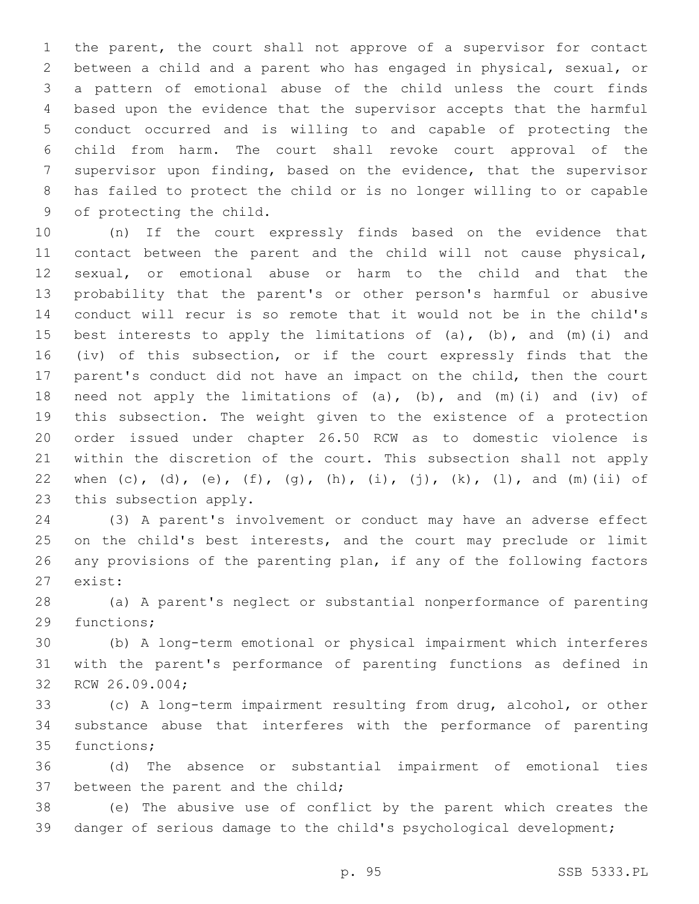the parent, the court shall not approve of a supervisor for contact between a child and a parent who has engaged in physical, sexual, or a pattern of emotional abuse of the child unless the court finds based upon the evidence that the supervisor accepts that the harmful conduct occurred and is willing to and capable of protecting the child from harm. The court shall revoke court approval of the supervisor upon finding, based on the evidence, that the supervisor has failed to protect the child or is no longer willing to or capable of protecting the child.

(n) If the court expressly finds based on the evidence that contact between the parent and the child will not cause physical, sexual, or emotional abuse or harm to the child and that the probability that the parent's or other person's harmful or abusive conduct will recur is so remote that it would not be in the child's best interests to apply the limitations of (a), (b), and (m)(i) and (iv) of this subsection, or if the court expressly finds that the parent's conduct did not have an impact on the child, then the court need not apply the limitations of (a), (b), and (m)(i) and (iv) of this subsection. The weight given to the existence of a protection order issued under chapter 26.50 RCW as to domestic violence is within the discretion of the court. This subsection shall not apply when (c), (d), (e), (f), (g), (h), (i), (j), (k), (l), and (m)(ii) of this subsection apply.

(3) A parent's involvement or conduct may have an adverse effect on the child's best interests, and the court may preclude or limit any provisions of the parenting plan, if any of the following factors exist:

(a) A parent's neglect or substantial nonperformance of parenting functions;

(b) A long-term emotional or physical impairment which interferes with the parent's performance of parenting functions as defined in RCW 26.09.004;

(c) A long-term impairment resulting from drug, alcohol, or other substance abuse that interferes with the performance of parenting functions;

(d) The absence or substantial impairment of emotional ties between the parent and the child;

(e) The abusive use of conflict by the parent which creates the danger of serious damage to the child's psychological development;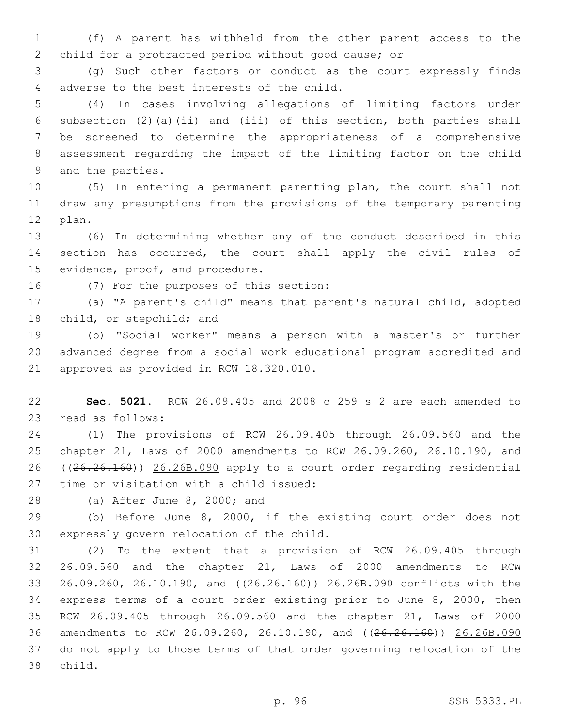(f) A parent has withheld from the other parent access to the child for a protracted period without good cause; or

(g) Such other factors or conduct as the court expressly finds adverse to the best interests of the child.

(4) In cases involving allegations of limiting factors under subsection (2)(a)(ii) and (iii) of this section, both parties shall be screened to determine the appropriateness of a comprehensive assessment regarding the impact of the limiting factor on the child and the parties.

(5) In entering a permanent parenting plan, the court shall not draw any presumptions from the provisions of the temporary parenting plan.

(6) In determining whether any of the conduct described in this section has occurred, the court shall apply the civil rules of evidence, proof, and procedure.

(7) For the purposes of this section:

(a) "A parent's child" means that parent's natural child, adopted child, or stepchild; and

(b) "Social worker" means a person with a master's or further advanced degree from a social work educational program accredited and approved as provided in RCW 18.320.010.

**Sec. 5021.** RCW 26.09.405 and 2008 c 259 s 2 are each amended to read as follows:

(1) The provisions of RCW 26.09.405 through 26.09.560 and the chapter 21, Laws of 2000 amendments to RCW 26.09.260, 26.10.190, and ((~~26.26.160~~)) <u>26.26B.090</u> apply to a court order regarding residential time or visitation with a child issued:

(a) After June 8, 2000; and

(b) Before June 8, 2000, if the existing court order does not expressly govern relocation of the child.

(2) To the extent that a provision of RCW 26.09.405 through 26.09.560 and the chapter 21, Laws of 2000 amendments to RCW 26.09.260, 26.10.190, and ((~~26.26.160~~)) <u>26.26B.090</u> conflicts with the express terms of a court order existing prior to June 8, 2000, then RCW 26.09.405 through 26.09.560 and the chapter 21, Laws of 2000 amendments to RCW 26.09.260, 26.10.190, and ((~~26.26.160~~)) <u>26.26B.090</u> do not apply to those terms of that order governing relocation of the child.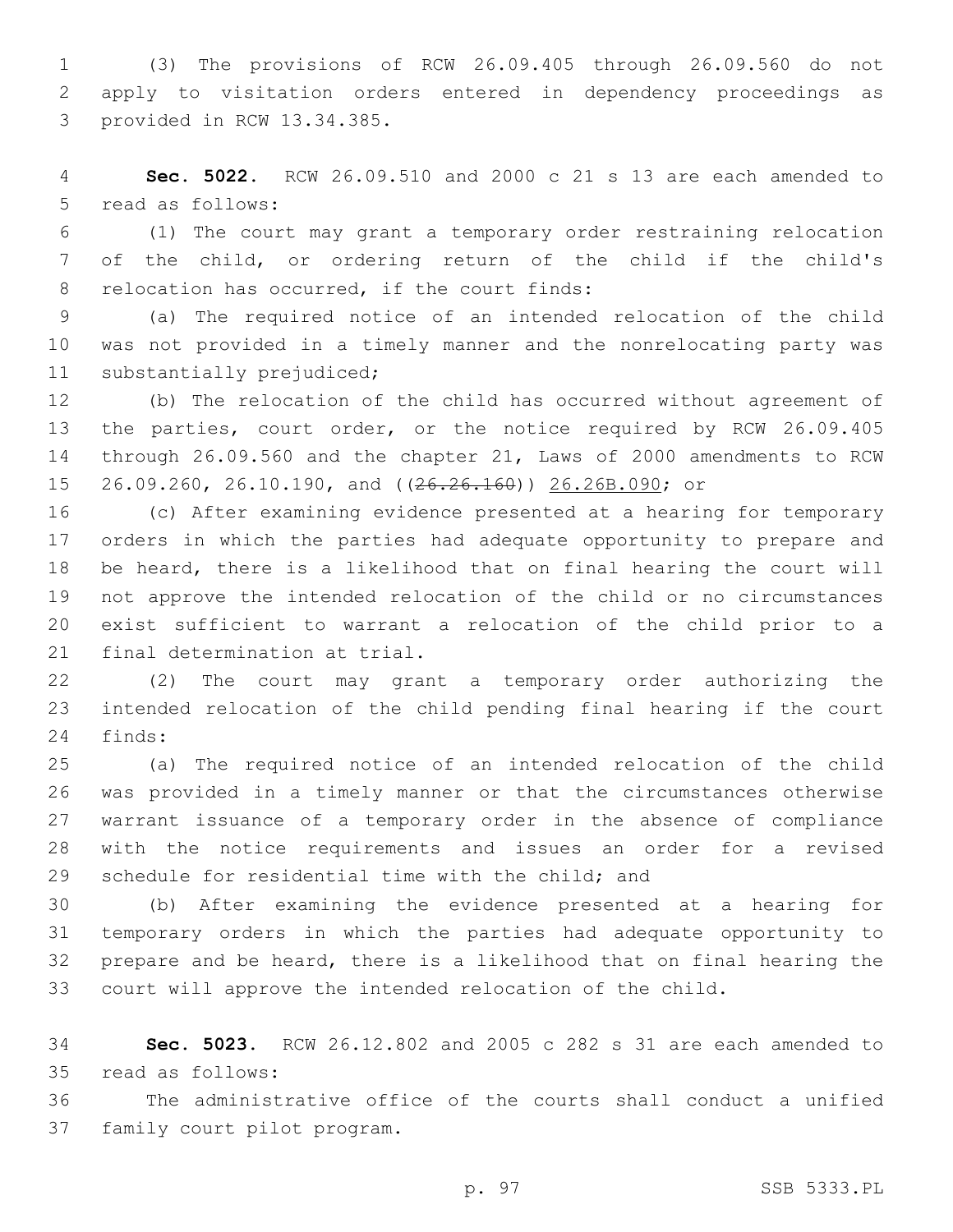(3) The provisions of RCW 26.09.405 through 26.09.560 do not apply to visitation orders entered in dependency proceedings as provided in RCW 13.34.385.

**Sec. 5022.** RCW 26.09.510 and 2000 c 21 s 13 are each amended to read as follows:

(1) The court may grant a temporary order restraining relocation of the child, or ordering return of the child if the child's relocation has occurred, if the court finds:

(a) The required notice of an intended relocation of the child was not provided in a timely manner and the nonrelocating party was substantially prejudiced;

(b) The relocation of the child has occurred without agreement of the parties, court order, or the notice required by RCW 26.09.405 through 26.09.560 and the chapter 21, Laws of 2000 amendments to RCW 26.09.260, 26.10.190, and ((~~26.26.160~~)) <u>26.26B.090</u>; or

(c) After examining evidence presented at a hearing for temporary orders in which the parties had adequate opportunity to prepare and be heard, there is a likelihood that on final hearing the court will not approve the intended relocation of the child or no circumstances exist sufficient to warrant a relocation of the child prior to a final determination at trial.

(2) The court may grant a temporary order authorizing the intended relocation of the child pending final hearing if the court finds:

(a) The required notice of an intended relocation of the child was provided in a timely manner or that the circumstances otherwise warrant issuance of a temporary order in the absence of compliance with the notice requirements and issues an order for a revised schedule for residential time with the child; and

(b) After examining the evidence presented at a hearing for temporary orders in which the parties had adequate opportunity to prepare and be heard, there is a likelihood that on final hearing the court will approve the intended relocation of the child.

**Sec. 5023.** RCW 26.12.802 and 2005 c 282 s 31 are each amended to read as follows:

The administrative office of the courts shall conduct a unified family court pilot program.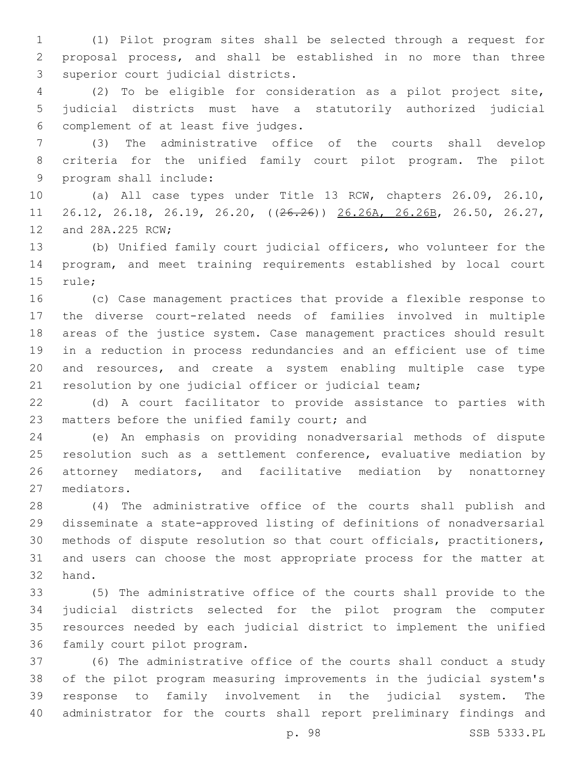(1) Pilot program sites shall be selected through a request for proposal process, and shall be established in no more than three superior court judicial districts.

(2) To be eligible for consideration as a pilot project site, judicial districts must have a statutorily authorized judicial complement of at least five judges.

(3) The administrative office of the courts shall develop criteria for the unified family court pilot program. The pilot program shall include:

(a) All case types under Title 13 RCW, chapters 26.09, 26.10, 26.12, 26.18, 26.19, 26.20, ((~~26.26~~)) 26.26A, 26.26B, 26.50, 26.27, and 28A.225 RCW;

(b) Unified family court judicial officers, who volunteer for the program, and meet training requirements established by local court rule;

(c) Case management practices that provide a flexible response to the diverse court-related needs of families involved in multiple areas of the justice system. Case management practices should result in a reduction in process redundancies and an efficient use of time and resources, and create a system enabling multiple case type resolution by one judicial officer or judicial team;

(d) A court facilitator to provide assistance to parties with matters before the unified family court; and

(e) An emphasis on providing nonadversarial methods of dispute resolution such as a settlement conference, evaluative mediation by attorney mediators, and facilitative mediation by nonattorney mediators.

(4) The administrative office of the courts shall publish and disseminate a state-approved listing of definitions of nonadversarial methods of dispute resolution so that court officials, practitioners, and users can choose the most appropriate process for the matter at hand.

(5) The administrative office of the courts shall provide to the judicial districts selected for the pilot program the computer resources needed by each judicial district to implement the unified family court pilot program.

(6) The administrative office of the courts shall conduct a study of the pilot program measuring improvements in the judicial system's response to family involvement in the judicial system. The administrator for the courts shall report preliminary findings and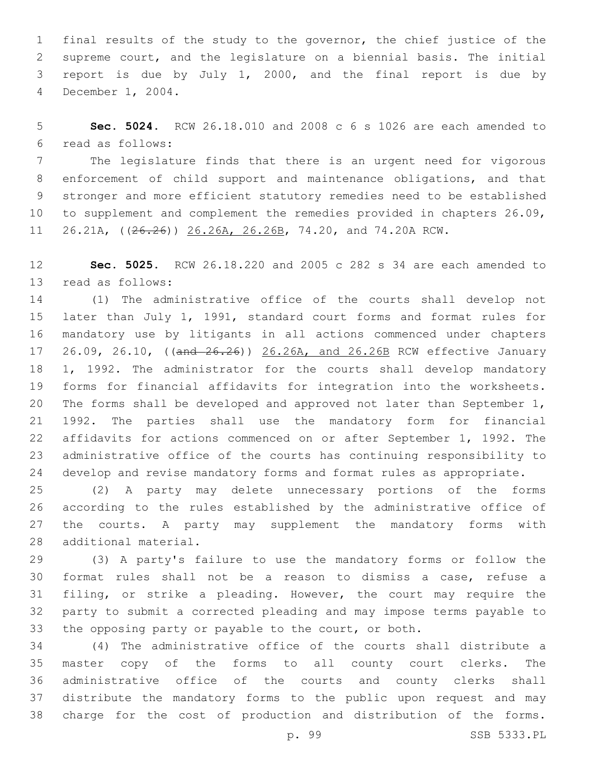final results of the study to the governor, the chief justice of the supreme court, and the legislature on a biennial basis. The initial report is due by July 1, 2000, and the final report is due by December 1, 2004.

**Sec. 5024.** RCW 26.18.010 and 2008 c 6 s 1026 are each amended to read as follows:

The legislature finds that there is an urgent need for vigorous enforcement of child support and maintenance obligations, and that stronger and more efficient statutory remedies need to be established to supplement and complement the remedies provided in chapters 26.09, 26.21A, ((~~26.26~~)) <u>26.26A, 26.26B</u>, 74.20, and 74.20A RCW.

**Sec. 5025.** RCW 26.18.220 and 2005 c 282 s 34 are each amended to read as follows:

(1) The administrative office of the courts shall develop not later than July 1, 1991, standard court forms and format rules for mandatory use by litigants in all actions commenced under chapters 26.09, 26.10, ((~~and 26.26~~)) <u>26.26A, and 26.26B</u> RCW effective January 1, 1992. The administrator for the courts shall develop mandatory forms for financial affidavits for integration into the worksheets. The forms shall be developed and approved not later than September 1, 1992. The parties shall use the mandatory form for financial affidavits for actions commenced on or after September 1, 1992. The administrative office of the courts has continuing responsibility to develop and revise mandatory forms and format rules as appropriate.

(2) A party may delete unnecessary portions of the forms according to the rules established by the administrative office of the courts. A party may supplement the mandatory forms with additional material.

(3) A party's failure to use the mandatory forms or follow the format rules shall not be a reason to dismiss a case, refuse a filing, or strike a pleading. However, the court may require the party to submit a corrected pleading and may impose terms payable to the opposing party or payable to the court, or both.

(4) The administrative office of the courts shall distribute a master copy of the forms to all county court clerks. The administrative office of the courts and county clerks shall distribute the mandatory forms to the public upon request and may charge for the cost of production and distribution of the forms.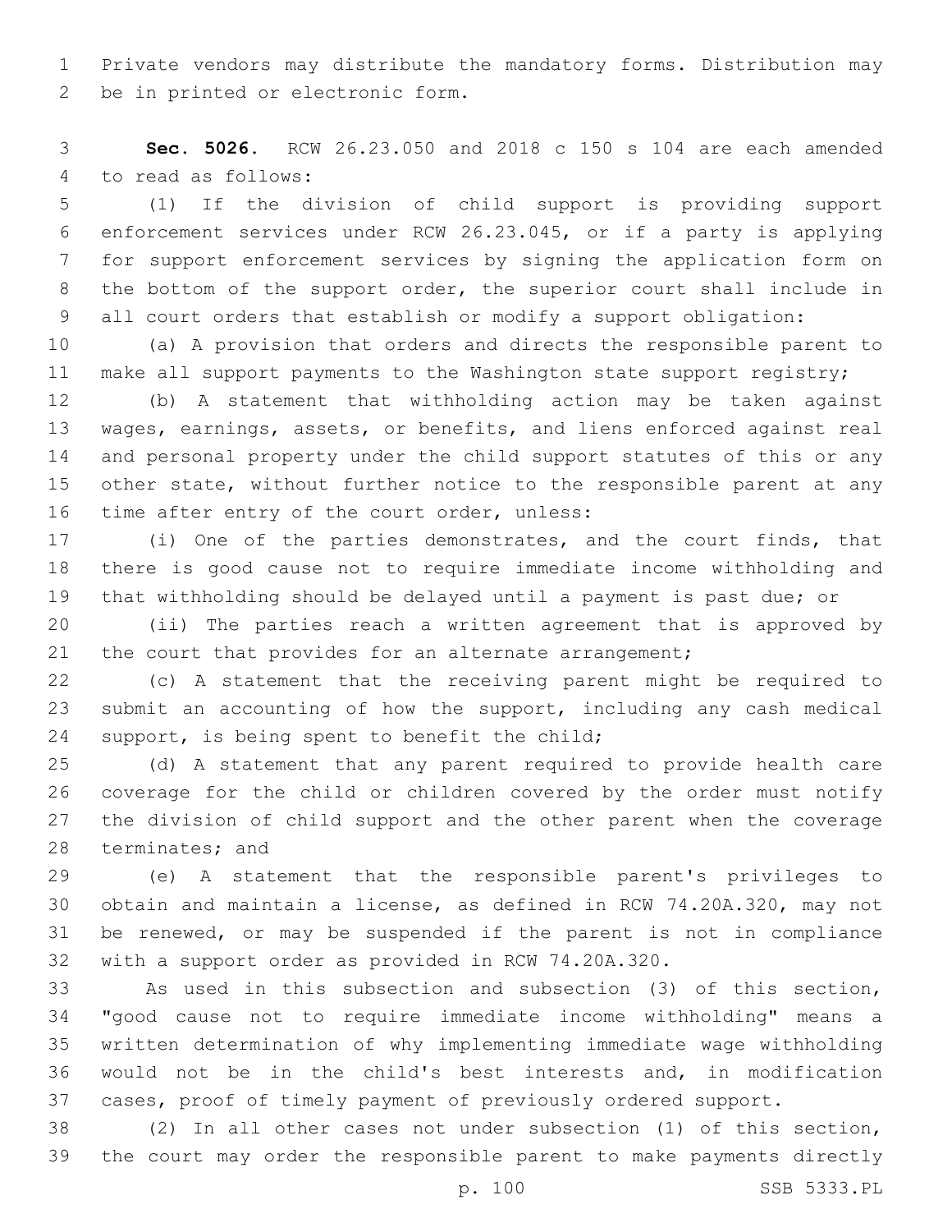Private vendors may distribute the mandatory forms. Distribution may be in printed or electronic form.

**Sec. 5026.** RCW 26.23.050 and 2018 c 150 s 104 are each amended to read as follows:

(1) If the division of child support is providing support enforcement services under RCW 26.23.045, or if a party is applying for support enforcement services by signing the application form on the bottom of the support order, the superior court shall include in all court orders that establish or modify a support obligation:

(a) A provision that orders and directs the responsible parent to make all support payments to the Washington state support registry;

(b) A statement that withholding action may be taken against wages, earnings, assets, or benefits, and liens enforced against real and personal property under the child support statutes of this or any other state, without further notice to the responsible parent at any time after entry of the court order, unless:

(i) One of the parties demonstrates, and the court finds, that there is good cause not to require immediate income withholding and that withholding should be delayed until a payment is past due; or

(ii) The parties reach a written agreement that is approved by the court that provides for an alternate arrangement;

(c) A statement that the receiving parent might be required to submit an accounting of how the support, including any cash medical support, is being spent to benefit the child;

(d) A statement that any parent required to provide health care coverage for the child or children covered by the order must notify the division of child support and the other parent when the coverage terminates; and

(e) A statement that the responsible parent's privileges to obtain and maintain a license, as defined in RCW 74.20A.320, may not be renewed, or may be suspended if the parent is not in compliance with a support order as provided in RCW 74.20A.320.

As used in this subsection and subsection (3) of this section, "good cause not to require immediate income withholding" means a written determination of why implementing immediate wage withholding would not be in the child's best interests and, in modification cases, proof of timely payment of previously ordered support.

(2) In all other cases not under subsection (1) of this section, the court may order the responsible parent to make payments directly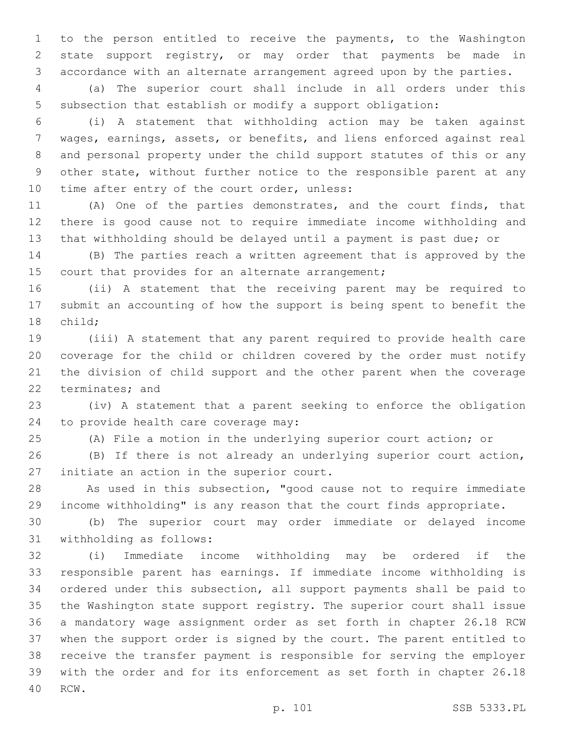to the person entitled to receive the payments, to the Washington state support registry, or may order that payments be made in accordance with an alternate arrangement agreed upon by the parties.

(a) The superior court shall include in all orders under this subsection that establish or modify a support obligation:

(i) A statement that withholding action may be taken against wages, earnings, assets, or benefits, and liens enforced against real and personal property under the child support statutes of this or any other state, without further notice to the responsible parent at any time after entry of the court order, unless:

(A) One of the parties demonstrates, and the court finds, that there is good cause not to require immediate income withholding and that withholding should be delayed until a payment is past due; or

(B) The parties reach a written agreement that is approved by the court that provides for an alternate arrangement;

(ii) A statement that the receiving parent may be required to submit an accounting of how the support is being spent to benefit the child;

(iii) A statement that any parent required to provide health care coverage for the child or children covered by the order must notify the division of child support and the other parent when the coverage terminates; and

(iv) A statement that a parent seeking to enforce the obligation to provide health care coverage may:

(A) File a motion in the underlying superior court action; or

(B) If there is not already an underlying superior court action, initiate an action in the superior court.

As used in this subsection, "good cause not to require immediate income withholding" is any reason that the court finds appropriate.

(b) The superior court may order immediate or delayed income withholding as follows:

(i) Immediate income withholding may be ordered if the responsible parent has earnings. If immediate income withholding is ordered under this subsection, all support payments shall be paid to the Washington state support registry. The superior court shall issue a mandatory wage assignment order as set forth in chapter 26.18 RCW when the support order is signed by the court. The parent entitled to receive the transfer payment is responsible for serving the employer with the order and for its enforcement as set forth in chapter 26.18 RCW.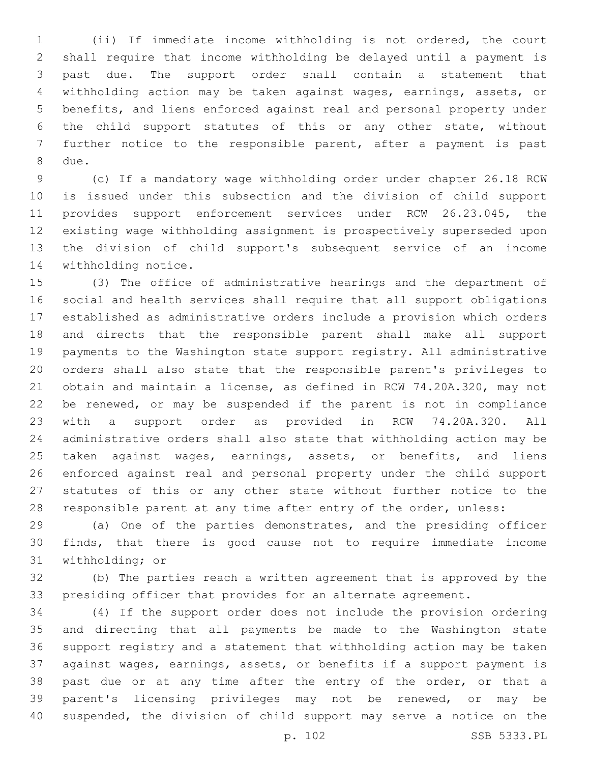(ii) If immediate income withholding is not ordered, the court shall require that income withholding be delayed until a payment is past due. The support order shall contain a statement that withholding action may be taken against wages, earnings, assets, or benefits, and liens enforced against real and personal property under the child support statutes of this or any other state, without further notice to the responsible parent, after a payment is past due.

(c) If a mandatory wage withholding order under chapter 26.18 RCW is issued under this subsection and the division of child support provides support enforcement services under RCW 26.23.045, the existing wage withholding assignment is prospectively superseded upon the division of child support's subsequent service of an income withholding notice.

(3) The office of administrative hearings and the department of social and health services shall require that all support obligations established as administrative orders include a provision which orders and directs that the responsible parent shall make all support payments to the Washington state support registry. All administrative orders shall also state that the responsible parent's privileges to obtain and maintain a license, as defined in RCW 74.20A.320, may not be renewed, or may be suspended if the parent is not in compliance with a support order as provided in RCW 74.20A.320. All administrative orders shall also state that withholding action may be taken against wages, earnings, assets, or benefits, and liens enforced against real and personal property under the child support statutes of this or any other state without further notice to the responsible parent at any time after entry of the order, unless:

(a) One of the parties demonstrates, and the presiding officer finds, that there is good cause not to require immediate income withholding; or

(b) The parties reach a written agreement that is approved by the presiding officer that provides for an alternate agreement.

(4) If the support order does not include the provision ordering and directing that all payments be made to the Washington state support registry and a statement that withholding action may be taken against wages, earnings, assets, or benefits if a support payment is past due or at any time after the entry of the order, or that a parent's licensing privileges may not be renewed, or may be suspended, the division of child support may serve a notice on the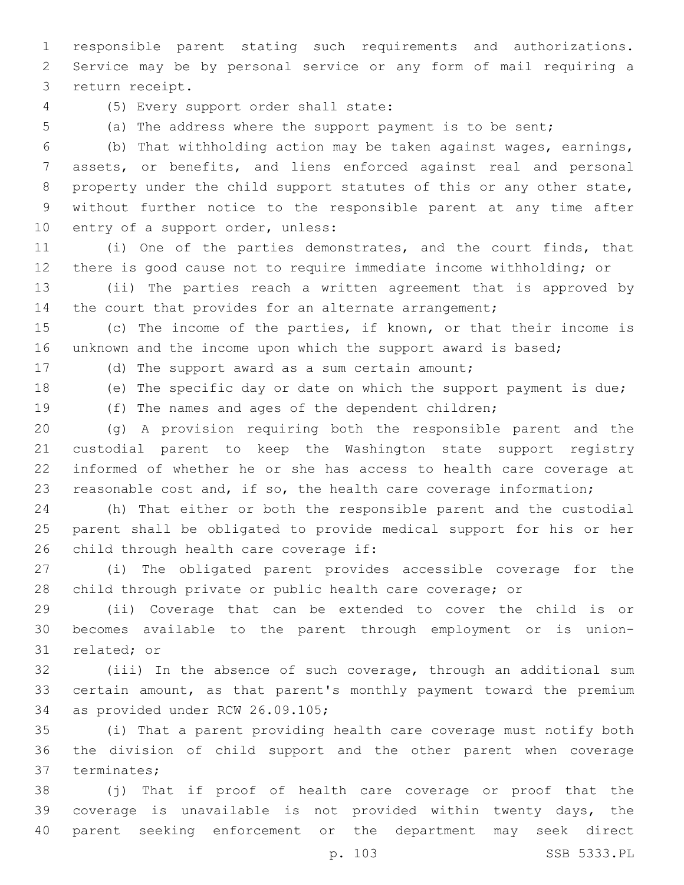responsible parent stating such requirements and authorizations. Service may be by personal service or any form of mail requiring a return receipt.

(5) Every support order shall state:

(a) The address where the support payment is to be sent;

(b) That withholding action may be taken against wages, earnings, assets, or benefits, and liens enforced against real and personal property under the child support statutes of this or any other state, without further notice to the responsible parent at any time after entry of a support order, unless:

(i) One of the parties demonstrates, and the court finds, that there is good cause not to require immediate income withholding; or

(ii) The parties reach a written agreement that is approved by the court that provides for an alternate arrangement;

(c) The income of the parties, if known, or that their income is unknown and the income upon which the support award is based;

(d) The support award as a sum certain amount;

(e) The specific day or date on which the support payment is due;

(f) The names and ages of the dependent children;

(g) A provision requiring both the responsible parent and the custodial parent to keep the Washington state support registry informed of whether he or she has access to health care coverage at reasonable cost and, if so, the health care coverage information;

(h) That either or both the responsible parent and the custodial parent shall be obligated to provide medical support for his or her child through health care coverage if:

(i) The obligated parent provides accessible coverage for the child through private or public health care coverage; or

(ii) Coverage that can be extended to cover the child is or becomes available to the parent through employment or is union-related; or

(iii) In the absence of such coverage, through an additional sum certain amount, as that parent's monthly payment toward the premium as provided under RCW 26.09.105;

(i) That a parent providing health care coverage must notify both the division of child support and the other parent when coverage terminates;

(j) That if proof of health care coverage or proof that the coverage is unavailable is not provided within twenty days, the parent seeking enforcement or the department may seek direct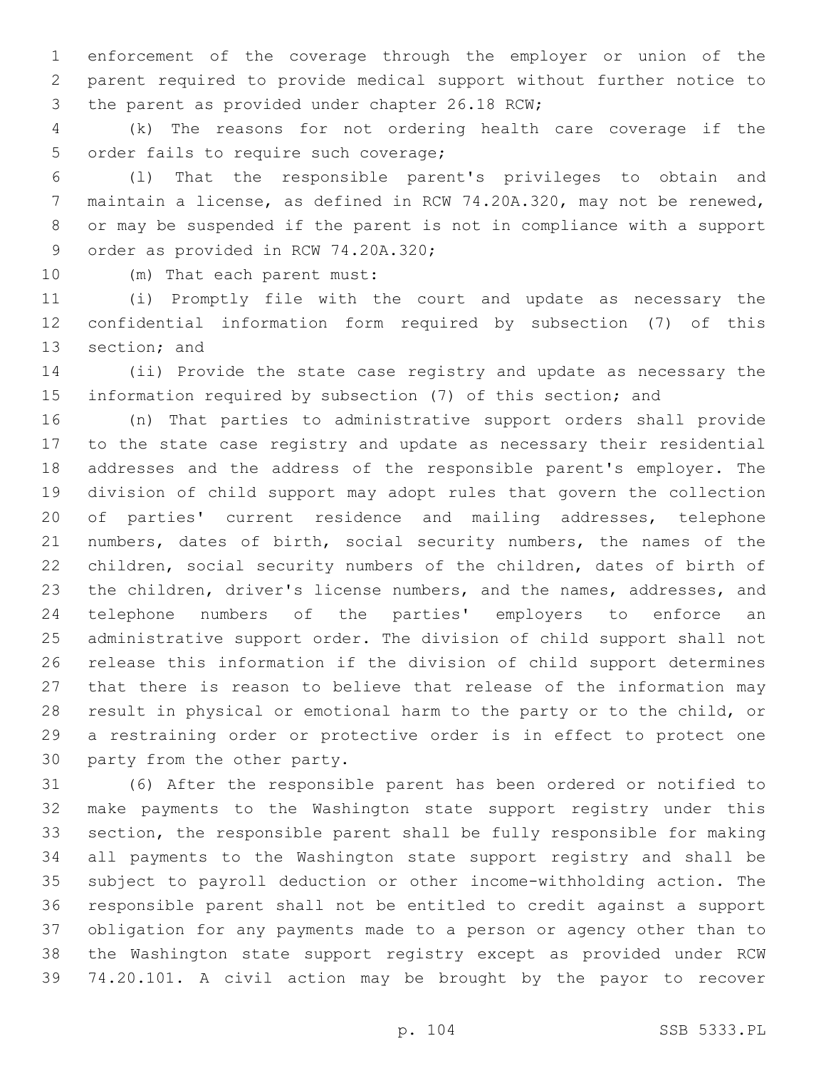enforcement of the coverage through the employer or union of the parent required to provide medical support without further notice to the parent as provided under chapter 26.18 RCW;

(k) The reasons for not ordering health care coverage if the order fails to require such coverage;

(l) That the responsible parent's privileges to obtain and maintain a license, as defined in RCW 74.20A.320, may not be renewed, or may be suspended if the parent is not in compliance with a support order as provided in RCW 74.20A.320;

(m) That each parent must:

(i) Promptly file with the court and update as necessary the confidential information form required by subsection (7) of this section; and

(ii) Provide the state case registry and update as necessary the information required by subsection (7) of this section; and

(n) That parties to administrative support orders shall provide to the state case registry and update as necessary their residential addresses and the address of the responsible parent's employer. The division of child support may adopt rules that govern the collection of parties' current residence and mailing addresses, telephone numbers, dates of birth, social security numbers, the names of the children, social security numbers of the children, dates of birth of the children, driver's license numbers, and the names, addresses, and telephone numbers of the parties' employers to enforce an administrative support order. The division of child support shall not release this information if the division of child support determines that there is reason to believe that release of the information may result in physical or emotional harm to the party or to the child, or a restraining order or protective order is in effect to protect one party from the other party.

(6) After the responsible parent has been ordered or notified to make payments to the Washington state support registry under this section, the responsible parent shall be fully responsible for making all payments to the Washington state support registry and shall be subject to payroll deduction or other income-withholding action. The responsible parent shall not be entitled to credit against a support obligation for any payments made to a person or agency other than to the Washington state support registry except as provided under RCW 74.20.101. A civil action may be brought by the payor to recover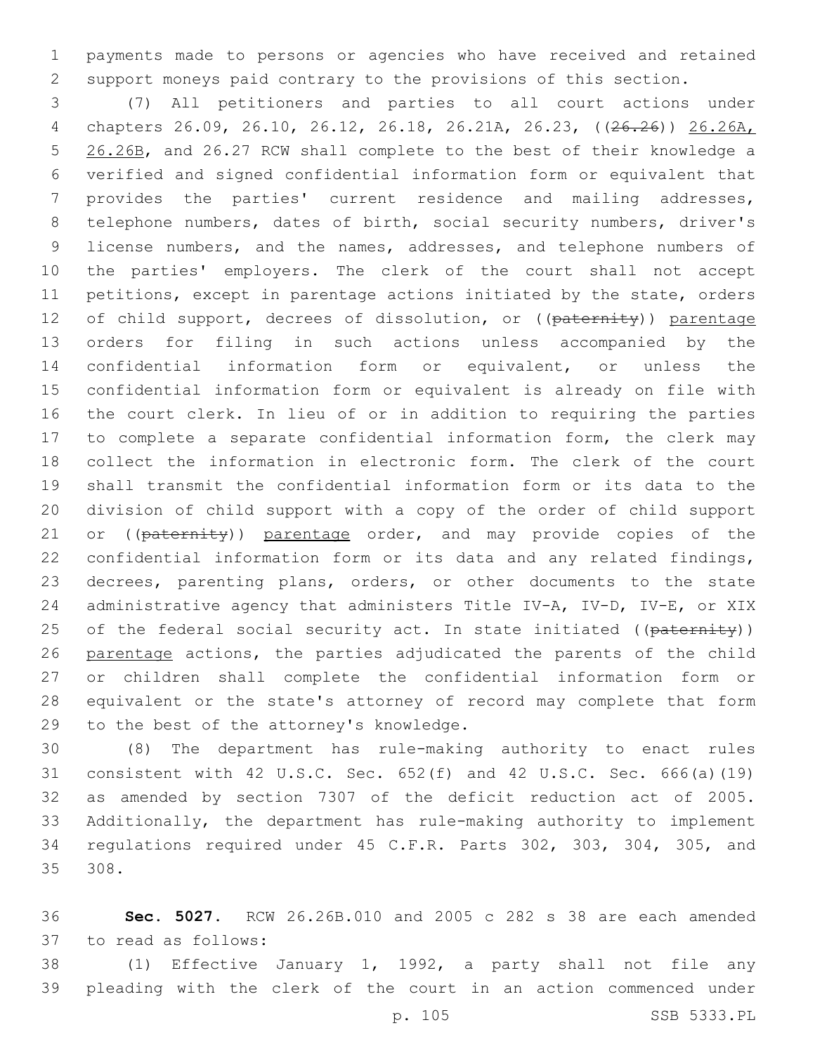payments made to persons or agencies who have received and retained support moneys paid contrary to the provisions of this section.

(7) All petitioners and parties to all court actions under chapters 26.09, 26.10, 26.12, 26.18, 26.21A, 26.23, ((~~26.26~~)) <u>26.26A, 26.26B</u>, and 26.27 RCW shall complete to the best of their knowledge a verified and signed confidential information form or equivalent that provides the parties' current residence and mailing addresses, telephone numbers, dates of birth, social security numbers, driver's license numbers, and the names, addresses, and telephone numbers of the parties' employers. The clerk of the court shall not accept petitions, except in parentage actions initiated by the state, orders of child support, decrees of dissolution, or ((~~paternity~~)) <u>parentage</u> orders for filing in such actions unless accompanied by the confidential information form or equivalent, or unless the confidential information form or equivalent is already on file with the court clerk. In lieu of or in addition to requiring the parties to complete a separate confidential information form, the clerk may collect the information in electronic form. The clerk of the court shall transmit the confidential information form or its data to the division of child support with a copy of the order of child support or ((~~paternity~~)) <u>parentage</u> order, and may provide copies of the confidential information form or its data and any related findings, decrees, parenting plans, orders, or other documents to the state administrative agency that administers Title IV-A, IV-D, IV-E, or XIX of the federal social security act. In state initiated ((~~paternity~~)) <u>parentage</u> actions, the parties adjudicated the parents of the child or children shall complete the confidential information form or equivalent or the state's attorney of record may complete that form to the best of the attorney's knowledge.

(8) The department has rule-making authority to enact rules consistent with 42 U.S.C. Sec. 652(f) and 42 U.S.C. Sec. 666(a)(19) as amended by section 7307 of the deficit reduction act of 2005. Additionally, the department has rule-making authority to implement regulations required under 45 C.F.R. Parts 302, 303, 304, 305, and 308.

**Sec. 5027.** RCW 26.26B.010 and 2005 c 282 s 38 are each amended to read as follows:

(1) Effective January 1, 1992, a party shall not file any pleading with the clerk of the court in an action commenced under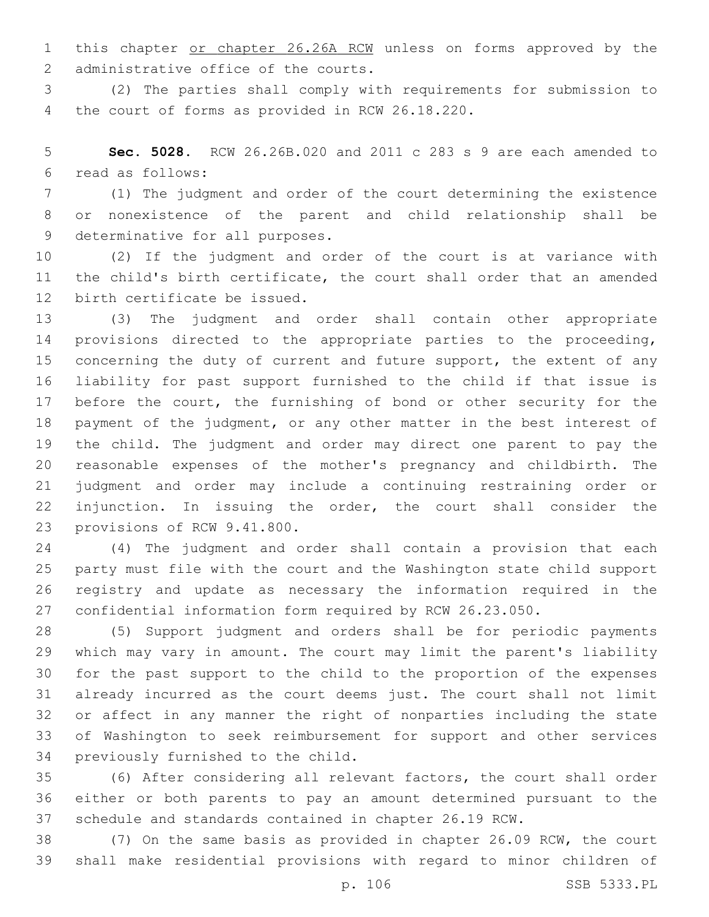this chapter <u>or chapter 26.26A RCW</u> unless on forms approved by the administrative office of the courts.

(2) The parties shall comply with requirements for submission to the court of forms as provided in RCW 26.18.220.

**Sec. 5028.** RCW 26.26B.020 and 2011 c 283 s 9 are each amended to read as follows:

(1) The judgment and order of the court determining the existence or nonexistence of the parent and child relationship shall be determinative for all purposes.

(2) If the judgment and order of the court is at variance with the child's birth certificate, the court shall order that an amended birth certificate be issued.

(3) The judgment and order shall contain other appropriate provisions directed to the appropriate parties to the proceeding, concerning the duty of current and future support, the extent of any liability for past support furnished to the child if that issue is before the court, the furnishing of bond or other security for the payment of the judgment, or any other matter in the best interest of the child. The judgment and order may direct one parent to pay the reasonable expenses of the mother's pregnancy and childbirth. The judgment and order may include a continuing restraining order or injunction. In issuing the order, the court shall consider the provisions of RCW 9.41.800.

(4) The judgment and order shall contain a provision that each party must file with the court and the Washington state child support registry and update as necessary the information required in the confidential information form required by RCW 26.23.050.

(5) Support judgment and orders shall be for periodic payments which may vary in amount. The court may limit the parent's liability for the past support to the child to the proportion of the expenses already incurred as the court deems just. The court shall not limit or affect in any manner the right of nonparties including the state of Washington to seek reimbursement for support and other services previously furnished to the child.

(6) After considering all relevant factors, the court shall order either or both parents to pay an amount determined pursuant to the schedule and standards contained in chapter 26.19 RCW.

(7) On the same basis as provided in chapter 26.09 RCW, the court shall make residential provisions with regard to minor children of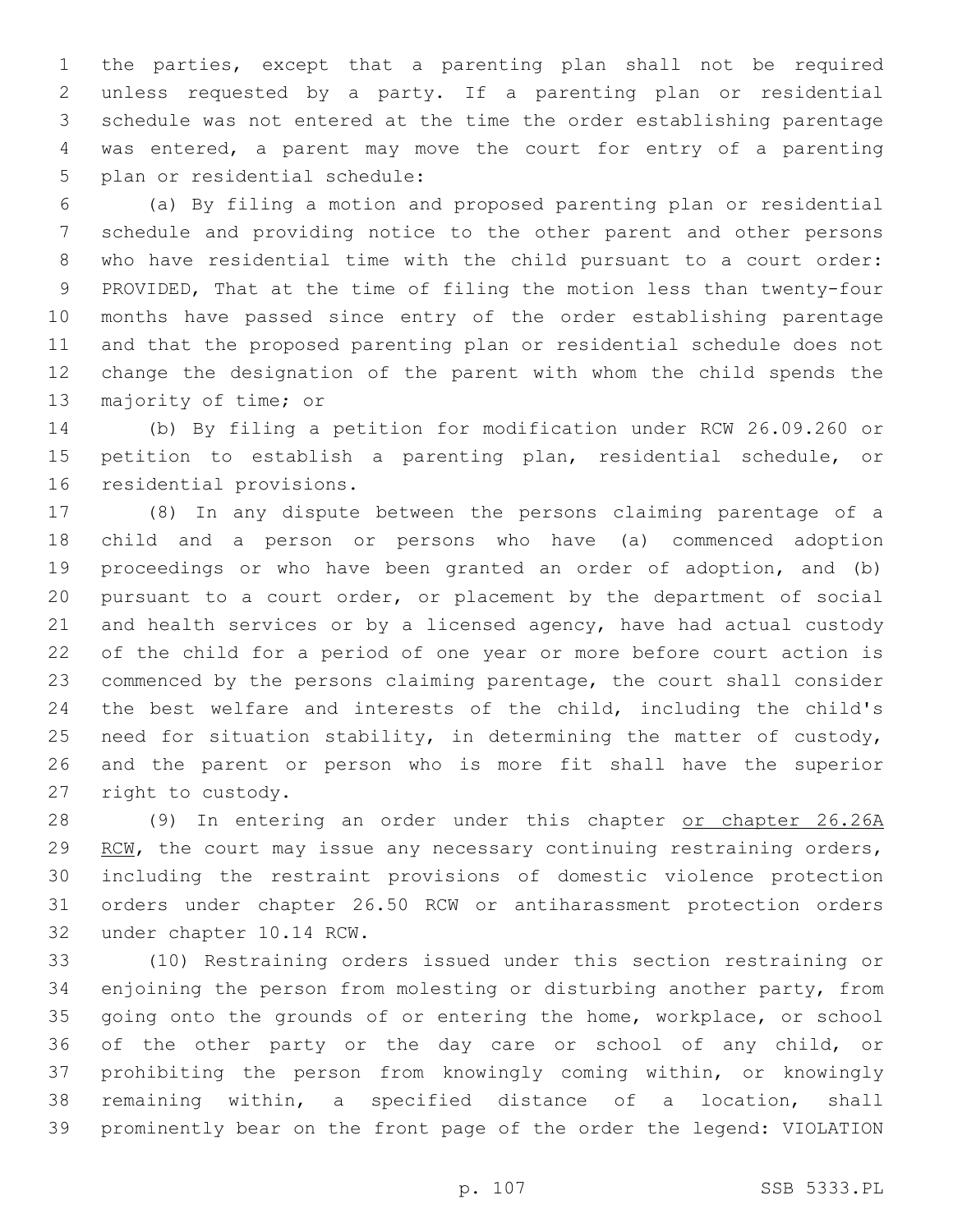the parties, except that a parenting plan shall not be required unless requested by a party. If a parenting plan or residential schedule was not entered at the time the order establishing parentage was entered, a parent may move the court for entry of a parenting plan or residential schedule:

(a) By filing a motion and proposed parenting plan or residential schedule and providing notice to the other parent and other persons who have residential time with the child pursuant to a court order: PROVIDED, That at the time of filing the motion less than twenty-four months have passed since entry of the order establishing parentage and that the proposed parenting plan or residential schedule does not change the designation of the parent with whom the child spends the majority of time; or

(b) By filing a petition for modification under RCW 26.09.260 or petition to establish a parenting plan, residential schedule, or residential provisions.

(8) In any dispute between the persons claiming parentage of a child and a person or persons who have (a) commenced adoption proceedings or who have been granted an order of adoption, and (b) pursuant to a court order, or placement by the department of social and health services or by a licensed agency, have had actual custody of the child for a period of one year or more before court action is commenced by the persons claiming parentage, the court shall consider the best welfare and interests of the child, including the child's need for situation stability, in determining the matter of custody, and the parent or person who is more fit shall have the superior right to custody.

(9) In entering an order under this chapter <u>or chapter 26.26A RCW</u>, the court may issue any necessary continuing restraining orders, including the restraint provisions of domestic violence protection orders under chapter 26.50 RCW or antiharassment protection orders under chapter 10.14 RCW.

(10) Restraining orders issued under this section restraining or enjoining the person from molesting or disturbing another party, from going onto the grounds of or entering the home, workplace, or school of the other party or the day care or school of any child, or prohibiting the person from knowingly coming within, or knowingly remaining within, a specified distance of a location, shall prominently bear on the front page of the order the legend: VIOLATION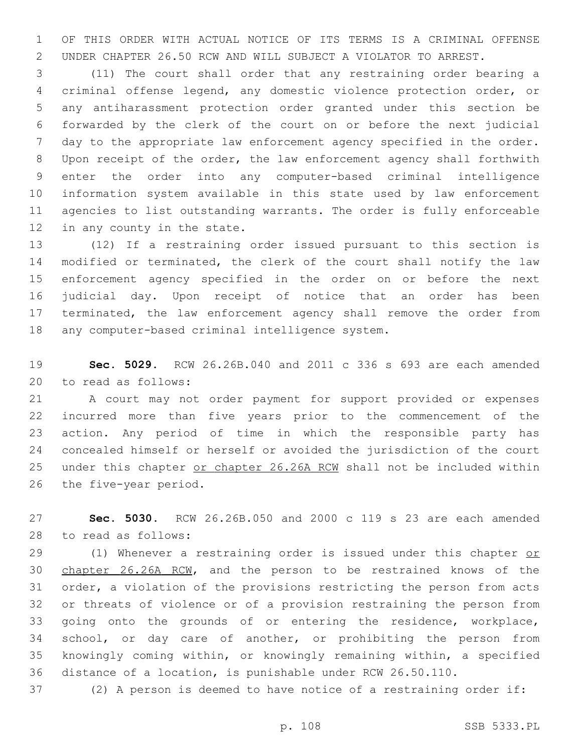OF THIS ORDER WITH ACTUAL NOTICE OF ITS TERMS IS A CRIMINAL OFFENSE UNDER CHAPTER 26.50 RCW AND WILL SUBJECT A VIOLATOR TO ARREST.

(11) The court shall order that any restraining order bearing a criminal offense legend, any domestic violence protection order, or any antiharassment protection order granted under this section be forwarded by the clerk of the court on or before the next judicial day to the appropriate law enforcement agency specified in the order. Upon receipt of the order, the law enforcement agency shall forthwith enter the order into any computer-based criminal intelligence information system available in this state used by law enforcement agencies to list outstanding warrants. The order is fully enforceable in any county in the state.

(12) If a restraining order issued pursuant to this section is modified or terminated, the clerk of the court shall notify the law enforcement agency specified in the order on or before the next judicial day. Upon receipt of notice that an order has been terminated, the law enforcement agency shall remove the order from any computer-based criminal intelligence system.

**Sec. 5029.** RCW 26.26B.040 and 2011 c 336 s 693 are each amended to read as follows:

A court may not order payment for support provided or expenses incurred more than five years prior to the commencement of the action. Any period of time in which the responsible party has concealed himself or herself or avoided the jurisdiction of the court under this chapter <u>or chapter 26.26A RCW</u> shall not be included within the five-year period.

**Sec. 5030.** RCW 26.26B.050 and 2000 c 119 s 23 are each amended to read as follows:

(1) Whenever a restraining order is issued under this chapter <u>or chapter 26.26A RCW</u>, and the person to be restrained knows of the order, a violation of the provisions restricting the person from acts or threats of violence or of a provision restraining the person from going onto the grounds of or entering the residence, workplace, school, or day care of another, or prohibiting the person from knowingly coming within, or knowingly remaining within, a specified distance of a location, is punishable under RCW 26.50.110.

(2) A person is deemed to have notice of a restraining order if: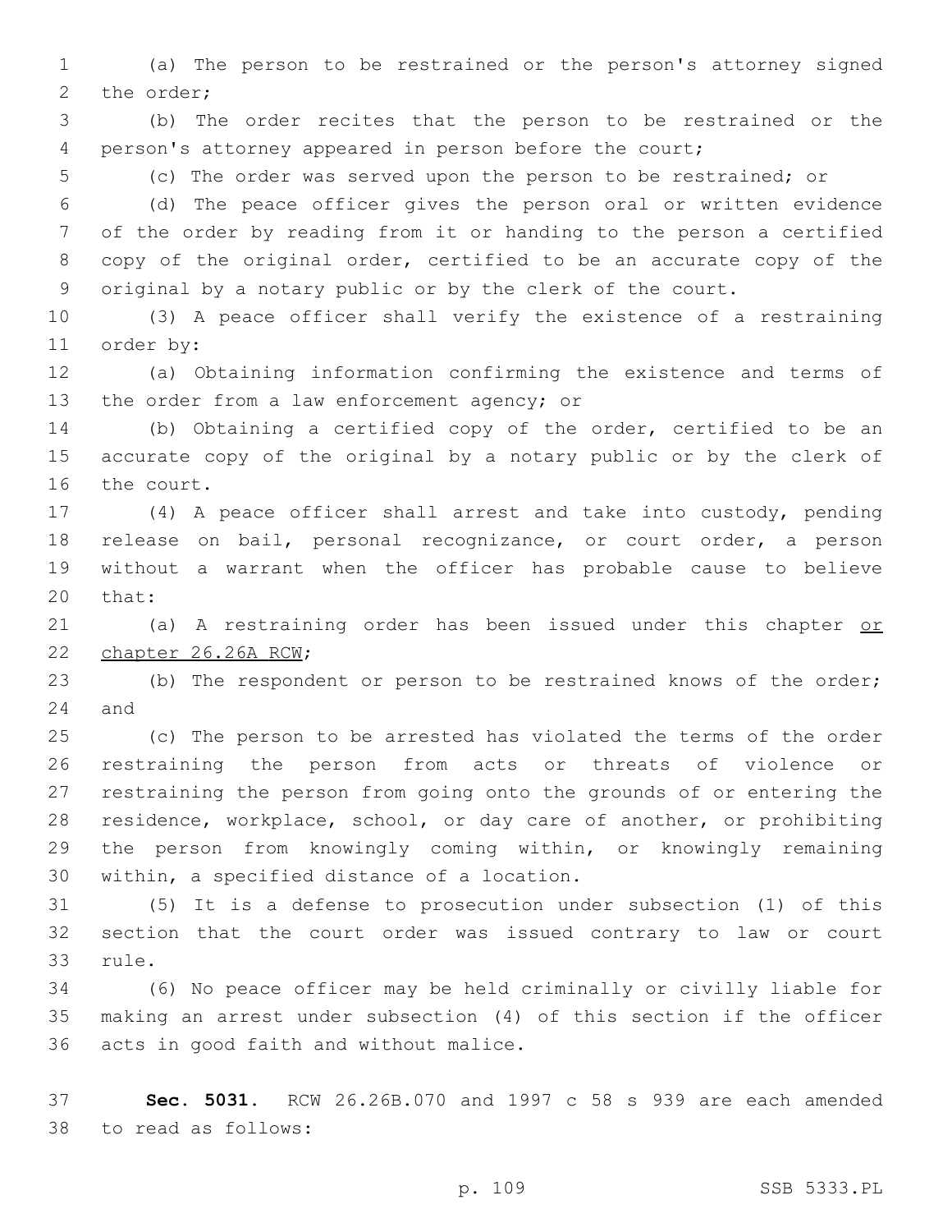(a) The person to be restrained or the person's attorney signed the order;

(b) The order recites that the person to be restrained or the person's attorney appeared in person before the court;

(c) The order was served upon the person to be restrained; or

(d) The peace officer gives the person oral or written evidence of the order by reading from it or handing to the person a certified copy of the original order, certified to be an accurate copy of the original by a notary public or by the clerk of the court.

(3) A peace officer shall verify the existence of a restraining order by:

(a) Obtaining information confirming the existence and terms of the order from a law enforcement agency; or

(b) Obtaining a certified copy of the order, certified to be an accurate copy of the original by a notary public or by the clerk of the court.

(4) A peace officer shall arrest and take into custody, pending release on bail, personal recognizance, or court order, a person without a warrant when the officer has probable cause to believe that:

(a) A restraining order has been issued under this chapter or chapter 26.26A RCW;

(b) The respondent or person to be restrained knows of the order; and

(c) The person to be arrested has violated the terms of the order restraining the person from acts or threats of violence or restraining the person from going onto the grounds of or entering the residence, workplace, school, or day care of another, or prohibiting the person from knowingly coming within, or knowingly remaining within, a specified distance of a location.

(5) It is a defense to prosecution under subsection (1) of this section that the court order was issued contrary to law or court rule.

(6) No peace officer may be held criminally or civilly liable for making an arrest under subsection (4) of this section if the officer acts in good faith and without malice.

**Sec. 5031.** RCW 26.26B.070 and 1997 c 58 s 939 are each amended to read as follows: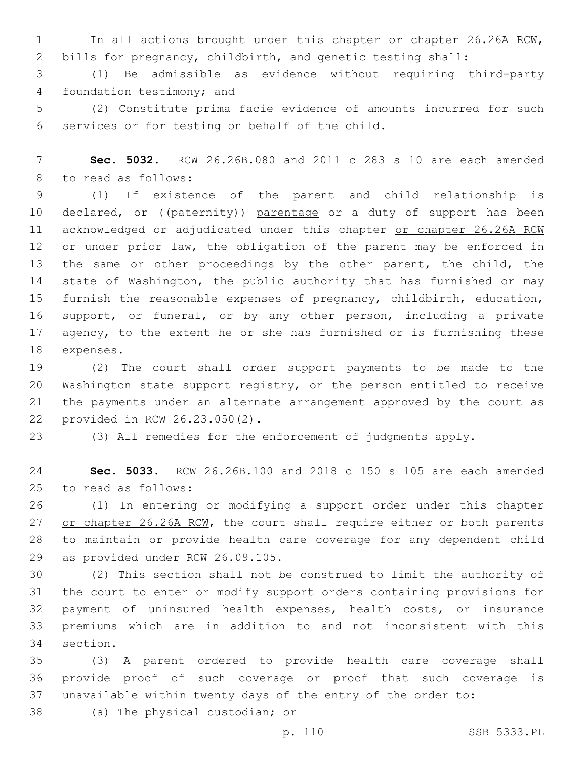In all actions brought under this chapter or chapter 26.26A RCW, bills for pregnancy, childbirth, and genetic testing shall:

(1) Be admissible as evidence without requiring third-party foundation testimony; and

(2) Constitute prima facie evidence of amounts incurred for such services or for testing on behalf of the child.

**Sec. 5032.** RCW 26.26B.080 and 2011 c 283 s 10 are each amended to read as follows:

(1) If existence of the parent and child relationship is declared, or ((~~paternity~~)) parentage or a duty of support has been acknowledged or adjudicated under this chapter or chapter 26.26A RCW or under prior law, the obligation of the parent may be enforced in the same or other proceedings by the other parent, the child, the state of Washington, the public authority that has furnished or may furnish the reasonable expenses of pregnancy, childbirth, education, support, or funeral, or by any other person, including a private agency, to the extent he or she has furnished or is furnishing these expenses.

(2) The court shall order support payments to be made to the Washington state support registry, or the person entitled to receive the payments under an alternate arrangement approved by the court as provided in RCW 26.23.050(2).

(3) All remedies for the enforcement of judgments apply.

**Sec. 5033.** RCW 26.26B.100 and 2018 c 150 s 105 are each amended to read as follows:

(1) In entering or modifying a support order under this chapter or chapter 26.26A RCW, the court shall require either or both parents to maintain or provide health care coverage for any dependent child as provided under RCW 26.09.105.

(2) This section shall not be construed to limit the authority of the court to enter or modify support orders containing provisions for payment of uninsured health expenses, health costs, or insurance premiums which are in addition to and not inconsistent with this section.

(3) A parent ordered to provide health care coverage shall provide proof of such coverage or proof that such coverage is unavailable within twenty days of the entry of the order to:

(a) The physical custodian; or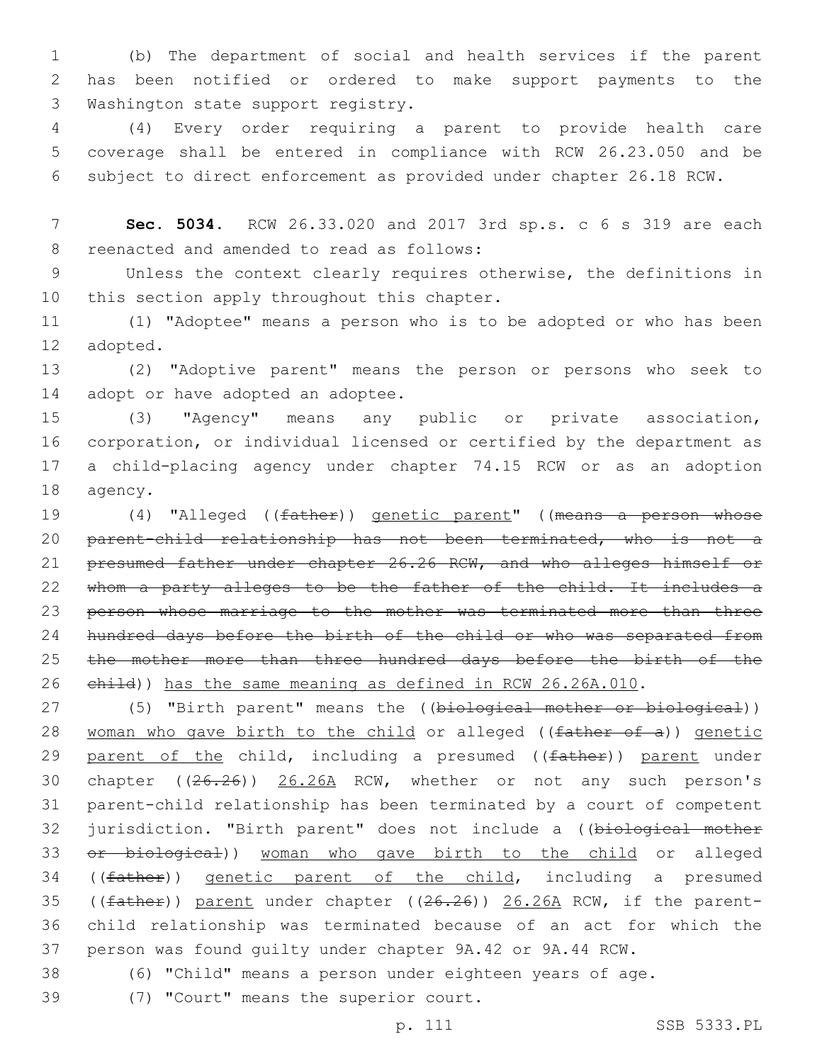(b) The department of social and health services if the parent has been notified or ordered to make support payments to the Washington state support registry.

(4) Every order requiring a parent to provide health care coverage shall be entered in compliance with RCW 26.23.050 and be subject to direct enforcement as provided under chapter 26.18 RCW.

**Sec. 5034.** RCW 26.33.020 and 2017 3rd sp.s. c 6 s 319 are each reenacted and amended to read as follows:

Unless the context clearly requires otherwise, the definitions in this section apply throughout this chapter.

(1) "Adoptee" means a person who is to be adopted or who has been adopted.

(2) "Adoptive parent" means the person or persons who seek to adopt or have adopted an adoptee.

(3) "Agency" means any public or private association, corporation, or individual licensed or certified by the department as a child-placing agency under chapter 74.15 RCW or as an adoption agency.

(4) "Alleged ((~~father~~)) genetic parent" ((~~means a person whose parent-child relationship has not been terminated, who is not a presumed father under chapter 26.26 RCW, and who alleges himself or whom a party alleges to be the father of the child. It includes a person whose marriage to the mother was terminated more than three hundred days before the birth of the child or who was separated from the mother more than three hundred days before the birth of the child~~)) has the same meaning as defined in RCW 26.26A.010.

(5) "Birth parent" means the ((~~biological mother or biological~~)) woman who gave birth to the child or alleged ((~~father of a~~)) genetic parent of the child, including a presumed ((~~father~~)) parent under chapter ((~~26.26~~)) 26.26A RCW, whether or not any such person's parent-child relationship has been terminated by a court of competent jurisdiction. "Birth parent" does not include a ((~~biological mother or biological~~)) woman who gave birth to the child or alleged ((~~father~~)) genetic parent of the child, including a presumed ((~~father~~)) parent under chapter ((~~26.26~~)) 26.26A RCW, if the parent-child relationship was terminated because of an act for which the person was found guilty under chapter 9A.42 or 9A.44 RCW.

(6) "Child" means a person under eighteen years of age.

(7) "Court" means the superior court.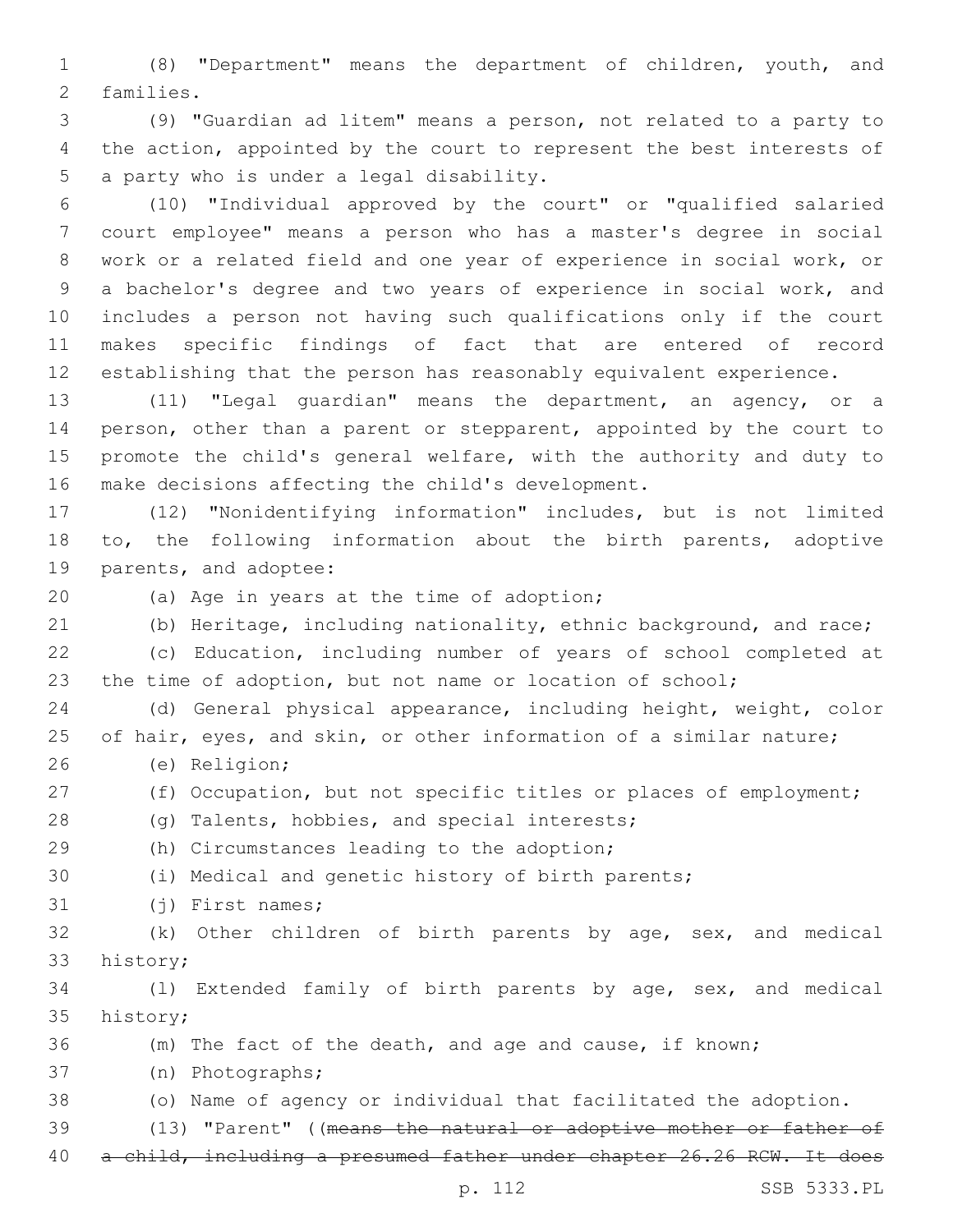(8) "Department" means the department of children, youth, and families.

(9) "Guardian ad litem" means a person, not related to a party to the action, appointed by the court to represent the best interests of a party who is under a legal disability.

(10) "Individual approved by the court" or "qualified salaried court employee" means a person who has a master's degree in social work or a related field and one year of experience in social work, or a bachelor's degree and two years of experience in social work, and includes a person not having such qualifications only if the court makes specific findings of fact that are entered of record establishing that the person has reasonably equivalent experience.

(11) "Legal guardian" means the department, an agency, or a person, other than a parent or stepparent, appointed by the court to promote the child's general welfare, with the authority and duty to make decisions affecting the child's development.

(12) "Nonidentifying information" includes, but is not limited to, the following information about the birth parents, adoptive parents, and adoptee:

(a) Age in years at the time of adoption;

(b) Heritage, including nationality, ethnic background, and race;

(c) Education, including number of years of school completed at the time of adoption, but not name or location of school;

(d) General physical appearance, including height, weight, color of hair, eyes, and skin, or other information of a similar nature;

(e) Religion;

(f) Occupation, but not specific titles or places of employment;

(g) Talents, hobbies, and special interests;

(h) Circumstances leading to the adoption;

(i) Medical and genetic history of birth parents;

(j) First names;

(k) Other children of birth parents by age, sex, and medical history;

(l) Extended family of birth parents by age, sex, and medical history;

(m) The fact of the death, and age and cause, if known;

(n) Photographs;

(o) Name of agency or individual that facilitated the adoption.

(13) "Parent" ((~~means the natural or adoptive mother or father of a child, including a presumed father under chapter 26.26 RCW. It does~~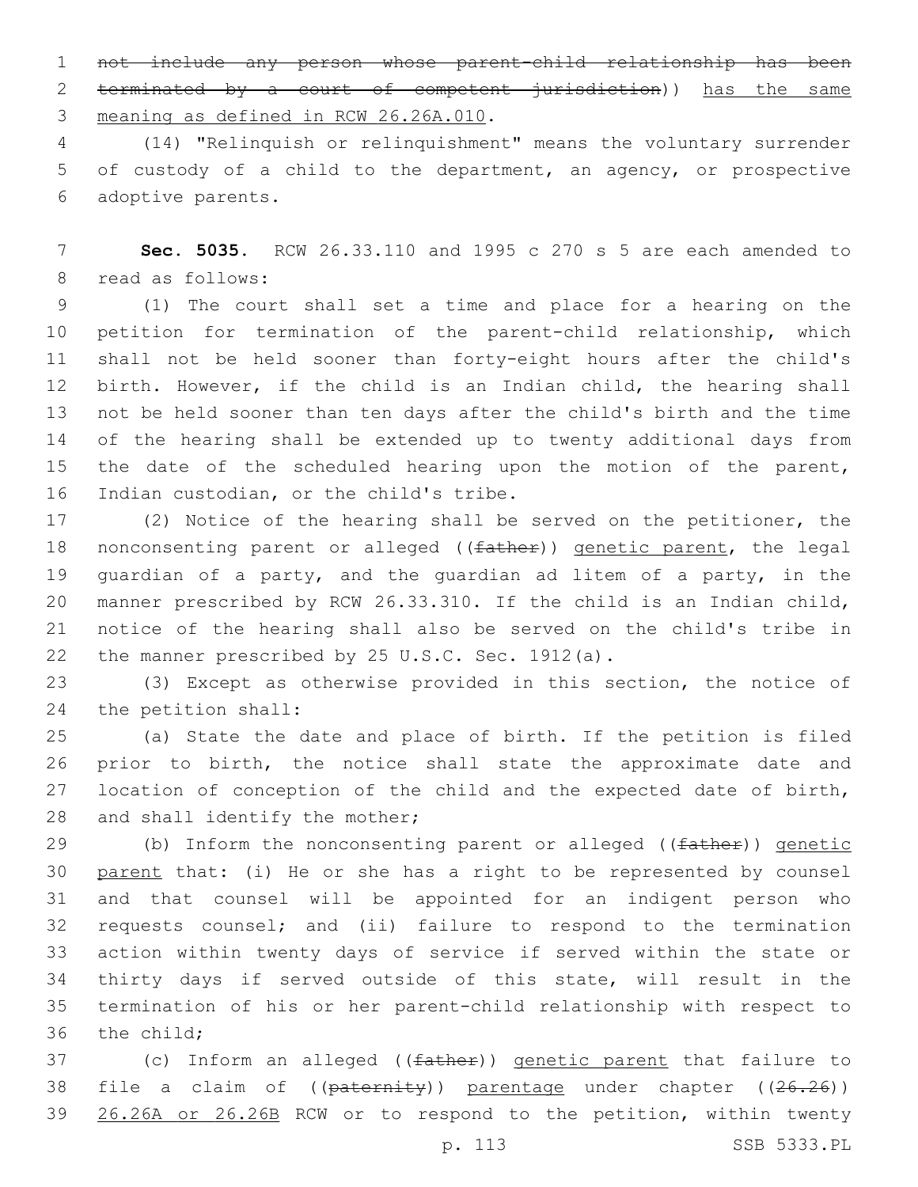~~not include any person whose parent-child relationship has been terminated by a court of competent jurisdiction~~)) has the same meaning as defined in RCW 26.26A.010.

(14) "Relinquish or relinquishment" means the voluntary surrender of custody of a child to the department, an agency, or prospective adoptive parents.

**Sec. 5035.** RCW 26.33.110 and 1995 c 270 s 5 are each amended to read as follows:

(1) The court shall set a time and place for a hearing on the petition for termination of the parent-child relationship, which shall not be held sooner than forty-eight hours after the child's birth. However, if the child is an Indian child, the hearing shall not be held sooner than ten days after the child's birth and the time of the hearing shall be extended up to twenty additional days from the date of the scheduled hearing upon the motion of the parent, Indian custodian, or the child's tribe.

(2) Notice of the hearing shall be served on the petitioner, the nonconsenting parent or alleged ((~~father~~)) genetic parent, the legal guardian of a party, and the guardian ad litem of a party, in the manner prescribed by RCW 26.33.310. If the child is an Indian child, notice of the hearing shall also be served on the child's tribe in the manner prescribed by 25 U.S.C. Sec. 1912(a).

(3) Except as otherwise provided in this section, the notice of the petition shall:

(a) State the date and place of birth. If the petition is filed prior to birth, the notice shall state the approximate date and location of conception of the child and the expected date of birth, and shall identify the mother;

(b) Inform the nonconsenting parent or alleged ((~~father~~)) genetic parent that: (i) He or she has a right to be represented by counsel and that counsel will be appointed for an indigent person who requests counsel; and (ii) failure to respond to the termination action within twenty days of service if served within the state or thirty days if served outside of this state, will result in the termination of his or her parent-child relationship with respect to the child;

(c) Inform an alleged ((~~father~~)) genetic parent that failure to file a claim of ((~~paternity~~)) parentage under chapter ((~~26.26~~)) 26.26A or 26.26B RCW or to respond to the petition, within twenty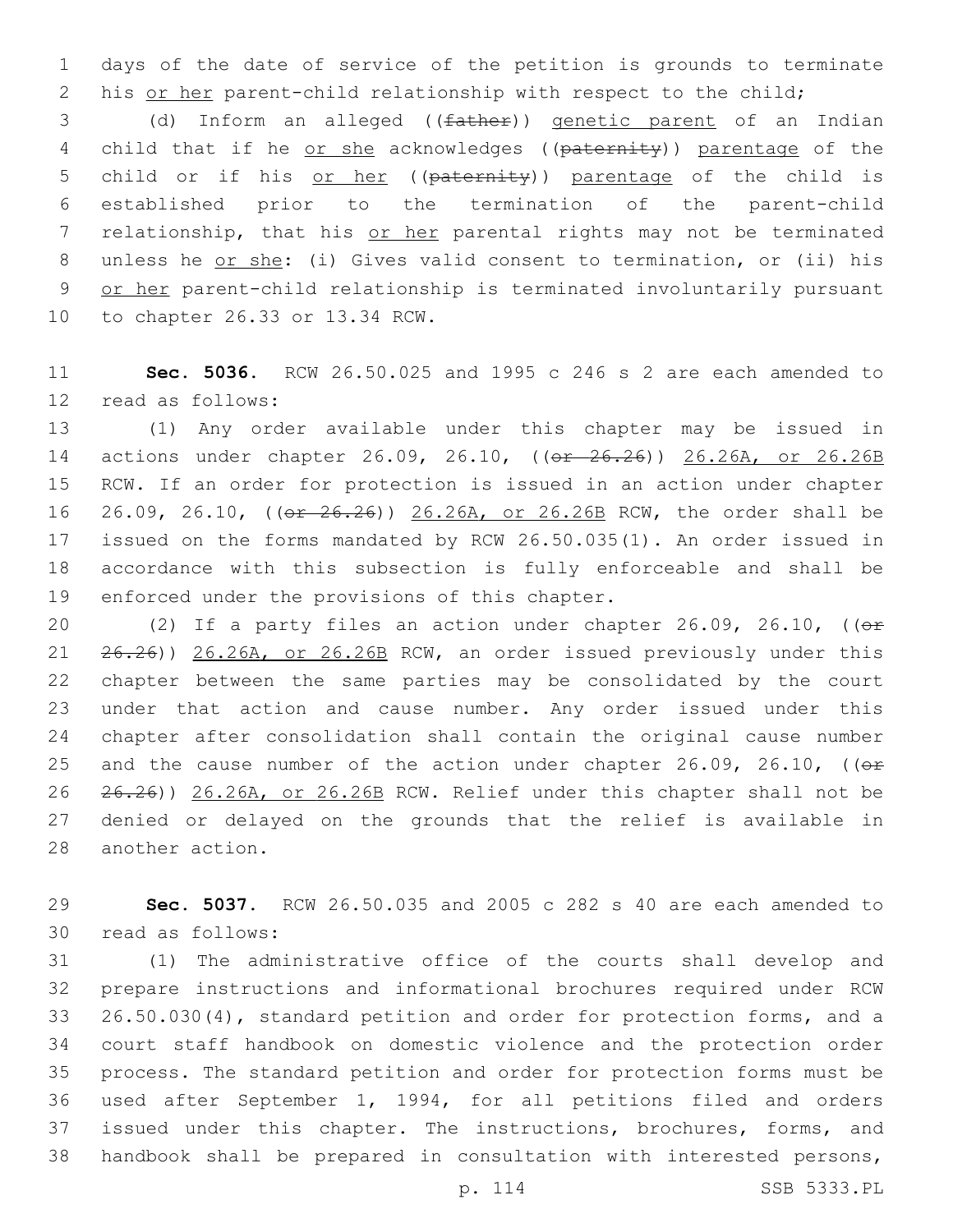days of the date of service of the petition is grounds to terminate his or her parent-child relationship with respect to the child;

(d) Inform an alleged ((father)) genetic parent of an Indian child that if he or she acknowledges ((paternity)) parentage of the child or if his or her ((paternity)) parentage of the child is established prior to the termination of the parent-child relationship, that his or her parental rights may not be terminated unless he or she: (i) Gives valid consent to termination, or (ii) his or her parent-child relationship is terminated involuntarily pursuant to chapter 26.33 or 13.34 RCW.

**Sec. 5036.** RCW 26.50.025 and 1995 c 246 s 2 are each amended to read as follows:

(1) Any order available under this chapter may be issued in actions under chapter 26.09, 26.10, ((or 26.26)) 26.26A, or 26.26B RCW. If an order for protection is issued in an action under chapter 26.09, 26.10, ((or 26.26)) 26.26A, or 26.26B RCW, the order shall be issued on the forms mandated by RCW 26.50.035(1). An order issued in accordance with this subsection is fully enforceable and shall be enforced under the provisions of this chapter.

(2) If a party files an action under chapter 26.09, 26.10, ((or 26.26)) 26.26A, or 26.26B RCW, an order issued previously under this chapter between the same parties may be consolidated by the court under that action and cause number. Any order issued under this chapter after consolidation shall contain the original cause number and the cause number of the action under chapter 26.09, 26.10, ((or 26.26)) 26.26A, or 26.26B RCW. Relief under this chapter shall not be denied or delayed on the grounds that the relief is available in another action.

**Sec. 5037.** RCW 26.50.035 and 2005 c 282 s 40 are each amended to read as follows:

(1) The administrative office of the courts shall develop and prepare instructions and informational brochures required under RCW 26.50.030(4), standard petition and order for protection forms, and a court staff handbook on domestic violence and the protection order process. The standard petition and order for protection forms must be used after September 1, 1994, for all petitions filed and orders issued under this chapter. The instructions, brochures, forms, and handbook shall be prepared in consultation with interested persons,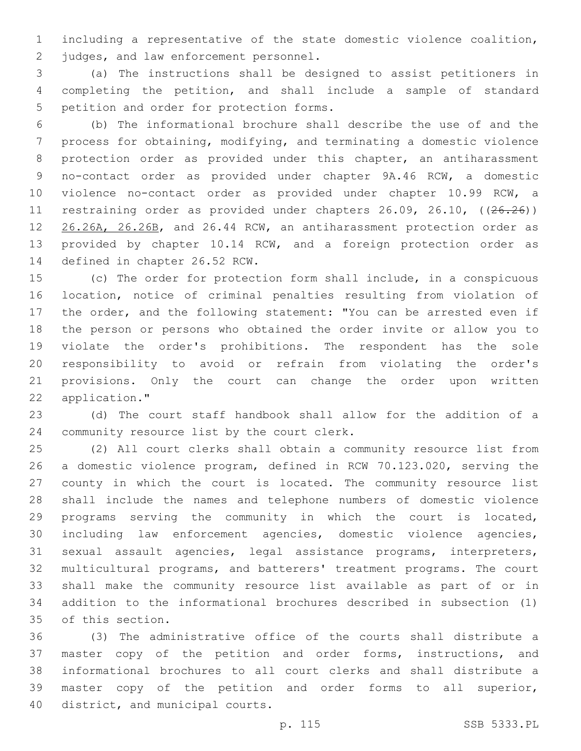including a representative of the state domestic violence coalition, judges, and law enforcement personnel.

(a) The instructions shall be designed to assist petitioners in completing the petition, and shall include a sample of standard petition and order for protection forms.

(b) The informational brochure shall describe the use of and the process for obtaining, modifying, and terminating a domestic violence protection order as provided under this chapter, an antiharassment no-contact order as provided under chapter 9A.46 RCW, a domestic violence no-contact order as provided under chapter 10.99 RCW, a restraining order as provided under chapters 26.09, 26.10, ((~~26.26~~)) 26.26A, 26.26B, and 26.44 RCW, an antiharassment protection order as provided by chapter 10.14 RCW, and a foreign protection order as defined in chapter 26.52 RCW.

(c) The order for protection form shall include, in a conspicuous location, notice of criminal penalties resulting from violation of the order, and the following statement: "You can be arrested even if the person or persons who obtained the order invite or allow you to violate the order's prohibitions. The respondent has the sole responsibility to avoid or refrain from violating the order's provisions. Only the court can change the order upon written application."

(d) The court staff handbook shall allow for the addition of a community resource list by the court clerk.

(2) All court clerks shall obtain a community resource list from a domestic violence program, defined in RCW 70.123.020, serving the county in which the court is located. The community resource list shall include the names and telephone numbers of domestic violence programs serving the community in which the court is located, including law enforcement agencies, domestic violence agencies, sexual assault agencies, legal assistance programs, interpreters, multicultural programs, and batterers' treatment programs. The court shall make the community resource list available as part of or in addition to the informational brochures described in subsection (1) of this section.

(3) The administrative office of the courts shall distribute a master copy of the petition and order forms, instructions, and informational brochures to all court clerks and shall distribute a master copy of the petition and order forms to all superior, district, and municipal courts.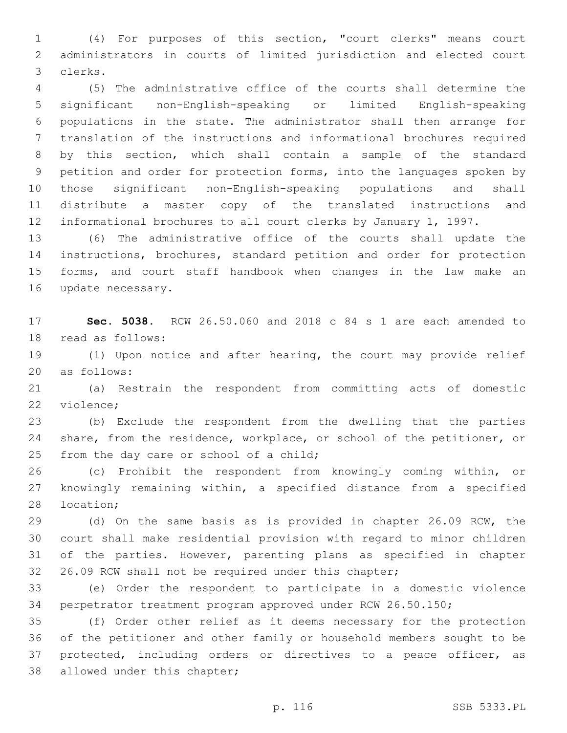(4) For purposes of this section, "court clerks" means court administrators in courts of limited jurisdiction and elected court clerks.

(5) The administrative office of the courts shall determine the significant non-English-speaking or limited English-speaking populations in the state. The administrator shall then arrange for translation of the instructions and informational brochures required by this section, which shall contain a sample of the standard petition and order for protection forms, into the languages spoken by those significant non-English-speaking populations and shall distribute a master copy of the translated instructions and informational brochures to all court clerks by January 1, 1997.

(6) The administrative office of the courts shall update the instructions, brochures, standard petition and order for protection forms, and court staff handbook when changes in the law make an update necessary.

**Sec. 5038.** RCW 26.50.060 and 2018 c 84 s 1 are each amended to read as follows:

(1) Upon notice and after hearing, the court may provide relief as follows:

(a) Restrain the respondent from committing acts of domestic violence;

(b) Exclude the respondent from the dwelling that the parties share, from the residence, workplace, or school of the petitioner, or from the day care or school of a child;

(c) Prohibit the respondent from knowingly coming within, or knowingly remaining within, a specified distance from a specified location;

(d) On the same basis as is provided in chapter 26.09 RCW, the court shall make residential provision with regard to minor children of the parties. However, parenting plans as specified in chapter 26.09 RCW shall not be required under this chapter;

(e) Order the respondent to participate in a domestic violence perpetrator treatment program approved under RCW 26.50.150;

(f) Order other relief as it deems necessary for the protection of the petitioner and other family or household members sought to be protected, including orders or directives to a peace officer, as allowed under this chapter;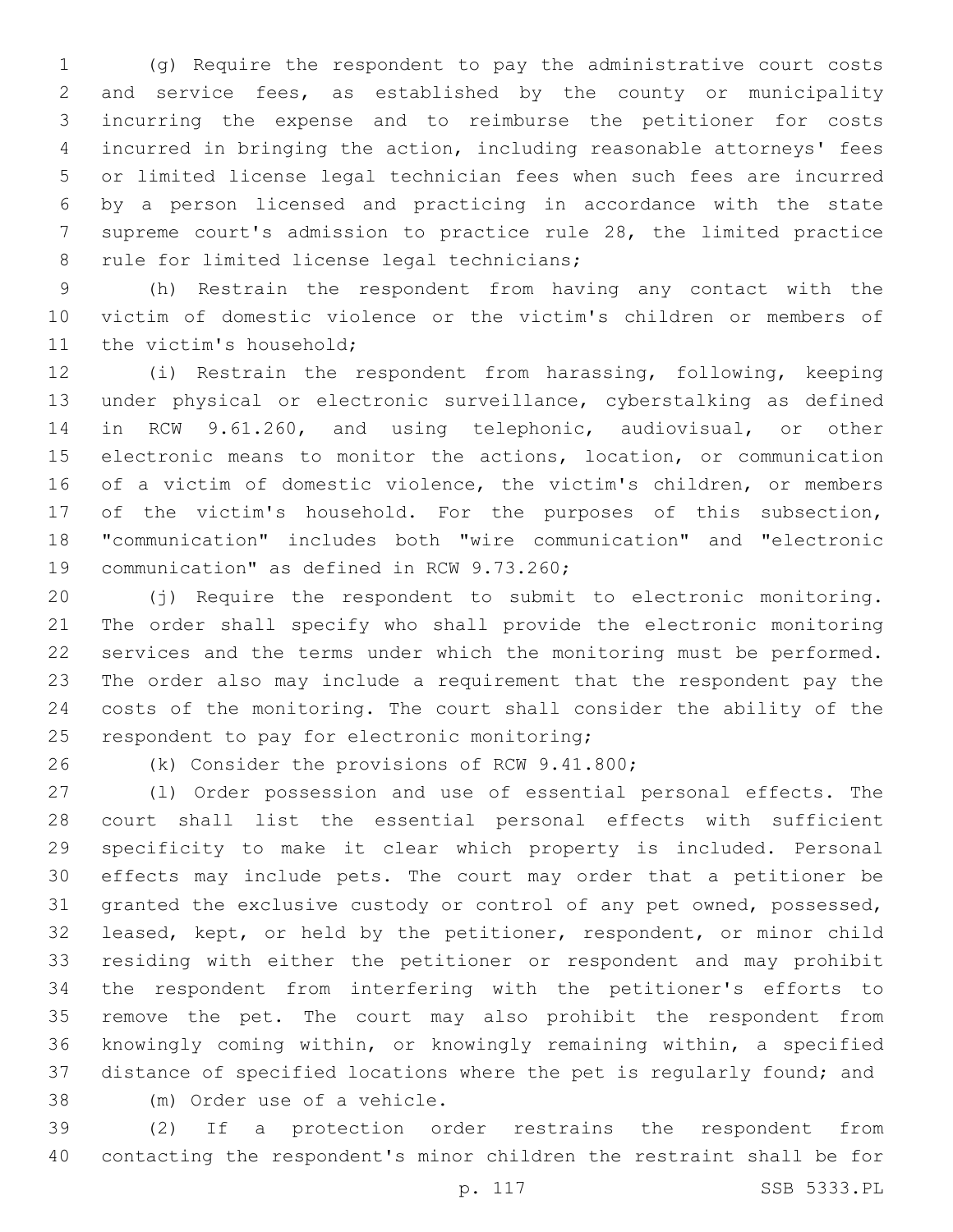(g) Require the respondent to pay the administrative court costs and service fees, as established by the county or municipality incurring the expense and to reimburse the petitioner for costs incurred in bringing the action, including reasonable attorneys' fees or limited license legal technician fees when such fees are incurred by a person licensed and practicing in accordance with the state supreme court's admission to practice rule 28, the limited practice rule for limited license legal technicians;

(h) Restrain the respondent from having any contact with the victim of domestic violence or the victim's children or members of the victim's household;

(i) Restrain the respondent from harassing, following, keeping under physical or electronic surveillance, cyberstalking as defined in RCW 9.61.260, and using telephonic, audiovisual, or other electronic means to monitor the actions, location, or communication of a victim of domestic violence, the victim's children, or members of the victim's household. For the purposes of this subsection, "communication" includes both "wire communication" and "electronic communication" as defined in RCW 9.73.260;

(j) Require the respondent to submit to electronic monitoring. The order shall specify who shall provide the electronic monitoring services and the terms under which the monitoring must be performed. The order also may include a requirement that the respondent pay the costs of the monitoring. The court shall consider the ability of the respondent to pay for electronic monitoring;

(k) Consider the provisions of RCW 9.41.800;

(l) Order possession and use of essential personal effects. The court shall list the essential personal effects with sufficient specificity to make it clear which property is included. Personal effects may include pets. The court may order that a petitioner be granted the exclusive custody or control of any pet owned, possessed, leased, kept, or held by the petitioner, respondent, or minor child residing with either the petitioner or respondent and may prohibit the respondent from interfering with the petitioner's efforts to remove the pet. The court may also prohibit the respondent from knowingly coming within, or knowingly remaining within, a specified distance of specified locations where the pet is regularly found; and

(m) Order use of a vehicle.

(2) If a protection order restrains the respondent from contacting the respondent's minor children the restraint shall be for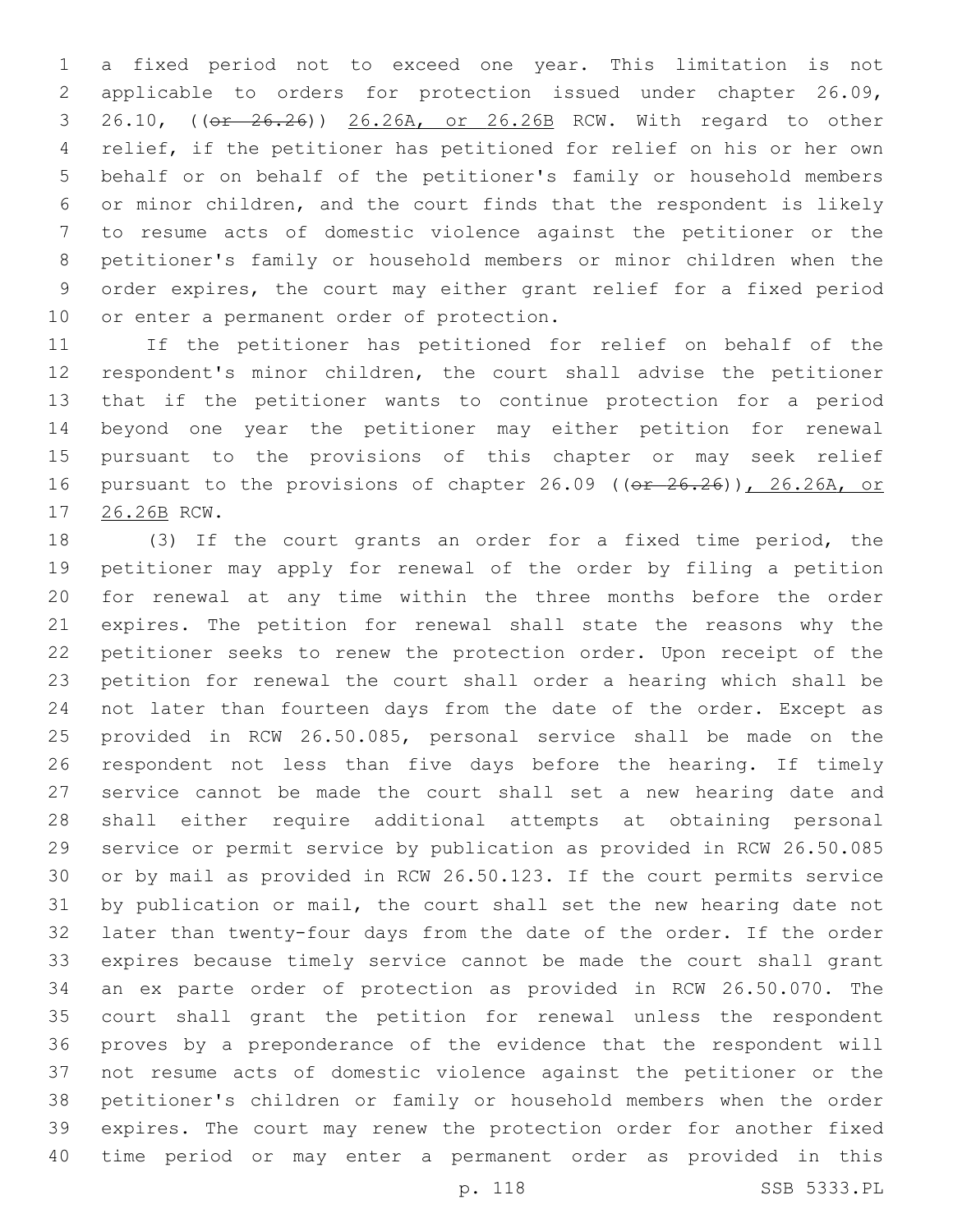a fixed period not to exceed one year. This limitation is not applicable to orders for protection issued under chapter 26.09, 26.10, ((~~or 26.26~~)) 26.26A, or 26.26B RCW. With regard to other relief, if the petitioner has petitioned for relief on his or her own behalf or on behalf of the petitioner's family or household members or minor children, and the court finds that the respondent is likely to resume acts of domestic violence against the petitioner or the petitioner's family or household members or minor children when the order expires, the court may either grant relief for a fixed period or enter a permanent order of protection.

If the petitioner has petitioned for relief on behalf of the respondent's minor children, the court shall advise the petitioner that if the petitioner wants to continue protection for a period beyond one year the petitioner may either petition for renewal pursuant to the provisions of this chapter or may seek relief pursuant to the provisions of chapter 26.09 ((~~or 26.26~~)), 26.26A, or 26.26B RCW.

(3) If the court grants an order for a fixed time period, the petitioner may apply for renewal of the order by filing a petition for renewal at any time within the three months before the order expires. The petition for renewal shall state the reasons why the petitioner seeks to renew the protection order. Upon receipt of the petition for renewal the court shall order a hearing which shall be not later than fourteen days from the date of the order. Except as provided in RCW 26.50.085, personal service shall be made on the respondent not less than five days before the hearing. If timely service cannot be made the court shall set a new hearing date and shall either require additional attempts at obtaining personal service or permit service by publication as provided in RCW 26.50.085 or by mail as provided in RCW 26.50.123. If the court permits service by publication or mail, the court shall set the new hearing date not later than twenty-four days from the date of the order. If the order expires because timely service cannot be made the court shall grant an ex parte order of protection as provided in RCW 26.50.070. The court shall grant the petition for renewal unless the respondent proves by a preponderance of the evidence that the respondent will not resume acts of domestic violence against the petitioner or the petitioner's children or family or household members when the order expires. The court may renew the protection order for another fixed time period or may enter a permanent order as provided in this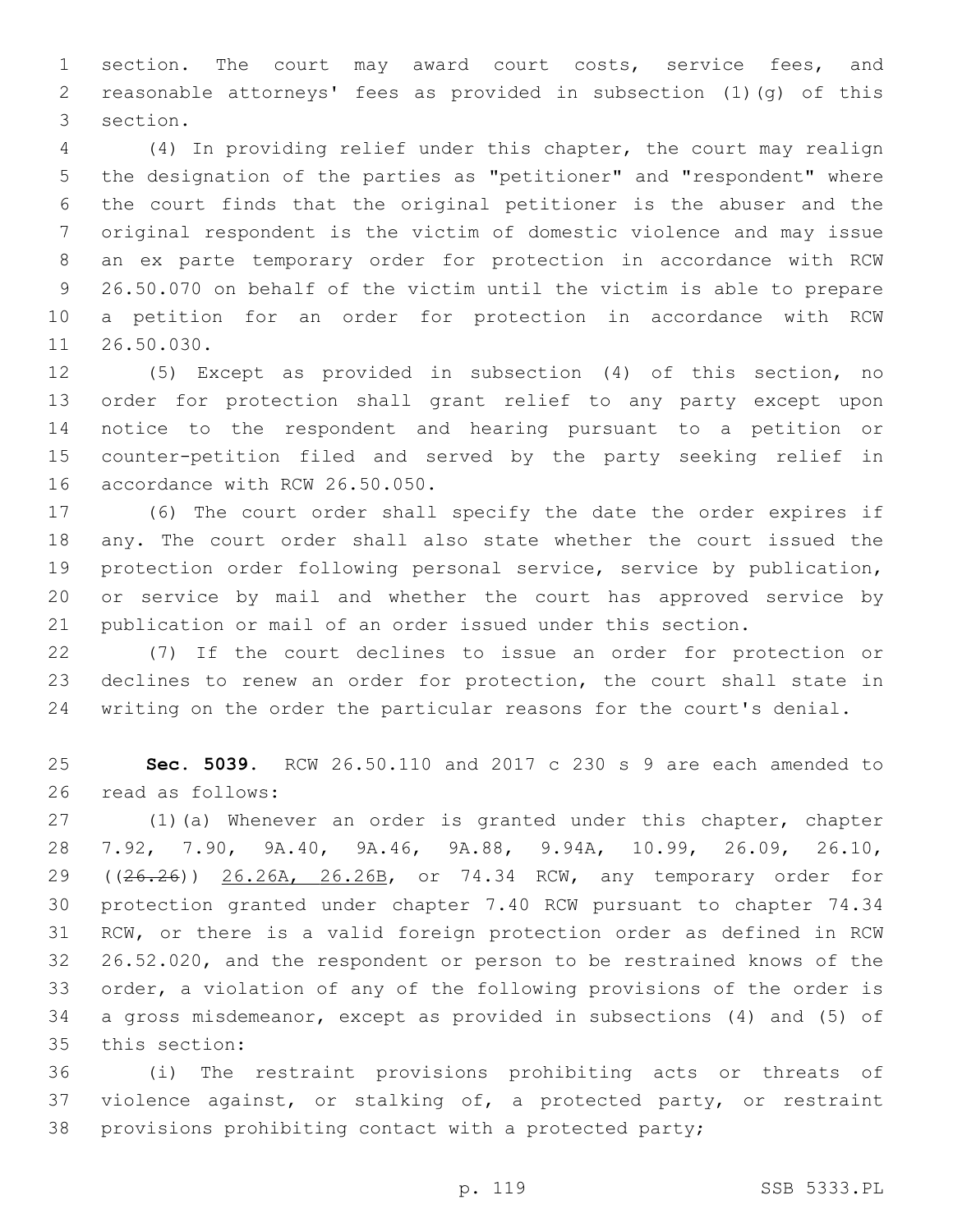section. The court may award court costs, service fees, and reasonable attorneys' fees as provided in subsection (1)(g) of this section.

(4) In providing relief under this chapter, the court may realign the designation of the parties as "petitioner" and "respondent" where the court finds that the original petitioner is the abuser and the original respondent is the victim of domestic violence and may issue an ex parte temporary order for protection in accordance with RCW 26.50.070 on behalf of the victim until the victim is able to prepare a petition for an order for protection in accordance with RCW 26.50.030.

(5) Except as provided in subsection (4) of this section, no order for protection shall grant relief to any party except upon notice to the respondent and hearing pursuant to a petition or counter-petition filed and served by the party seeking relief in accordance with RCW 26.50.050.

(6) The court order shall specify the date the order expires if any. The court order shall also state whether the court issued the protection order following personal service, service by publication, or service by mail and whether the court has approved service by publication or mail of an order issued under this section.

(7) If the court declines to issue an order for protection or declines to renew an order for protection, the court shall state in writing on the order the particular reasons for the court's denial.

**Sec. 5039.** RCW 26.50.110 and 2017 c 230 s 9 are each amended to read as follows:

(1)(a) Whenever an order is granted under this chapter, chapter 7.92, 7.90, 9A.40, 9A.46, 9A.88, 9.94A, 10.99, 26.09, 26.10, ((~~26.26~~)) <u>26.26A, 26.26B</u>, or 74.34 RCW, any temporary order for protection granted under chapter 7.40 RCW pursuant to chapter 74.34 RCW, or there is a valid foreign protection order as defined in RCW 26.52.020, and the respondent or person to be restrained knows of the order, a violation of any of the following provisions of the order is a gross misdemeanor, except as provided in subsections (4) and (5) of this section:

(i) The restraint provisions prohibiting acts or threats of violence against, or stalking of, a protected party, or restraint provisions prohibiting contact with a protected party;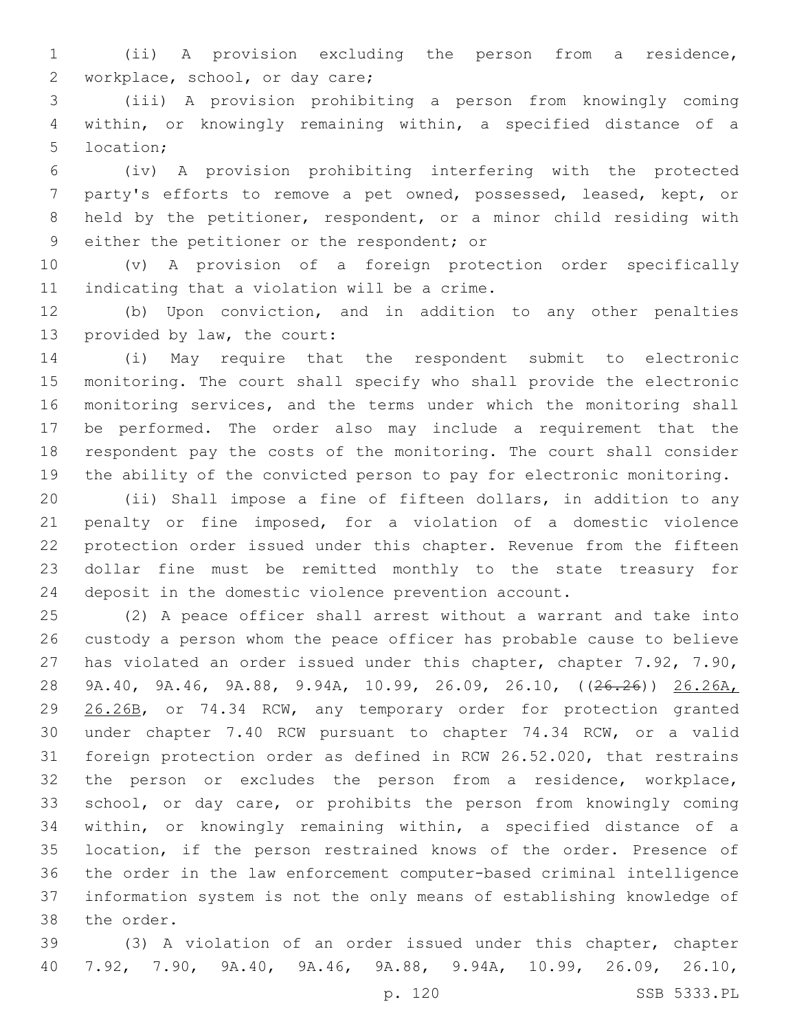(ii) A provision excluding the person from a residence, workplace, school, or day care;

(iii) A provision prohibiting a person from knowingly coming within, or knowingly remaining within, a specified distance of a location;

(iv) A provision prohibiting interfering with the protected party's efforts to remove a pet owned, possessed, leased, kept, or held by the petitioner, respondent, or a minor child residing with either the petitioner or the respondent; or

(v) A provision of a foreign protection order specifically indicating that a violation will be a crime.

(b) Upon conviction, and in addition to any other penalties provided by law, the court:

(i) May require that the respondent submit to electronic monitoring. The court shall specify who shall provide the electronic monitoring services, and the terms under which the monitoring shall be performed. The order also may include a requirement that the respondent pay the costs of the monitoring. The court shall consider the ability of the convicted person to pay for electronic monitoring.

(ii) Shall impose a fine of fifteen dollars, in addition to any penalty or fine imposed, for a violation of a domestic violence protection order issued under this chapter. Revenue from the fifteen dollar fine must be remitted monthly to the state treasury for deposit in the domestic violence prevention account.

(2) A peace officer shall arrest without a warrant and take into custody a person whom the peace officer has probable cause to believe has violated an order issued under this chapter, chapter 7.92, 7.90, 9A.40, 9A.46, 9A.88, 9.94A, 10.99, 26.09, 26.10, ((~~26.26~~)) <u>26.26A, 26.26B</u>, or 74.34 RCW, any temporary order for protection granted under chapter 7.40 RCW pursuant to chapter 74.34 RCW, or a valid foreign protection order as defined in RCW 26.52.020, that restrains the person or excludes the person from a residence, workplace, school, or day care, or prohibits the person from knowingly coming within, or knowingly remaining within, a specified distance of a location, if the person restrained knows of the order. Presence of the order in the law enforcement computer-based criminal intelligence information system is not the only means of establishing knowledge of the order.

(3) A violation of an order issued under this chapter, chapter 7.92, 7.90, 9A.40, 9A.46, 9A.88, 9.94A, 10.99, 26.09, 26.10,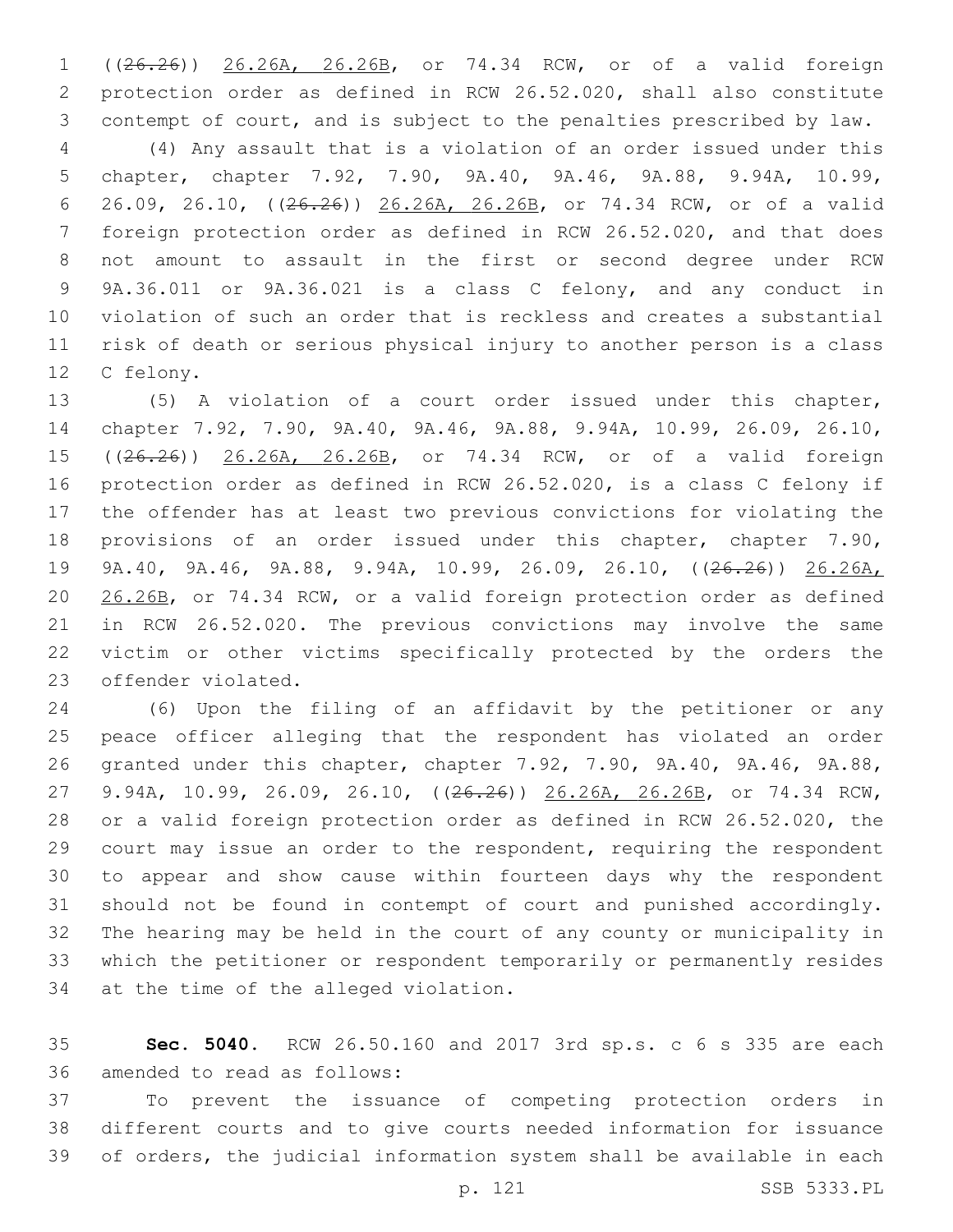((~~26.26~~)) 26.26A, 26.26B, or 74.34 RCW, or of a valid foreign protection order as defined in RCW 26.52.020, shall also constitute contempt of court, and is subject to the penalties prescribed by law.

(4) Any assault that is a violation of an order issued under this chapter, chapter 7.92, 7.90, 9A.40, 9A.46, 9A.88, 9.94A, 10.99, 26.09, 26.10, ((~~26.26~~)) 26.26A, 26.26B, or 74.34 RCW, or of a valid foreign protection order as defined in RCW 26.52.020, and that does not amount to assault in the first or second degree under RCW 9A.36.011 or 9A.36.021 is a class C felony, and any conduct in violation of such an order that is reckless and creates a substantial risk of death or serious physical injury to another person is a class C felony.

(5) A violation of a court order issued under this chapter, chapter 7.92, 7.90, 9A.40, 9A.46, 9A.88, 9.94A, 10.99, 26.09, 26.10, ((~~26.26~~)) 26.26A, 26.26B, or 74.34 RCW, or of a valid foreign protection order as defined in RCW 26.52.020, is a class C felony if the offender has at least two previous convictions for violating the provisions of an order issued under this chapter, chapter 7.90, 9A.40, 9A.46, 9A.88, 9.94A, 10.99, 26.09, 26.10, ((~~26.26~~)) 26.26A, 26.26B, or 74.34 RCW, or a valid foreign protection order as defined in RCW 26.52.020. The previous convictions may involve the same victim or other victims specifically protected by the orders the offender violated.

(6) Upon the filing of an affidavit by the petitioner or any peace officer alleging that the respondent has violated an order granted under this chapter, chapter 7.92, 7.90, 9A.40, 9A.46, 9A.88, 9.94A, 10.99, 26.09, 26.10, ((~~26.26~~)) 26.26A, 26.26B, or 74.34 RCW, or a valid foreign protection order as defined in RCW 26.52.020, the court may issue an order to the respondent, requiring the respondent to appear and show cause within fourteen days why the respondent should not be found in contempt of court and punished accordingly. The hearing may be held in the court of any county or municipality in which the petitioner or respondent temporarily or permanently resides at the time of the alleged violation.

**Sec. 5040.** RCW 26.50.160 and 2017 3rd sp.s. c 6 s 335 are each amended to read as follows:

To prevent the issuance of competing protection orders in different courts and to give courts needed information for issuance of orders, the judicial information system shall be available in each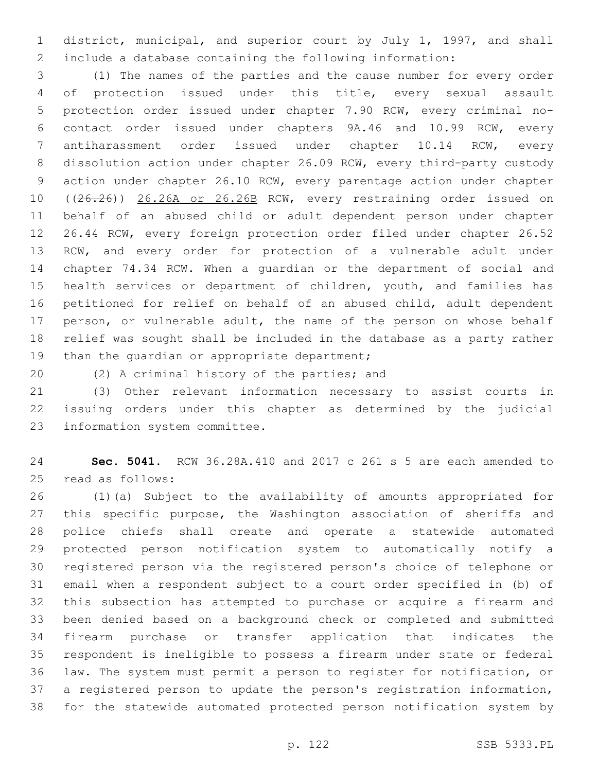district, municipal, and superior court by July 1, 1997, and shall include a database containing the following information:

(1) The names of the parties and the cause number for every order of protection issued under this title, every sexual assault protection order issued under chapter 7.90 RCW, every criminal no-contact order issued under chapters 9A.46 and 10.99 RCW, every antiharassment order issued under chapter 10.14 RCW, every dissolution action under chapter 26.09 RCW, every third-party custody action under chapter 26.10 RCW, every parentage action under chapter ((~~26.26~~)) 26.26A or 26.26B RCW, every restraining order issued on behalf of an abused child or adult dependent person under chapter 26.44 RCW, every foreign protection order filed under chapter 26.52 RCW, and every order for protection of a vulnerable adult under chapter 74.34 RCW. When a guardian or the department of social and health services or department of children, youth, and families has petitioned for relief on behalf of an abused child, adult dependent person, or vulnerable adult, the name of the person on whose behalf relief was sought shall be included in the database as a party rather than the guardian or appropriate department;

(2) A criminal history of the parties; and

(3) Other relevant information necessary to assist courts in issuing orders under this chapter as determined by the judicial information system committee.

**Sec. 5041.** RCW 36.28A.410 and 2017 c 261 s 5 are each amended to read as follows:

(1)(a) Subject to the availability of amounts appropriated for this specific purpose, the Washington association of sheriffs and police chiefs shall create and operate a statewide automated protected person notification system to automatically notify a registered person via the registered person's choice of telephone or email when a respondent subject to a court order specified in (b) of this subsection has attempted to purchase or acquire a firearm and been denied based on a background check or completed and submitted firearm purchase or transfer application that indicates the respondent is ineligible to possess a firearm under state or federal law. The system must permit a person to register for notification, or a registered person to update the person's registration information, for the statewide automated protected person notification system by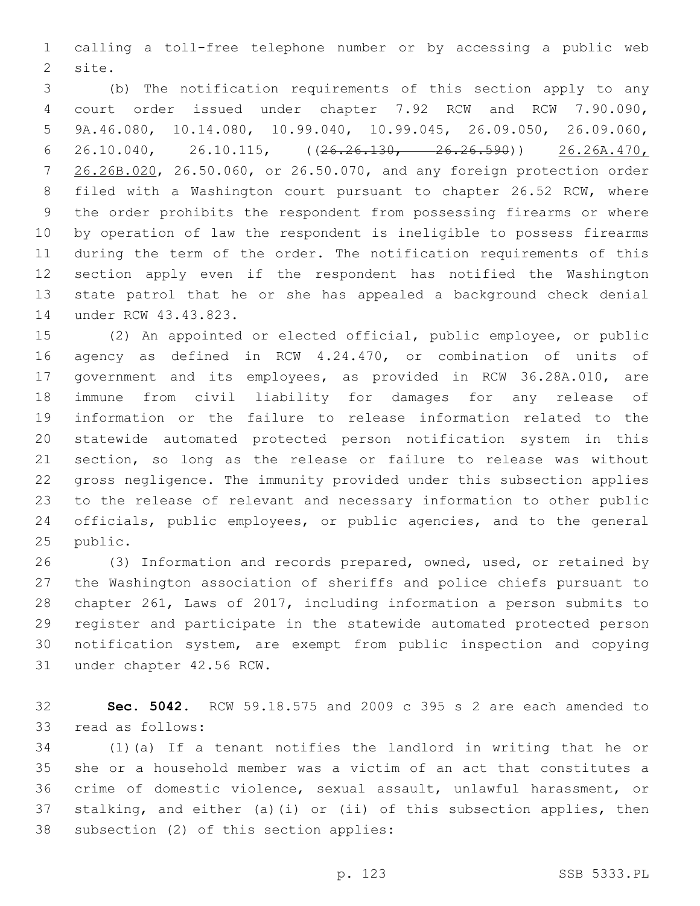calling a toll-free telephone number or by accessing a public web site.

(b) The notification requirements of this section apply to any court order issued under chapter 7.92 RCW and RCW 7.90.090, 9A.46.080, 10.14.080, 10.99.040, 10.99.045, 26.09.050, 26.09.060, 26.10.040, 26.10.115, ((~~26.26.130, 26.26.590~~)) 26.26A.470, 26.26B.020, 26.50.060, or 26.50.070, and any foreign protection order filed with a Washington court pursuant to chapter 26.52 RCW, where the order prohibits the respondent from possessing firearms or where by operation of law the respondent is ineligible to possess firearms during the term of the order. The notification requirements of this section apply even if the respondent has notified the Washington state patrol that he or she has appealed a background check denial under RCW 43.43.823.

(2) An appointed or elected official, public employee, or public agency as defined in RCW 4.24.470, or combination of units of government and its employees, as provided in RCW 36.28A.010, are immune from civil liability for damages for any release of information or the failure to release information related to the statewide automated protected person notification system in this section, so long as the release or failure to release was without gross negligence. The immunity provided under this subsection applies to the release of relevant and necessary information to other public officials, public employees, or public agencies, and to the general public.

(3) Information and records prepared, owned, used, or retained by the Washington association of sheriffs and police chiefs pursuant to chapter 261, Laws of 2017, including information a person submits to register and participate in the statewide automated protected person notification system, are exempt from public inspection and copying under chapter 42.56 RCW.

**Sec. 5042.** RCW 59.18.575 and 2009 c 395 s 2 are each amended to read as follows:

(1)(a) If a tenant notifies the landlord in writing that he or she or a household member was a victim of an act that constitutes a crime of domestic violence, sexual assault, unlawful harassment, or stalking, and either (a)(i) or (ii) of this subsection applies, then subsection (2) of this section applies: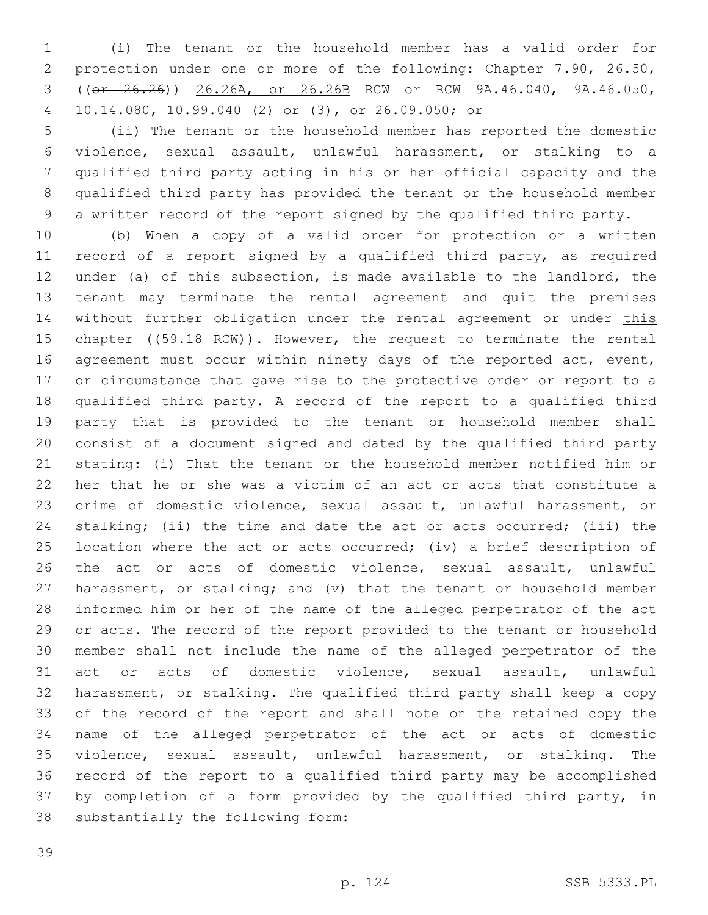(i) The tenant or the household member has a valid order for protection under one or more of the following: Chapter 7.90, 26.50, ((~~or 26.26~~)) <u>26.26A, or 26.26B</u> RCW or RCW 9A.46.040, 9A.46.050, 10.14.080, 10.99.040 (2) or (3), or 26.09.050; or

(ii) The tenant or the household member has reported the domestic violence, sexual assault, unlawful harassment, or stalking to a qualified third party acting in his or her official capacity and the qualified third party has provided the tenant or the household member a written record of the report signed by the qualified third party.

(b) When a copy of a valid order for protection or a written record of a report signed by a qualified third party, as required under (a) of this subsection, is made available to the landlord, the tenant may terminate the rental agreement and quit the premises without further obligation under the rental agreement or under <u>this</u> chapter ((~~59.18 RCW~~)). However, the request to terminate the rental agreement must occur within ninety days of the reported act, event, or circumstance that gave rise to the protective order or report to a qualified third party. A record of the report to a qualified third party that is provided to the tenant or household member shall consist of a document signed and dated by the qualified third party stating: (i) That the tenant or the household member notified him or her that he or she was a victim of an act or acts that constitute a crime of domestic violence, sexual assault, unlawful harassment, or stalking; (ii) the time and date the act or acts occurred; (iii) the location where the act or acts occurred; (iv) a brief description of the act or acts of domestic violence, sexual assault, unlawful harassment, or stalking; and (v) that the tenant or household member informed him or her of the name of the alleged perpetrator of the act or acts. The record of the report provided to the tenant or household member shall not include the name of the alleged perpetrator of the act or acts of domestic violence, sexual assault, unlawful harassment, or stalking. The qualified third party shall keep a copy of the record of the report and shall note on the retained copy the name of the alleged perpetrator of the act or acts of domestic violence, sexual assault, unlawful harassment, or stalking. The record of the report to a qualified third party may be accomplished by completion of a form provided by the qualified third party, in substantially the following form: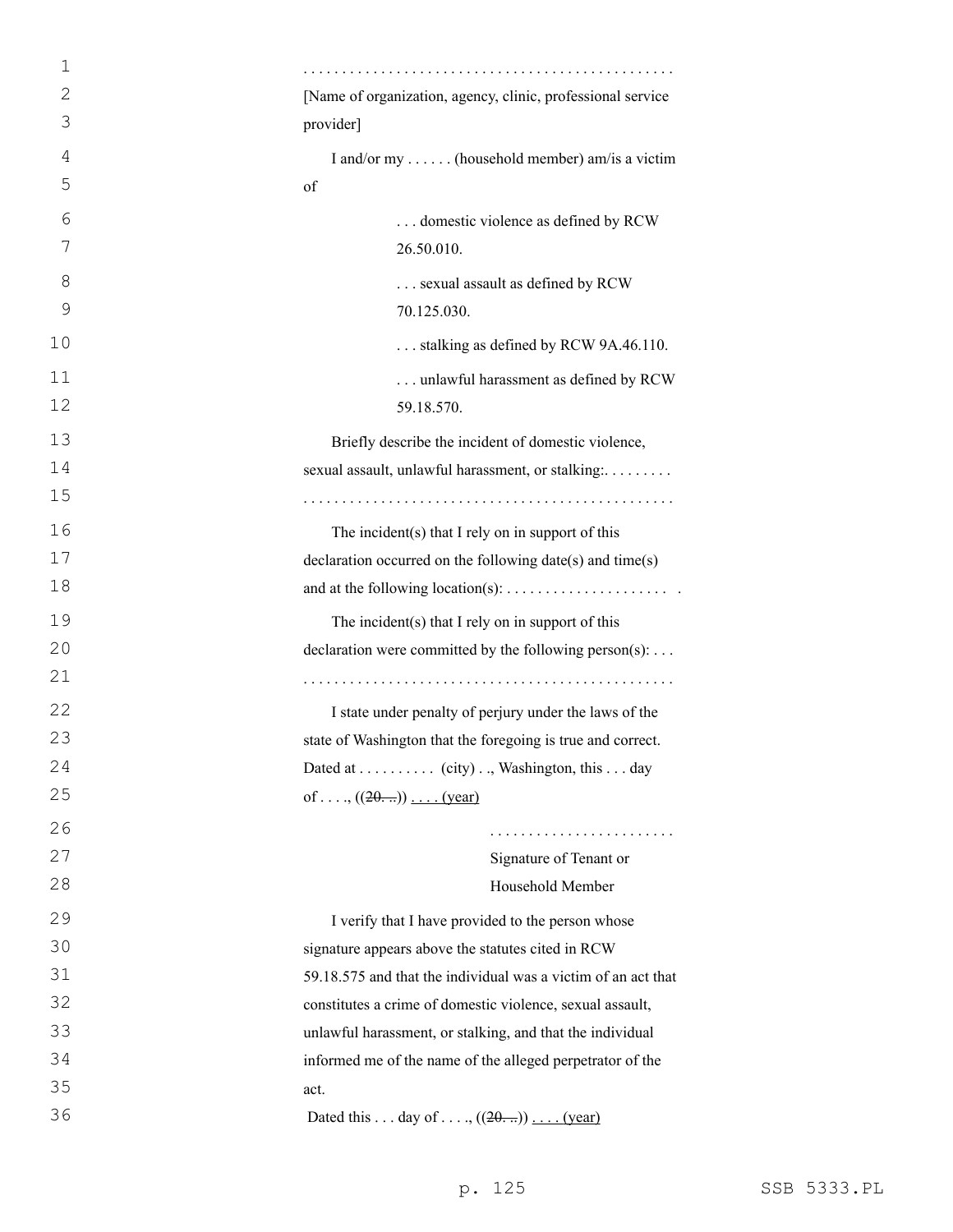. . . . . . . . . . . . . . . . . . . . . . . . . . . . . . . . . . . . . . . . . . . . . . .

[Name of organization, agency, clinic, professional service provider]

I and/or my . . . . . . (household member) am/is a victim of

. . . domestic violence as defined by RCW 26.50.010.

. . . sexual assault as defined by RCW 70.125.030.

. . . stalking as defined by RCW 9A.46.110.

. . . unlawful harassment as defined by RCW 59.18.570.

Briefly describe the incident of domestic violence, sexual assault, unlawful harassment, or stalking:. . . . . . . . .
. . . . . . . . . . . . . . . . . . . . . . . . . . . . . . . . . . . . . . . . . . . . . . .

The incident(s) that I rely on in support of this declaration occurred on the following date(s) and time(s) and at the following location(s): . . . . . . . . . . . . . . . . . . . . . .

The incident(s) that I rely on in support of this declaration were committed by the following person(s): . . .
. . . . . . . . . . . . . . . . . . . . . . . . . . . . . . . . . . . . . . . . . . . . . . .

I state under penalty of perjury under the laws of the state of Washington that the foregoing is true and correct. Dated at . . . . . . . . . . (city) . ., Washington, this . . . day of . . . ., ((~~20. ..~~)) . . . . (year)

. . . . . . . . . . . . . . . . . . . . . . . .
Signature of Tenant or Household Member

I verify that I have provided to the person whose signature appears above the statutes cited in RCW 59.18.575 and that the individual was a victim of an act that constitutes a crime of domestic violence, sexual assault, unlawful harassment, or stalking, and that the individual informed me of the name of the alleged perpetrator of the act.

Dated this . . . day of . . . ., ((~~20. ..~~)) . . . . (year)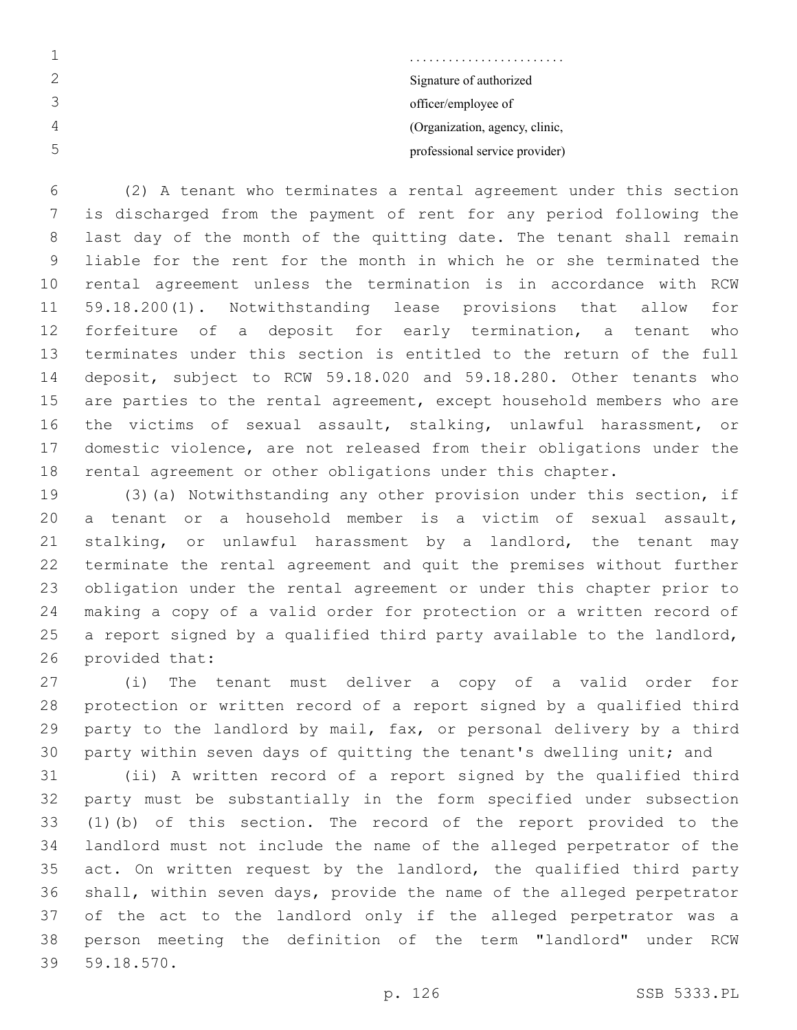........................
Signature of authorized
officer/employee of
(Organization, agency, clinic,
professional service provider)

(2) A tenant who terminates a rental agreement under this section is discharged from the payment of rent for any period following the last day of the month of the quitting date. The tenant shall remain liable for the rent for the month in which he or she terminated the rental agreement unless the termination is in accordance with RCW 59.18.200(1). Notwithstanding lease provisions that allow for forfeiture of a deposit for early termination, a tenant who terminates under this section is entitled to the return of the full deposit, subject to RCW 59.18.020 and 59.18.280. Other tenants who are parties to the rental agreement, except household members who are the victims of sexual assault, stalking, unlawful harassment, or domestic violence, are not released from their obligations under the rental agreement or other obligations under this chapter.

(3)(a) Notwithstanding any other provision under this section, if a tenant or a household member is a victim of sexual assault, stalking, or unlawful harassment by a landlord, the tenant may terminate the rental agreement and quit the premises without further obligation under the rental agreement or under this chapter prior to making a copy of a valid order for protection or a written record of a report signed by a qualified third party available to the landlord, provided that:

(i) The tenant must deliver a copy of a valid order for protection or written record of a report signed by a qualified third party to the landlord by mail, fax, or personal delivery by a third party within seven days of quitting the tenant's dwelling unit; and

(ii) A written record of a report signed by the qualified third party must be substantially in the form specified under subsection (1)(b) of this section. The record of the report provided to the landlord must not include the name of the alleged perpetrator of the act. On written request by the landlord, the qualified third party shall, within seven days, provide the name of the alleged perpetrator of the act to the landlord only if the alleged perpetrator was a person meeting the definition of the term "landlord" under RCW 59.18.570.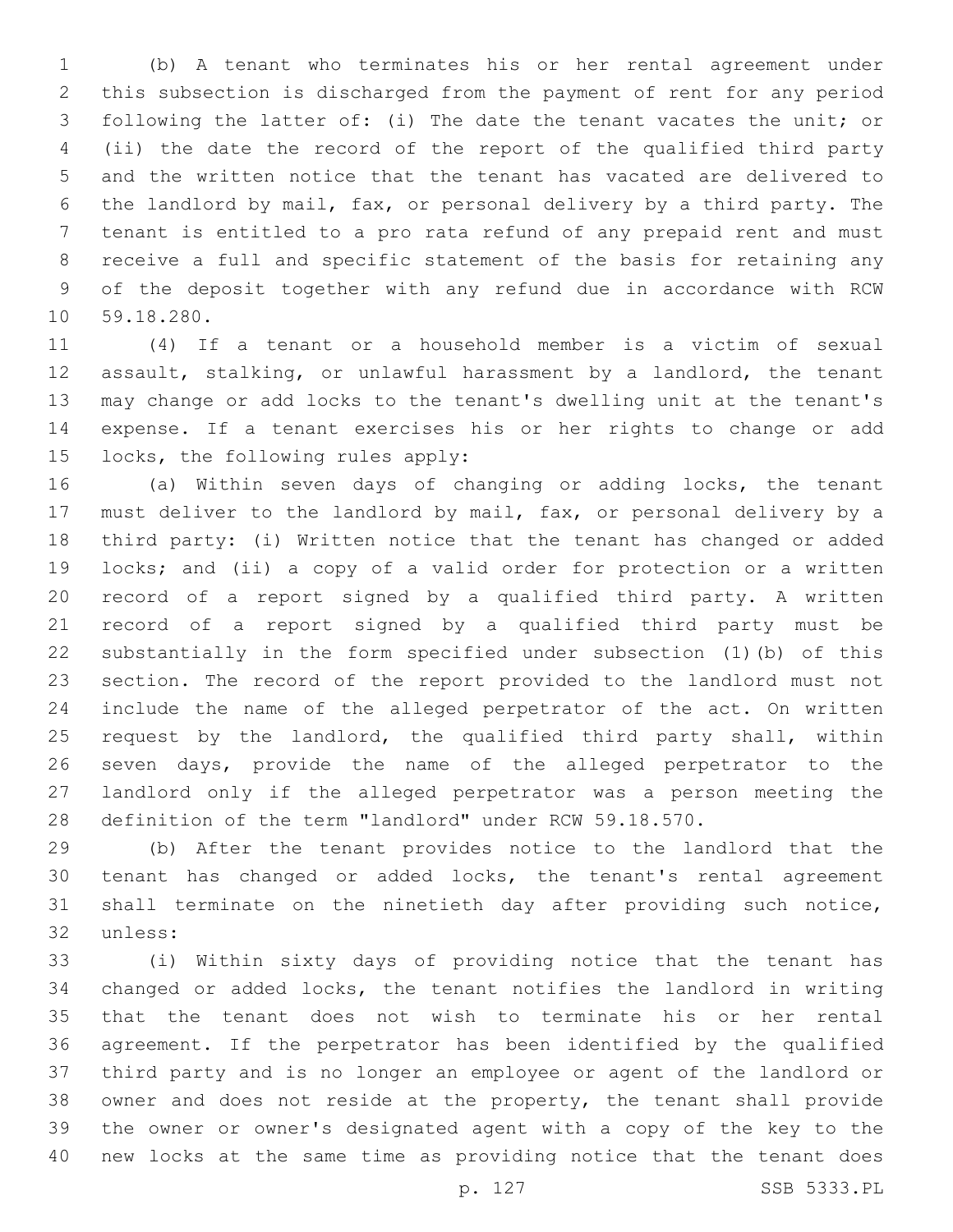(b) A tenant who terminates his or her rental agreement under this subsection is discharged from the payment of rent for any period following the latter of: (i) The date the tenant vacates the unit; or (ii) the date the record of the report of the qualified third party and the written notice that the tenant has vacated are delivered to the landlord by mail, fax, or personal delivery by a third party. The tenant is entitled to a pro rata refund of any prepaid rent and must receive a full and specific statement of the basis for retaining any of the deposit together with any refund due in accordance with RCW 59.18.280.

(4) If a tenant or a household member is a victim of sexual assault, stalking, or unlawful harassment by a landlord, the tenant may change or add locks to the tenant's dwelling unit at the tenant's expense. If a tenant exercises his or her rights to change or add locks, the following rules apply:

(a) Within seven days of changing or adding locks, the tenant must deliver to the landlord by mail, fax, or personal delivery by a third party: (i) Written notice that the tenant has changed or added locks; and (ii) a copy of a valid order for protection or a written record of a report signed by a qualified third party. A written record of a report signed by a qualified third party must be substantially in the form specified under subsection (1)(b) of this section. The record of the report provided to the landlord must not include the name of the alleged perpetrator of the act. On written request by the landlord, the qualified third party shall, within seven days, provide the name of the alleged perpetrator to the landlord only if the alleged perpetrator was a person meeting the definition of the term "landlord" under RCW 59.18.570.

(b) After the tenant provides notice to the landlord that the tenant has changed or added locks, the tenant's rental agreement shall terminate on the ninetieth day after providing such notice, unless:

(i) Within sixty days of providing notice that the tenant has changed or added locks, the tenant notifies the landlord in writing that the tenant does not wish to terminate his or her rental agreement. If the perpetrator has been identified by the qualified third party and is no longer an employee or agent of the landlord or owner and does not reside at the property, the tenant shall provide the owner or owner's designated agent with a copy of the key to the new locks at the same time as providing notice that the tenant does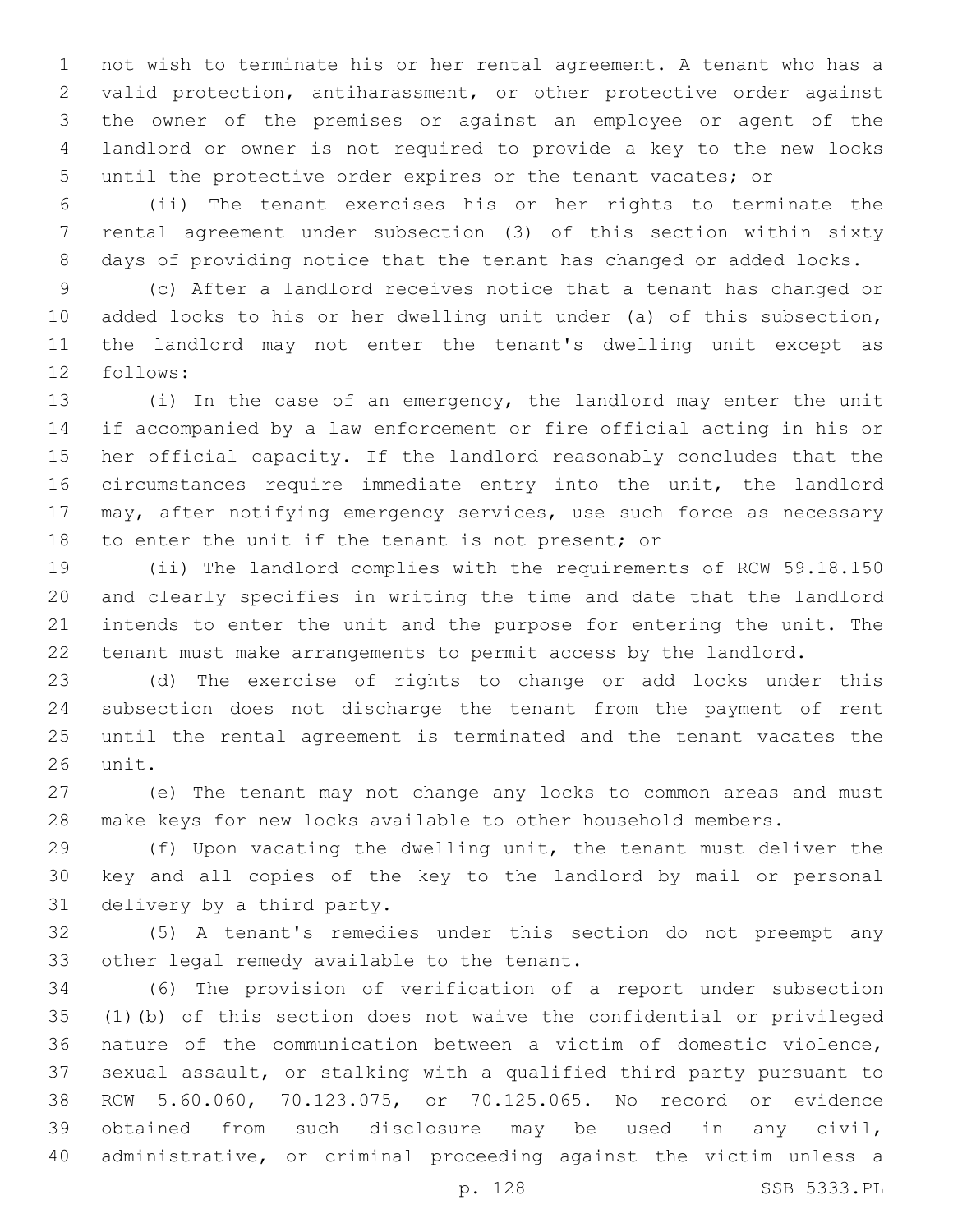not wish to terminate his or her rental agreement. A tenant who has a valid protection, antiharassment, or other protective order against the owner of the premises or against an employee or agent of the landlord or owner is not required to provide a key to the new locks until the protective order expires or the tenant vacates; or

(ii) The tenant exercises his or her rights to terminate the rental agreement under subsection (3) of this section within sixty days of providing notice that the tenant has changed or added locks.

(c) After a landlord receives notice that a tenant has changed or added locks to his or her dwelling unit under (a) of this subsection, the landlord may not enter the tenant's dwelling unit except as follows:

(i) In the case of an emergency, the landlord may enter the unit if accompanied by a law enforcement or fire official acting in his or her official capacity. If the landlord reasonably concludes that the circumstances require immediate entry into the unit, the landlord may, after notifying emergency services, use such force as necessary to enter the unit if the tenant is not present; or

(ii) The landlord complies with the requirements of RCW 59.18.150 and clearly specifies in writing the time and date that the landlord intends to enter the unit and the purpose for entering the unit. The tenant must make arrangements to permit access by the landlord.

(d) The exercise of rights to change or add locks under this subsection does not discharge the tenant from the payment of rent until the rental agreement is terminated and the tenant vacates the unit.

(e) The tenant may not change any locks to common areas and must make keys for new locks available to other household members.

(f) Upon vacating the dwelling unit, the tenant must deliver the key and all copies of the key to the landlord by mail or personal delivery by a third party.

(5) A tenant's remedies under this section do not preempt any other legal remedy available to the tenant.

(6) The provision of verification of a report under subsection (1)(b) of this section does not waive the confidential or privileged nature of the communication between a victim of domestic violence, sexual assault, or stalking with a qualified third party pursuant to RCW 5.60.060, 70.123.075, or 70.125.065. No record or evidence obtained from such disclosure may be used in any civil, administrative, or criminal proceeding against the victim unless a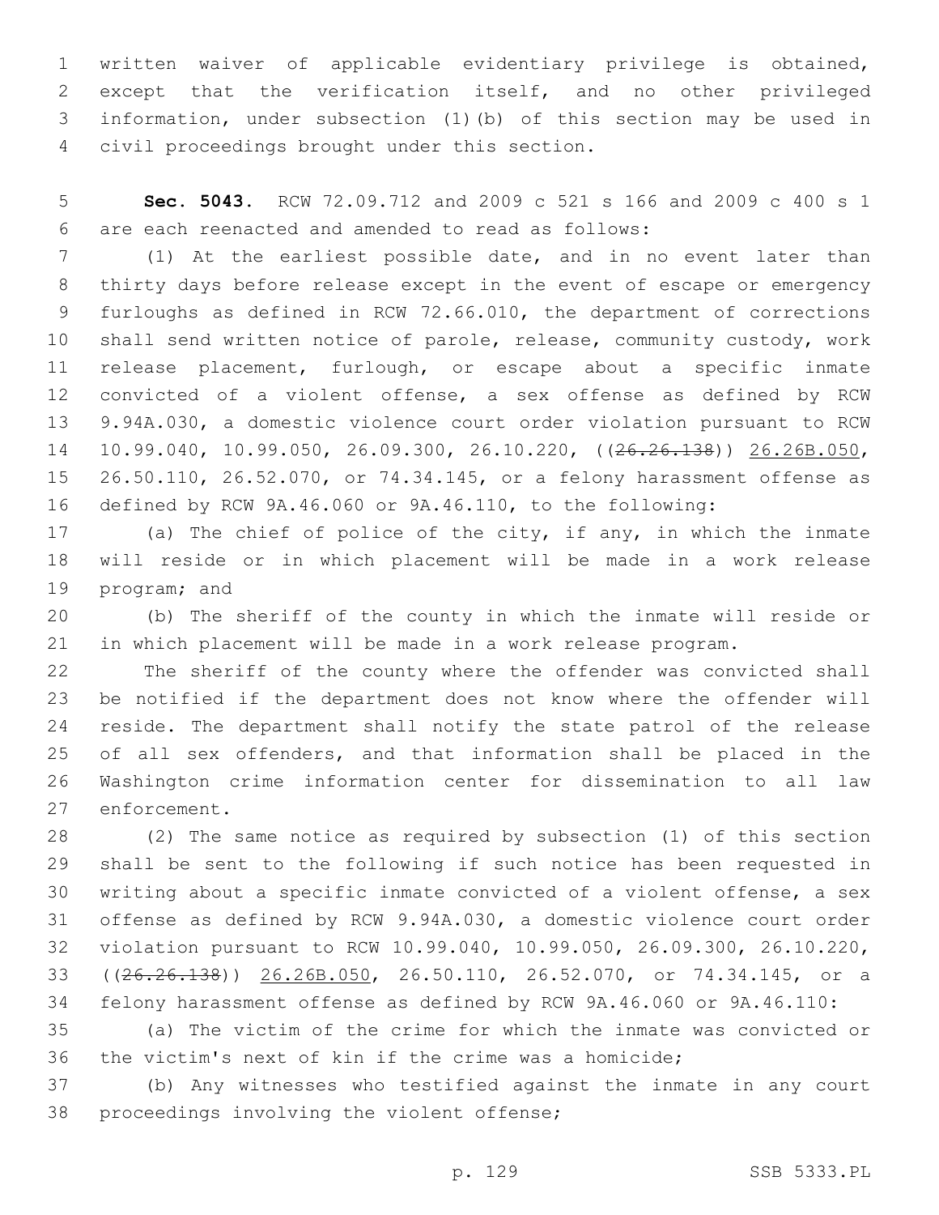written waiver of applicable evidentiary privilege is obtained, except that the verification itself, and no other privileged information, under subsection (1)(b) of this section may be used in civil proceedings brought under this section.

**Sec. 5043.** RCW 72.09.712 and 2009 c 521 s 166 and 2009 c 400 s 1 are each reenacted and amended to read as follows:

(1) At the earliest possible date, and in no event later than thirty days before release except in the event of escape or emergency furloughs as defined in RCW 72.66.010, the department of corrections shall send written notice of parole, release, community custody, work release placement, furlough, or escape about a specific inmate convicted of a violent offense, a sex offense as defined by RCW 9.94A.030, a domestic violence court order violation pursuant to RCW 10.99.040, 10.99.050, 26.09.300, 26.10.220, ((~~26.26.138~~)) <u>26.26B.050</u>, 26.50.110, 26.52.070, or 74.34.145, or a felony harassment offense as defined by RCW 9A.46.060 or 9A.46.110, to the following:

(a) The chief of police of the city, if any, in which the inmate will reside or in which placement will be made in a work release program; and

(b) The sheriff of the county in which the inmate will reside or in which placement will be made in a work release program.

The sheriff of the county where the offender was convicted shall be notified if the department does not know where the offender will reside. The department shall notify the state patrol of the release of all sex offenders, and that information shall be placed in the Washington crime information center for dissemination to all law enforcement.

(2) The same notice as required by subsection (1) of this section shall be sent to the following if such notice has been requested in writing about a specific inmate convicted of a violent offense, a sex offense as defined by RCW 9.94A.030, a domestic violence court order violation pursuant to RCW 10.99.040, 10.99.050, 26.09.300, 26.10.220, ((~~26.26.138~~)) <u>26.26B.050</u>, 26.50.110, 26.52.070, or 74.34.145, or a felony harassment offense as defined by RCW 9A.46.060 or 9A.46.110:

(a) The victim of the crime for which the inmate was convicted or the victim's next of kin if the crime was a homicide;

(b) Any witnesses who testified against the inmate in any court proceedings involving the violent offense;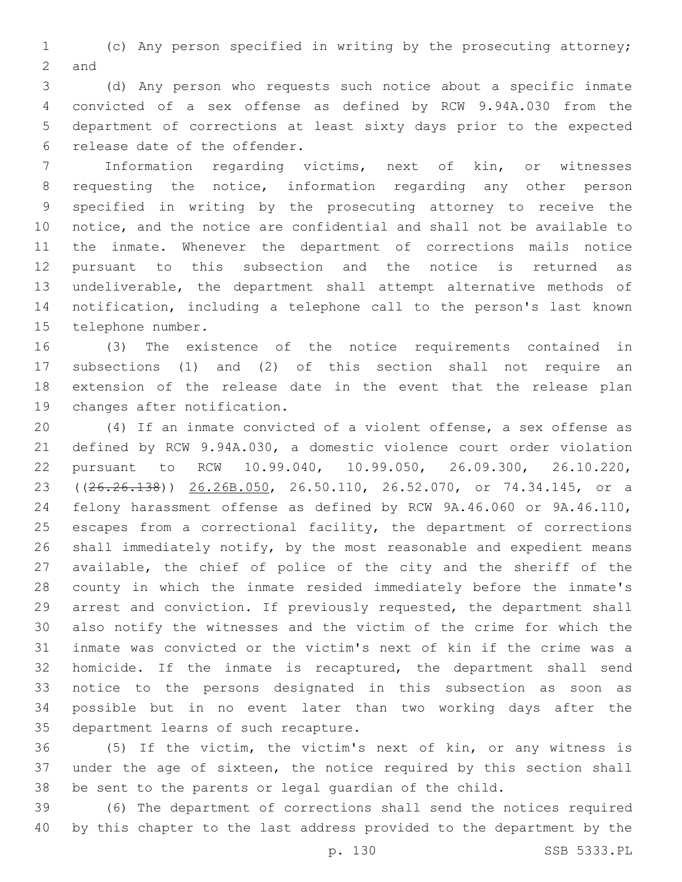(c) Any person specified in writing by the prosecuting attorney; and

(d) Any person who requests such notice about a specific inmate convicted of a sex offense as defined by RCW 9.94A.030 from the department of corrections at least sixty days prior to the expected release date of the offender.

Information regarding victims, next of kin, or witnesses requesting the notice, information regarding any other person specified in writing by the prosecuting attorney to receive the notice, and the notice are confidential and shall not be available to the inmate. Whenever the department of corrections mails notice pursuant to this subsection and the notice is returned as undeliverable, the department shall attempt alternative methods of notification, including a telephone call to the person's last known telephone number.

(3) The existence of the notice requirements contained in subsections (1) and (2) of this section shall not require an extension of the release date in the event that the release plan changes after notification.

(4) If an inmate convicted of a violent offense, a sex offense as defined by RCW 9.94A.030, a domestic violence court order violation pursuant to RCW 10.99.040, 10.99.050, 26.09.300, 26.10.220, ((~~26.26.138~~)) 26.26B.050, 26.50.110, 26.52.070, or 74.34.145, or a felony harassment offense as defined by RCW 9A.46.060 or 9A.46.110, escapes from a correctional facility, the department of corrections shall immediately notify, by the most reasonable and expedient means available, the chief of police of the city and the sheriff of the county in which the inmate resided immediately before the inmate's arrest and conviction. If previously requested, the department shall also notify the witnesses and the victim of the crime for which the inmate was convicted or the victim's next of kin if the crime was a homicide. If the inmate is recaptured, the department shall send notice to the persons designated in this subsection as soon as possible but in no event later than two working days after the department learns of such recapture.

(5) If the victim, the victim's next of kin, or any witness is under the age of sixteen, the notice required by this section shall be sent to the parents or legal guardian of the child.

(6) The department of corrections shall send the notices required by this chapter to the last address provided to the department by the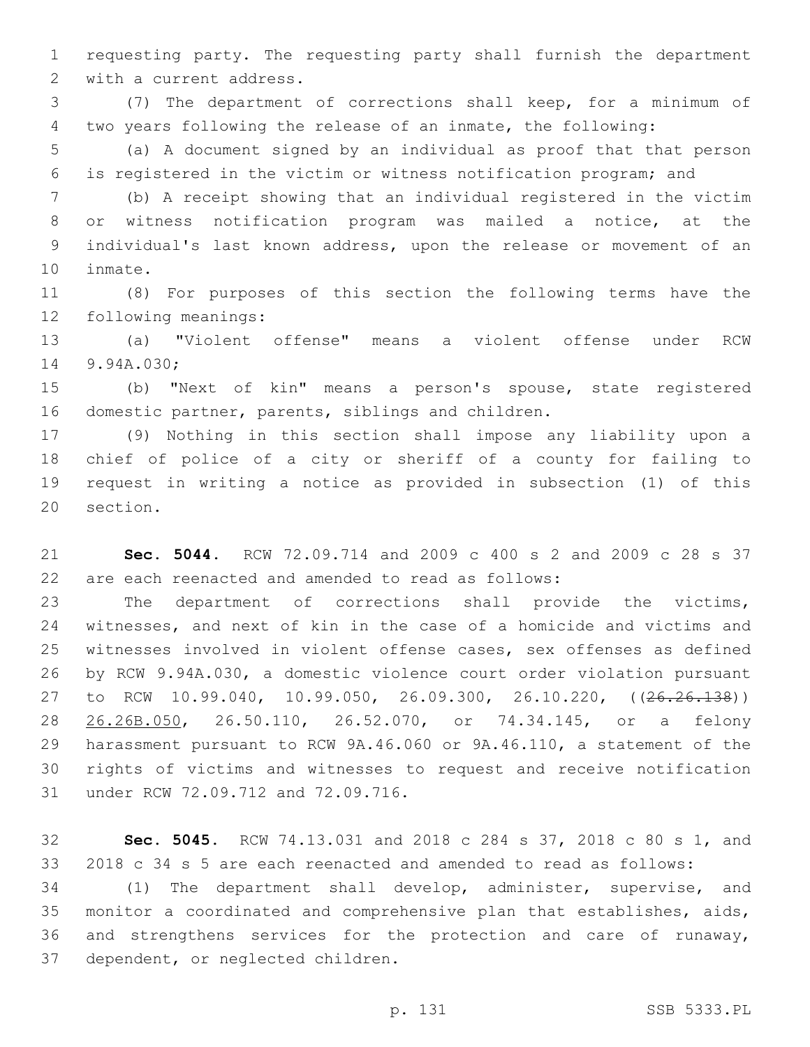requesting party. The requesting party shall furnish the department with a current address.

(7) The department of corrections shall keep, for a minimum of two years following the release of an inmate, the following:

(a) A document signed by an individual as proof that that person is registered in the victim or witness notification program; and

(b) A receipt showing that an individual registered in the victim or witness notification program was mailed a notice, at the individual's last known address, upon the release or movement of an inmate.

(8) For purposes of this section the following terms have the following meanings:

(a) "Violent offense" means a violent offense under RCW 9.94A.030;

(b) "Next of kin" means a person's spouse, state registered domestic partner, parents, siblings and children.

(9) Nothing in this section shall impose any liability upon a chief of police of a city or sheriff of a county for failing to request in writing a notice as provided in subsection (1) of this section.

**Sec. 5044.** RCW 72.09.714 and 2009 c 400 s 2 and 2009 c 28 s 37 are each reenacted and amended to read as follows:

The department of corrections shall provide the victims, witnesses, and next of kin in the case of a homicide and victims and witnesses involved in violent offense cases, sex offenses as defined by RCW 9.94A.030, a domestic violence court order violation pursuant to RCW 10.99.040, 10.99.050, 26.09.300, 26.10.220, ((~~26.26.138~~)) <u>26.26B.050</u>, 26.50.110, 26.52.070, or 74.34.145, or a felony harassment pursuant to RCW 9A.46.060 or 9A.46.110, a statement of the rights of victims and witnesses to request and receive notification under RCW 72.09.712 and 72.09.716.

**Sec. 5045.** RCW 74.13.031 and 2018 c 284 s 37, 2018 c 80 s 1, and 2018 c 34 s 5 are each reenacted and amended to read as follows:

(1) The department shall develop, administer, supervise, and monitor a coordinated and comprehensive plan that establishes, aids, and strengthens services for the protection and care of runaway, dependent, or neglected children.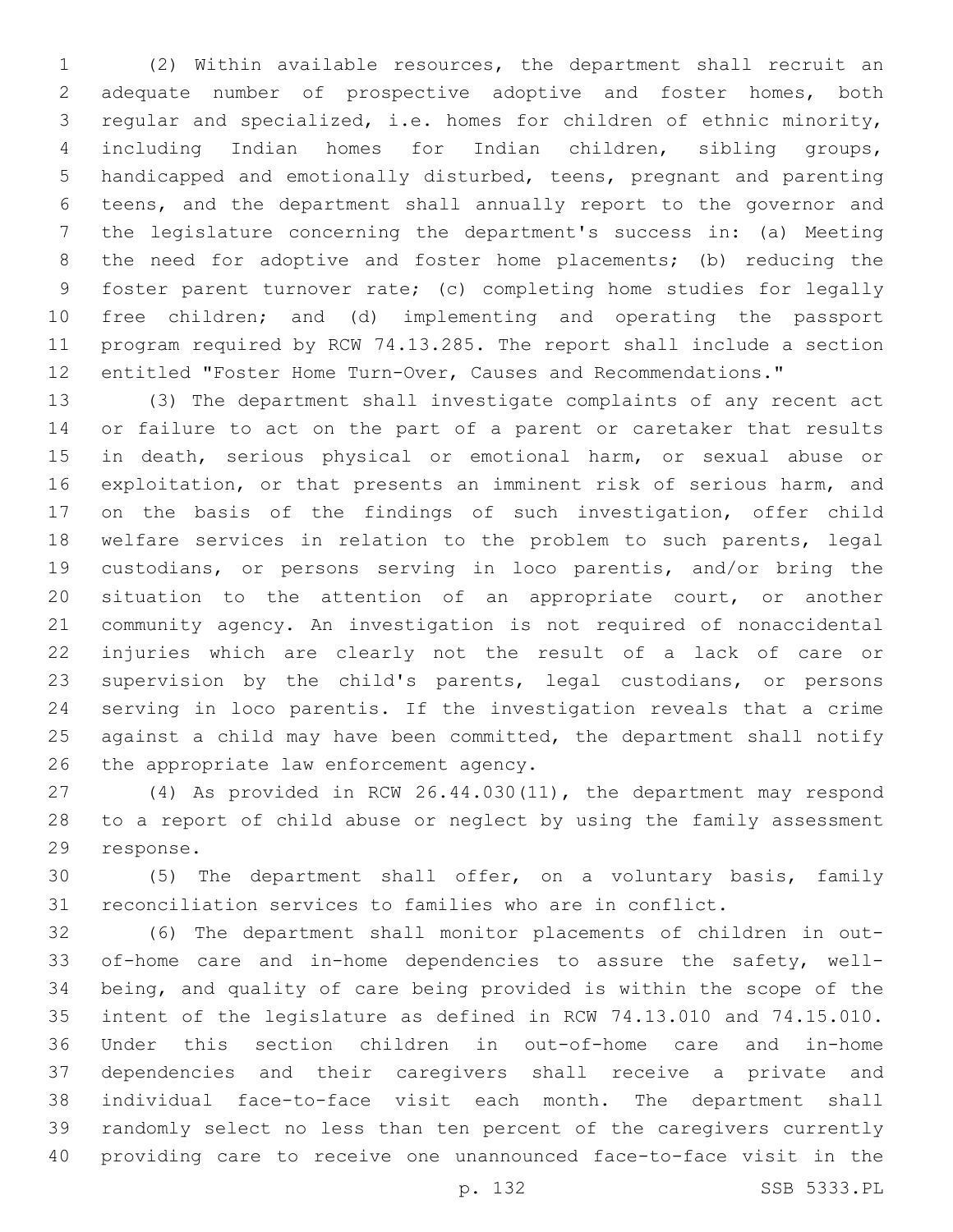(2) Within available resources, the department shall recruit an adequate number of prospective adoptive and foster homes, both regular and specialized, i.e. homes for children of ethnic minority, including Indian homes for Indian children, sibling groups, handicapped and emotionally disturbed, teens, pregnant and parenting teens, and the department shall annually report to the governor and the legislature concerning the department's success in: (a) Meeting the need for adoptive and foster home placements; (b) reducing the foster parent turnover rate; (c) completing home studies for legally free children; and (d) implementing and operating the passport program required by RCW 74.13.285. The report shall include a section entitled "Foster Home Turn-Over, Causes and Recommendations."

(3) The department shall investigate complaints of any recent act or failure to act on the part of a parent or caretaker that results in death, serious physical or emotional harm, or sexual abuse or exploitation, or that presents an imminent risk of serious harm, and on the basis of the findings of such investigation, offer child welfare services in relation to the problem to such parents, legal custodians, or persons serving in loco parentis, and/or bring the situation to the attention of an appropriate court, or another community agency. An investigation is not required of nonaccidental injuries which are clearly not the result of a lack of care or supervision by the child's parents, legal custodians, or persons serving in loco parentis. If the investigation reveals that a crime against a child may have been committed, the department shall notify the appropriate law enforcement agency.

(4) As provided in RCW 26.44.030(11), the department may respond to a report of child abuse or neglect by using the family assessment response.

(5) The department shall offer, on a voluntary basis, family reconciliation services to families who are in conflict.

(6) The department shall monitor placements of children in out-of-home care and in-home dependencies to assure the safety, well-being, and quality of care being provided is within the scope of the intent of the legislature as defined in RCW 74.13.010 and 74.15.010. Under this section children in out-of-home care and in-home dependencies and their caregivers shall receive a private and individual face-to-face visit each month. The department shall randomly select no less than ten percent of the caregivers currently providing care to receive one unannounced face-to-face visit in the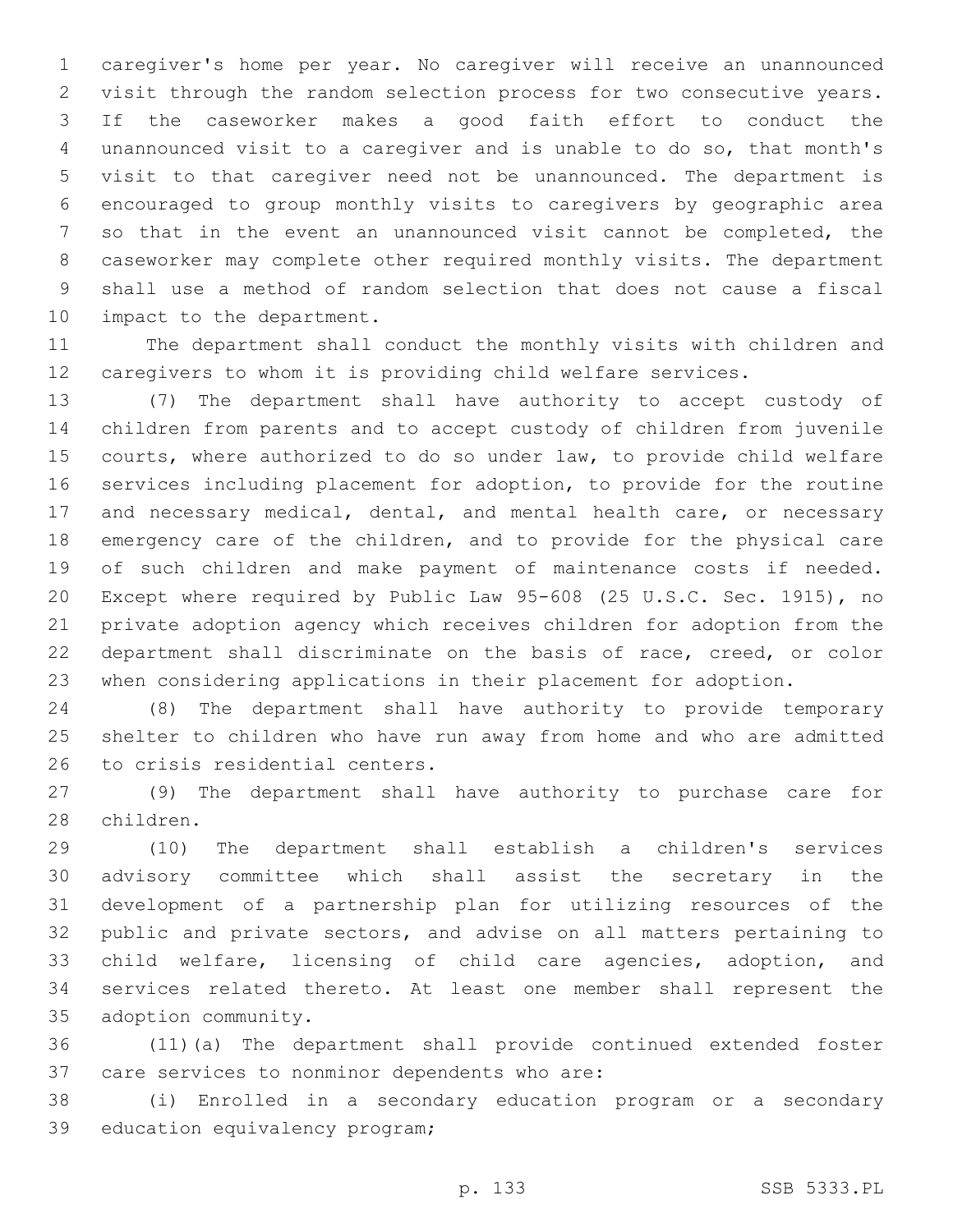caregiver's home per year. No caregiver will receive an unannounced visit through the random selection process for two consecutive years. If the caseworker makes a good faith effort to conduct the unannounced visit to a caregiver and is unable to do so, that month's visit to that caregiver need not be unannounced. The department is encouraged to group monthly visits to caregivers by geographic area so that in the event an unannounced visit cannot be completed, the caseworker may complete other required monthly visits. The department shall use a method of random selection that does not cause a fiscal impact to the department.

The department shall conduct the monthly visits with children and caregivers to whom it is providing child welfare services.

(7) The department shall have authority to accept custody of children from parents and to accept custody of children from juvenile courts, where authorized to do so under law, to provide child welfare services including placement for adoption, to provide for the routine and necessary medical, dental, and mental health care, or necessary emergency care of the children, and to provide for the physical care of such children and make payment of maintenance costs if needed. Except where required by Public Law 95-608 (25 U.S.C. Sec. 1915), no private adoption agency which receives children for adoption from the department shall discriminate on the basis of race, creed, or color when considering applications in their placement for adoption.

(8) The department shall have authority to provide temporary shelter to children who have run away from home and who are admitted to crisis residential centers.

(9) The department shall have authority to purchase care for children.

(10) The department shall establish a children's services advisory committee which shall assist the secretary in the development of a partnership plan for utilizing resources of the public and private sectors, and advise on all matters pertaining to child welfare, licensing of child care agencies, adoption, and services related thereto. At least one member shall represent the adoption community.

(11)(a) The department shall provide continued extended foster care services to nonminor dependents who are:

(i) Enrolled in a secondary education program or a secondary education equivalency program;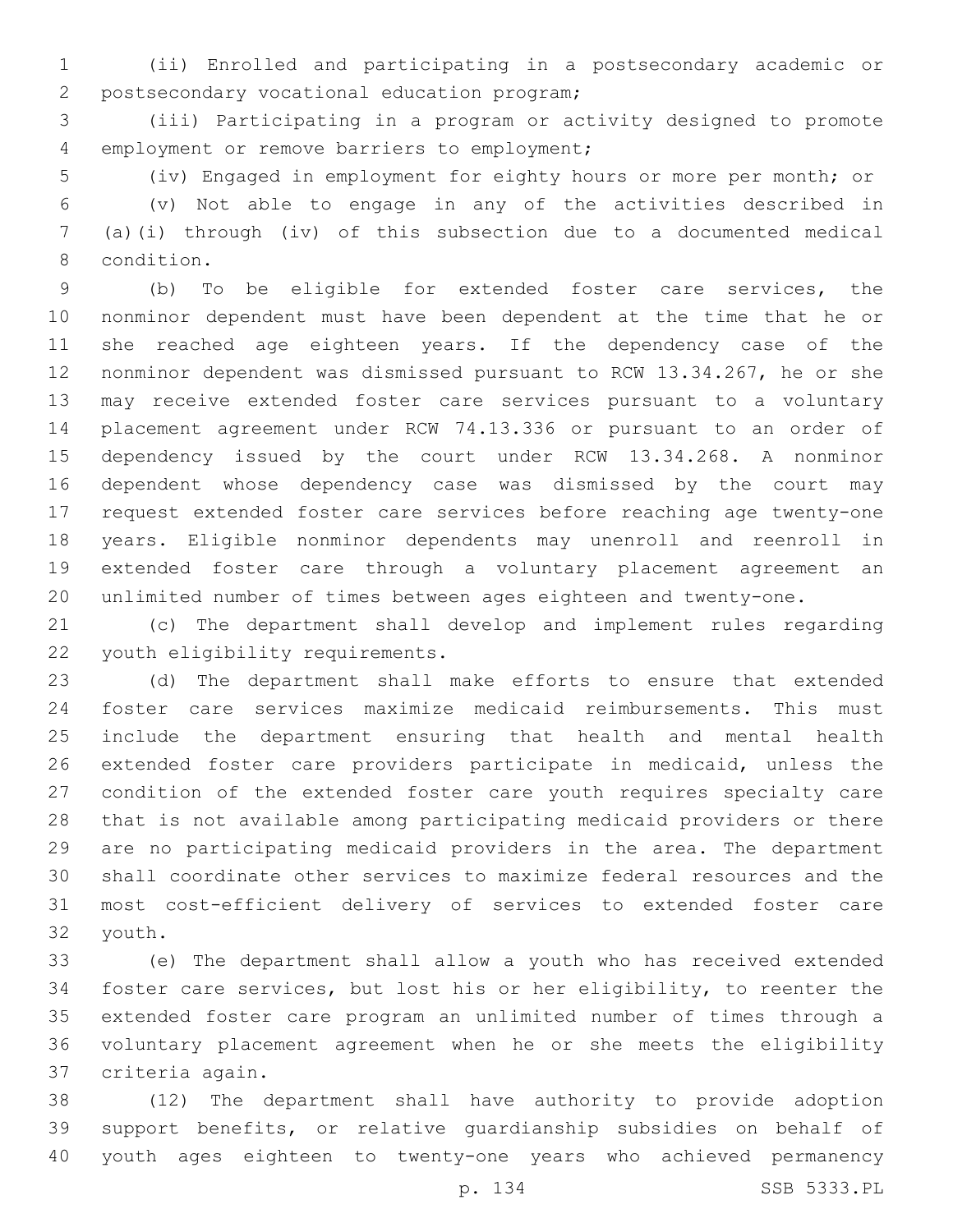(ii) Enrolled and participating in a postsecondary academic or postsecondary vocational education program;

(iii) Participating in a program or activity designed to promote employment or remove barriers to employment;

(iv) Engaged in employment for eighty hours or more per month; or

(v) Not able to engage in any of the activities described in (a)(i) through (iv) of this subsection due to a documented medical condition.

(b) To be eligible for extended foster care services, the nonminor dependent must have been dependent at the time that he or she reached age eighteen years. If the dependency case of the nonminor dependent was dismissed pursuant to RCW 13.34.267, he or she may receive extended foster care services pursuant to a voluntary placement agreement under RCW 74.13.336 or pursuant to an order of dependency issued by the court under RCW 13.34.268. A nonminor dependent whose dependency case was dismissed by the court may request extended foster care services before reaching age twenty-one years. Eligible nonminor dependents may unenroll and reenroll in extended foster care through a voluntary placement agreement an unlimited number of times between ages eighteen and twenty-one.

(c) The department shall develop and implement rules regarding youth eligibility requirements.

(d) The department shall make efforts to ensure that extended foster care services maximize medicaid reimbursements. This must include the department ensuring that health and mental health extended foster care providers participate in medicaid, unless the condition of the extended foster care youth requires specialty care that is not available among participating medicaid providers or there are no participating medicaid providers in the area. The department shall coordinate other services to maximize federal resources and the most cost-efficient delivery of services to extended foster care youth.

(e) The department shall allow a youth who has received extended foster care services, but lost his or her eligibility, to reenter the extended foster care program an unlimited number of times through a voluntary placement agreement when he or she meets the eligibility criteria again.

(12) The department shall have authority to provide adoption support benefits, or relative guardianship subsidies on behalf of youth ages eighteen to twenty-one years who achieved permanency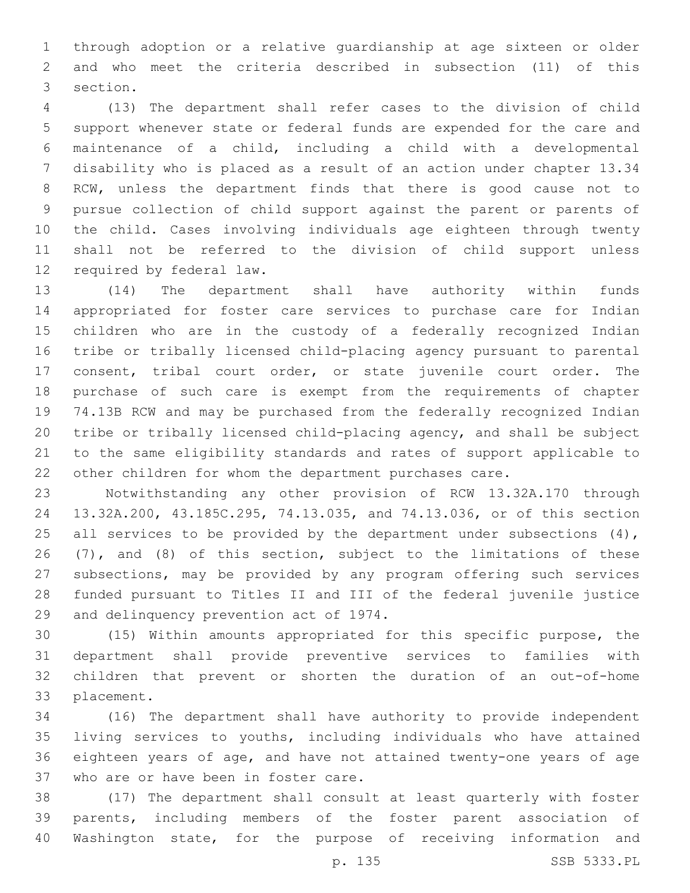through adoption or a relative guardianship at age sixteen or older and who meet the criteria described in subsection (11) of this section.

(13) The department shall refer cases to the division of child support whenever state or federal funds are expended for the care and maintenance of a child, including a child with a developmental disability who is placed as a result of an action under chapter 13.34 RCW, unless the department finds that there is good cause not to pursue collection of child support against the parent or parents of the child. Cases involving individuals age eighteen through twenty shall not be referred to the division of child support unless required by federal law.

(14) The department shall have authority within funds appropriated for foster care services to purchase care for Indian children who are in the custody of a federally recognized Indian tribe or tribally licensed child-placing agency pursuant to parental consent, tribal court order, or state juvenile court order. The purchase of such care is exempt from the requirements of chapter 74.13B RCW and may be purchased from the federally recognized Indian tribe or tribally licensed child-placing agency, and shall be subject to the same eligibility standards and rates of support applicable to other children for whom the department purchases care.

Notwithstanding any other provision of RCW 13.32A.170 through 13.32A.200, 43.185C.295, 74.13.035, and 74.13.036, or of this section all services to be provided by the department under subsections (4), (7), and (8) of this section, subject to the limitations of these subsections, may be provided by any program offering such services funded pursuant to Titles II and III of the federal juvenile justice and delinquency prevention act of 1974.

(15) Within amounts appropriated for this specific purpose, the department shall provide preventive services to families with children that prevent or shorten the duration of an out-of-home placement.

(16) The department shall have authority to provide independent living services to youths, including individuals who have attained eighteen years of age, and have not attained twenty-one years of age who are or have been in foster care.

(17) The department shall consult at least quarterly with foster parents, including members of the foster parent association of Washington state, for the purpose of receiving information and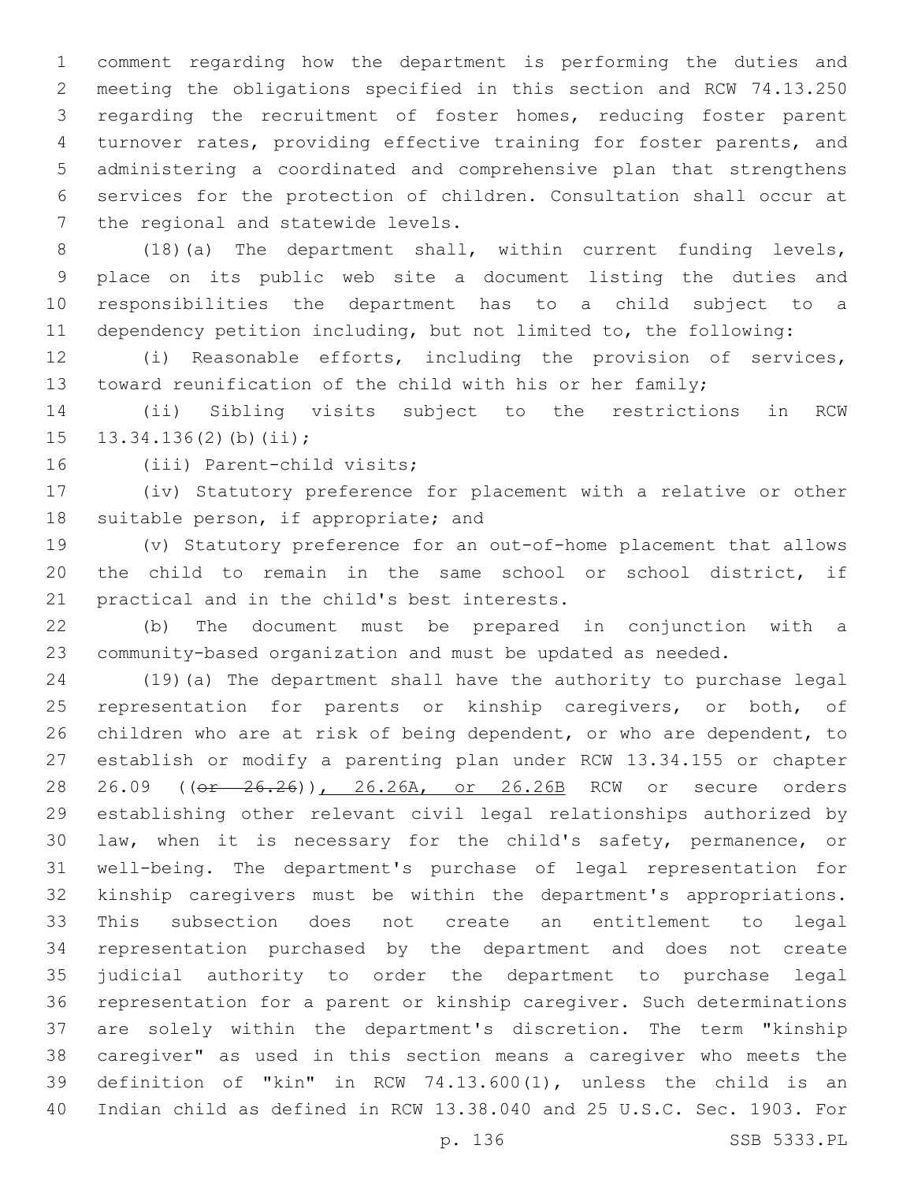comment regarding how the department is performing the duties and meeting the obligations specified in this section and RCW 74.13.250 regarding the recruitment of foster homes, reducing foster parent turnover rates, providing effective training for foster parents, and administering a coordinated and comprehensive plan that strengthens services for the protection of children. Consultation shall occur at the regional and statewide levels.

(18)(a) The department shall, within current funding levels, place on its public web site a document listing the duties and responsibilities the department has to a child subject to a dependency petition including, but not limited to, the following:

(i) Reasonable efforts, including the provision of services, toward reunification of the child with his or her family;

(ii) Sibling visits subject to the restrictions in RCW 13.34.136(2)(b)(ii);

(iii) Parent-child visits;

(iv) Statutory preference for placement with a relative or other suitable person, if appropriate; and

(v) Statutory preference for an out-of-home placement that allows the child to remain in the same school or school district, if practical and in the child's best interests.

(b) The document must be prepared in conjunction with a community-based organization and must be updated as needed.

(19)(a) The department shall have the authority to purchase legal representation for parents or kinship caregivers, or both, of children who are at risk of being dependent, or who are dependent, to establish or modify a parenting plan under RCW 13.34.155 or chapter 26.09 ((~~or 26.26~~)), 26.26A, or 26.26B RCW or secure orders establishing other relevant civil legal relationships authorized by law, when it is necessary for the child's safety, permanence, or well-being. The department's purchase of legal representation for kinship caregivers must be within the department's appropriations. This subsection does not create an entitlement to legal representation purchased by the department and does not create judicial authority to order the department to purchase legal representation for a parent or kinship caregiver. Such determinations are solely within the department's discretion. The term "kinship caregiver" as used in this section means a caregiver who meets the definition of "kin" in RCW 74.13.600(1), unless the child is an Indian child as defined in RCW 13.38.040 and 25 U.S.C. Sec. 1903. For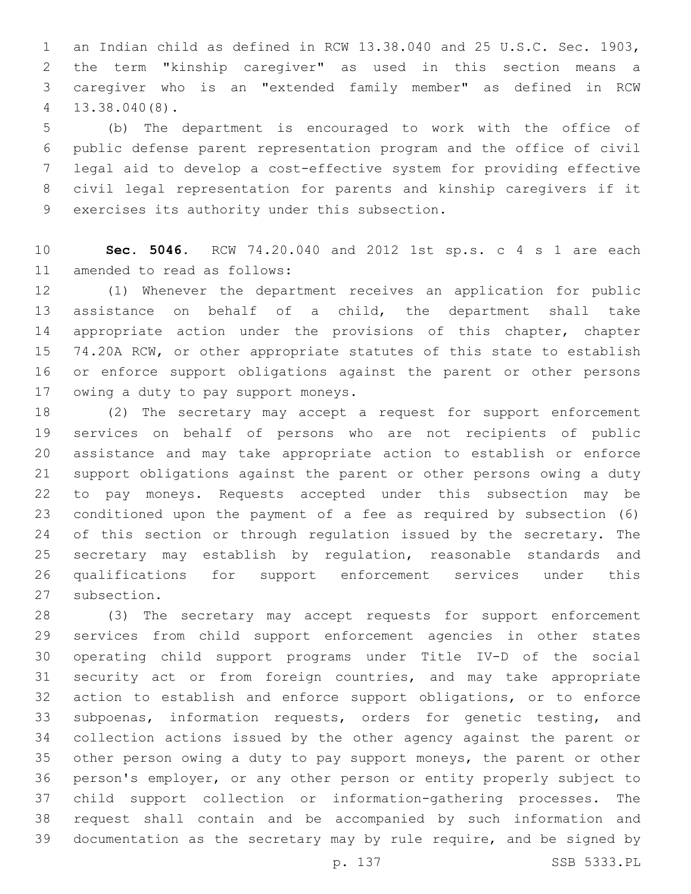an Indian child as defined in RCW 13.38.040 and 25 U.S.C. Sec. 1903, the term "kinship caregiver" as used in this section means a caregiver who is an "extended family member" as defined in RCW 13.38.040(8).

(b) The department is encouraged to work with the office of public defense parent representation program and the office of civil legal aid to develop a cost-effective system for providing effective civil legal representation for parents and kinship caregivers if it exercises its authority under this subsection.

**Sec. 5046.** RCW 74.20.040 and 2012 1st sp.s. c 4 s 1 are each amended to read as follows:

(1) Whenever the department receives an application for public assistance on behalf of a child, the department shall take appropriate action under the provisions of this chapter, chapter 74.20A RCW, or other appropriate statutes of this state to establish or enforce support obligations against the parent or other persons owing a duty to pay support moneys.

(2) The secretary may accept a request for support enforcement services on behalf of persons who are not recipients of public assistance and may take appropriate action to establish or enforce support obligations against the parent or other persons owing a duty to pay moneys. Requests accepted under this subsection may be conditioned upon the payment of a fee as required by subsection (6) of this section or through regulation issued by the secretary. The secretary may establish by regulation, reasonable standards and qualifications for support enforcement services under this subsection.

(3) The secretary may accept requests for support enforcement services from child support enforcement agencies in other states operating child support programs under Title IV-D of the social security act or from foreign countries, and may take appropriate action to establish and enforce support obligations, or to enforce subpoenas, information requests, orders for genetic testing, and collection actions issued by the other agency against the parent or other person owing a duty to pay support moneys, the parent or other person's employer, or any other person or entity properly subject to child support collection or information-gathering processes. The request shall contain and be accompanied by such information and documentation as the secretary may by rule require, and be signed by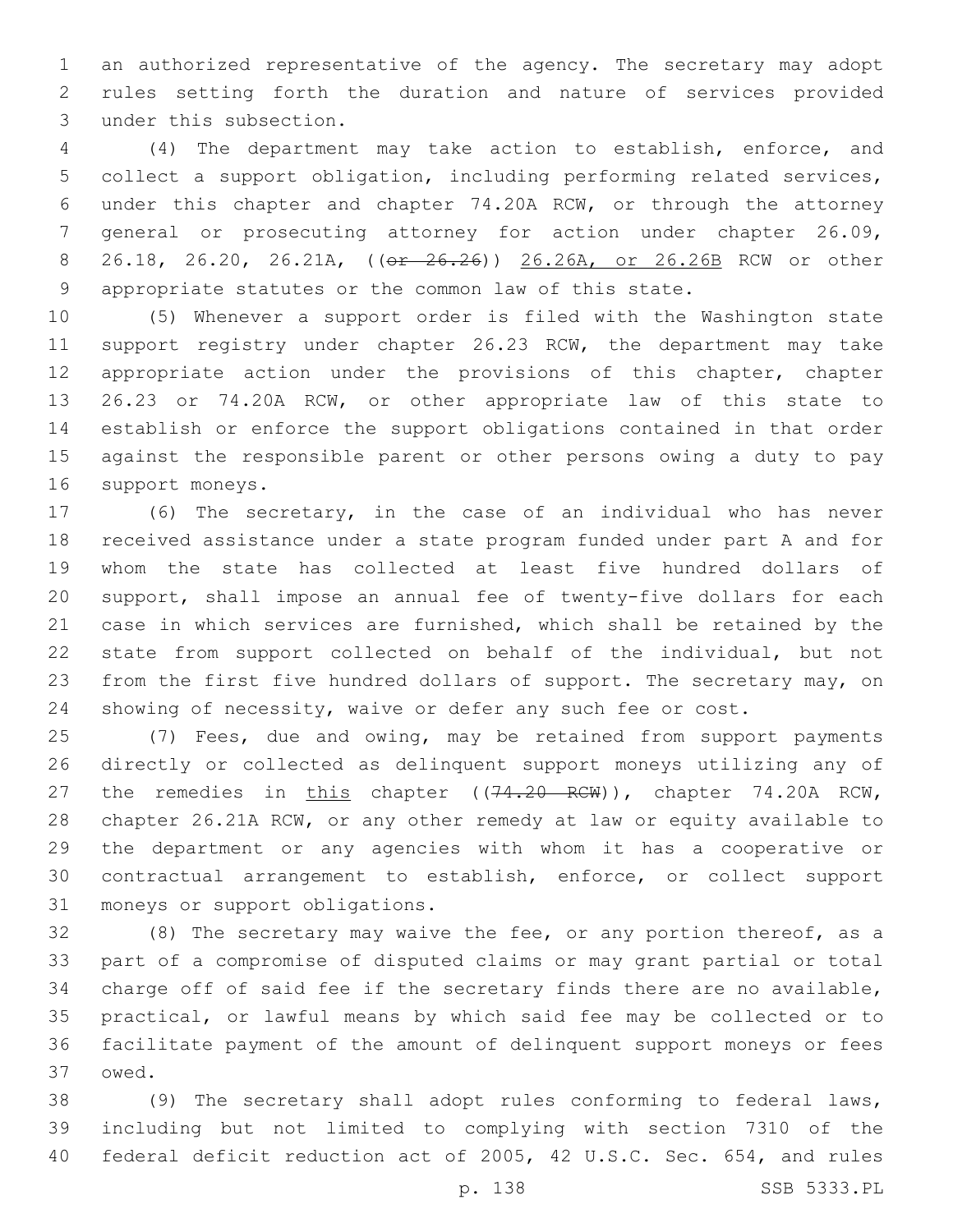an authorized representative of the agency. The secretary may adopt rules setting forth the duration and nature of services provided under this subsection.

(4) The department may take action to establish, enforce, and collect a support obligation, including performing related services, under this chapter and chapter 74.20A RCW, or through the attorney general or prosecuting attorney for action under chapter 26.09, 26.18, 26.20, 26.21A, ((~~or 26.26~~)) 26.26A, or 26.26B RCW or other appropriate statutes or the common law of this state.

(5) Whenever a support order is filed with the Washington state support registry under chapter 26.23 RCW, the department may take appropriate action under the provisions of this chapter, chapter 26.23 or 74.20A RCW, or other appropriate law of this state to establish or enforce the support obligations contained in that order against the responsible parent or other persons owing a duty to pay support moneys.

(6) The secretary, in the case of an individual who has never received assistance under a state program funded under part A and for whom the state has collected at least five hundred dollars of support, shall impose an annual fee of twenty-five dollars for each case in which services are furnished, which shall be retained by the state from support collected on behalf of the individual, but not from the first five hundred dollars of support. The secretary may, on showing of necessity, waive or defer any such fee or cost.

(7) Fees, due and owing, may be retained from support payments directly or collected as delinquent support moneys utilizing any of the remedies in this chapter ((~~74.20 RCW~~)), chapter 74.20A RCW, chapter 26.21A RCW, or any other remedy at law or equity available to the department or any agencies with whom it has a cooperative or contractual arrangement to establish, enforce, or collect support moneys or support obligations.

(8) The secretary may waive the fee, or any portion thereof, as a part of a compromise of disputed claims or may grant partial or total charge off of said fee if the secretary finds there are no available, practical, or lawful means by which said fee may be collected or to facilitate payment of the amount of delinquent support moneys or fees owed.

(9) The secretary shall adopt rules conforming to federal laws, including but not limited to complying with section 7310 of the federal deficit reduction act of 2005, 42 U.S.C. Sec. 654, and rules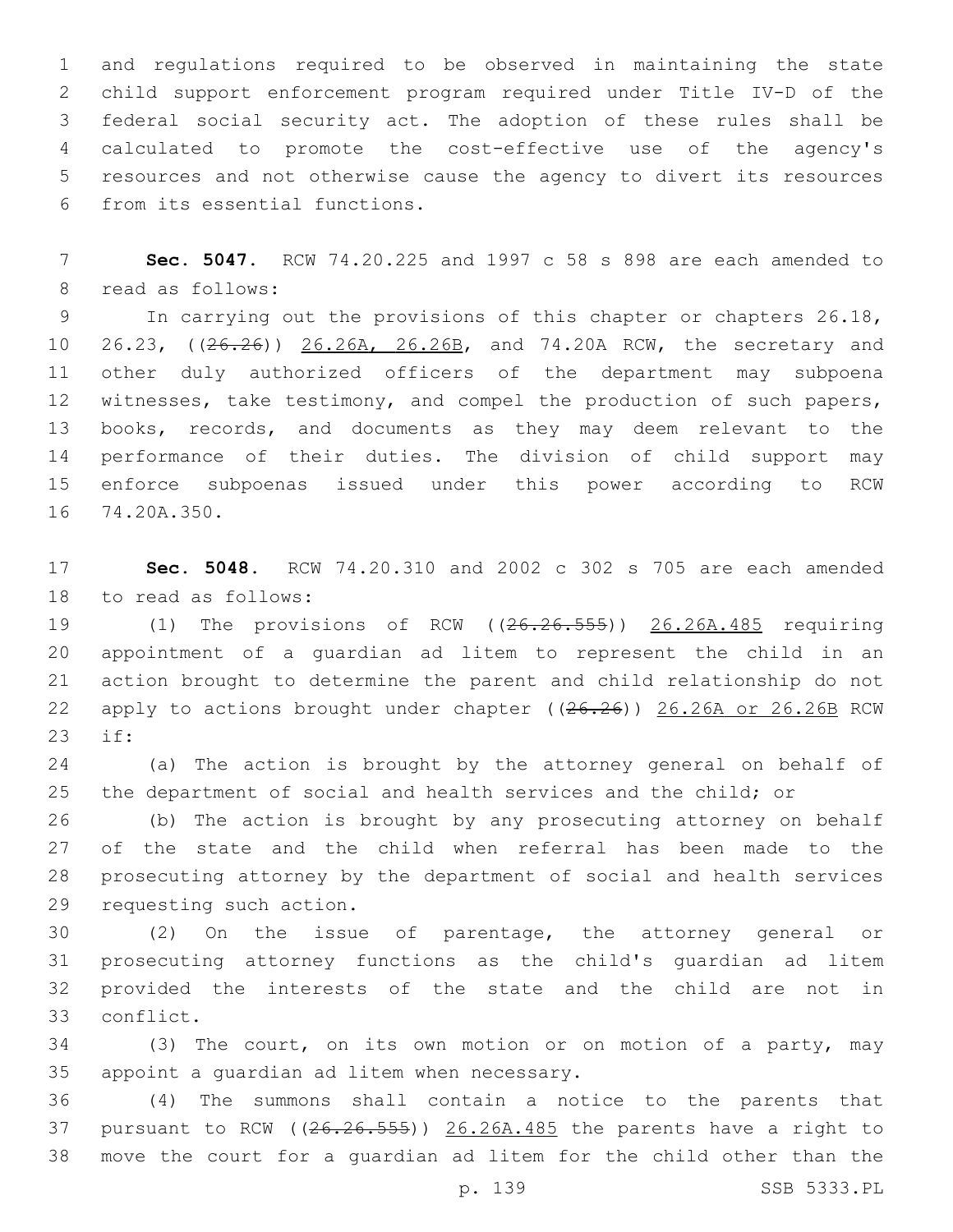and regulations required to be observed in maintaining the state child support enforcement program required under Title IV-D of the federal social security act. The adoption of these rules shall be calculated to promote the cost-effective use of the agency's resources and not otherwise cause the agency to divert its resources from its essential functions.

**Sec. 5047.** RCW 74.20.225 and 1997 c 58 s 898 are each amended to read as follows:

In carrying out the provisions of this chapter or chapters 26.18, 26.23, ((~~26.26~~)) <u>26.26A, 26.26B</u>, and 74.20A RCW, the secretary and other duly authorized officers of the department may subpoena witnesses, take testimony, and compel the production of such papers, books, records, and documents as they may deem relevant to the performance of their duties. The division of child support may enforce subpoenas issued under this power according to RCW 74.20A.350.

**Sec. 5048.** RCW 74.20.310 and 2002 c 302 s 705 are each amended to read as follows:

(1) The provisions of RCW ((~~26.26.555~~)) <u>26.26A.485</u> requiring appointment of a guardian ad litem to represent the child in an action brought to determine the parent and child relationship do not apply to actions brought under chapter ((~~26.26~~)) <u>26.26A or 26.26B</u> RCW if:

(a) The action is brought by the attorney general on behalf of the department of social and health services and the child; or

(b) The action is brought by any prosecuting attorney on behalf of the state and the child when referral has been made to the prosecuting attorney by the department of social and health services requesting such action.

(2) On the issue of parentage, the attorney general or prosecuting attorney functions as the child's guardian ad litem provided the interests of the state and the child are not in conflict.

(3) The court, on its own motion or on motion of a party, may appoint a guardian ad litem when necessary.

(4) The summons shall contain a notice to the parents that pursuant to RCW ((~~26.26.555~~)) <u>26.26A.485</u> the parents have a right to move the court for a guardian ad litem for the child other than the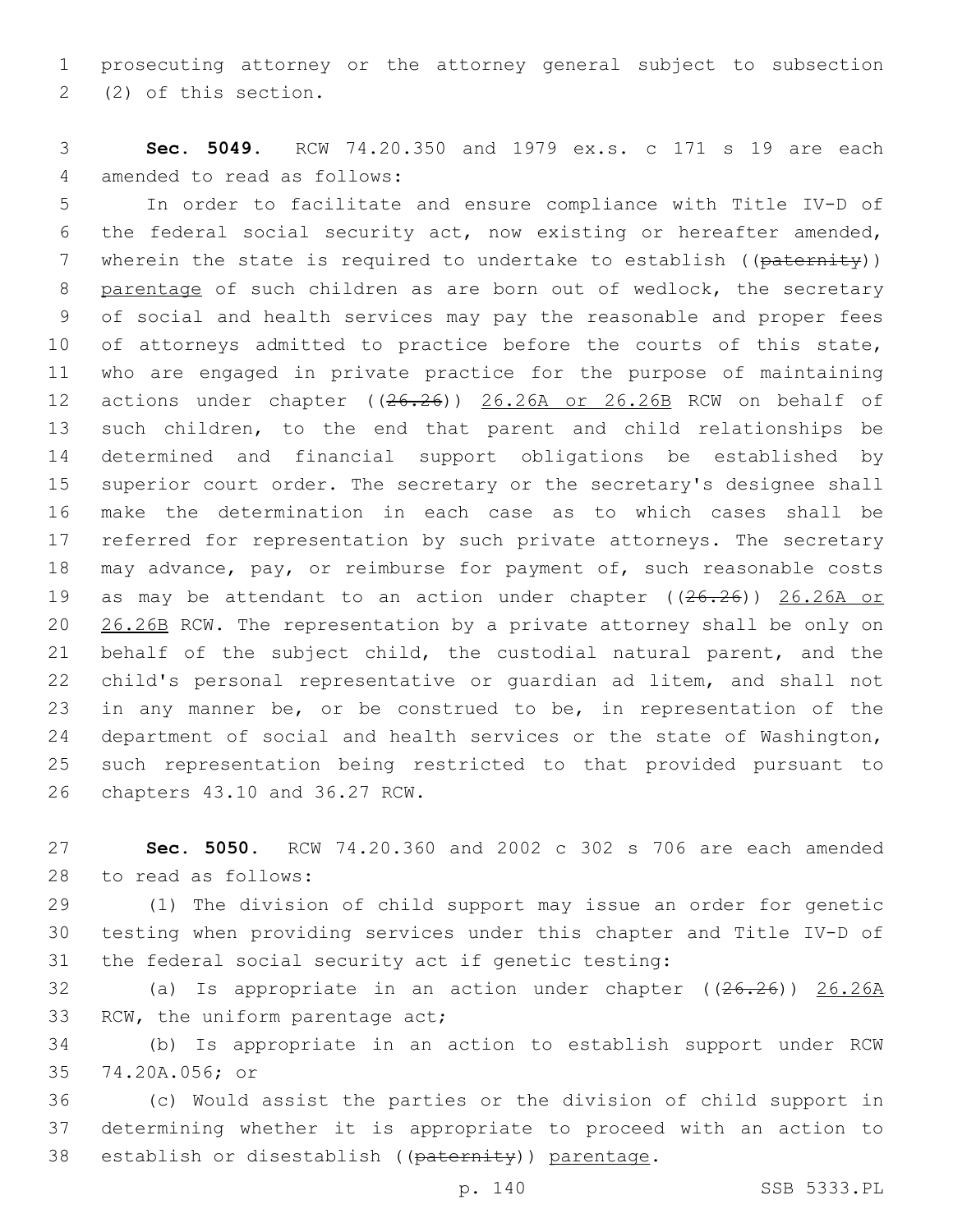prosecuting attorney or the attorney general subject to subsection (2) of this section.

**Sec. 5049.** RCW 74.20.350 and 1979 ex.s. c 171 s 19 are each amended to read as follows:

In order to facilitate and ensure compliance with Title IV-D of the federal social security act, now existing or hereafter amended, wherein the state is required to undertake to establish ((~~paternity~~)) parentage of such children as are born out of wedlock, the secretary of social and health services may pay the reasonable and proper fees of attorneys admitted to practice before the courts of this state, who are engaged in private practice for the purpose of maintaining actions under chapter ((~~26.26~~)) 26.26A or 26.26B RCW on behalf of such children, to the end that parent and child relationships be determined and financial support obligations be established by superior court order. The secretary or the secretary's designee shall make the determination in each case as to which cases shall be referred for representation by such private attorneys. The secretary may advance, pay, or reimburse for payment of, such reasonable costs as may be attendant to an action under chapter ((~~26.26~~)) 26.26A or 26.26B RCW. The representation by a private attorney shall be only on behalf of the subject child, the custodial natural parent, and the child's personal representative or guardian ad litem, and shall not in any manner be, or be construed to be, in representation of the department of social and health services or the state of Washington, such representation being restricted to that provided pursuant to chapters 43.10 and 36.27 RCW.

**Sec. 5050.** RCW 74.20.360 and 2002 c 302 s 706 are each amended to read as follows:

(1) The division of child support may issue an order for genetic testing when providing services under this chapter and Title IV-D of the federal social security act if genetic testing:

(a) Is appropriate in an action under chapter ((~~26.26~~)) 26.26A RCW, the uniform parentage act;

(b) Is appropriate in an action to establish support under RCW 74.20A.056; or

(c) Would assist the parties or the division of child support in determining whether it is appropriate to proceed with an action to establish or disestablish ((~~paternity~~)) parentage.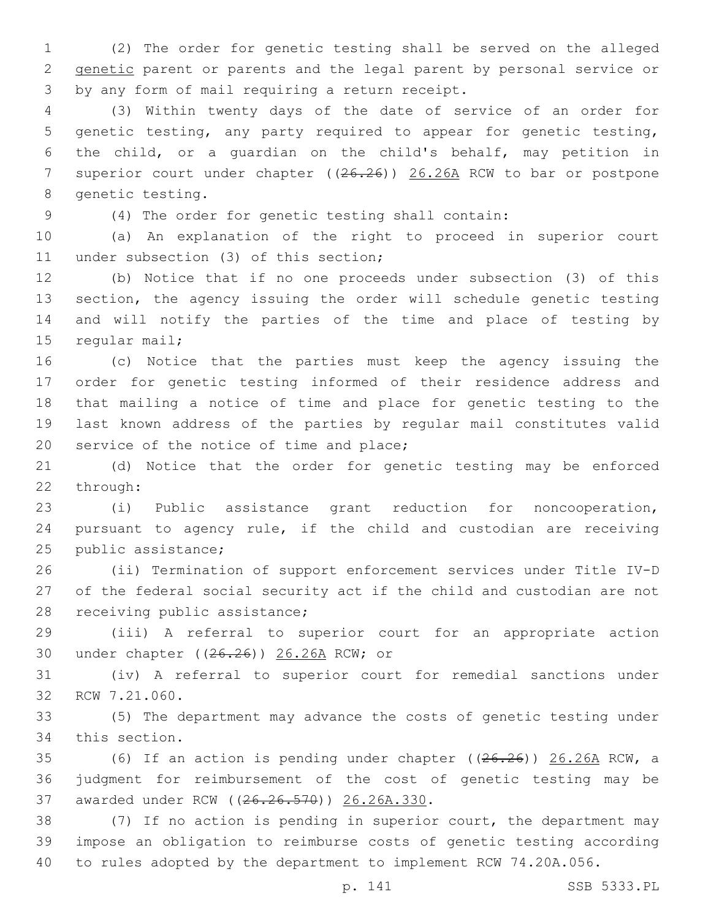(2) The order for genetic testing shall be served on the alleged genetic parent or parents and the legal parent by personal service or by any form of mail requiring a return receipt.

(3) Within twenty days of the date of service of an order for genetic testing, any party required to appear for genetic testing, the child, or a guardian on the child's behalf, may petition in superior court under chapter ((26.26)) 26.26A RCW to bar or postpone genetic testing.

(4) The order for genetic testing shall contain:

(a) An explanation of the right to proceed in superior court under subsection (3) of this section;

(b) Notice that if no one proceeds under subsection (3) of this section, the agency issuing the order will schedule genetic testing and will notify the parties of the time and place of testing by regular mail;

(c) Notice that the parties must keep the agency issuing the order for genetic testing informed of their residence address and that mailing a notice of time and place for genetic testing to the last known address of the parties by regular mail constitutes valid service of the notice of time and place;

(d) Notice that the order for genetic testing may be enforced through:

(i) Public assistance grant reduction for noncooperation, pursuant to agency rule, if the child and custodian are receiving public assistance;

(ii) Termination of support enforcement services under Title IV-D of the federal social security act if the child and custodian are not receiving public assistance;

(iii) A referral to superior court for an appropriate action under chapter ((26.26)) 26.26A RCW; or

(iv) A referral to superior court for remedial sanctions under RCW 7.21.060.

(5) The department may advance the costs of genetic testing under this section.

(6) If an action is pending under chapter ((26.26)) 26.26A RCW, a judgment for reimbursement of the cost of genetic testing may be awarded under RCW ((26.26.570)) 26.26A.330.

(7) If no action is pending in superior court, the department may impose an obligation to reimburse costs of genetic testing according to rules adopted by the department to implement RCW 74.20A.056.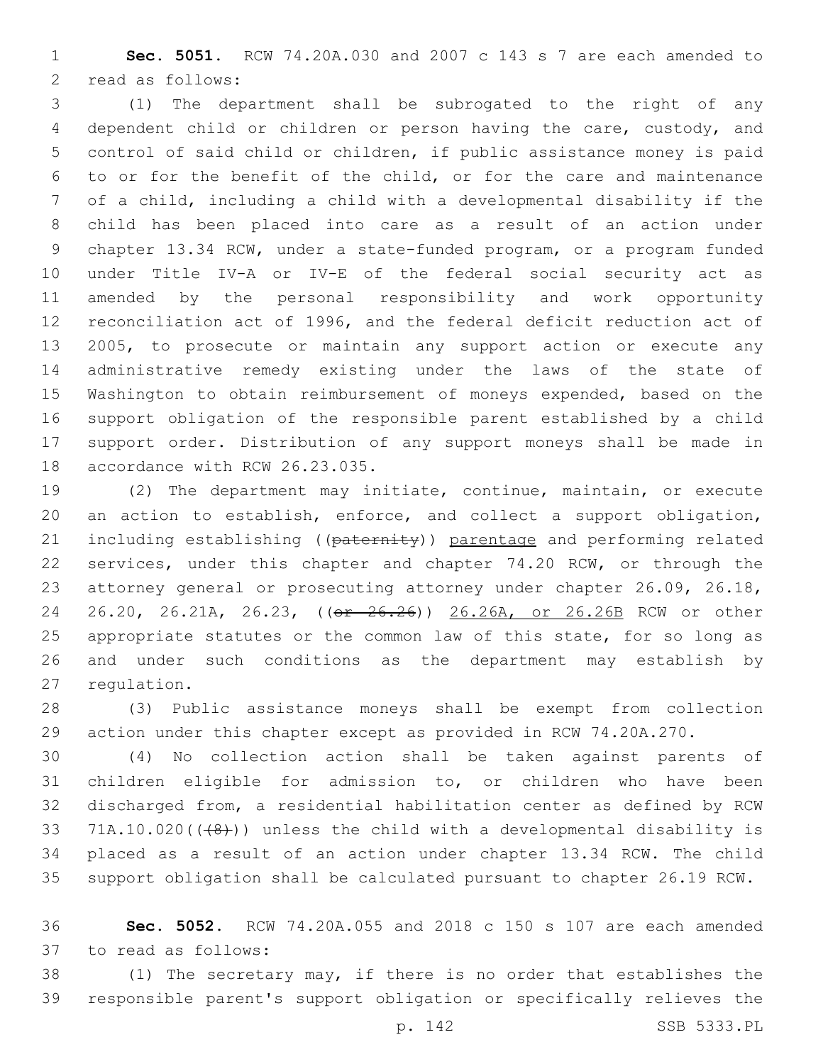**Sec. 5051.** RCW 74.20A.030 and 2007 c 143 s 7 are each amended to read as follows:

(1) The department shall be subrogated to the right of any dependent child or children or person having the care, custody, and control of said child or children, if public assistance money is paid to or for the benefit of the child, or for the care and maintenance of a child, including a child with a developmental disability if the child has been placed into care as a result of an action under chapter 13.34 RCW, under a state-funded program, or a program funded under Title IV-A or IV-E of the federal social security act as amended by the personal responsibility and work opportunity reconciliation act of 1996, and the federal deficit reduction act of 2005, to prosecute or maintain any support action or execute any administrative remedy existing under the laws of the state of Washington to obtain reimbursement of moneys expended, based on the support obligation of the responsible parent established by a child support order. Distribution of any support moneys shall be made in accordance with RCW 26.23.035.

(2) The department may initiate, continue, maintain, or execute an action to establish, enforce, and collect a support obligation, including establishing ((~~paternity~~)) parentage and performing related services, under this chapter and chapter 74.20 RCW, or through the attorney general or prosecuting attorney under chapter 26.09, 26.18, 26.20, 26.21A, 26.23, ((~~or 26.26~~)) 26.26A, or 26.26B RCW or other appropriate statutes or the common law of this state, for so long as and under such conditions as the department may establish by regulation.

(3) Public assistance moneys shall be exempt from collection action under this chapter except as provided in RCW 74.20A.270.

(4) No collection action shall be taken against parents of children eligible for admission to, or children who have been discharged from, a residential habilitation center as defined by RCW 71A.10.020((~~(8)~~)) unless the child with a developmental disability is placed as a result of an action under chapter 13.34 RCW. The child support obligation shall be calculated pursuant to chapter 26.19 RCW.

**Sec. 5052.** RCW 74.20A.055 and 2018 c 150 s 107 are each amended to read as follows:

(1) The secretary may, if there is no order that establishes the responsible parent's support obligation or specifically relieves the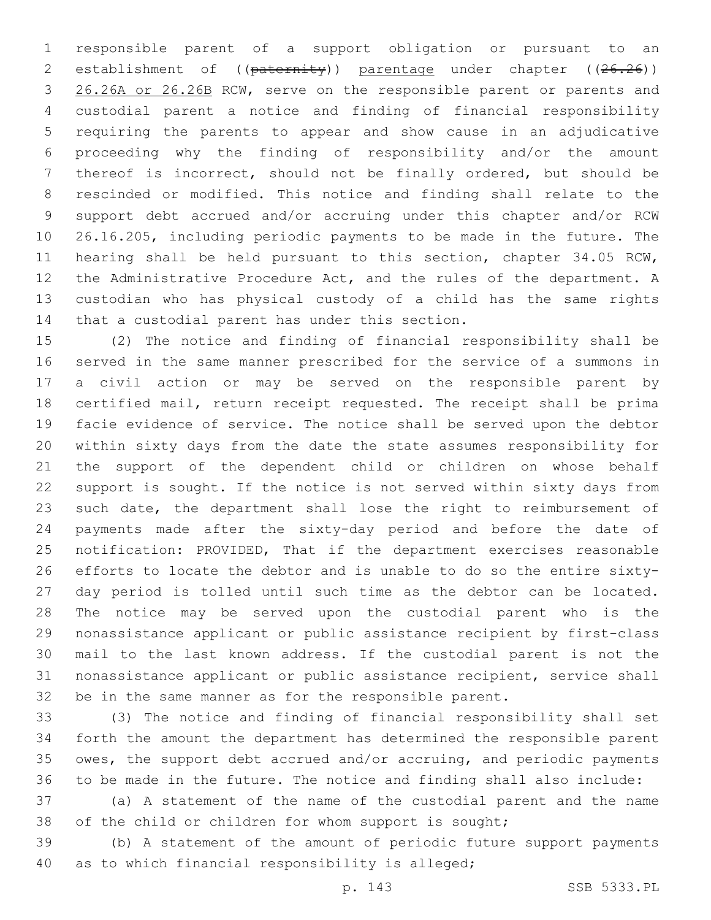responsible parent of a support obligation or pursuant to an establishment of ((~~paternity~~)) parentage under chapter ((~~26.26~~)) 26.26A or 26.26B RCW, serve on the responsible parent or parents and custodial parent a notice and finding of financial responsibility requiring the parents to appear and show cause in an adjudicative proceeding why the finding of responsibility and/or the amount thereof is incorrect, should not be finally ordered, but should be rescinded or modified. This notice and finding shall relate to the support debt accrued and/or accruing under this chapter and/or RCW 26.16.205, including periodic payments to be made in the future. The hearing shall be held pursuant to this section, chapter 34.05 RCW, the Administrative Procedure Act, and the rules of the department. A custodian who has physical custody of a child has the same rights that a custodial parent has under this section.

(2) The notice and finding of financial responsibility shall be served in the same manner prescribed for the service of a summons in a civil action or may be served on the responsible parent by certified mail, return receipt requested. The receipt shall be prima facie evidence of service. The notice shall be served upon the debtor within sixty days from the date the state assumes responsibility for the support of the dependent child or children on whose behalf support is sought. If the notice is not served within sixty days from such date, the department shall lose the right to reimbursement of payments made after the sixty-day period and before the date of notification: PROVIDED, That if the department exercises reasonable efforts to locate the debtor and is unable to do so the entire sixty-day period is tolled until such time as the debtor can be located. The notice may be served upon the custodial parent who is the nonassistance applicant or public assistance recipient by first-class mail to the last known address. If the custodial parent is not the nonassistance applicant or public assistance recipient, service shall be in the same manner as for the responsible parent.

(3) The notice and finding of financial responsibility shall set forth the amount the department has determined the responsible parent owes, the support debt accrued and/or accruing, and periodic payments to be made in the future. The notice and finding shall also include:

(a) A statement of the name of the custodial parent and the name of the child or children for whom support is sought;

(b) A statement of the amount of periodic future support payments as to which financial responsibility is alleged;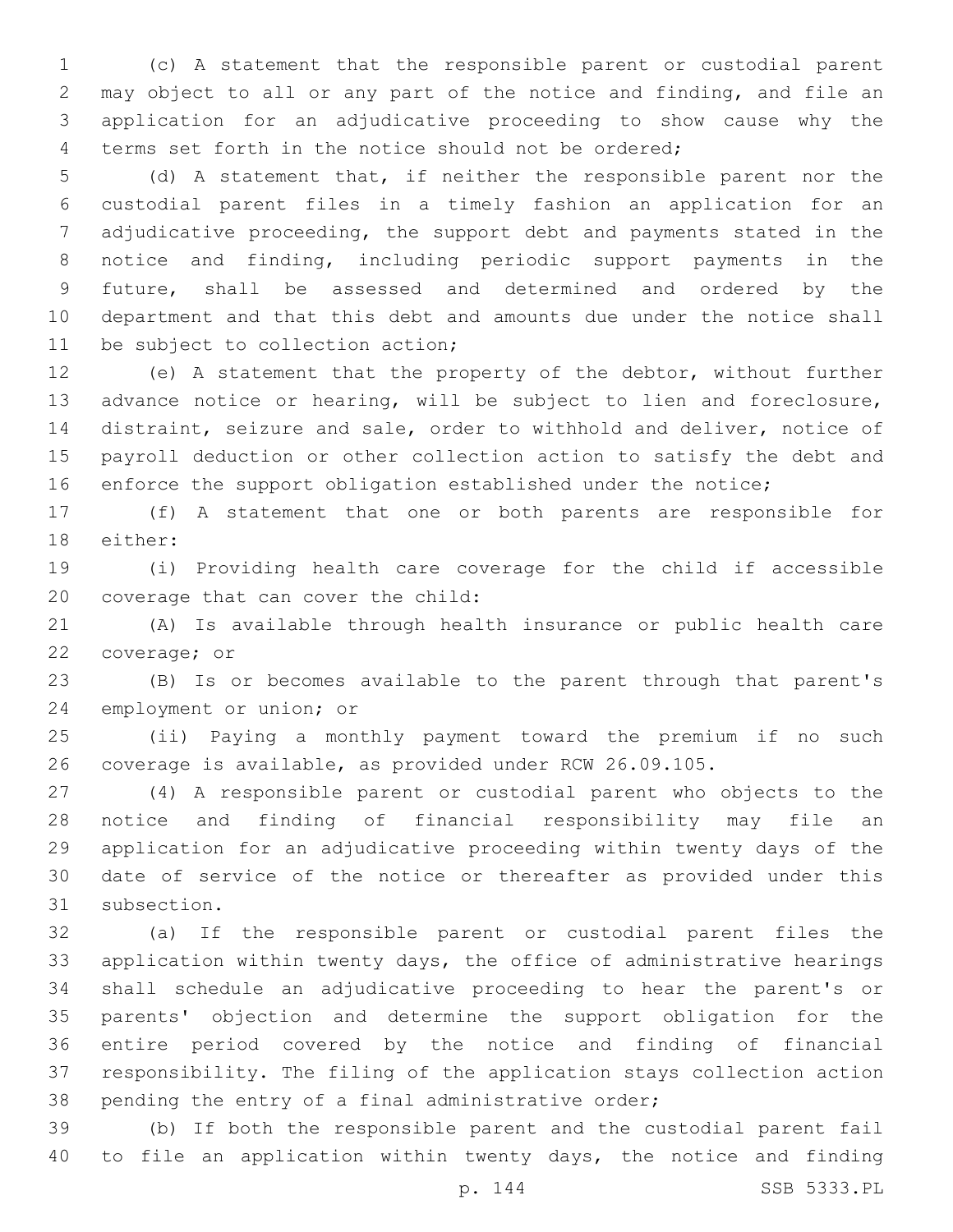(c) A statement that the responsible parent or custodial parent may object to all or any part of the notice and finding, and file an application for an adjudicative proceeding to show cause why the terms set forth in the notice should not be ordered;

(d) A statement that, if neither the responsible parent nor the custodial parent files in a timely fashion an application for an adjudicative proceeding, the support debt and payments stated in the notice and finding, including periodic support payments in the future, shall be assessed and determined and ordered by the department and that this debt and amounts due under the notice shall be subject to collection action;

(e) A statement that the property of the debtor, without further advance notice or hearing, will be subject to lien and foreclosure, distraint, seizure and sale, order to withhold and deliver, notice of payroll deduction or other collection action to satisfy the debt and enforce the support obligation established under the notice;

(f) A statement that one or both parents are responsible for either:

(i) Providing health care coverage for the child if accessible coverage that can cover the child:

(A) Is available through health insurance or public health care coverage; or

(B) Is or becomes available to the parent through that parent's employment or union; or

(ii) Paying a monthly payment toward the premium if no such coverage is available, as provided under RCW 26.09.105.

(4) A responsible parent or custodial parent who objects to the notice and finding of financial responsibility may file an application for an adjudicative proceeding within twenty days of the date of service of the notice or thereafter as provided under this subsection.

(a) If the responsible parent or custodial parent files the application within twenty days, the office of administrative hearings shall schedule an adjudicative proceeding to hear the parent's or parents' objection and determine the support obligation for the entire period covered by the notice and finding of financial responsibility. The filing of the application stays collection action pending the entry of a final administrative order;

(b) If both the responsible parent and the custodial parent fail to file an application within twenty days, the notice and finding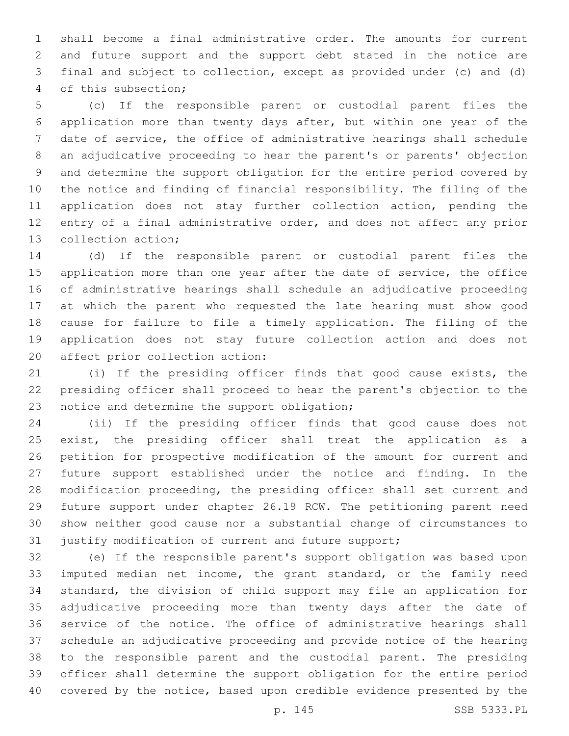shall become a final administrative order. The amounts for current and future support and the support debt stated in the notice are final and subject to collection, except as provided under (c) and (d) of this subsection;

(c) If the responsible parent or custodial parent files the application more than twenty days after, but within one year of the date of service, the office of administrative hearings shall schedule an adjudicative proceeding to hear the parent's or parents' objection and determine the support obligation for the entire period covered by the notice and finding of financial responsibility. The filing of the application does not stay further collection action, pending the entry of a final administrative order, and does not affect any prior collection action;

(d) If the responsible parent or custodial parent files the application more than one year after the date of service, the office of administrative hearings shall schedule an adjudicative proceeding at which the parent who requested the late hearing must show good cause for failure to file a timely application. The filing of the application does not stay future collection action and does not affect prior collection action:

(i) If the presiding officer finds that good cause exists, the presiding officer shall proceed to hear the parent's objection to the notice and determine the support obligation;

(ii) If the presiding officer finds that good cause does not exist, the presiding officer shall treat the application as a petition for prospective modification of the amount for current and future support established under the notice and finding. In the modification proceeding, the presiding officer shall set current and future support under chapter 26.19 RCW. The petitioning parent need show neither good cause nor a substantial change of circumstances to justify modification of current and future support;

(e) If the responsible parent's support obligation was based upon imputed median net income, the grant standard, or the family need standard, the division of child support may file an application for adjudicative proceeding more than twenty days after the date of service of the notice. The office of administrative hearings shall schedule an adjudicative proceeding and provide notice of the hearing to the responsible parent and the custodial parent. The presiding officer shall determine the support obligation for the entire period covered by the notice, based upon credible evidence presented by the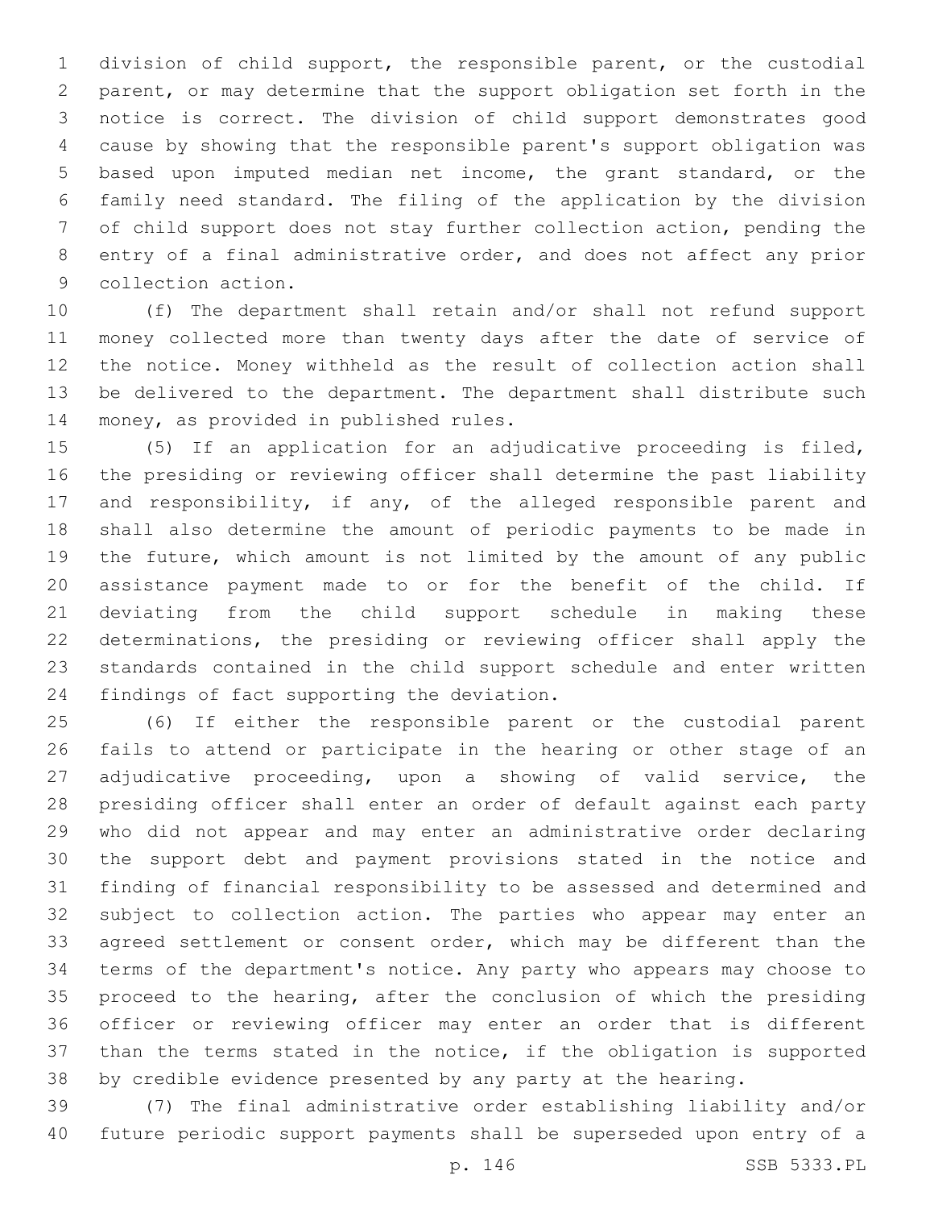division of child support, the responsible parent, or the custodial parent, or may determine that the support obligation set forth in the notice is correct. The division of child support demonstrates good cause by showing that the responsible parent's support obligation was based upon imputed median net income, the grant standard, or the family need standard. The filing of the application by the division of child support does not stay further collection action, pending the entry of a final administrative order, and does not affect any prior collection action.

(f) The department shall retain and/or shall not refund support money collected more than twenty days after the date of service of the notice. Money withheld as the result of collection action shall be delivered to the department. The department shall distribute such money, as provided in published rules.

(5) If an application for an adjudicative proceeding is filed, the presiding or reviewing officer shall determine the past liability and responsibility, if any, of the alleged responsible parent and shall also determine the amount of periodic payments to be made in the future, which amount is not limited by the amount of any public assistance payment made to or for the benefit of the child. If deviating from the child support schedule in making these determinations, the presiding or reviewing officer shall apply the standards contained in the child support schedule and enter written findings of fact supporting the deviation.

(6) If either the responsible parent or the custodial parent fails to attend or participate in the hearing or other stage of an adjudicative proceeding, upon a showing of valid service, the presiding officer shall enter an order of default against each party who did not appear and may enter an administrative order declaring the support debt and payment provisions stated in the notice and finding of financial responsibility to be assessed and determined and subject to collection action. The parties who appear may enter an agreed settlement or consent order, which may be different than the terms of the department's notice. Any party who appears may choose to proceed to the hearing, after the conclusion of which the presiding officer or reviewing officer may enter an order that is different than the terms stated in the notice, if the obligation is supported by credible evidence presented by any party at the hearing.

(7) The final administrative order establishing liability and/or future periodic support payments shall be superseded upon entry of a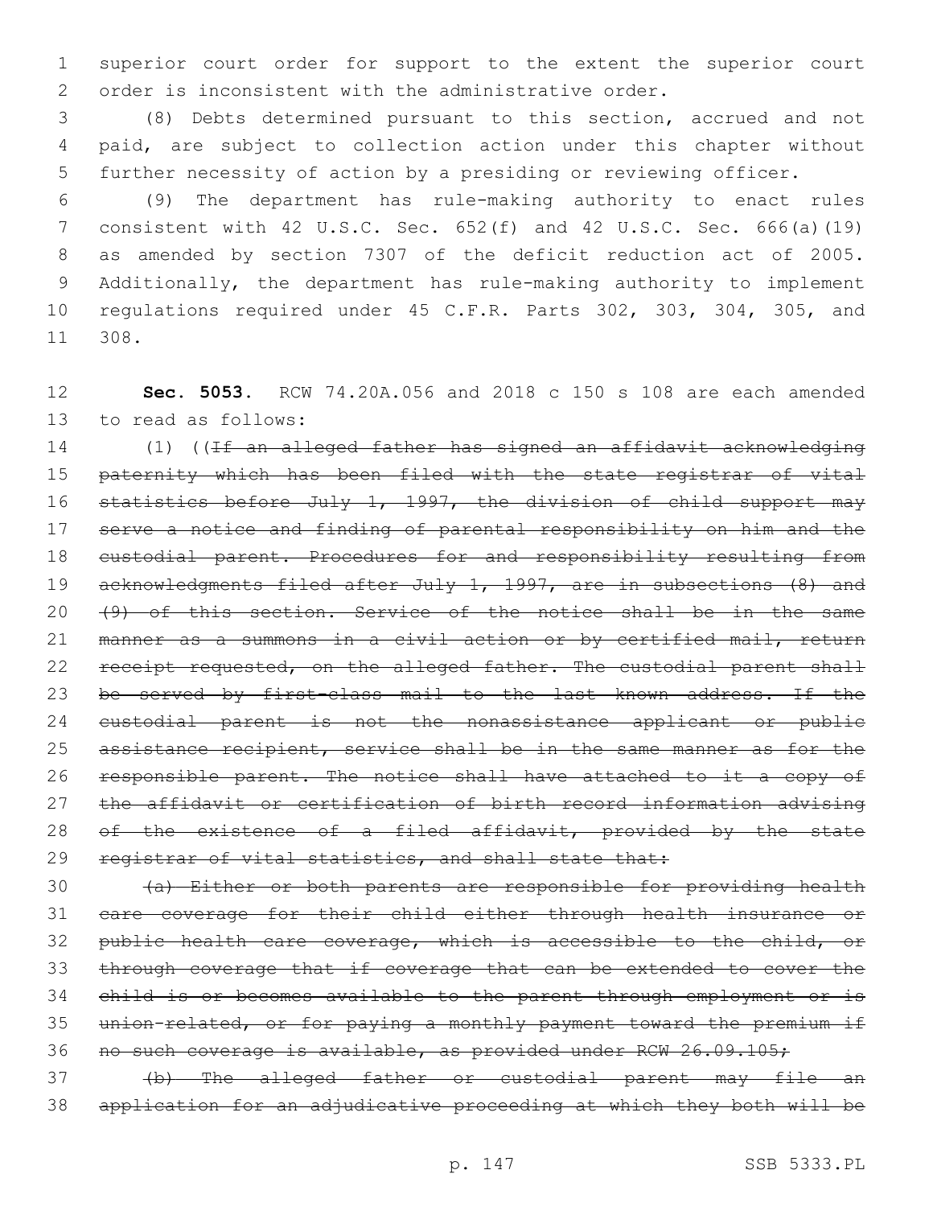superior court order for support to the extent the superior court order is inconsistent with the administrative order.

(8) Debts determined pursuant to this section, accrued and not paid, are subject to collection action under this chapter without further necessity of action by a presiding or reviewing officer.

(9) The department has rule-making authority to enact rules consistent with 42 U.S.C. Sec. 652(f) and 42 U.S.C. Sec. 666(a)(19) as amended by section 7307 of the deficit reduction act of 2005. Additionally, the department has rule-making authority to implement regulations required under 45 C.F.R. Parts 302, 303, 304, 305, and 308.

**Sec. 5053.** RCW 74.20A.056 and 2018 c 150 s 108 are each amended to read as follows:

(1) ((~~If an alleged father has signed an affidavit acknowledging paternity which has been filed with the state registrar of vital statistics before July 1, 1997, the division of child support may serve a notice and finding of parental responsibility on him and the custodial parent. Procedures for and responsibility resulting from acknowledgments filed after July 1, 1997, are in subsections (8) and (9) of this section. Service of the notice shall be in the same manner as a summons in a civil action or by certified mail, return receipt requested, on the alleged father. The custodial parent shall be served by first-class mail to the last known address. If the custodial parent is not the nonassistance applicant or public assistance recipient, service shall be in the same manner as for the responsible parent. The notice shall have attached to it a copy of the affidavit or certification of birth record information advising of the existence of a filed affidavit, provided by the state registrar of vital statistics, and shall state that:~~

~~(a) Either or both parents are responsible for providing health care coverage for their child either through health insurance or public health care coverage, which is accessible to the child, or through coverage that if coverage that can be extended to cover the child is or becomes available to the parent through employment or is union-related, or for paying a monthly payment toward the premium if no such coverage is available, as provided under RCW 26.09.105;~~

~~(b) The alleged father or custodial parent may file an application for an adjudicative proceeding at which they both will be~~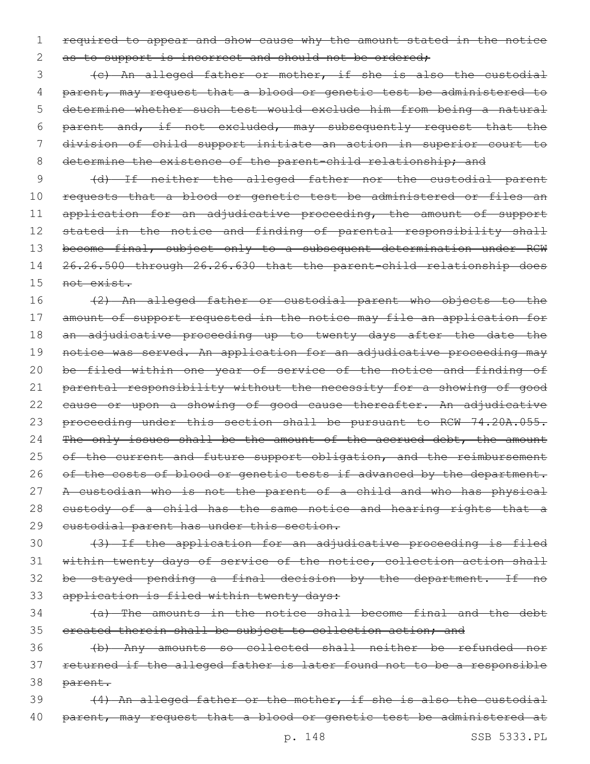~~required to appear and show cause why the amount stated in the notice as to support is incorrect and should not be ordered;~~

~~(c) An alleged father or mother, if she is also the custodial parent, may request that a blood or genetic test be administered to determine whether such test would exclude him from being a natural parent and, if not excluded, may subsequently request that the division of child support initiate an action in superior court to determine the existence of the parent-child relationship; and~~

~~(d) If neither the alleged father nor the custodial parent requests that a blood or genetic test be administered or files an application for an adjudicative proceeding, the amount of support stated in the notice and finding of parental responsibility shall become final, subject only to a subsequent determination under RCW 26.26.500 through 26.26.630 that the parent-child relationship does not exist.~~

~~(2) An alleged father or custodial parent who objects to the amount of support requested in the notice may file an application for an adjudicative proceeding up to twenty days after the date the notice was served. An application for an adjudicative proceeding may be filed within one year of service of the notice and finding of parental responsibility without the necessity for a showing of good cause or upon a showing of good cause thereafter. An adjudicative proceeding under this section shall be pursuant to RCW 74.20A.055. The only issues shall be the amount of the accrued debt, the amount of the current and future support obligation, and the reimbursement of the costs of blood or genetic tests if advanced by the department. A custodian who is not the parent of a child and who has physical custody of a child has the same notice and hearing rights that a custodial parent has under this section.~~

~~(3) If the application for an adjudicative proceeding is filed within twenty days of service of the notice, collection action shall be stayed pending a final decision by the department. If no application is filed within twenty days:~~

~~(a) The amounts in the notice shall become final and the debt created therein shall be subject to collection action; and~~

~~(b) Any amounts so collected shall neither be refunded nor returned if the alleged father is later found not to be a responsible parent.~~

~~(4) An alleged father or the mother, if she is also the custodial parent, may request that a blood or genetic test be administered at~~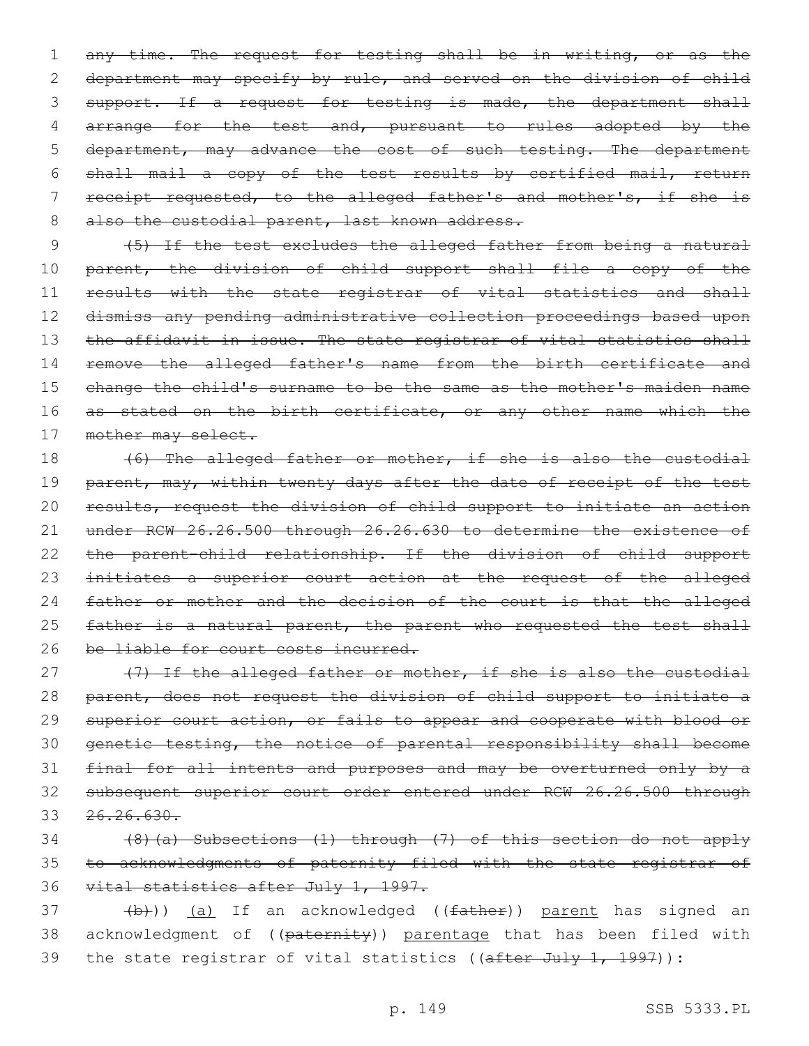any time. The request for testing shall be in writing, or as the department may specify by rule, and served on the division of child support. If a request for testing is made, the department shall arrange for the test and, pursuant to rules adopted by the department, may advance the cost of such testing. The department shall mail a copy of the test results by certified mail, return receipt requested, to the alleged father's and mother's, if she is also the custodial parent, last known address.

(5) If the test excludes the alleged father from being a natural parent, the division of child support shall file a copy of the results with the state registrar of vital statistics and shall dismiss any pending administrative collection proceedings based upon the affidavit in issue. The state registrar of vital statistics shall remove the alleged father's name from the birth certificate and change the child's surname to be the same as the mother's maiden name as stated on the birth certificate, or any other name which the mother may select.

(6) The alleged father or mother, if she is also the custodial parent, may, within twenty days after the date of receipt of the test results, request the division of child support to initiate an action under RCW 26.26.500 through 26.26.630 to determine the existence of the parent-child relationship. If the division of child support initiates a superior court action at the request of the alleged father or mother and the decision of the court is that the alleged father is a natural parent, the parent who requested the test shall be liable for court costs incurred.

(7) If the alleged father or mother, if she is also the custodial parent, does not request the division of child support to initiate a superior court action, or fails to appear and cooperate with blood or genetic testing, the notice of parental responsibility shall become final for all intents and purposes and may be overturned only by a subsequent superior court order entered under RCW 26.26.500 through 26.26.630.

(8)(a) Subsections (1) through (7) of this section do not apply to acknowledgments of paternity filed with the state registrar of vital statistics after July 1, 1997.

(b))) (a) If an acknowledged ((father)) parent has signed an acknowledgment of ((paternity)) parentage that has been filed with the state registrar of vital statistics ((after July 1, 1997)):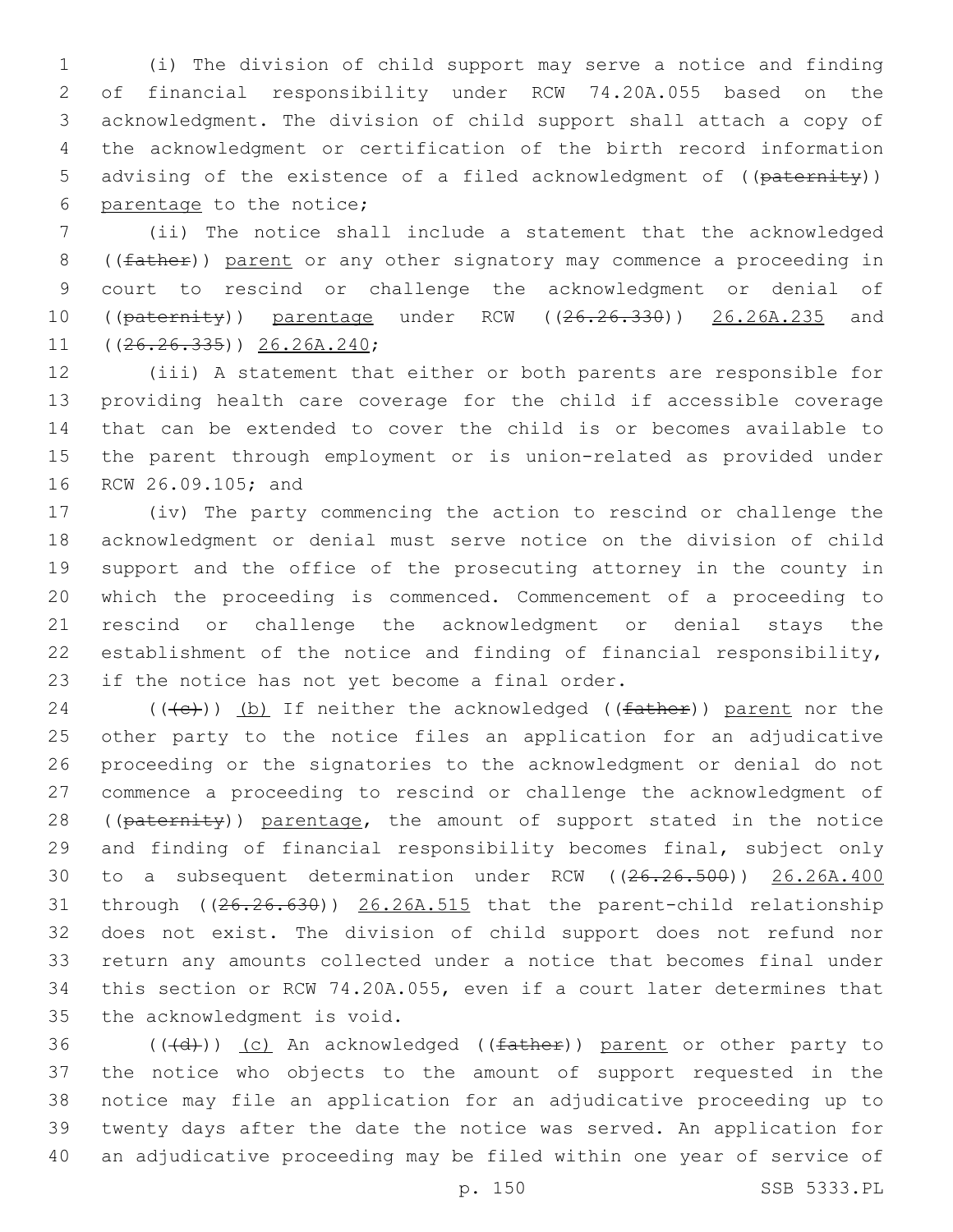(i) The division of child support may serve a notice and finding of financial responsibility under RCW 74.20A.055 based on the acknowledgment. The division of child support shall attach a copy of the acknowledgment or certification of the birth record information advising of the existence of a filed acknowledgment of ((~~paternity~~)) parentage to the notice;

(ii) The notice shall include a statement that the acknowledged ((~~father~~)) parent or any other signatory may commence a proceeding in court to rescind or challenge the acknowledgment or denial of ((~~paternity~~)) parentage under RCW ((~~26.26.330~~)) 26.26A.235 and ((~~26.26.335~~)) 26.26A.240;

(iii) A statement that either or both parents are responsible for providing health care coverage for the child if accessible coverage that can be extended to cover the child is or becomes available to the parent through employment or is union-related as provided under RCW 26.09.105; and

(iv) The party commencing the action to rescind or challenge the acknowledgment or denial must serve notice on the division of child support and the office of the prosecuting attorney in the county in which the proceeding is commenced. Commencement of a proceeding to rescind or challenge the acknowledgment or denial stays the establishment of the notice and finding of financial responsibility, if the notice has not yet become a final order.

((~~(c)~~)) (b) If neither the acknowledged ((~~father~~)) parent nor the other party to the notice files an application for an adjudicative proceeding or the signatories to the acknowledgment or denial do not commence a proceeding to rescind or challenge the acknowledgment of ((~~paternity~~)) parentage, the amount of support stated in the notice and finding of financial responsibility becomes final, subject only to a subsequent determination under RCW ((~~26.26.500~~)) 26.26A.400 through ((~~26.26.630~~)) 26.26A.515 that the parent-child relationship does not exist. The division of child support does not refund nor return any amounts collected under a notice that becomes final under this section or RCW 74.20A.055, even if a court later determines that the acknowledgment is void.

((~~(d)~~)) (c) An acknowledged ((~~father~~)) parent or other party to the notice who objects to the amount of support requested in the notice may file an application for an adjudicative proceeding up to twenty days after the date the notice was served. An application for an adjudicative proceeding may be filed within one year of service of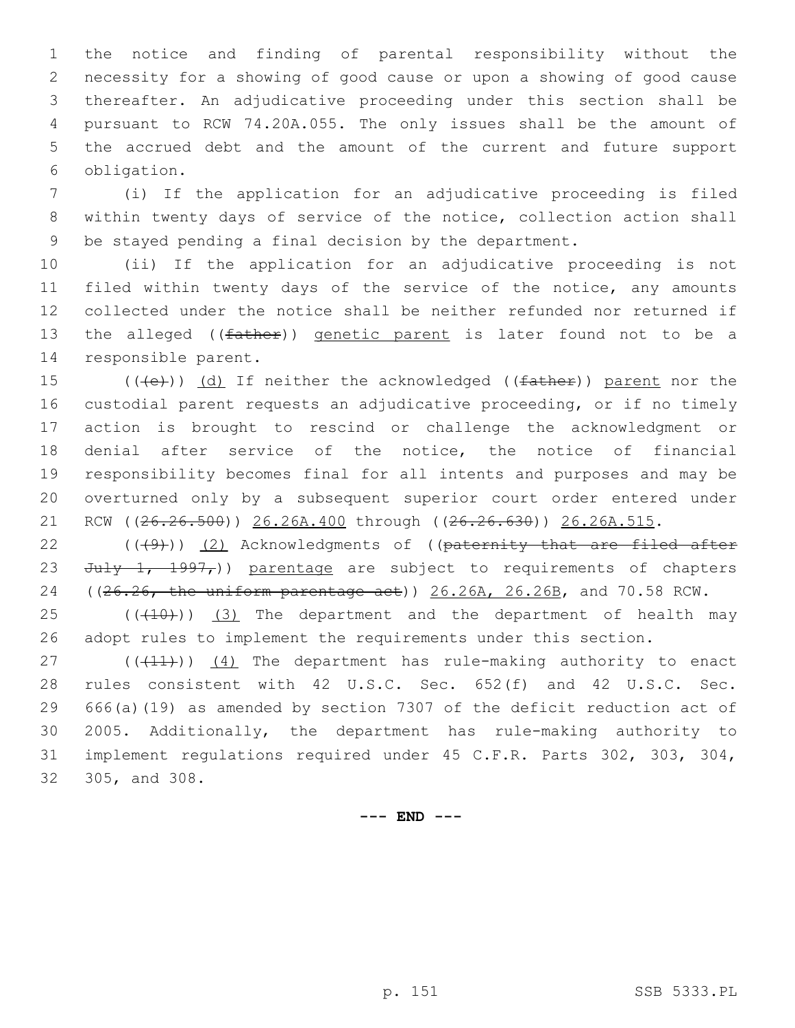the notice and finding of parental responsibility without the necessity for a showing of good cause or upon a showing of good cause thereafter. An adjudicative proceeding under this section shall be pursuant to RCW 74.20A.055. The only issues shall be the amount of the accrued debt and the amount of the current and future support obligation.

(i) If the application for an adjudicative proceeding is filed within twenty days of service of the notice, collection action shall be stayed pending a final decision by the department.

(ii) If the application for an adjudicative proceeding is not filed within twenty days of the service of the notice, any amounts collected under the notice shall be neither refunded nor returned if the alleged ((~~father~~)) genetic parent is later found not to be a responsible parent.

((~~(e)~~)) (d) If neither the acknowledged ((~~father~~)) parent nor the custodial parent requests an adjudicative proceeding, or if no timely action is brought to rescind or challenge the acknowledgment or denial after service of the notice, the notice of financial responsibility becomes final for all intents and purposes and may be overturned only by a subsequent superior court order entered under RCW ((~~26.26.500~~)) 26.26A.400 through ((~~26.26.630~~)) 26.26A.515.

((~~(9)~~)) (2) Acknowledgments of ((~~paternity that are filed after July 1, 1997,~~)) parentage are subject to requirements of chapters ((~~26.26, the uniform parentage act~~)) 26.26A, 26.26B, and 70.58 RCW.

((~~(10)~~)) (3) The department and the department of health may adopt rules to implement the requirements under this section.

((~~(11)~~)) (4) The department has rule-making authority to enact rules consistent with 42 U.S.C. Sec. 652(f) and 42 U.S.C. Sec. 666(a)(19) as amended by section 7307 of the deficit reduction act of 2005. Additionally, the department has rule-making authority to implement regulations required under 45 C.F.R. Parts 302, 303, 304, 305, and 308.

**--- END ---**